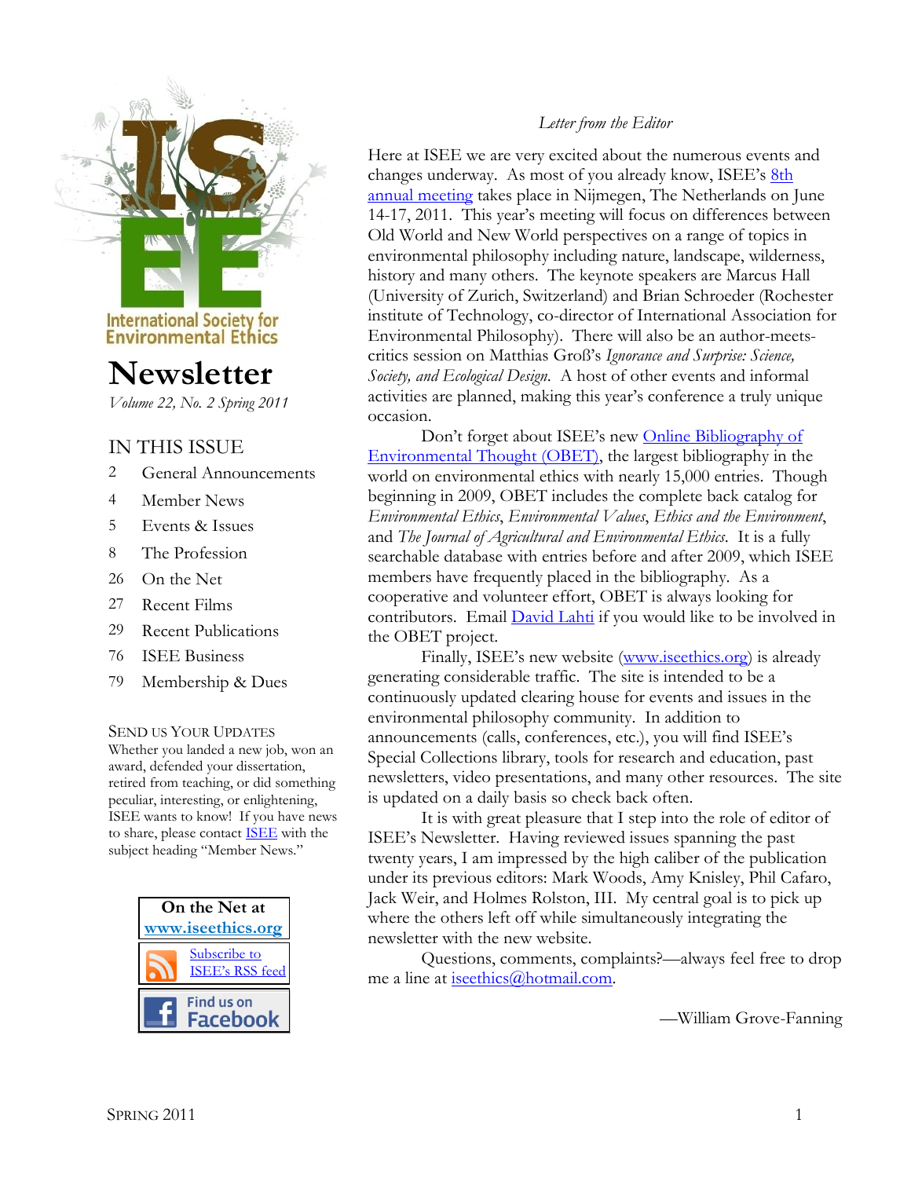International Society for Environmental Ethics

# Newsletter

*Volume 22, No. 2 Spring 2011*

## IN THIS ISSUE

| | |
|---|---|
| 2 | General Announcements |
| 4 | Member News |
| 5 | Events & Issues |
| 8 | The Profession |
| 26 | On the Net |
| 27 | Recent Films |
| 29 | Recent Publications |
| 76 | ISEE Business |
| 79 | Membership & Dues |

### SEND US YOUR UPDATES

Whether you landed a new job, won an award, defended your dissertation, retired from teaching, or did something peculiar, interesting, or enlightening, ISEE wants to know! If you have news to share, please contact ISEE with the subject heading "Member News."

**On the Net at www.iseethics.org**

Subscribe to ISEE's RSS feed

Find us on Facebook

*Letter from the Editor*

Here at ISEE we are very excited about the numerous events and changes underway. As most of you already know, ISEE's 8th annual meeting takes place in Nijmegen, The Netherlands on June 14-17, 2011. This year's meeting will focus on differences between Old World and New World perspectives on a range of topics in environmental philosophy including nature, landscape, wilderness, history and many others. The keynote speakers are Marcus Hall (University of Zurich, Switzerland) and Brian Schroeder (Rochester institute of Technology, co-director of International Association for Environmental Philosophy). There will also be an author-meets-critics session on Matthias Groß's *Ignorance and Surprise: Science, Society, and Ecological Design*. A host of other events and informal activities are planned, making this year's conference a truly unique occasion.

Don't forget about ISEE's new Online Bibliography of Environmental Thought (OBET), the largest bibliography in the world on environmental ethics with nearly 15,000 entries. Though beginning in 2009, OBET includes the complete back catalog for *Environmental Ethics*, *Environmental Values*, *Ethics and the Environment*, and *The Journal of Agricultural and Environmental Ethics*. It is a fully searchable database with entries before and after 2009, which ISEE members have frequently placed in the bibliography. As a cooperative and volunteer effort, OBET is always looking for contributors. Email David Lahti if you would like to be involved in the OBET project.

Finally, ISEE's new website (www.iseethics.org) is already generating considerable traffic. The site is intended to be a continuously updated clearing house for events and issues in the environmental philosophy community. In addition to announcements (calls, conferences, etc.), you will find ISEE's Special Collections library, tools for research and education, past newsletters, video presentations, and many other resources. The site is updated on a daily basis so check back often.

It is with great pleasure that I step into the role of editor of ISEE's Newsletter. Having reviewed issues spanning the past twenty years, I am impressed by the high caliber of the publication under its previous editors: Mark Woods, Amy Knisley, Phil Cafaro, Jack Weir, and Holmes Rolston, III. My central goal is to pick up where the others left off while simultaneously integrating the newsletter with the new website.

Questions, comments, complaints?—always feel free to drop me a line at iseethics@hotmail.com.

—William Grove-Fanning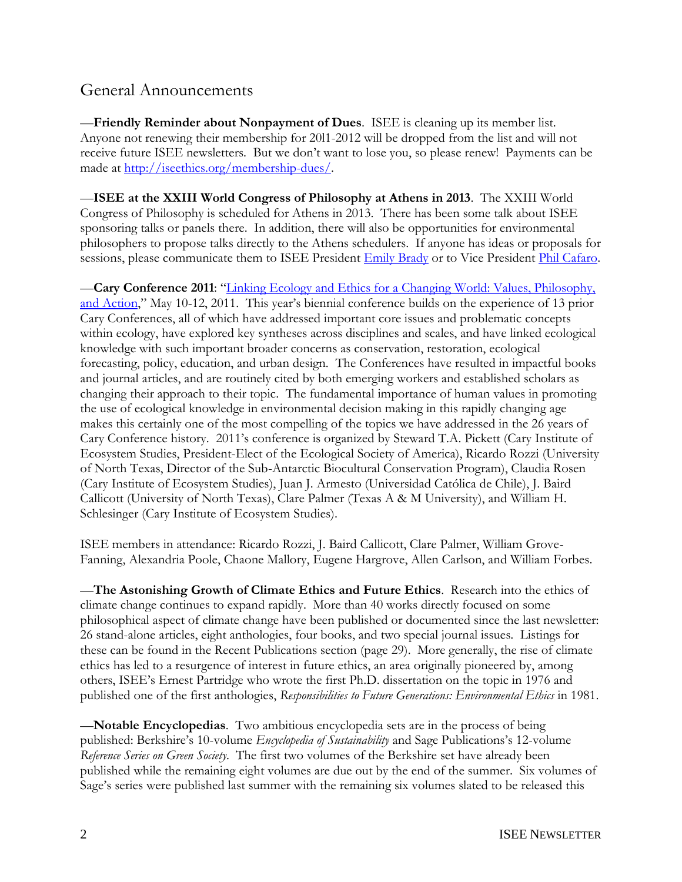## General Announcements

—**Friendly Reminder about Nonpayment of Dues**. ISEE is cleaning up its member list. Anyone not renewing their membership for 20l1-2012 will be dropped from the list and will not receive future ISEE newsletters. But we don't want to lose you, so please renew! Payments can be made at http://iseethics.org/membership-dues/.

—**ISEE at the XXIII World Congress of Philosophy at Athens in 2013**. The XXIII World Congress of Philosophy is scheduled for Athens in 2013. There has been some talk about ISEE sponsoring talks or panels there. In addition, there will also be opportunities for environmental philosophers to propose talks directly to the Athens schedulers. If anyone has ideas or proposals for sessions, please communicate them to ISEE President Emily Brady or to Vice President Phil Cafaro.

—**Cary Conference 2011**: "Linking Ecology and Ethics for a Changing World: Values, Philosophy, and Action," May 10-12, 2011. This year's biennial conference builds on the experience of 13 prior Cary Conferences, all of which have addressed important core issues and problematic concepts within ecology, have explored key syntheses across disciplines and scales, and have linked ecological knowledge with such important broader concerns as conservation, restoration, ecological forecasting, policy, education, and urban design. The Conferences have resulted in impactful books and journal articles, and are routinely cited by both emerging workers and established scholars as changing their approach to their topic. The fundamental importance of human values in promoting the use of ecological knowledge in environmental decision making in this rapidly changing age makes this certainly one of the most compelling of the topics we have addressed in the 26 years of Cary Conference history. 2011's conference is organized by Steward T.A. Pickett (Cary Institute of Ecosystem Studies, President-Elect of the Ecological Society of America), Ricardo Rozzi (University of North Texas, Director of the Sub-Antarctic Biocultural Conservation Program), Claudia Rosen (Cary Institute of Ecosystem Studies), Juan J. Armesto (Universidad Católica de Chile), J. Baird Callicott (University of North Texas), Clare Palmer (Texas A & M University), and William H. Schlesinger (Cary Institute of Ecosystem Studies).

ISEE members in attendance: Ricardo Rozzi, J. Baird Callicott, Clare Palmer, William Grove-Fanning, Alexandria Poole, Chaone Mallory, Eugene Hargrove, Allen Carlson, and William Forbes.

—**The Astonishing Growth of Climate Ethics and Future Ethics**. Research into the ethics of climate change continues to expand rapidly. More than 40 works directly focused on some philosophical aspect of climate change have been published or documented since the last newsletter: 26 stand-alone articles, eight anthologies, four books, and two special journal issues. Listings for these can be found in the Recent Publications section (page 29). More generally, the rise of climate ethics has led to a resurgence of interest in future ethics, an area originally pioneered by, among others, ISEE's Ernest Partridge who wrote the first Ph.D. dissertation on the topic in 1976 and published one of the first anthologies, *Responsibilities to Future Generations: Environmental Ethics* in 1981.

—**Notable Encyclopedias**. Two ambitious encyclopedia sets are in the process of being published: Berkshire's 10-volume *Encyclopedia of Sustainability* and Sage Publications's 12-volume *Reference Series on Green Society*. The first two volumes of the Berkshire set have already been published while the remaining eight volumes are due out by the end of the summer. Six volumes of Sage's series were published last summer with the remaining six volumes slated to be released this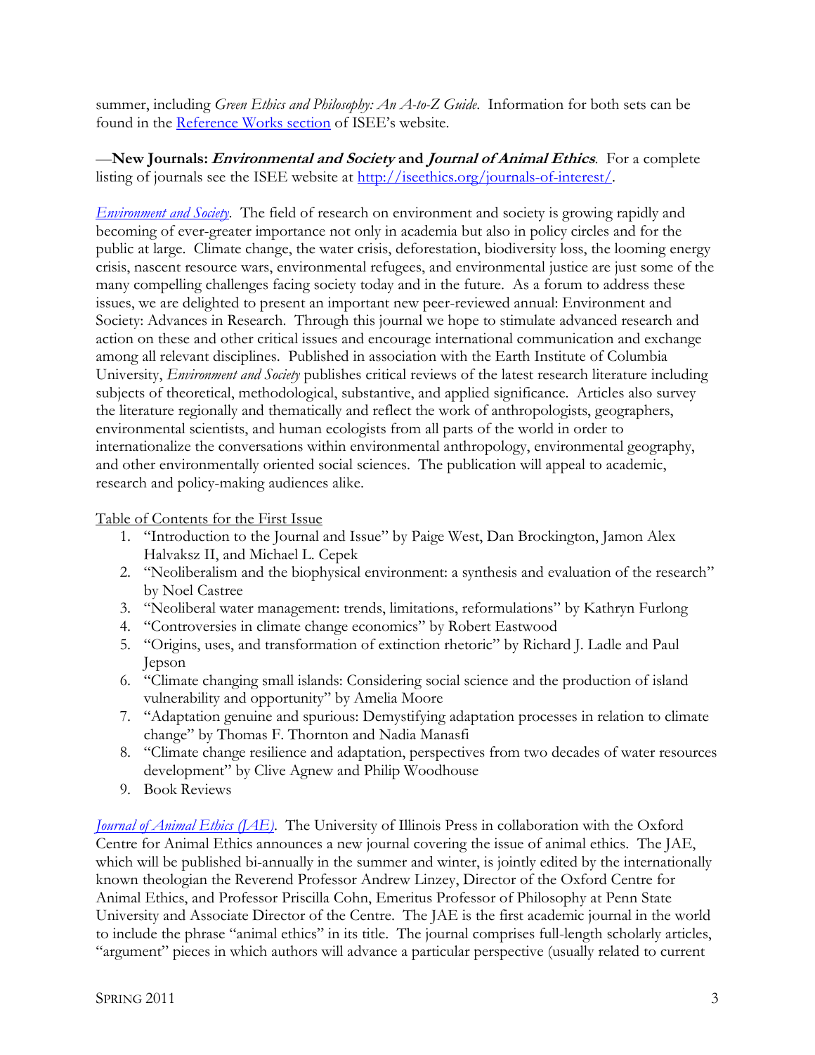summer, including *Green Ethics and Philosophy: An A-to-Z Guide*. Information for both sets can be found in the [Reference Works section](#) of ISEE's website.

—**New Journals: *Environmental and Society* and *Journal of Animal Ethics***. For a complete listing of journals see the ISEE website at [http://iseethics.org/journals-of-interest/](http://iseethics.org/journals-of-interest/).

[*Environment and Society*](#). The field of research on environment and society is growing rapidly and becoming of ever-greater importance not only in academia but also in policy circles and for the public at large. Climate change, the water crisis, deforestation, biodiversity loss, the looming energy crisis, nascent resource wars, environmental refugees, and environmental justice are just some of the many compelling challenges facing society today and in the future. As a forum to address these issues, we are delighted to present an important new peer-reviewed annual: Environment and Society: Advances in Research. Through this journal we hope to stimulate advanced research and action on these and other critical issues and encourage international communication and exchange among all relevant disciplines. Published in association with the Earth Institute of Columbia University, *Environment and Society* publishes critical reviews of the latest research literature including subjects of theoretical, methodological, substantive, and applied significance. Articles also survey the literature regionally and thematically and reflect the work of anthropologists, geographers, environmental scientists, and human ecologists from all parts of the world in order to internationalize the conversations within environmental anthropology, environmental geography, and other environmentally oriented social sciences. The publication will appeal to academic, research and policy-making audiences alike.

Table of Contents for the First Issue

1. "Introduction to the Journal and Issue" by Paige West, Dan Brockington, Jamon Alex Halvaksz II, and Michael L. Cepek
2. "Neoliberalism and the biophysical environment: a synthesis and evaluation of the research" by Noel Castree
3. "Neoliberal water management: trends, limitations, reformulations" by Kathryn Furlong
4. "Controversies in climate change economics" by Robert Eastwood
5. "Origins, uses, and transformation of extinction rhetoric" by Richard J. Ladle and Paul Jepson
6. "Climate changing small islands: Considering social science and the production of island vulnerability and opportunity" by Amelia Moore
7. "Adaptation genuine and spurious: Demystifying adaptation processes in relation to climate change" by Thomas F. Thornton and Nadia Manasfi
8. "Climate change resilience and adaptation, perspectives from two decades of water resources development" by Clive Agnew and Philip Woodhouse
9. Book Reviews

[*Journal of Animal Ethics (JAE)*](#). The University of Illinois Press in collaboration with the Oxford Centre for Animal Ethics announces a new journal covering the issue of animal ethics. The JAE, which will be published bi-annually in the summer and winter, is jointly edited by the internationally known theologian the Reverend Professor Andrew Linzey, Director of the Oxford Centre for Animal Ethics, and Professor Priscilla Cohn, Emeritus Professor of Philosophy at Penn State University and Associate Director of the Centre. The JAE is the first academic journal in the world to include the phrase "animal ethics" in its title. The journal comprises full-length scholarly articles, "argument" pieces in which authors will advance a particular perspective (usually related to current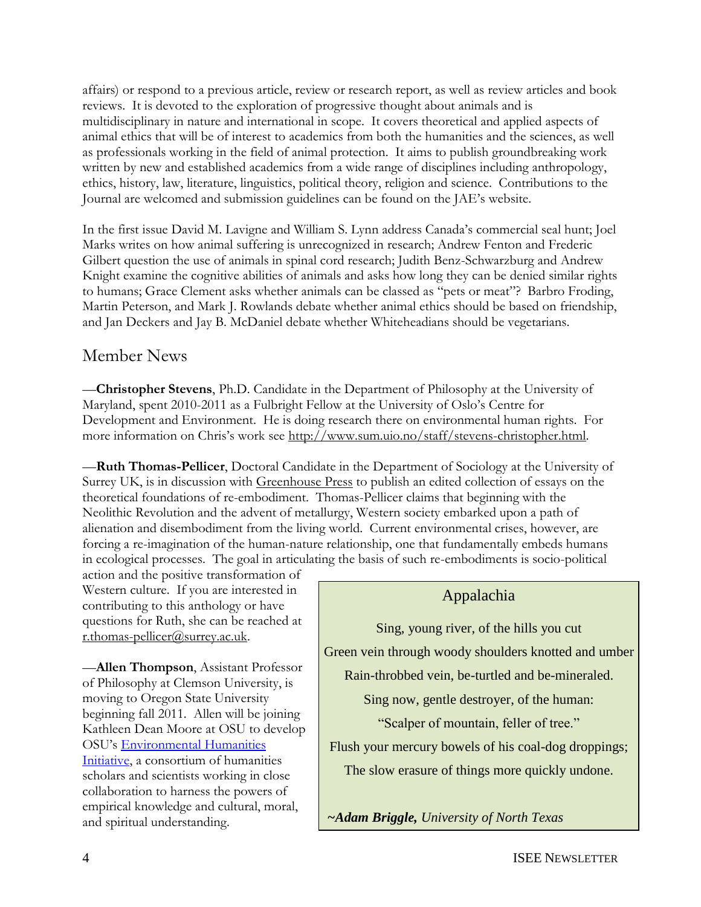affairs) or respond to a previous article, review or research report, as well as review articles and book reviews. It is devoted to the exploration of progressive thought about animals and is multidisciplinary in nature and international in scope. It covers theoretical and applied aspects of animal ethics that will be of interest to academics from both the humanities and the sciences, as well as professionals working in the field of animal protection. It aims to publish groundbreaking work written by new and established academics from a wide range of disciplines including anthropology, ethics, history, law, literature, linguistics, political theory, religion and science. Contributions to the Journal are welcomed and submission guidelines can be found on the JAE's website.

In the first issue David M. Lavigne and William S. Lynn address Canada's commercial seal hunt; Joel Marks writes on how animal suffering is unrecognized in research; Andrew Fenton and Frederic Gilbert question the use of animals in spinal cord research; Judith Benz-Schwarzburg and Andrew Knight examine the cognitive abilities of animals and asks how long they can be denied similar rights to humans; Grace Clement asks whether animals can be classed as "pets or meat"? Barbro Froding, Martin Peterson, and Mark J. Rowlands debate whether animal ethics should be based on friendship, and Jan Deckers and Jay B. McDaniel debate whether Whiteheadians should be vegetarians.

## Member News

—**Christopher Stevens**, Ph.D. Candidate in the Department of Philosophy at the University of Maryland, spent 2010-2011 as a Fulbright Fellow at the University of Oslo's Centre for Development and Environment. He is doing research there on environmental human rights. For more information on Chris's work see http://www.sum.uio.no/staff/stevens-christopher.html.

—**Ruth Thomas-Pellicer**, Doctoral Candidate in the Department of Sociology at the University of Surrey UK, is in discussion with Greenhouse Press to publish an edited collection of essays on the theoretical foundations of re-embodiment. Thomas-Pellicer claims that beginning with the Neolithic Revolution and the advent of metallurgy, Western society embarked upon a path of alienation and disembodiment from the living world. Current environmental crises, however, are forcing a re-imagination of the human-nature relationship, one that fundamentally embeds humans in ecological processes. The goal in articulating the basis of such re-embodiments is socio-political action and the positive transformation of Western culture. If you are interested in contributing to this anthology or have questions for Ruth, she can be reached at r.thomas-pellicer@surrey.ac.uk.

—**Allen Thompson**, Assistant Professor of Philosophy at Clemson University, is moving to Oregon State University beginning fall 2011. Allen will be joining Kathleen Dean Moore at OSU to develop OSU's Environmental Humanities Initiative, a consortium of humanities scholars and scientists working in close collaboration to harness the powers of empirical knowledge and cultural, moral, and spiritual understanding.

### Appalachia

Sing, young river, of the hills you cut  
Green vein through woody shoulders knotted and umber  
Rain-throbbed vein, be-turtled and be-mineraled.  
Sing now, gentle destroyer, of the human:  
"Scalper of mountain, feller of tree."  
Flush your mercury bowels of his coal-dog droppings;  
The slow erasure of things more quickly undone.

*~**Adam Briggle,** University of North Texas*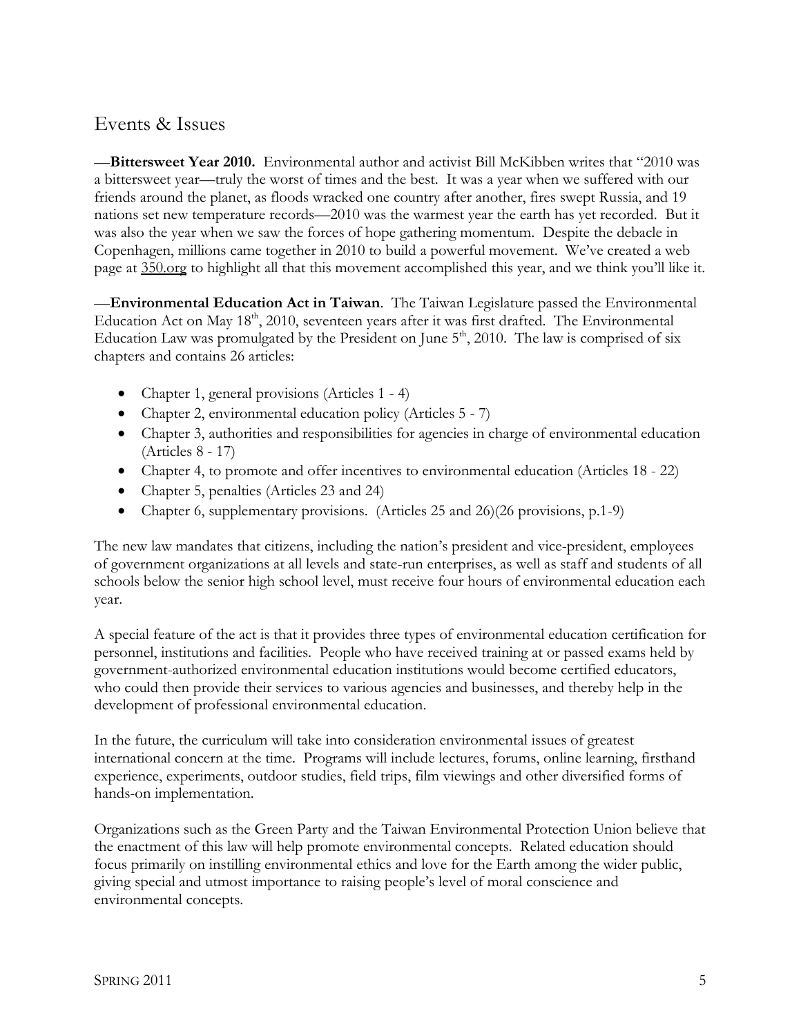## Events & Issues

—**Bittersweet Year 2010.** Environmental author and activist Bill McKibben writes that "2010 was a bittersweet year—truly the worst of times and the best. It was a year when we suffered with our friends around the planet, as floods wracked one country after another, fires swept Russia, and 19 nations set new temperature records—2010 was the warmest year the earth has yet recorded. But it was also the year when we saw the forces of hope gathering momentum. Despite the debacle in Copenhagen, millions came together in 2010 to build a powerful movement. We've created a web page at 350.org to highlight all that this movement accomplished this year, and we think you'll like it.

—**Environmental Education Act in Taiwan**. The Taiwan Legislature passed the Environmental Education Act on May 18th, 2010, seventeen years after it was first drafted. The Environmental Education Law was promulgated by the President on June 5th, 2010. The law is comprised of six chapters and contains 26 articles:

- Chapter 1, general provisions (Articles 1 - 4)
- Chapter 2, environmental education policy (Articles 5 - 7)
- Chapter 3, authorities and responsibilities for agencies in charge of environmental education (Articles 8 - 17)
- Chapter 4, to promote and offer incentives to environmental education (Articles 18 - 22)
- Chapter 5, penalties (Articles 23 and 24)
- Chapter 6, supplementary provisions. (Articles 25 and 26)(26 provisions, p.1-9)

The new law mandates that citizens, including the nation's president and vice-president, employees of government organizations at all levels and state-run enterprises, as well as staff and students of all schools below the senior high school level, must receive four hours of environmental education each year.

A special feature of the act is that it provides three types of environmental education certification for personnel, institutions and facilities. People who have received training at or passed exams held by government-authorized environmental education institutions would become certified educators, who could then provide their services to various agencies and businesses, and thereby help in the development of professional environmental education.

In the future, the curriculum will take into consideration environmental issues of greatest international concern at the time. Programs will include lectures, forums, online learning, firsthand experience, experiments, outdoor studies, field trips, film viewings and other diversified forms of hands-on implementation.

Organizations such as the Green Party and the Taiwan Environmental Protection Union believe that the enactment of this law will help promote environmental concepts. Related education should focus primarily on instilling environmental ethics and love for the Earth among the wider public, giving special and utmost importance to raising people's level of moral conscience and environmental concepts.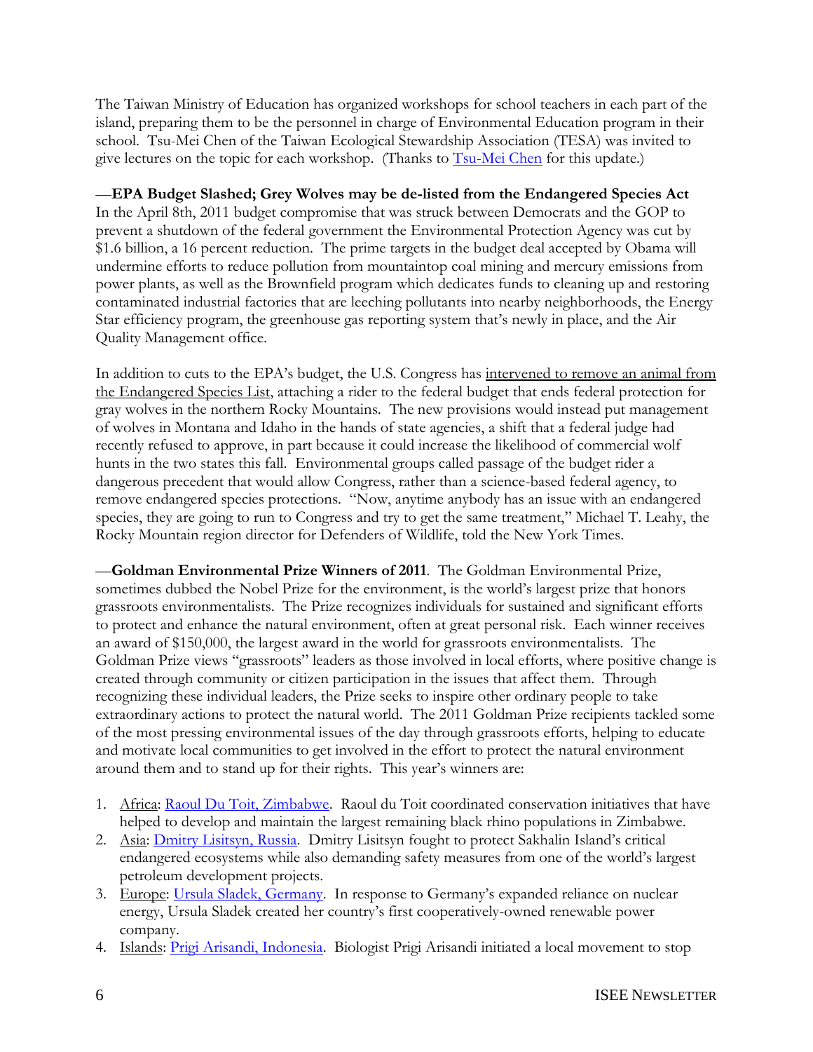The Taiwan Ministry of Education has organized workshops for school teachers in each part of the island, preparing them to be the personnel in charge of Environmental Education program in their school. Tsu-Mei Chen of the Taiwan Ecological Stewardship Association (TESA) was invited to give lectures on the topic for each workshop. (Thanks to [Tsu-Mei Chen](Tsu-Mei Chen) for this update.)

—**EPA Budget Slashed; Grey Wolves may be de-listed from the Endangered Species Act**
In the April 8th, 2011 budget compromise that was struck between Democrats and the GOP to prevent a shutdown of the federal government the Environmental Protection Agency was cut by $1.6 billion, a 16 percent reduction. The prime targets in the budget deal accepted by Obama will undermine efforts to reduce pollution from mountaintop coal mining and mercury emissions from power plants, as well as the Brownfield program which dedicates funds to cleaning up and restoring contaminated industrial factories that are leeching pollutants into nearby neighborhoods, the Energy Star efficiency program, the greenhouse gas reporting system that's newly in place, and the Air Quality Management office.

In addition to cuts to the EPA's budget, the U.S. Congress has intervened to remove an animal from the Endangered Species List, attaching a rider to the federal budget that ends federal protection for gray wolves in the northern Rocky Mountains. The new provisions would instead put management of wolves in Montana and Idaho in the hands of state agencies, a shift that a federal judge had recently refused to approve, in part because it could increase the likelihood of commercial wolf hunts in the two states this fall. Environmental groups called passage of the budget rider a dangerous precedent that would allow Congress, rather than a science-based federal agency, to remove endangered species protections. "Now, anytime anybody has an issue with an endangered species, they are going to run to Congress and try to get the same treatment," Michael T. Leahy, the Rocky Mountain region director for Defenders of Wildlife, told the New York Times.

—**Goldman Environmental Prize Winners of 2011**. The Goldman Environmental Prize, sometimes dubbed the Nobel Prize for the environment, is the world's largest prize that honors grassroots environmentalists. The Prize recognizes individuals for sustained and significant efforts to protect and enhance the natural environment, often at great personal risk. Each winner receives an award of $150,000, the largest award in the world for grassroots environmentalists. The Goldman Prize views "grassroots" leaders as those involved in local efforts, where positive change is created through community or citizen participation in the issues that affect them. Through recognizing these individual leaders, the Prize seeks to inspire other ordinary people to take extraordinary actions to protect the natural world. The 2011 Goldman Prize recipients tackled some of the most pressing environmental issues of the day through grassroots efforts, helping to educate and motivate local communities to get involved in the effort to protect the natural environment around them and to stand up for their rights. This year's winners are:

1. Africa: Raoul Du Toit, Zimbabwe. Raoul du Toit coordinated conservation initiatives that have helped to develop and maintain the largest remaining black rhino populations in Zimbabwe.
2. Asia: Dmitry Lisitsyn, Russia. Dmitry Lisitsyn fought to protect Sakhalin Island's critical endangered ecosystems while also demanding safety measures from one of the world's largest petroleum development projects.
3. Europe: Ursula Sladek, Germany. In response to Germany's expanded reliance on nuclear energy, Ursula Sladek created her country's first cooperatively-owned renewable power company.
4. Islands: Prigi Arisandi, Indonesia. Biologist Prigi Arisandi initiated a local movement to stop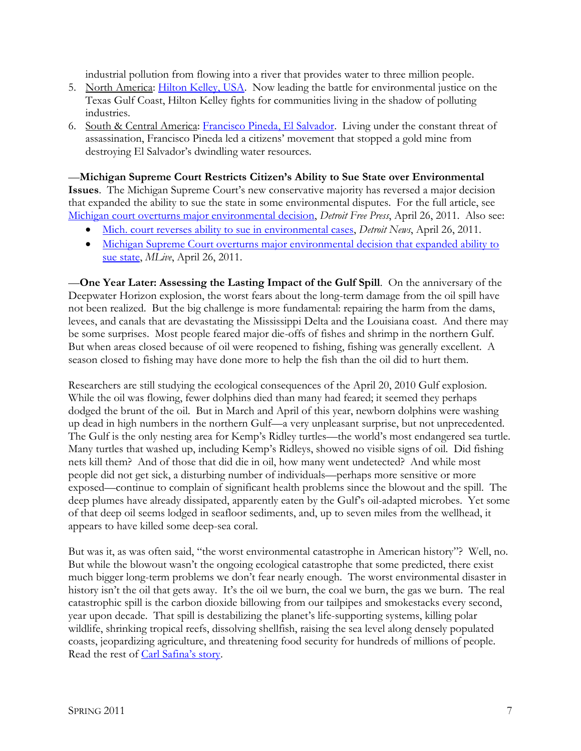industrial pollution from flowing into a river that provides water to three million people.

5. North America: Hilton Kelley, USA. Now leading the battle for environmental justice on the Texas Gulf Coast, Hilton Kelley fights for communities living in the shadow of polluting industries.
6. South & Central America: Francisco Pineda, El Salvador. Living under the constant threat of assassination, Francisco Pineda led a citizens' movement that stopped a gold mine from destroying El Salvador's dwindling water resources.

—**Michigan Supreme Court Restricts Citizen's Ability to Sue State over Environmental Issues**. The Michigan Supreme Court's new conservative majority has reversed a major decision that expanded the ability to sue the state in some environmental disputes. For the full article, see Michigan court overturns major environmental decision, *Detroit Free Press*, April 26, 2011. Also see:

- Mich. court reverses ability to sue in environmental cases, *Detroit News*, April 26, 2011.
- Michigan Supreme Court overturns major environmental decision that expanded ability to sue state, *MLive*, April 26, 2011.

—**One Year Later: Assessing the Lasting Impact of the Gulf Spill**. On the anniversary of the Deepwater Horizon explosion, the worst fears about the long-term damage from the oil spill have not been realized. But the big challenge is more fundamental: repairing the harm from the dams, levees, and canals that are devastating the Mississippi Delta and the Louisiana coast. And there may be some surprises. Most people feared major die-offs of fishes and shrimp in the northern Gulf. But when areas closed because of oil were reopened to fishing, fishing was generally excellent. A season closed to fishing may have done more to help the fish than the oil did to hurt them.

Researchers are still studying the ecological consequences of the April 20, 2010 Gulf explosion. While the oil was flowing, fewer dolphins died than many had feared; it seemed they perhaps dodged the brunt of the oil. But in March and April of this year, newborn dolphins were washing up dead in high numbers in the northern Gulf—a very unpleasant surprise, but not unprecedented. The Gulf is the only nesting area for Kemp's Ridley turtles—the world's most endangered sea turtle. Many turtles that washed up, including Kemp's Ridleys, showed no visible signs of oil. Did fishing nets kill them? And of those that did die in oil, how many went undetected? And while most people did not get sick, a disturbing number of individuals—perhaps more sensitive or more exposed—continue to complain of significant health problems since the blowout and the spill. The deep plumes have already dissipated, apparently eaten by the Gulf's oil-adapted microbes. Yet some of that deep oil seems lodged in seafloor sediments, and, up to seven miles from the wellhead, it appears to have killed some deep-sea coral.

But was it, as was often said, "the worst environmental catastrophe in American history"? Well, no. But while the blowout wasn't the ongoing ecological catastrophe that some predicted, there exist much bigger long-term problems we don't fear nearly enough. The worst environmental disaster in history isn't the oil that gets away. It's the oil we burn, the coal we burn, the gas we burn. The real catastrophic spill is the carbon dioxide billowing from our tailpipes and smokestacks every second, year upon decade. That spill is destabilizing the planet's life-supporting systems, killing polar wildlife, shrinking tropical reefs, dissolving shellfish, raising the sea level along densely populated coasts, jeopardizing agriculture, and threatening food security for hundreds of millions of people. Read the rest of Carl Safina's story.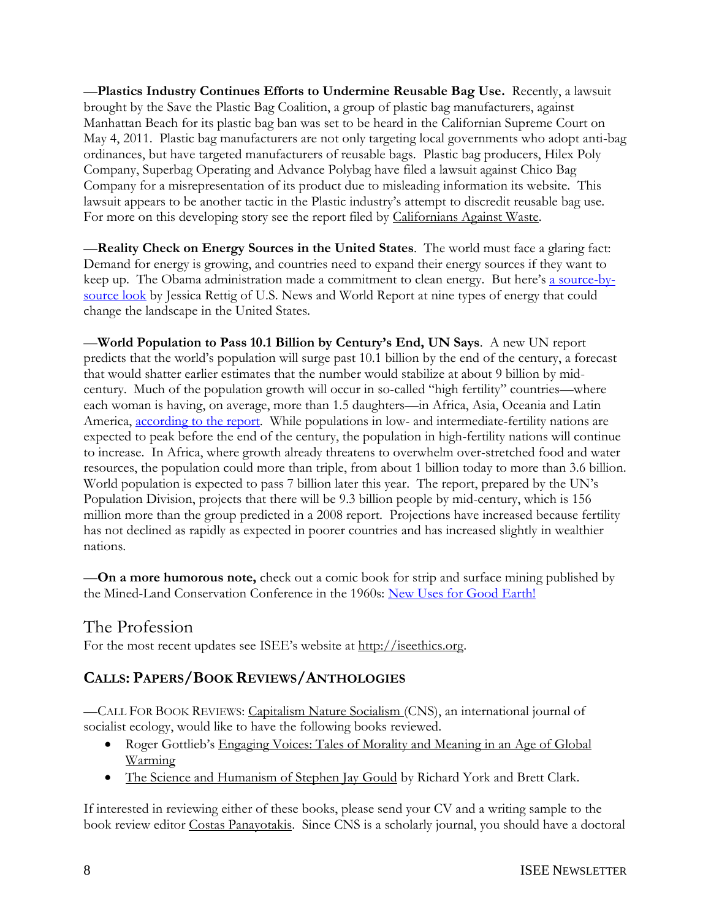—**Plastics Industry Continues Efforts to Undermine Reusable Bag Use.** Recently, a lawsuit brought by the Save the Plastic Bag Coalition, a group of plastic bag manufacturers, against Manhattan Beach for its plastic bag ban was set to be heard in the Californian Supreme Court on May 4, 2011. Plastic bag manufacturers are not only targeting local governments who adopt anti-bag ordinances, but have targeted manufacturers of reusable bags. Plastic bag producers, Hilex Poly Company, Superbag Operating and Advance Polybag have filed a lawsuit against Chico Bag Company for a misrepresentation of its product due to misleading information its website. This lawsuit appears to be another tactic in the Plastic industry's attempt to discredit reusable bag use. For more on this developing story see the report filed by Californians Against Waste.

—**Reality Check on Energy Sources in the United States**. The world must face a glaring fact: Demand for energy is growing, and countries need to expand their energy sources if they want to keep up. The Obama administration made a commitment to clean energy. But here's a source-by-source look by Jessica Rettig of U.S. News and World Report at nine types of energy that could change the landscape in the United States.

—**World Population to Pass 10.1 Billion by Century's End, UN Says**. A new UN report predicts that the world's population will surge past 10.1 billion by the end of the century, a forecast that would shatter earlier estimates that the number would stabilize at about 9 billion by mid-century. Much of the population growth will occur in so-called "high fertility" countries—where each woman is having, on average, more than 1.5 daughters—in Africa, Asia, Oceania and Latin America, according to the report. While populations in low- and intermediate-fertility nations are expected to peak before the end of the century, the population in high-fertility nations will continue to increase. In Africa, where growth already threatens to overwhelm over-stretched food and water resources, the population could more than triple, from about 1 billion today to more than 3.6 billion. World population is expected to pass 7 billion later this year. The report, prepared by the UN's Population Division, projects that there will be 9.3 billion people by mid-century, which is 156 million more than the group predicted in a 2008 report. Projections have increased because fertility has not declined as rapidly as expected in poorer countries and has increased slightly in wealthier nations.

—**On a more humorous note,** check out a comic book for strip and surface mining published by the Mined-Land Conservation Conference in the 1960s: New Uses for Good Earth!

## The Profession

For the most recent updates see ISEE's website at http://iseethics.org.

### CALLS: PAPERS/BOOK REVIEWS/ANTHOLOGIES

—CALL FOR BOOK REVIEWS: Capitalism Nature Socialism (CNS), an international journal of socialist ecology, would like to have the following books reviewed.

- Roger Gottlieb's Engaging Voices: Tales of Morality and Meaning in an Age of Global Warming
- The Science and Humanism of Stephen Jay Gould by Richard York and Brett Clark.

If interested in reviewing either of these books, please send your CV and a writing sample to the book review editor Costas Panayotakis. Since CNS is a scholarly journal, you should have a doctoral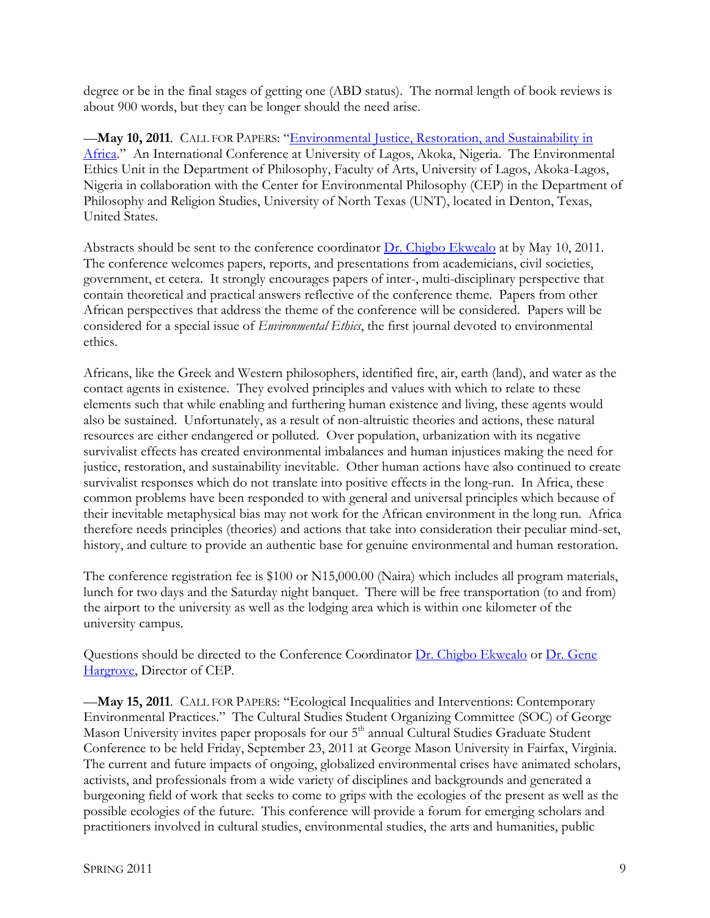degree or be in the final stages of getting one (ABD status). The normal length of book reviews is about 900 words, but they can be longer should the need arise.

—**May 10, 2011**. CALL FOR PAPERS: "Environmental Justice, Restoration, and Sustainability in Africa." An International Conference at University of Lagos, Akoka, Nigeria. The Environmental Ethics Unit in the Department of Philosophy, Faculty of Arts, University of Lagos, Akoka-Lagos, Nigeria in collaboration with the Center for Environmental Philosophy (CEP) in the Department of Philosophy and Religion Studies, University of North Texas (UNT), located in Denton, Texas, United States.

Abstracts should be sent to the conference coordinator Dr. Chigbo Ekwealo at by May 10, 2011. The conference welcomes papers, reports, and presentations from academicians, civil societies, government, et cetera. It strongly encourages papers of inter-, multi-disciplinary perspective that contain theoretical and practical answers reflective of the conference theme. Papers from other African perspectives that address the theme of the conference will be considered. Papers will be considered for a special issue of *Environmental Ethics*, the first journal devoted to environmental ethics.

Africans, like the Greek and Western philosophers, identified fire, air, earth (land), and water as the contact agents in existence. They evolved principles and values with which to relate to these elements such that while enabling and furthering human existence and living, these agents would also be sustained. Unfortunately, as a result of non-altruistic theories and actions, these natural resources are either endangered or polluted. Over population, urbanization with its negative survivalist effects has created environmental imbalances and human injustices making the need for justice, restoration, and sustainability inevitable. Other human actions have also continued to create survivalist responses which do not translate into positive effects in the long-run. In Africa, these common problems have been responded to with general and universal principles which because of their inevitable metaphysical bias may not work for the African environment in the long run. Africa therefore needs principles (theories) and actions that take into consideration their peculiar mind-set, history, and culture to provide an authentic base for genuine environmental and human restoration.

The conference registration fee is $100 or N15,000.00 (Naira) which includes all program materials, lunch for two days and the Saturday night banquet. There will be free transportation (to and from) the airport to the university as well as the lodging area which is within one kilometer of the university campus.

Questions should be directed to the Conference Coordinator Dr. Chigbo Ekwealo or Dr. Gene Hargrove, Director of CEP.

—**May 15, 2011**. CALL FOR PAPERS: "Ecological Inequalities and Interventions: Contemporary Environmental Practices." The Cultural Studies Student Organizing Committee (SOC) of George Mason University invites paper proposals for our 5th annual Cultural Studies Graduate Student Conference to be held Friday, September 23, 2011 at George Mason University in Fairfax, Virginia. The current and future impacts of ongoing, globalized environmental crises have animated scholars, activists, and professionals from a wide variety of disciplines and backgrounds and generated a burgeoning field of work that seeks to come to grips with the ecologies of the present as well as the possible ecologies of the future. This conference will provide a forum for emerging scholars and practitioners involved in cultural studies, environmental studies, the arts and humanities, public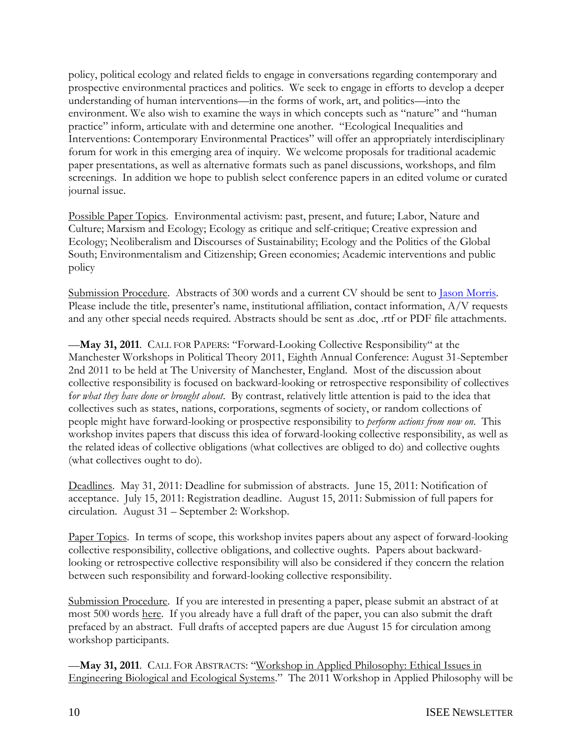policy, political ecology and related fields to engage in conversations regarding contemporary and prospective environmental practices and politics. We seek to engage in efforts to develop a deeper understanding of human interventions—in the forms of work, art, and politics—into the environment. We also wish to examine the ways in which concepts such as "nature" and "human practice" inform, articulate with and determine one another. "Ecological Inequalities and Interventions: Contemporary Environmental Practices" will offer an appropriately interdisciplinary forum for work in this emerging area of inquiry. We welcome proposals for traditional academic paper presentations, as well as alternative formats such as panel discussions, workshops, and film screenings. In addition we hope to publish select conference papers in an edited volume or curated journal issue.

Possible Paper Topics. Environmental activism: past, present, and future; Labor, Nature and Culture; Marxism and Ecology; Ecology as critique and self-critique; Creative expression and Ecology; Neoliberalism and Discourses of Sustainability; Ecology and the Politics of the Global South; Environmentalism and Citizenship; Green economies; Academic interventions and public policy

Submission Procedure. Abstracts of 300 words and a current CV should be sent to Jason Morris. Please include the title, presenter's name, institutional affiliation, contact information, A/V requests and any other special needs required. Abstracts should be sent as .doc, .rtf or PDF file attachments.

—**May 31, 2011**. CALL FOR PAPERS: "Forward-Looking Collective Responsibility" at the Manchester Workshops in Political Theory 2011, Eighth Annual Conference: August 31-September 2nd 2011 to be held at The University of Manchester, England. Most of the discussion about collective responsibility is focused on backward-looking or retrospective responsibility of collectives f*or what they have done or brought about*. By contrast, relatively little attention is paid to the idea that collectives such as states, nations, corporations, segments of society, or random collections of people might have forward-looking or prospective responsibility to *perform actions from now on*. This workshop invites papers that discuss this idea of forward-looking collective responsibility, as well as the related ideas of collective obligations (what collectives are obliged to do) and collective oughts (what collectives ought to do).

Deadlines. May 31, 2011: Deadline for submission of abstracts. June 15, 2011: Notification of acceptance. July 15, 2011: Registration deadline. August 15, 2011: Submission of full papers for circulation. August 31 – September 2: Workshop.

Paper Topics. In terms of scope, this workshop invites papers about any aspect of forward-looking collective responsibility, collective obligations, and collective oughts. Papers about backward-looking or retrospective collective responsibility will also be considered if they concern the relation between such responsibility and forward-looking collective responsibility.

Submission Procedure. If you are interested in presenting a paper, please submit an abstract of at most 500 words here. If you already have a full draft of the paper, you can also submit the draft prefaced by an abstract. Full drafts of accepted papers are due August 15 for circulation among workshop participants.

—**May 31, 2011**. CALL FOR ABSTRACTS: "Workshop in Applied Philosophy: Ethical Issues in Engineering Biological and Ecological Systems." The 2011 Workshop in Applied Philosophy will be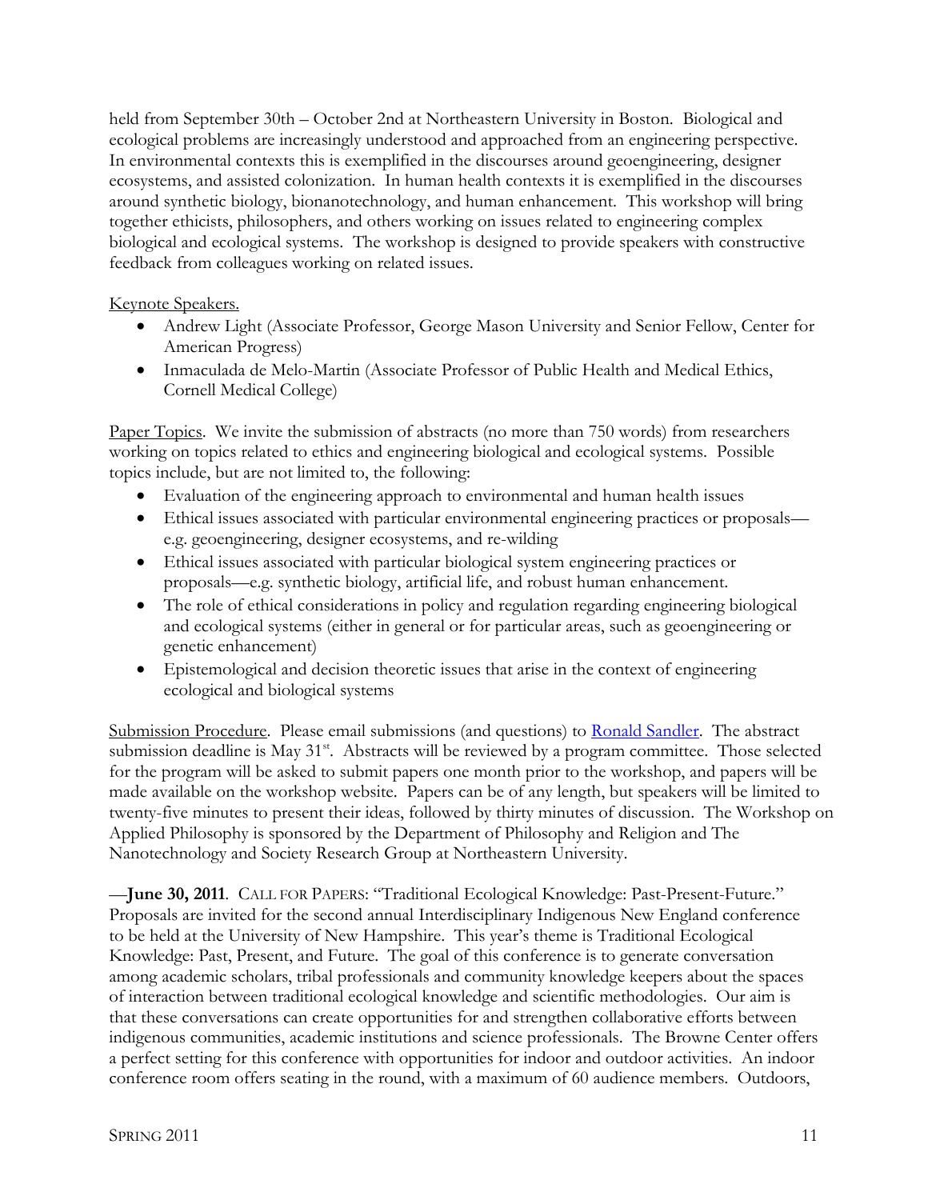held from September 30th – October 2nd at Northeastern University in Boston. Biological and ecological problems are increasingly understood and approached from an engineering perspective. In environmental contexts this is exemplified in the discourses around geoengineering, designer ecosystems, and assisted colonization. In human health contexts it is exemplified in the discourses around synthetic biology, bionanotechnology, and human enhancement. This workshop will bring together ethicists, philosophers, and others working on issues related to engineering complex biological and ecological systems. The workshop is designed to provide speakers with constructive feedback from colleagues working on related issues.

Keynote Speakers.

- Andrew Light (Associate Professor, George Mason University and Senior Fellow, Center for American Progress)
- Inmaculada de Melo-Martin (Associate Professor of Public Health and Medical Ethics, Cornell Medical College)

Paper Topics. We invite the submission of abstracts (no more than 750 words) from researchers working on topics related to ethics and engineering biological and ecological systems. Possible topics include, but are not limited to, the following:

- Evaluation of the engineering approach to environmental and human health issues
- Ethical issues associated with particular environmental engineering practices or proposals—e.g. geoengineering, designer ecosystems, and re-wilding
- Ethical issues associated with particular biological system engineering practices or proposals—e.g. synthetic biology, artificial life, and robust human enhancement.
- The role of ethical considerations in policy and regulation regarding engineering biological and ecological systems (either in general or for particular areas, such as geoengineering or genetic enhancement)
- Epistemological and decision theoretic issues that arise in the context of engineering ecological and biological systems

Submission Procedure. Please email submissions (and questions) to Ronald Sandler. The abstract submission deadline is May 31st. Abstracts will be reviewed by a program committee. Those selected for the program will be asked to submit papers one month prior to the workshop, and papers will be made available on the workshop website. Papers can be of any length, but speakers will be limited to twenty-five minutes to present their ideas, followed by thirty minutes of discussion. The Workshop on Applied Philosophy is sponsored by the Department of Philosophy and Religion and The Nanotechnology and Society Research Group at Northeastern University.

—**June 30, 2011**. CALL FOR PAPERS: "Traditional Ecological Knowledge: Past-Present-Future." Proposals are invited for the second annual Interdisciplinary Indigenous New England conference to be held at the University of New Hampshire. This year's theme is Traditional Ecological Knowledge: Past, Present, and Future. The goal of this conference is to generate conversation among academic scholars, tribal professionals and community knowledge keepers about the spaces of interaction between traditional ecological knowledge and scientific methodologies. Our aim is that these conversations can create opportunities for and strengthen collaborative efforts between indigenous communities, academic institutions and science professionals. The Browne Center offers a perfect setting for this conference with opportunities for indoor and outdoor activities. An indoor conference room offers seating in the round, with a maximum of 60 audience members. Outdoors,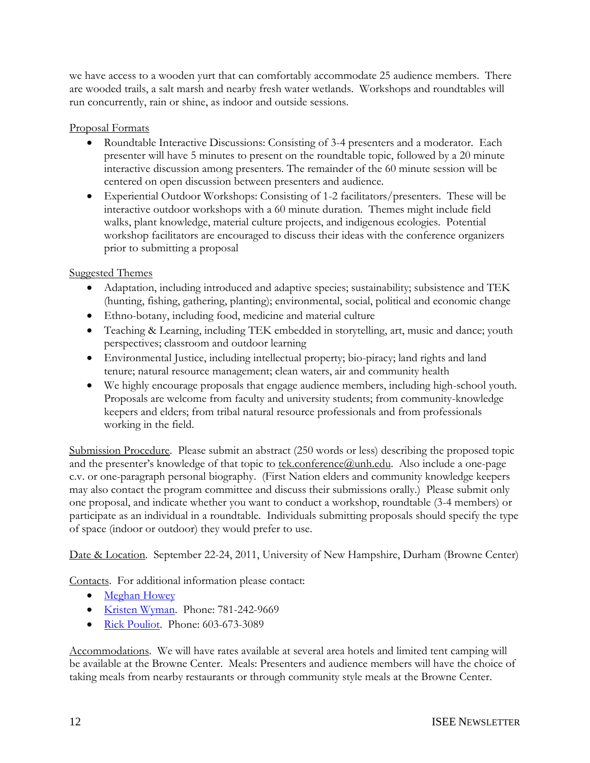we have access to a wooden yurt that can comfortably accommodate 25 audience members. There are wooded trails, a salt marsh and nearby fresh water wetlands. Workshops and roundtables will run concurrently, rain or shine, as indoor and outside sessions.

Proposal Formats

- Roundtable Interactive Discussions: Consisting of 3-4 presenters and a moderator. Each presenter will have 5 minutes to present on the roundtable topic, followed by a 20 minute interactive discussion among presenters. The remainder of the 60 minute session will be centered on open discussion between presenters and audience.
- Experiential Outdoor Workshops: Consisting of 1-2 facilitators/presenters. These will be interactive outdoor workshops with a 60 minute duration. Themes might include field walks, plant knowledge, material culture projects, and indigenous ecologies. Potential workshop facilitators are encouraged to discuss their ideas with the conference organizers prior to submitting a proposal

Suggested Themes

- Adaptation, including introduced and adaptive species; sustainability; subsistence and TEK (hunting, fishing, gathering, planting); environmental, social, political and economic change
- Ethno-botany, including food, medicine and material culture
- Teaching & Learning, including TEK embedded in storytelling, art, music and dance; youth perspectives; classroom and outdoor learning
- Environmental Justice, including intellectual property; bio-piracy; land rights and land tenure; natural resource management; clean waters, air and community health
- We highly encourage proposals that engage audience members, including high-school youth. Proposals are welcome from faculty and university students; from community-knowledge keepers and elders; from tribal natural resource professionals and from professionals working in the field.

Submission Procedure. Please submit an abstract (250 words or less) describing the proposed topic and the presenter's knowledge of that topic to tek.conference@unh.edu. Also include a one-page c.v. or one-paragraph personal biography. (First Nation elders and community knowledge keepers may also contact the program committee and discuss their submissions orally.) Please submit only one proposal, and indicate whether you want to conduct a workshop, roundtable (3-4 members) or participate as an individual in a roundtable. Individuals submitting proposals should specify the type of space (indoor or outdoor) they would prefer to use.

Date & Location. September 22-24, 2011, University of New Hampshire, Durham (Browne Center)

Contacts. For additional information please contact:

- Meghan Howey
- Kristen Wyman. Phone: 781-242-9669
- Rick Pouliot. Phone: 603-673-3089

Accommodations. We will have rates available at several area hotels and limited tent camping will be available at the Browne Center. Meals: Presenters and audience members will have the choice of taking meals from nearby restaurants or through community style meals at the Browne Center.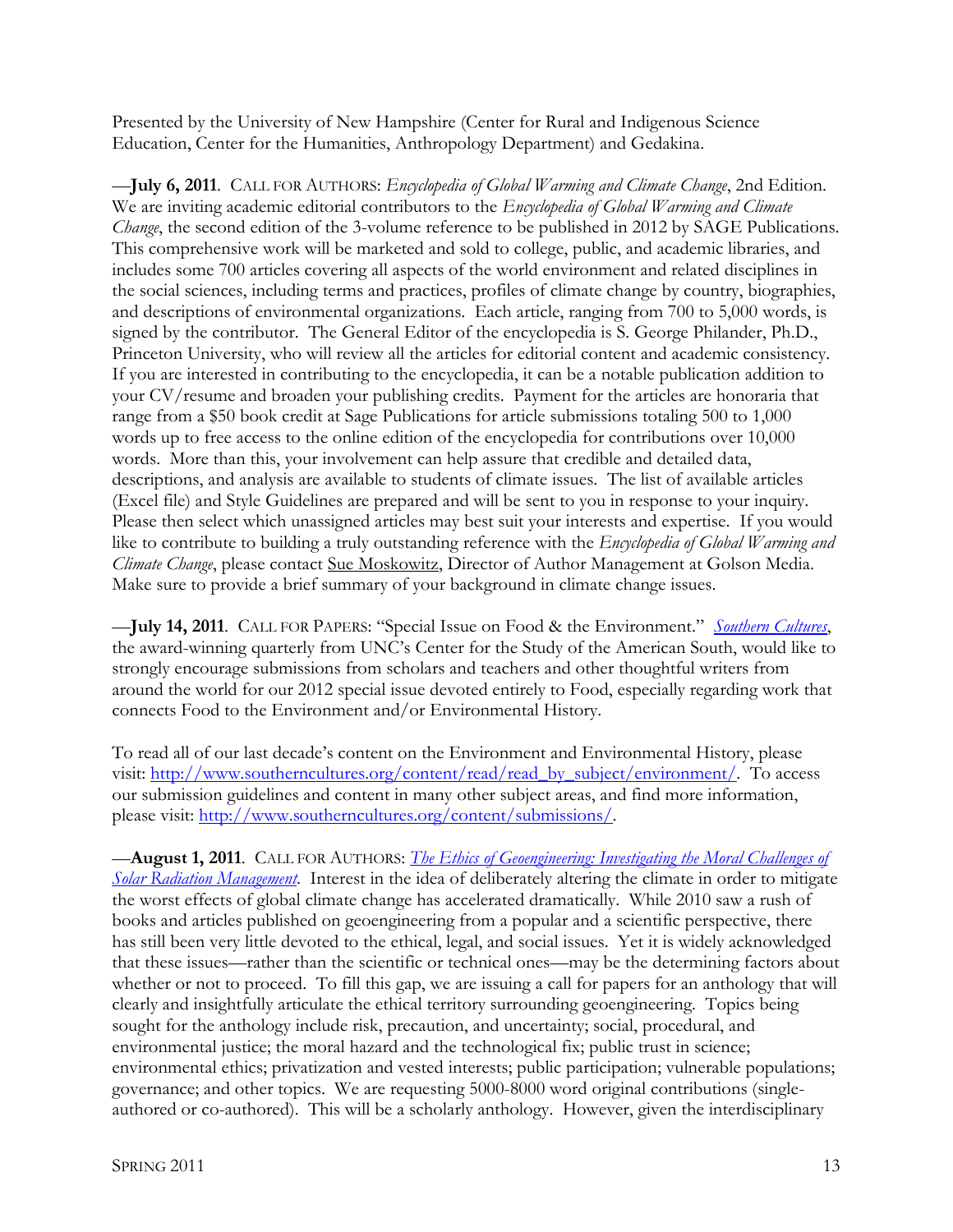Presented by the University of New Hampshire (Center for Rural and Indigenous Science Education, Center for the Humanities, Anthropology Department) and Gedakina.

—**July 6, 2011**. CALL FOR AUTHORS: *Encyclopedia of Global Warming and Climate Change*, 2nd Edition. We are inviting academic editorial contributors to the *Encyclopedia of Global Warming and Climate Change*, the second edition of the 3-volume reference to be published in 2012 by SAGE Publications. This comprehensive work will be marketed and sold to college, public, and academic libraries, and includes some 700 articles covering all aspects of the world environment and related disciplines in the social sciences, including terms and practices, profiles of climate change by country, biographies, and descriptions of environmental organizations. Each article, ranging from 700 to 5,000 words, is signed by the contributor. The General Editor of the encyclopedia is S. George Philander, Ph.D., Princeton University, who will review all the articles for editorial content and academic consistency. If you are interested in contributing to the encyclopedia, it can be a notable publication addition to your CV/resume and broaden your publishing credits. Payment for the articles are honoraria that range from a $50 book credit at Sage Publications for article submissions totaling 500 to 1,000 words up to free access to the online edition of the encyclopedia for contributions over 10,000 words. More than this, your involvement can help assure that credible and detailed data, descriptions, and analysis are available to students of climate issues. The list of available articles (Excel file) and Style Guidelines are prepared and will be sent to you in response to your inquiry. Please then select which unassigned articles may best suit your interests and expertise. If you would like to contribute to building a truly outstanding reference with the *Encyclopedia of Global Warming and Climate Change*, please contact Sue Moskowitz, Director of Author Management at Golson Media. Make sure to provide a brief summary of your background in climate change issues.

—**July 14, 2011**. CALL FOR PAPERS: "Special Issue on Food & the Environment." *Southern Cultures*, the award-winning quarterly from UNC's Center for the Study of the American South, would like to strongly encourage submissions from scholars and teachers and other thoughtful writers from around the world for our 2012 special issue devoted entirely to Food, especially regarding work that connects Food to the Environment and/or Environmental History.

To read all of our last decade's content on the Environment and Environmental History, please visit: http://www.southerncultures.org/content/read/read_by_subject/environment/. To access our submission guidelines and content in many other subject areas, and find more information, please visit: http://www.southerncultures.org/content/submissions/.

—**August 1, 2011**. CALL FOR AUTHORS: *The Ethics of Geoengineering: Investigating the Moral Challenges of Solar Radiation Management*. Interest in the idea of deliberately altering the climate in order to mitigate the worst effects of global climate change has accelerated dramatically. While 2010 saw a rush of books and articles published on geoengineering from a popular and a scientific perspective, there has still been very little devoted to the ethical, legal, and social issues. Yet it is widely acknowledged that these issues—rather than the scientific or technical ones—may be the determining factors about whether or not to proceed. To fill this gap, we are issuing a call for papers for an anthology that will clearly and insightfully articulate the ethical territory surrounding geoengineering. Topics being sought for the anthology include risk, precaution, and uncertainty; social, procedural, and environmental justice; the moral hazard and the technological fix; public trust in science; environmental ethics; privatization and vested interests; public participation; vulnerable populations; governance; and other topics. We are requesting 5000-8000 word original contributions (single-authored or co-authored). This will be a scholarly anthology. However, given the interdisciplinary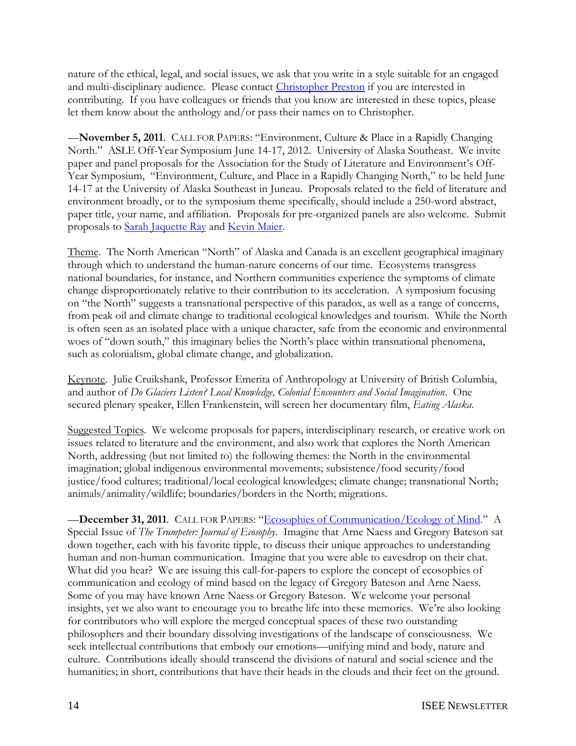nature of the ethical, legal, and social issues, we ask that you write in a style suitable for an engaged and multi-disciplinary audience. Please contact [Christopher Preston]() if you are interested in contributing. If you have colleagues or friends that you know are interested in these topics, please let them know about the anthology and/or pass their names on to Christopher.

—**November 5, 2011**. CALL FOR PAPERS: "Environment, Culture & Place in a Rapidly Changing North." ASLE Off-Year Symposium June 14-17, 2012. University of Alaska Southeast. We invite paper and panel proposals for the Association for the Study of Literature and Environment's Off-Year Symposium, "Environment, Culture, and Place in a Rapidly Changing North," to be held June 14-17 at the University of Alaska Southeast in Juneau. Proposals related to the field of literature and environment broadly, or to the symposium theme specifically, should include a 250-word abstract, paper title, your name, and affiliation. Proposals for pre-organized panels are also welcome. Submit proposals to [Sarah Jaquette Ray]() and [Kevin Maier]().

<u>Theme</u>. The North American "North" of Alaska and Canada is an excellent geographical imaginary through which to understand the human-nature concerns of our time. Ecosystems transgress national boundaries, for instance, and Northern communities experience the symptoms of climate change disproportionately relative to their contribution to its acceleration. A symposium focusing on "the North" suggests a transnational perspective of this paradox, as well as a range of concerns, from peak oil and climate change to traditional ecological knowledges and tourism. While the North is often seen as an isolated place with a unique character, safe from the economic and environmental woes of "down south," this imaginary belies the North's place within transnational phenomena, such as colonialism, global climate change, and globalization.

<u>Keynote</u>. Julie Cruikshank, Professor Emerita of Anthropology at University of British Columbia, and author of *Do Glaciers Listen? Local Knowledge, Colonial Encounters and Social Imagination*. One secured plenary speaker, Ellen Frankenstein, will screen her documentary film, *Eating Alaska*.

<u>Suggested Topics</u>. We welcome proposals for papers, interdisciplinary research, or creative work on issues related to literature and the environment, and also work that explores the North American North, addressing (but not limited to) the following themes: the North in the environmental imagination; global indigenous environmental movements; subsistence/food security/food justice/food cultures; traditional/local ecological knowledges; climate change; transnational North; animals/animality/wildlife; boundaries/borders in the North; migrations.

—**December 31, 2011**. CALL FOR PAPERS: "[Ecosophies of Communication/Ecology of Mind]()." A Special Issue of *The Trumpeter: Journal of Ecosophy*. Imagine that Arne Naess and Gregory Bateson sat down together, each with his favorite tipple, to discuss their unique approaches to understanding human and non-human communication. Imagine that you were able to eavesdrop on their chat. What did you hear? We are issuing this call-for-papers to explore the concept of ecosophies of communication and ecology of mind based on the legacy of Gregory Bateson and Arne Naess. Some of you may have known Arne Naess or Gregory Bateson. We welcome your personal insights, yet we also want to encourage you to breathe life into these memories. We're also looking for contributors who will explore the merged conceptual spaces of these two outstanding philosophers and their boundary dissolving investigations of the landscape of consciousness. We seek intellectual contributions that embody our emotions—unifying mind and body, nature and culture. Contributions ideally should transcend the divisions of natural and social science and the humanities; in short, contributions that have their heads in the clouds and their feet on the ground.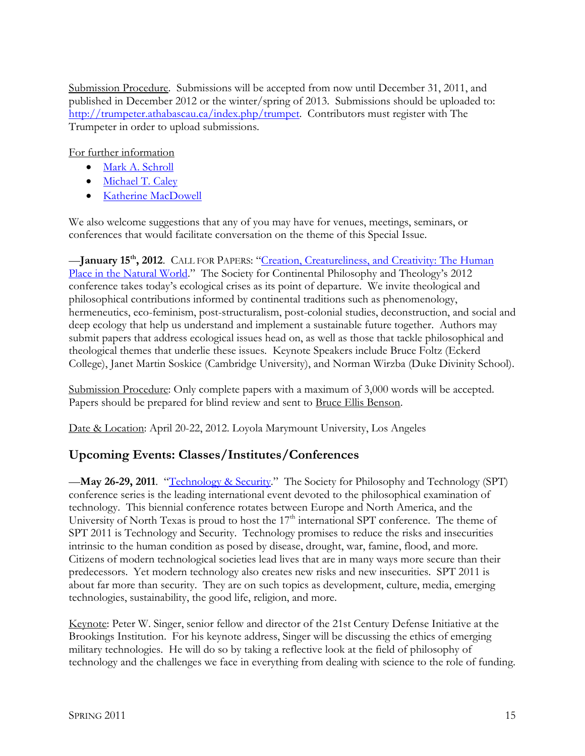Submission Procedure. Submissions will be accepted from now until December 31, 2011, and published in December 2012 or the winter/spring of 2013. Submissions should be uploaded to: http://trumpeter.athabascau.ca/index.php/trumpet. Contributors must register with The Trumpeter in order to upload submissions.

For further information

- Mark A. Schroll
- Michael T. Caley
- Katherine MacDowell

We also welcome suggestions that any of you may have for venues, meetings, seminars, or conferences that would facilitate conversation on the theme of this Special Issue.

—**January 15th, 2012**. CALL FOR PAPERS: "Creation, Creatureliness, and Creativity: The Human Place in the Natural World." The Society for Continental Philosophy and Theology's 2012 conference takes today's ecological crises as its point of departure. We invite theological and philosophical contributions informed by continental traditions such as phenomenology, hermeneutics, eco-feminism, post-structuralism, post-colonial studies, deconstruction, and social and deep ecology that help us understand and implement a sustainable future together. Authors may submit papers that address ecological issues head on, as well as those that tackle philosophical and theological themes that underlie these issues. Keynote Speakers include Bruce Foltz (Eckerd College), Janet Martin Soskice (Cambridge University), and Norman Wirzba (Duke Divinity School).

Submission Procedure: Only complete papers with a maximum of 3,000 words will be accepted. Papers should be prepared for blind review and sent to Bruce Ellis Benson.

Date & Location: April 20-22, 2012. Loyola Marymount University, Los Angeles

## Upcoming Events: Classes/Institutes/Conferences

—**May 26-29, 2011**. "Technology & Security." The Society for Philosophy and Technology (SPT) conference series is the leading international event devoted to the philosophical examination of technology. This biennial conference rotates between Europe and North America, and the University of North Texas is proud to host the 17th international SPT conference. The theme of SPT 2011 is Technology and Security. Technology promises to reduce the risks and insecurities intrinsic to the human condition as posed by disease, drought, war, famine, flood, and more. Citizens of modern technological societies lead lives that are in many ways more secure than their predecessors. Yet modern technology also creates new risks and new insecurities. SPT 2011 is about far more than security. They are on such topics as development, culture, media, emerging technologies, sustainability, the good life, religion, and more.

Keynote: Peter W. Singer, senior fellow and director of the 21st Century Defense Initiative at the Brookings Institution. For his keynote address, Singer will be discussing the ethics of emerging military technologies. He will do so by taking a reflective look at the field of philosophy of technology and the challenges we face in everything from dealing with science to the role of funding.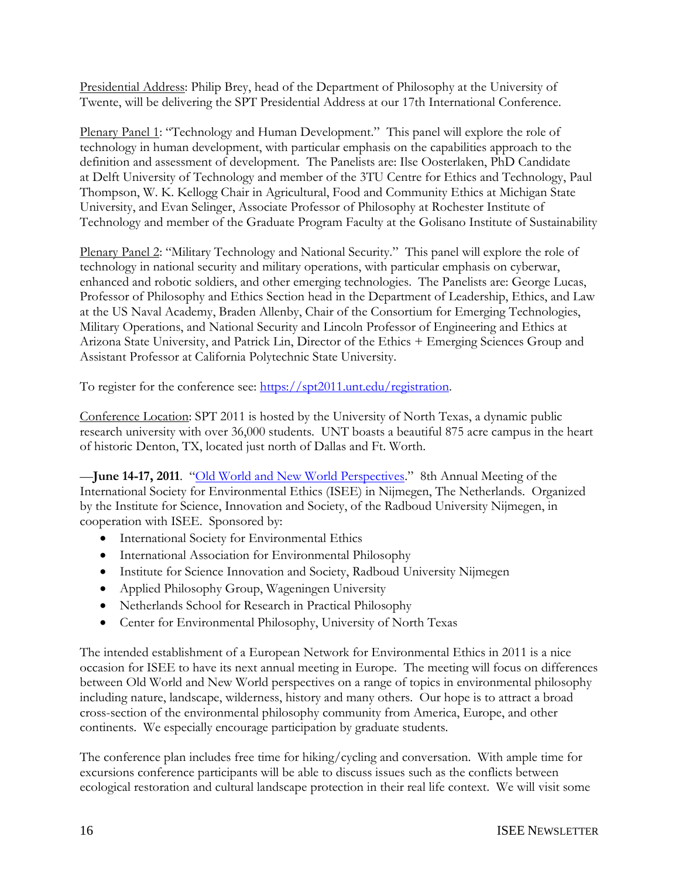Presidential Address: Philip Brey, head of the Department of Philosophy at the University of Twente, will be delivering the SPT Presidential Address at our 17th International Conference.

Plenary Panel 1: "Technology and Human Development." This panel will explore the role of technology in human development, with particular emphasis on the capabilities approach to the definition and assessment of development. The Panelists are: Ilse Oosterlaken, PhD Candidate at Delft University of Technology and member of the 3TU Centre for Ethics and Technology, Paul Thompson, W. K. Kellogg Chair in Agricultural, Food and Community Ethics at Michigan State University, and Evan Selinger, Associate Professor of Philosophy at Rochester Institute of Technology and member of the Graduate Program Faculty at the Golisano Institute of Sustainability

Plenary Panel 2: "Military Technology and National Security." This panel will explore the role of technology in national security and military operations, with particular emphasis on cyberwar, enhanced and robotic soldiers, and other emerging technologies. The Panelists are: George Lucas, Professor of Philosophy and Ethics Section head in the Department of Leadership, Ethics, and Law at the US Naval Academy, Braden Allenby, Chair of the Consortium for Emerging Technologies, Military Operations, and National Security and Lincoln Professor of Engineering and Ethics at Arizona State University, and Patrick Lin, Director of the Ethics + Emerging Sciences Group and Assistant Professor at California Polytechnic State University.

To register for the conference see: https://spt2011.unt.edu/registration.

Conference Location: SPT 2011 is hosted by the University of North Texas, a dynamic public research university with over 36,000 students. UNT boasts a beautiful 875 acre campus in the heart of historic Denton, TX, located just north of Dallas and Ft. Worth.

—**June 14-17, 2011**. "Old World and New World Perspectives." 8th Annual Meeting of the International Society for Environmental Ethics (ISEE) in Nijmegen, The Netherlands. Organized by the Institute for Science, Innovation and Society, of the Radboud University Nijmegen, in cooperation with ISEE. Sponsored by:

- International Society for Environmental Ethics
- International Association for Environmental Philosophy
- Institute for Science Innovation and Society, Radboud University Nijmegen
- Applied Philosophy Group, Wageningen University
- Netherlands School for Research in Practical Philosophy
- Center for Environmental Philosophy, University of North Texas

The intended establishment of a European Network for Environmental Ethics in 2011 is a nice occasion for ISEE to have its next annual meeting in Europe. The meeting will focus on differences between Old World and New World perspectives on a range of topics in environmental philosophy including nature, landscape, wilderness, history and many others. Our hope is to attract a broad cross-section of the environmental philosophy community from America, Europe, and other continents. We especially encourage participation by graduate students.

The conference plan includes free time for hiking/cycling and conversation. With ample time for excursions conference participants will be able to discuss issues such as the conflicts between ecological restoration and cultural landscape protection in their real life context. We will visit some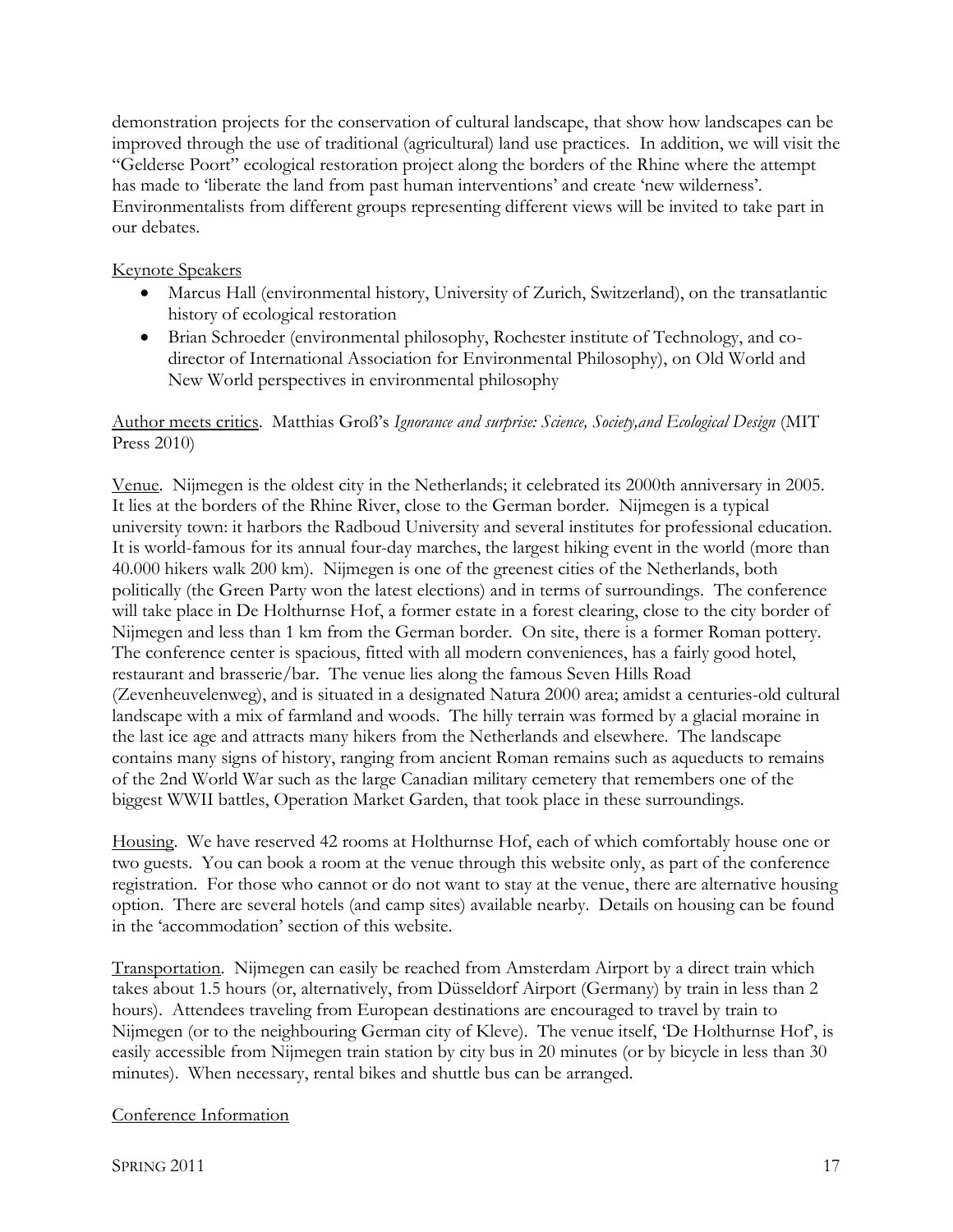demonstration projects for the conservation of cultural landscape, that show how landscapes can be improved through the use of traditional (agricultural) land use practices. In addition, we will visit the "Gelderse Poort" ecological restoration project along the borders of the Rhine where the attempt has made to 'liberate the land from past human interventions' and create 'new wilderness'. Environmentalists from different groups representing different views will be invited to take part in our debates.

Keynote Speakers

- Marcus Hall (environmental history, University of Zurich, Switzerland), on the transatlantic history of ecological restoration
- Brian Schroeder (environmental philosophy, Rochester institute of Technology, and co-director of International Association for Environmental Philosophy), on Old World and New World perspectives in environmental philosophy

Author meets critics. Matthias Groß's *Ignorance and surprise: Science, Society,and Ecological Design* (MIT Press 2010)

Venue. Nijmegen is the oldest city in the Netherlands; it celebrated its 2000th anniversary in 2005. It lies at the borders of the Rhine River, close to the German border. Nijmegen is a typical university town: it harbors the Radboud University and several institutes for professional education. It is world-famous for its annual four-day marches, the largest hiking event in the world (more than 40.000 hikers walk 200 km). Nijmegen is one of the greenest cities of the Netherlands, both politically (the Green Party won the latest elections) and in terms of surroundings. The conference will take place in De Holthurnse Hof, a former estate in a forest clearing, close to the city border of Nijmegen and less than 1 km from the German border. On site, there is a former Roman pottery. The conference center is spacious, fitted with all modern conveniences, has a fairly good hotel, restaurant and brasserie/bar. The venue lies along the famous Seven Hills Road (Zevenheuvelenweg), and is situated in a designated Natura 2000 area; amidst a centuries-old cultural landscape with a mix of farmland and woods. The hilly terrain was formed by a glacial moraine in the last ice age and attracts many hikers from the Netherlands and elsewhere. The landscape contains many signs of history, ranging from ancient Roman remains such as aqueducts to remains of the 2nd World War such as the large Canadian military cemetery that remembers one of the biggest WWII battles, Operation Market Garden, that took place in these surroundings.

Housing. We have reserved 42 rooms at Holthurnse Hof, each of which comfortably house one or two guests. You can book a room at the venue through this website only, as part of the conference registration. For those who cannot or do not want to stay at the venue, there are alternative housing option. There are several hotels (and camp sites) available nearby. Details on housing can be found in the 'accommodation' section of this website.

Transportation. Nijmegen can easily be reached from Amsterdam Airport by a direct train which takes about 1.5 hours (or, alternatively, from Düsseldorf Airport (Germany) by train in less than 2 hours). Attendees traveling from European destinations are encouraged to travel by train to Nijmegen (or to the neighbouring German city of Kleve). The venue itself, 'De Holthurnse Hof', is easily accessible from Nijmegen train station by city bus in 20 minutes (or by bicycle in less than 30 minutes). When necessary, rental bikes and shuttle bus can be arranged.

Conference Information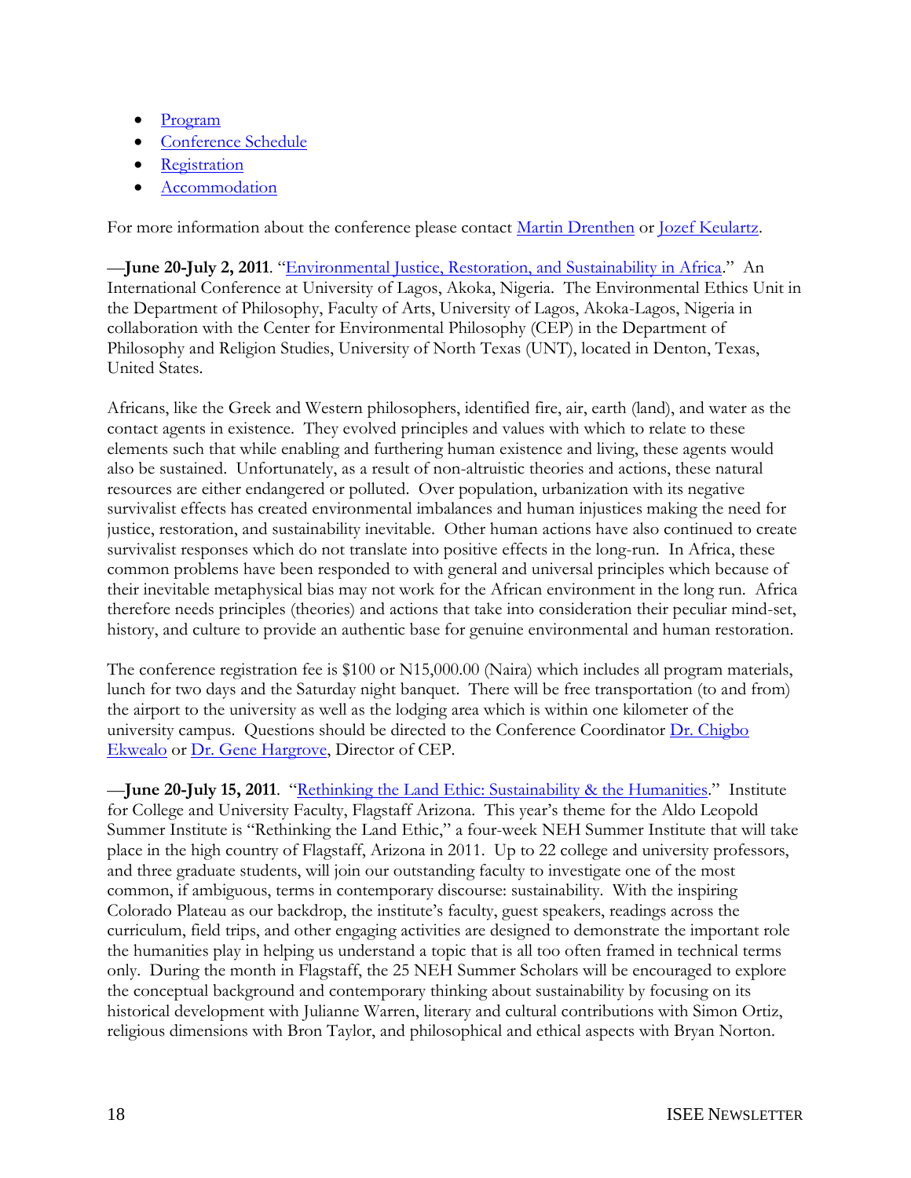- Program
- Conference Schedule
- Registration
- Accommodation

For more information about the conference please contact Martin Drenthen or Jozef Keulartz.

—**June 20-July 2, 2011**. "Environmental Justice, Restoration, and Sustainability in Africa." An International Conference at University of Lagos, Akoka, Nigeria. The Environmental Ethics Unit in the Department of Philosophy, Faculty of Arts, University of Lagos, Akoka-Lagos, Nigeria in collaboration with the Center for Environmental Philosophy (CEP) in the Department of Philosophy and Religion Studies, University of North Texas (UNT), located in Denton, Texas, United States.

Africans, like the Greek and Western philosophers, identified fire, air, earth (land), and water as the contact agents in existence. They evolved principles and values with which to relate to these elements such that while enabling and furthering human existence and living, these agents would also be sustained. Unfortunately, as a result of non-altruistic theories and actions, these natural resources are either endangered or polluted. Over population, urbanization with its negative survivalist effects has created environmental imbalances and human injustices making the need for justice, restoration, and sustainability inevitable. Other human actions have also continued to create survivalist responses which do not translate into positive effects in the long-run. In Africa, these common problems have been responded to with general and universal principles which because of their inevitable metaphysical bias may not work for the African environment in the long run. Africa therefore needs principles (theories) and actions that take into consideration their peculiar mind-set, history, and culture to provide an authentic base for genuine environmental and human restoration.

The conference registration fee is $100 or N15,000.00 (Naira) which includes all program materials, lunch for two days and the Saturday night banquet. There will be free transportation (to and from) the airport to the university as well as the lodging area which is within one kilometer of the university campus. Questions should be directed to the Conference Coordinator Dr. Chigbo Ekwealo or Dr. Gene Hargrove, Director of CEP.

—**June 20-July 15, 2011**. "Rethinking the Land Ethic: Sustainability & the Humanities." Institute for College and University Faculty, Flagstaff Arizona. This year's theme for the Aldo Leopold Summer Institute is "Rethinking the Land Ethic," a four-week NEH Summer Institute that will take place in the high country of Flagstaff, Arizona in 2011. Up to 22 college and university professors, and three graduate students, will join our outstanding faculty to investigate one of the most common, if ambiguous, terms in contemporary discourse: sustainability. With the inspiring Colorado Plateau as our backdrop, the institute's faculty, guest speakers, readings across the curriculum, field trips, and other engaging activities are designed to demonstrate the important role the humanities play in helping us understand a topic that is all too often framed in technical terms only. During the month in Flagstaff, the 25 NEH Summer Scholars will be encouraged to explore the conceptual background and contemporary thinking about sustainability by focusing on its historical development with Julianne Warren, literary and cultural contributions with Simon Ortiz, religious dimensions with Bron Taylor, and philosophical and ethical aspects with Bryan Norton.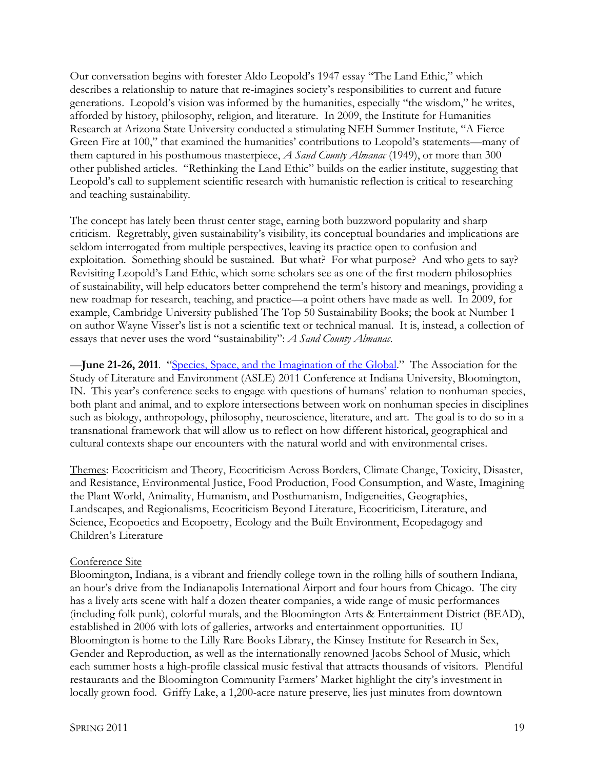Our conversation begins with forester Aldo Leopold's 1947 essay "The Land Ethic," which describes a relationship to nature that re-imagines society's responsibilities to current and future generations. Leopold's vision was informed by the humanities, especially "the wisdom," he writes, afforded by history, philosophy, religion, and literature. In 2009, the Institute for Humanities Research at Arizona State University conducted a stimulating NEH Summer Institute, "A Fierce Green Fire at 100," that examined the humanities' contributions to Leopold's statements—many of them captured in his posthumous masterpiece, *A Sand County Almanac* (1949), or more than 300 other published articles. "Rethinking the Land Ethic" builds on the earlier institute, suggesting that Leopold's call to supplement scientific research with humanistic reflection is critical to researching and teaching sustainability.

The concept has lately been thrust center stage, earning both buzzword popularity and sharp criticism. Regrettably, given sustainability's visibility, its conceptual boundaries and implications are seldom interrogated from multiple perspectives, leaving its practice open to confusion and exploitation. Something should be sustained. But what? For what purpose? And who gets to say? Revisiting Leopold's Land Ethic, which some scholars see as one of the first modern philosophies of sustainability, will help educators better comprehend the term's history and meanings, providing a new roadmap for research, teaching, and practice—a point others have made as well. In 2009, for example, Cambridge University published The Top 50 Sustainability Books; the book at Number 1 on author Wayne Visser's list is not a scientific text or technical manual. It is, instead, a collection of essays that never uses the word "sustainability": *A Sand County Almanac.*

—**June 21-26, 2011**. "Species, Space, and the Imagination of the Global." The Association for the Study of Literature and Environment (ASLE) 2011 Conference at Indiana University, Bloomington, IN. This year's conference seeks to engage with questions of humans' relation to nonhuman species, both plant and animal, and to explore intersections between work on nonhuman species in disciplines such as biology, anthropology, philosophy, neuroscience, literature, and art. The goal is to do so in a transnational framework that will allow us to reflect on how different historical, geographical and cultural contexts shape our encounters with the natural world and with environmental crises.

Themes: Ecocriticism and Theory, Ecocriticism Across Borders, Climate Change, Toxicity, Disaster, and Resistance, Environmental Justice, Food Production, Food Consumption, and Waste, Imagining the Plant World, Animality, Humanism, and Posthumanism, Indigeneities, Geographies, Landscapes, and Regionalisms, Ecocriticism Beyond Literature, Ecocriticism, Literature, and Science, Ecopoetics and Ecopoetry, Ecology and the Built Environment, Ecopedagogy and Children's Literature

Conference Site

Bloomington, Indiana, is a vibrant and friendly college town in the rolling hills of southern Indiana, an hour's drive from the Indianapolis International Airport and four hours from Chicago. The city has a lively arts scene with half a dozen theater companies, a wide range of music performances (including folk punk), colorful murals, and the Bloomington Arts & Entertainment District (BEAD), established in 2006 with lots of galleries, artworks and entertainment opportunities. IU Bloomington is home to the Lilly Rare Books Library, the Kinsey Institute for Research in Sex, Gender and Reproduction, as well as the internationally renowned Jacobs School of Music, which each summer hosts a high-profile classical music festival that attracts thousands of visitors. Plentiful restaurants and the Bloomington Community Farmers' Market highlight the city's investment in locally grown food. Griffy Lake, a 1,200-acre nature preserve, lies just minutes from downtown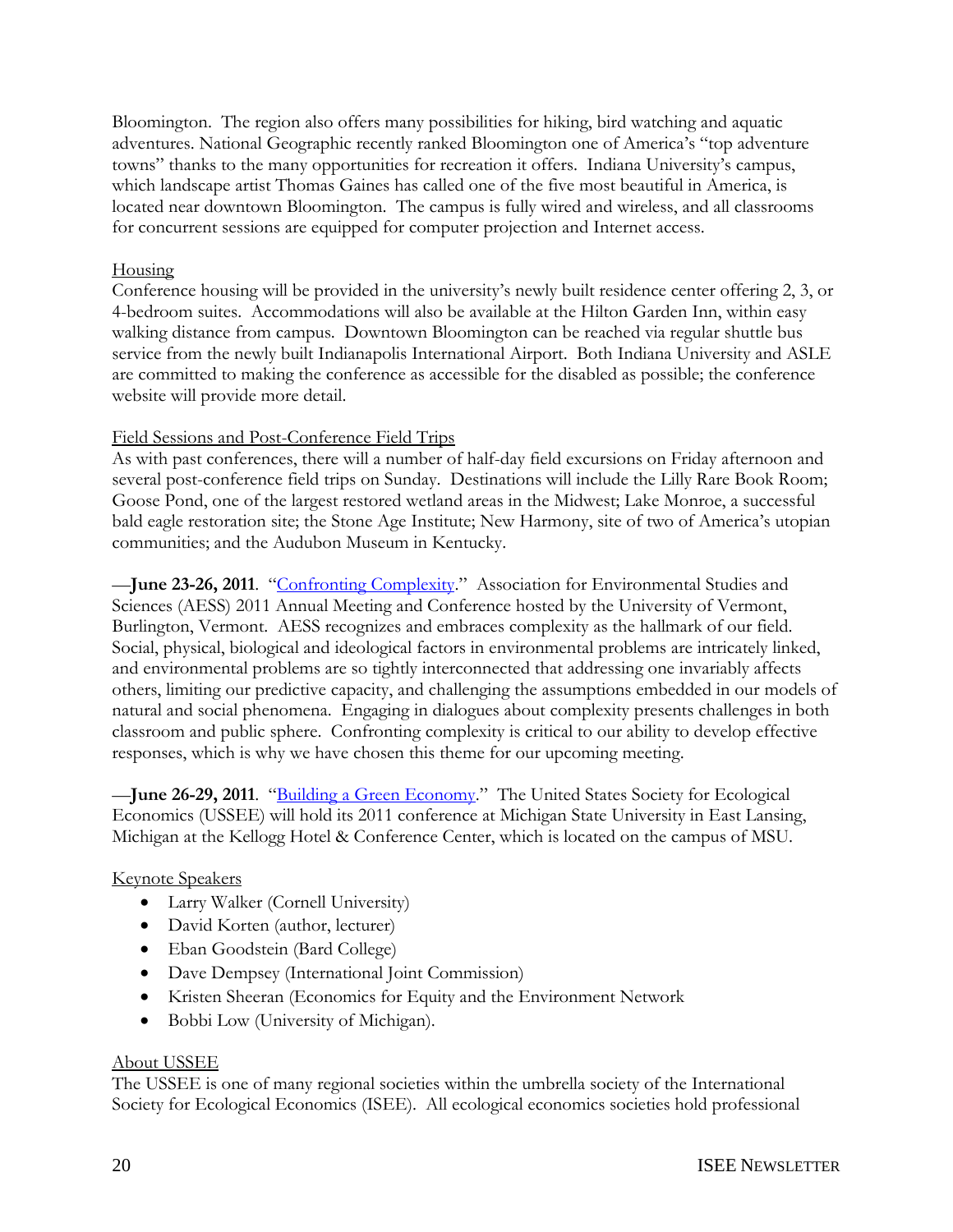Bloomington. The region also offers many possibilities for hiking, bird watching and aquatic adventures. National Geographic recently ranked Bloomington one of America's "top adventure towns" thanks to the many opportunities for recreation it offers. Indiana University's campus, which landscape artist Thomas Gaines has called one of the five most beautiful in America, is located near downtown Bloomington. The campus is fully wired and wireless, and all classrooms for concurrent sessions are equipped for computer projection and Internet access.

Housing

Conference housing will be provided in the university's newly built residence center offering 2, 3, or 4-bedroom suites. Accommodations will also be available at the Hilton Garden Inn, within easy walking distance from campus. Downtown Bloomington can be reached via regular shuttle bus service from the newly built Indianapolis International Airport. Both Indiana University and ASLE are committed to making the conference as accessible for the disabled as possible; the conference website will provide more detail.

Field Sessions and Post-Conference Field Trips

As with past conferences, there will a number of half-day field excursions on Friday afternoon and several post-conference field trips on Sunday. Destinations will include the Lilly Rare Book Room; Goose Pond, one of the largest restored wetland areas in the Midwest; Lake Monroe, a successful bald eagle restoration site; the Stone Age Institute; New Harmony, site of two of America's utopian communities; and the Audubon Museum in Kentucky.

—**June 23-26, 2011**. "Confronting Complexity." Association for Environmental Studies and Sciences (AESS) 2011 Annual Meeting and Conference hosted by the University of Vermont, Burlington, Vermont. AESS recognizes and embraces complexity as the hallmark of our field. Social, physical, biological and ideological factors in environmental problems are intricately linked, and environmental problems are so tightly interconnected that addressing one invariably affects others, limiting our predictive capacity, and challenging the assumptions embedded in our models of natural and social phenomena. Engaging in dialogues about complexity presents challenges in both classroom and public sphere. Confronting complexity is critical to our ability to develop effective responses, which is why we have chosen this theme for our upcoming meeting.

—**June 26-29, 2011**. "Building a Green Economy." The United States Society for Ecological Economics (USSEE) will hold its 2011 conference at Michigan State University in East Lansing, Michigan at the Kellogg Hotel & Conference Center, which is located on the campus of MSU.

Keynote Speakers

- Larry Walker (Cornell University)
- David Korten (author, lecturer)
- Eban Goodstein (Bard College)
- Dave Dempsey (International Joint Commission)
- Kristen Sheeran (Economics for Equity and the Environment Network
- Bobbi Low (University of Michigan).

About USSEE

The USSEE is one of many regional societies within the umbrella society of the International Society for Ecological Economics (ISEE). All ecological economics societies hold professional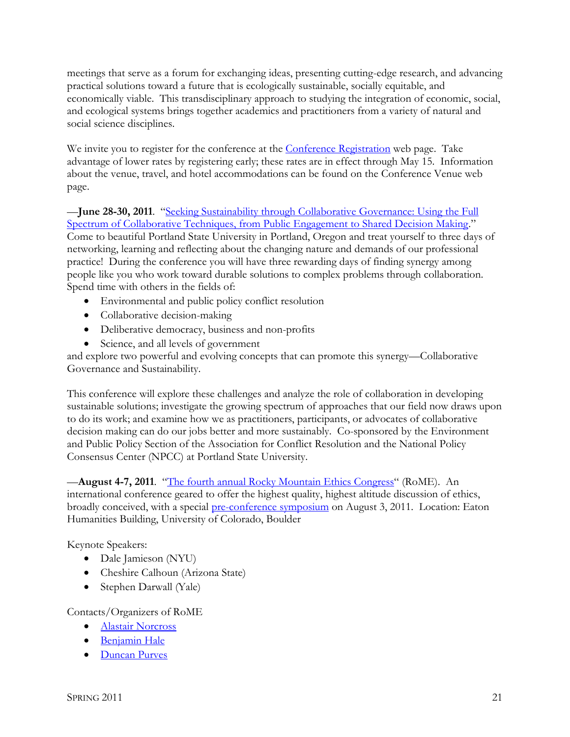meetings that serve as a forum for exchanging ideas, presenting cutting-edge research, and advancing practical solutions toward a future that is ecologically sustainable, socially equitable, and economically viable. This transdisciplinary approach to studying the integration of economic, social, and ecological systems brings together academics and practitioners from a variety of natural and social science disciplines.

We invite you to register for the conference at the Conference Registration web page. Take advantage of lower rates by registering early; these rates are in effect through May 15. Information about the venue, travel, and hotel accommodations can be found on the Conference Venue web page.

—**June 28-30, 2011**. "Seeking Sustainability through Collaborative Governance: Using the Full Spectrum of Collaborative Techniques, from Public Engagement to Shared Decision Making." Come to beautiful Portland State University in Portland, Oregon and treat yourself to three days of networking, learning and reflecting about the changing nature and demands of our professional practice! During the conference you will have three rewarding days of finding synergy among people like you who work toward durable solutions to complex problems through collaboration. Spend time with others in the fields of:

- Environmental and public policy conflict resolution
- Collaborative decision-making
- Deliberative democracy, business and non-profits
- Science, and all levels of government

and explore two powerful and evolving concepts that can promote this synergy—Collaborative Governance and Sustainability.

This conference will explore these challenges and analyze the role of collaboration in developing sustainable solutions; investigate the growing spectrum of approaches that our field now draws upon to do its work; and examine how we as practitioners, participants, or advocates of collaborative decision making can do our jobs better and more sustainably. Co-sponsored by the Environment and Public Policy Section of the Association for Conflict Resolution and the National Policy Consensus Center (NPCC) at Portland State University.

—**August 4-7, 2011**. "The fourth annual Rocky Mountain Ethics Congress" (RoME). An international conference geared to offer the highest quality, highest altitude discussion of ethics, broadly conceived, with a special pre-conference symposium on August 3, 2011. Location: Eaton Humanities Building, University of Colorado, Boulder

Keynote Speakers:

- Dale Jamieson (NYU)
- Cheshire Calhoun (Arizona State)
- Stephen Darwall (Yale)

Contacts/Organizers of RoME

- Alastair Norcross
- Benjamin Hale
- Duncan Purves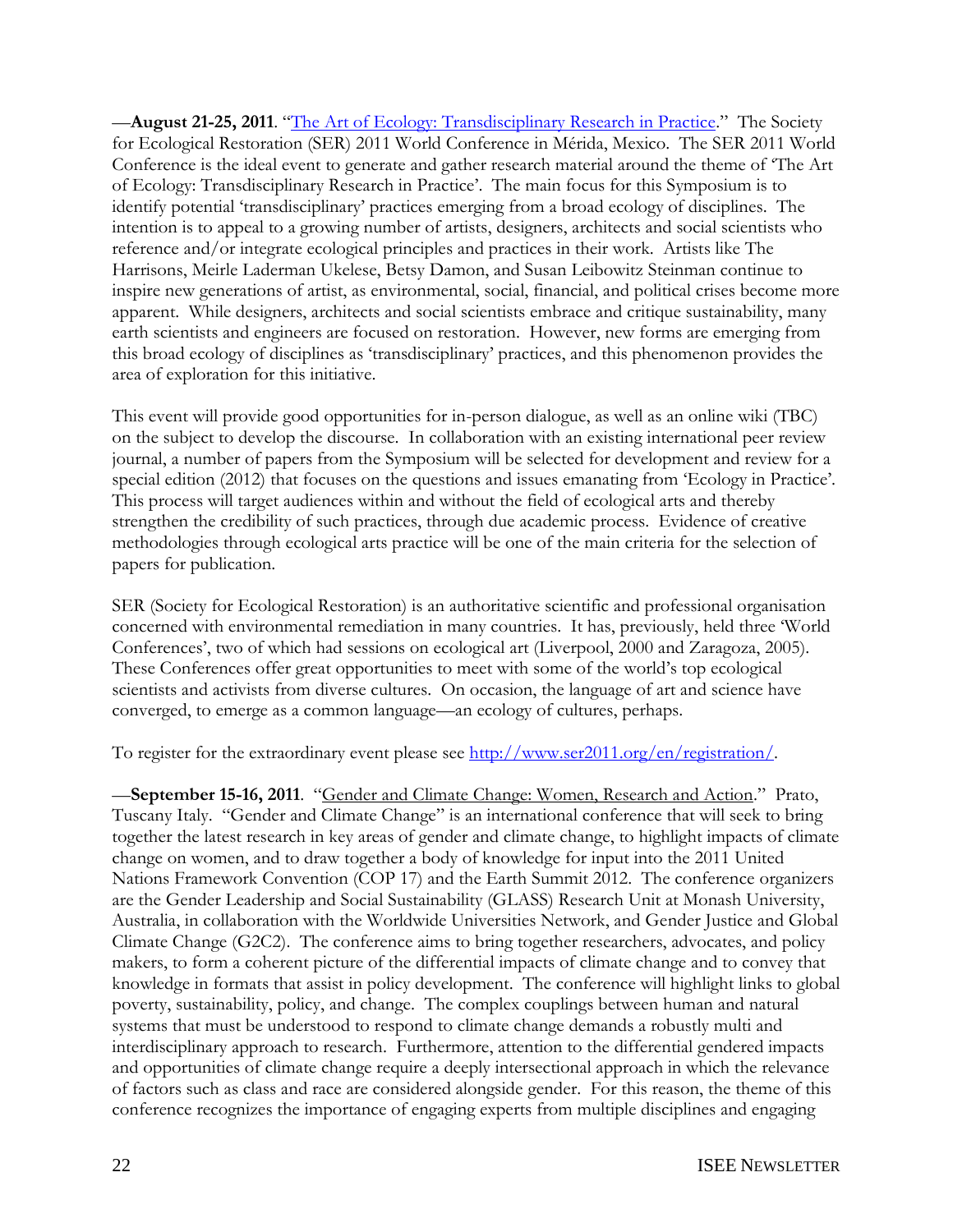—**August 21-25, 2011**. "The Art of Ecology: Transdisciplinary Research in Practice." The Society for Ecological Restoration (SER) 2011 World Conference in Mérida, Mexico. The SER 2011 World Conference is the ideal event to generate and gather research material around the theme of 'The Art of Ecology: Transdisciplinary Research in Practice'. The main focus for this Symposium is to identify potential 'transdisciplinary' practices emerging from a broad ecology of disciplines. The intention is to appeal to a growing number of artists, designers, architects and social scientists who reference and/or integrate ecological principles and practices in their work. Artists like The Harrisons, Meirle Laderman Ukelese, Betsy Damon, and Susan Leibowitz Steinman continue to inspire new generations of artist, as environmental, social, financial, and political crises become more apparent. While designers, architects and social scientists embrace and critique sustainability, many earth scientists and engineers are focused on restoration. However, new forms are emerging from this broad ecology of disciplines as 'transdisciplinary' practices, and this phenomenon provides the area of exploration for this initiative.

This event will provide good opportunities for in-person dialogue, as well as an online wiki (TBC) on the subject to develop the discourse. In collaboration with an existing international peer review journal, a number of papers from the Symposium will be selected for development and review for a special edition (2012) that focuses on the questions and issues emanating from 'Ecology in Practice'. This process will target audiences within and without the field of ecological arts and thereby strengthen the credibility of such practices, through due academic process. Evidence of creative methodologies through ecological arts practice will be one of the main criteria for the selection of papers for publication.

SER (Society for Ecological Restoration) is an authoritative scientific and professional organisation concerned with environmental remediation in many countries. It has, previously, held three 'World Conferences', two of which had sessions on ecological art (Liverpool, 2000 and Zaragoza, 2005). These Conferences offer great opportunities to meet with some of the world's top ecological scientists and activists from diverse cultures. On occasion, the language of art and science have converged, to emerge as a common language—an ecology of cultures, perhaps.

To register for the extraordinary event please see http://www.ser2011.org/en/registration/.

—**September 15-16, 2011**. "Gender and Climate Change: Women, Research and Action." Prato, Tuscany Italy. "Gender and Climate Change" is an international conference that will seek to bring together the latest research in key areas of gender and climate change, to highlight impacts of climate change on women, and to draw together a body of knowledge for input into the 2011 United Nations Framework Convention (COP 17) and the Earth Summit 2012. The conference organizers are the Gender Leadership and Social Sustainability (GLASS) Research Unit at Monash University, Australia, in collaboration with the Worldwide Universities Network, and Gender Justice and Global Climate Change (G2C2). The conference aims to bring together researchers, advocates, and policy makers, to form a coherent picture of the differential impacts of climate change and to convey that knowledge in formats that assist in policy development. The conference will highlight links to global poverty, sustainability, policy, and change. The complex couplings between human and natural systems that must be understood to respond to climate change demands a robustly multi and interdisciplinary approach to research. Furthermore, attention to the differential gendered impacts and opportunities of climate change require a deeply intersectional approach in which the relevance of factors such as class and race are considered alongside gender. For this reason, the theme of this conference recognizes the importance of engaging experts from multiple disciplines and engaging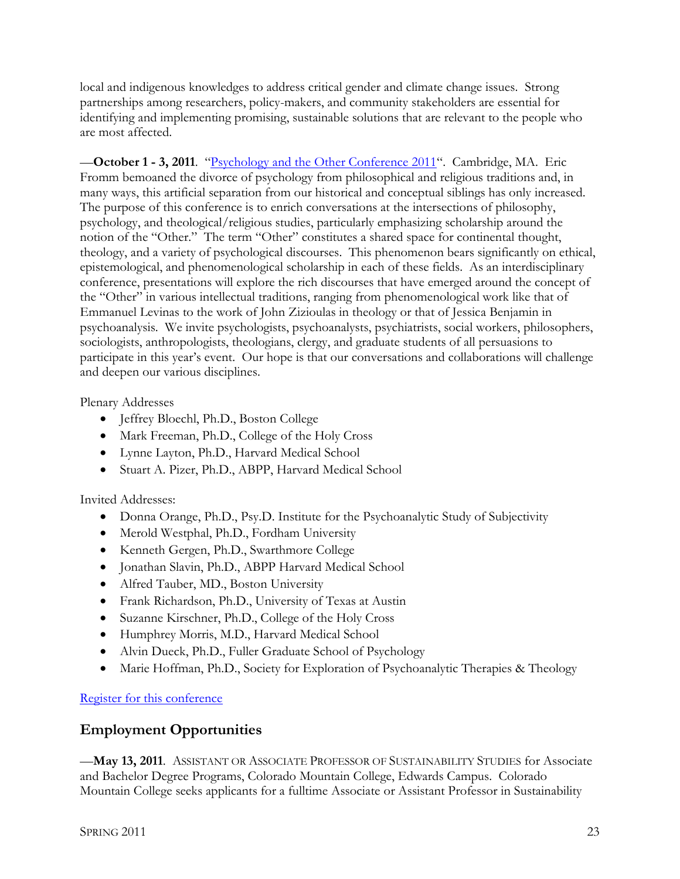local and indigenous knowledges to address critical gender and climate change issues. Strong partnerships among researchers, policy-makers, and community stakeholders are essential for identifying and implementing promising, sustainable solutions that are relevant to the people who are most affected.

—**October 1 - 3, 2011**. "Psychology and the Other Conference 2011". Cambridge, MA. Eric Fromm bemoaned the divorce of psychology from philosophical and religious traditions and, in many ways, this artificial separation from our historical and conceptual siblings has only increased. The purpose of this conference is to enrich conversations at the intersections of philosophy, psychology, and theological/religious studies, particularly emphasizing scholarship around the notion of the "Other." The term "Other" constitutes a shared space for continental thought, theology, and a variety of psychological discourses. This phenomenon bears significantly on ethical, epistemological, and phenomenological scholarship in each of these fields. As an interdisciplinary conference, presentations will explore the rich discourses that have emerged around the concept of the "Other" in various intellectual traditions, ranging from phenomenological work like that of Emmanuel Levinas to the work of John Zizioulas in theology or that of Jessica Benjamin in psychoanalysis. We invite psychologists, psychoanalysts, psychiatrists, social workers, philosophers, sociologists, anthropologists, theologians, clergy, and graduate students of all persuasions to participate in this year's event. Our hope is that our conversations and collaborations will challenge and deepen our various disciplines.

Plenary Addresses

- Jeffrey Bloechl, Ph.D., Boston College
- Mark Freeman, Ph.D., College of the Holy Cross
- Lynne Layton, Ph.D., Harvard Medical School
- Stuart A. Pizer, Ph.D., ABPP, Harvard Medical School

Invited Addresses:

- Donna Orange, Ph.D., Psy.D. Institute for the Psychoanalytic Study of Subjectivity
- Merold Westphal, Ph.D., Fordham University
- Kenneth Gergen, Ph.D., Swarthmore College
- Jonathan Slavin, Ph.D., ABPP Harvard Medical School
- Alfred Tauber, MD., Boston University
- Frank Richardson, Ph.D., University of Texas at Austin
- Suzanne Kirschner, Ph.D., College of the Holy Cross
- Humphrey Morris, M.D., Harvard Medical School
- Alvin Dueck, Ph.D., Fuller Graduate School of Psychology
- Marie Hoffman, Ph.D., Society for Exploration of Psychoanalytic Therapies & Theology

Register for this conference

## Employment Opportunities

—**May 13, 2011**. Assistant or Associate Professor of Sustainability Studies for Associate and Bachelor Degree Programs, Colorado Mountain College, Edwards Campus. Colorado Mountain College seeks applicants for a fulltime Associate or Assistant Professor in Sustainability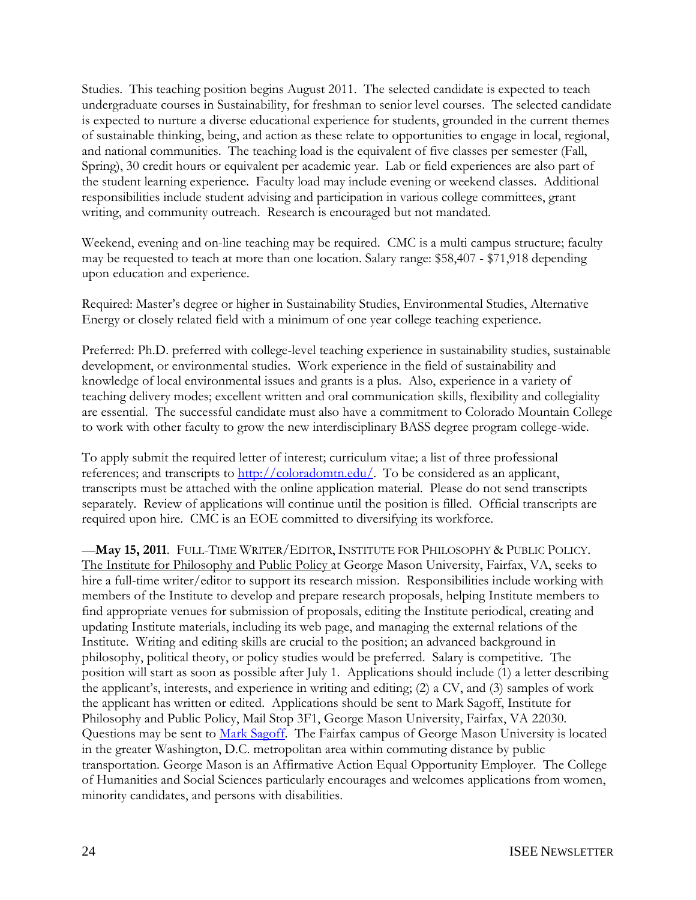Studies. This teaching position begins August 2011. The selected candidate is expected to teach undergraduate courses in Sustainability, for freshman to senior level courses. The selected candidate is expected to nurture a diverse educational experience for students, grounded in the current themes of sustainable thinking, being, and action as these relate to opportunities to engage in local, regional, and national communities. The teaching load is the equivalent of five classes per semester (Fall, Spring), 30 credit hours or equivalent per academic year. Lab or field experiences are also part of the student learning experience. Faculty load may include evening or weekend classes. Additional responsibilities include student advising and participation in various college committees, grant writing, and community outreach. Research is encouraged but not mandated.

Weekend, evening and on-line teaching may be required. CMC is a multi campus structure; faculty may be requested to teach at more than one location. Salary range: $58,407 - $71,918 depending upon education and experience.

Required: Master's degree or higher in Sustainability Studies, Environmental Studies, Alternative Energy or closely related field with a minimum of one year college teaching experience.

Preferred: Ph.D. preferred with college-level teaching experience in sustainability studies, sustainable development, or environmental studies. Work experience in the field of sustainability and knowledge of local environmental issues and grants is a plus. Also, experience in a variety of teaching delivery modes; excellent written and oral communication skills, flexibility and collegiality are essential. The successful candidate must also have a commitment to Colorado Mountain College to work with other faculty to grow the new interdisciplinary BASS degree program college-wide.

To apply submit the required letter of interest; curriculum vitae; a list of three professional references; and transcripts to http://coloradomtn.edu/. To be considered as an applicant, transcripts must be attached with the online application material. Please do not send transcripts separately. Review of applications will continue until the position is filled. Official transcripts are required upon hire. CMC is an EOE committed to diversifying its workforce.

—**May 15, 2011**. FULL-TIME WRITER/EDITOR, INSTITUTE FOR PHILOSOPHY & PUBLIC POLICY. The Institute for Philosophy and Public Policy at George Mason University, Fairfax, VA, seeks to hire a full-time writer/editor to support its research mission. Responsibilities include working with members of the Institute to develop and prepare research proposals, helping Institute members to find appropriate venues for submission of proposals, editing the Institute periodical, creating and updating Institute materials, including its web page, and managing the external relations of the Institute. Writing and editing skills are crucial to the position; an advanced background in philosophy, political theory, or policy studies would be preferred. Salary is competitive. The position will start as soon as possible after July 1. Applications should include (1) a letter describing the applicant's, interests, and experience in writing and editing; (2) a CV, and (3) samples of work the applicant has written or edited. Applications should be sent to Mark Sagoff, Institute for Philosophy and Public Policy, Mail Stop 3F1, George Mason University, Fairfax, VA 22030. Questions may be sent to Mark Sagoff. The Fairfax campus of George Mason University is located in the greater Washington, D.C. metropolitan area within commuting distance by public transportation. George Mason is an Affirmative Action Equal Opportunity Employer. The College of Humanities and Social Sciences particularly encourages and welcomes applications from women, minority candidates, and persons with disabilities.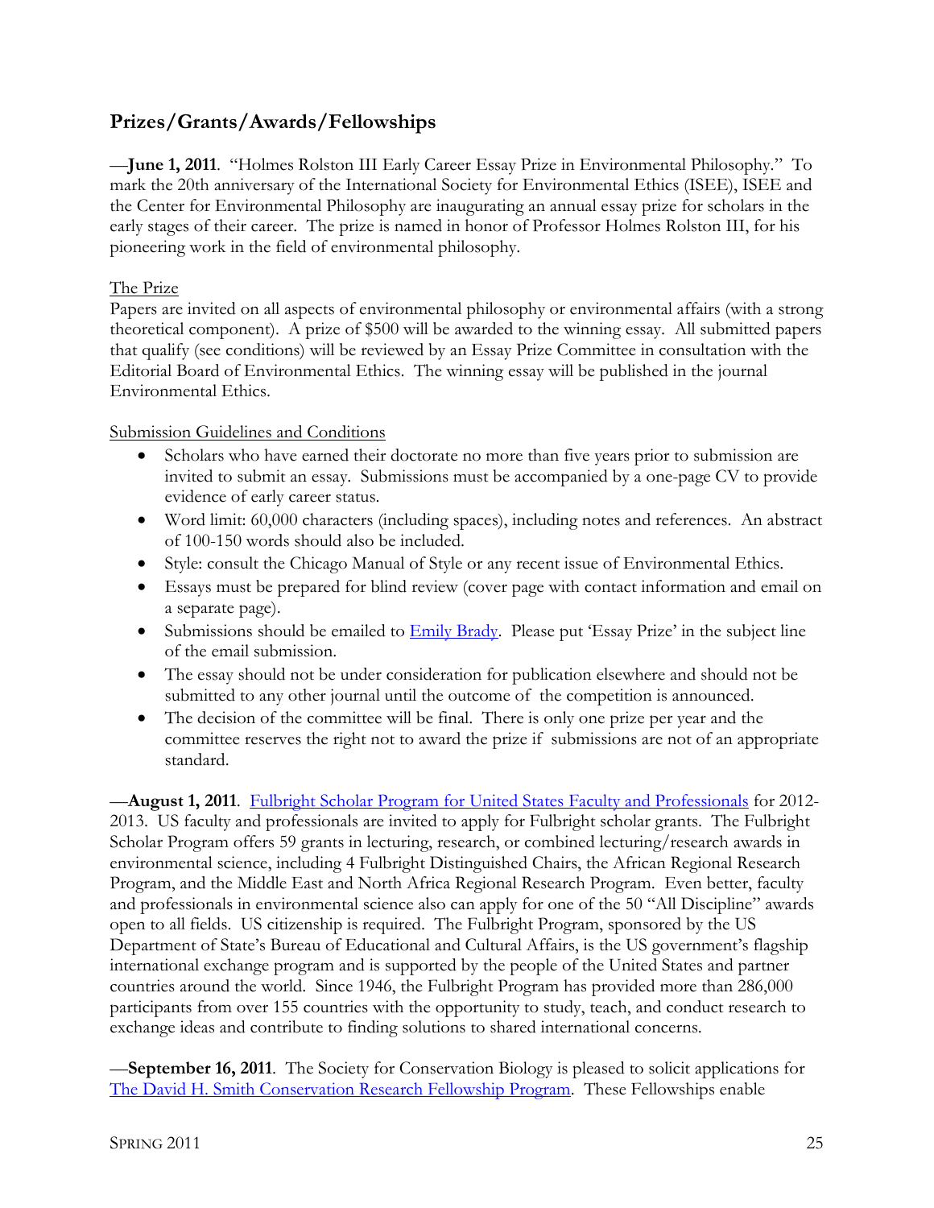## Prizes/Grants/Awards/Fellowships

—**June 1, 2011**. "Holmes Rolston III Early Career Essay Prize in Environmental Philosophy." To mark the 20th anniversary of the International Society for Environmental Ethics (ISEE), ISEE and the Center for Environmental Philosophy are inaugurating an annual essay prize for scholars in the early stages of their career. The prize is named in honor of Professor Holmes Rolston III, for his pioneering work in the field of environmental philosophy.

The Prize

Papers are invited on all aspects of environmental philosophy or environmental affairs (with a strong theoretical component). A prize of $500 will be awarded to the winning essay. All submitted papers that qualify (see conditions) will be reviewed by an Essay Prize Committee in consultation with the Editorial Board of Environmental Ethics. The winning essay will be published in the journal Environmental Ethics.

Submission Guidelines and Conditions

- Scholars who have earned their doctorate no more than five years prior to submission are invited to submit an essay. Submissions must be accompanied by a one-page CV to provide evidence of early career status.
- Word limit: 60,000 characters (including spaces), including notes and references. An abstract of 100-150 words should also be included.
- Style: consult the Chicago Manual of Style or any recent issue of Environmental Ethics.
- Essays must be prepared for blind review (cover page with contact information and email on a separate page).
- Submissions should be emailed to Emily Brady. Please put 'Essay Prize' in the subject line of the email submission.
- The essay should not be under consideration for publication elsewhere and should not be submitted to any other journal until the outcome of the competition is announced.
- The decision of the committee will be final. There is only one prize per year and the committee reserves the right not to award the prize if submissions are not of an appropriate standard.

—**August 1, 2011**. Fulbright Scholar Program for United States Faculty and Professionals for 2012-2013. US faculty and professionals are invited to apply for Fulbright scholar grants. The Fulbright Scholar Program offers 59 grants in lecturing, research, or combined lecturing/research awards in environmental science, including 4 Fulbright Distinguished Chairs, the African Regional Research Program, and the Middle East and North Africa Regional Research Program. Even better, faculty and professionals in environmental science also can apply for one of the 50 "All Discipline" awards open to all fields. US citizenship is required. The Fulbright Program, sponsored by the US Department of State's Bureau of Educational and Cultural Affairs, is the US government's flagship international exchange program and is supported by the people of the United States and partner countries around the world. Since 1946, the Fulbright Program has provided more than 286,000 participants from over 155 countries with the opportunity to study, teach, and conduct research to exchange ideas and contribute to finding solutions to shared international concerns.

—**September 16, 2011**. The Society for Conservation Biology is pleased to solicit applications for The David H. Smith Conservation Research Fellowship Program. These Fellowships enable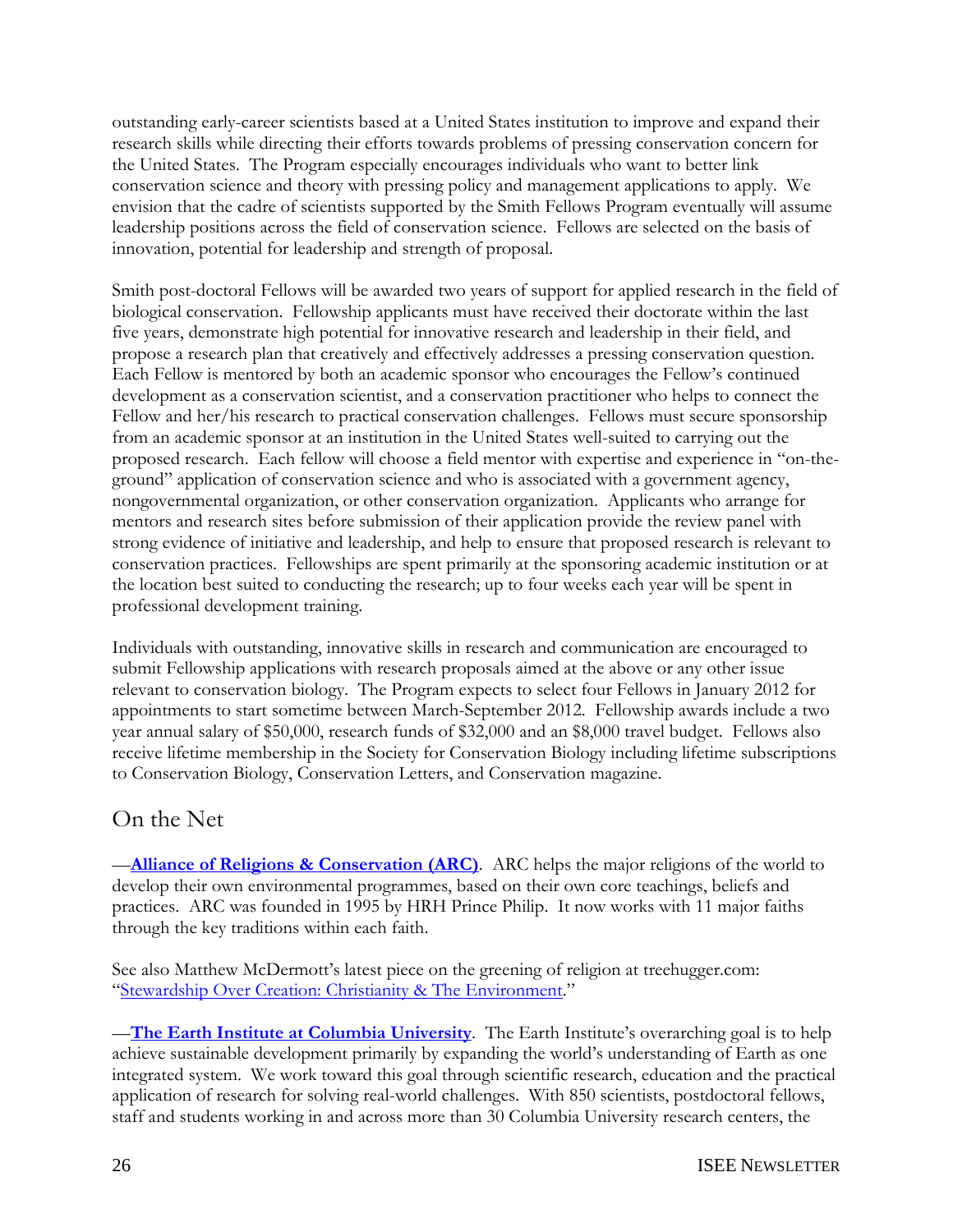outstanding early-career scientists based at a United States institution to improve and expand their research skills while directing their efforts towards problems of pressing conservation concern for the United States. The Program especially encourages individuals who want to better link conservation science and theory with pressing policy and management applications to apply. We envision that the cadre of scientists supported by the Smith Fellows Program eventually will assume leadership positions across the field of conservation science. Fellows are selected on the basis of innovation, potential for leadership and strength of proposal.

Smith post-doctoral Fellows will be awarded two years of support for applied research in the field of biological conservation. Fellowship applicants must have received their doctorate within the last five years, demonstrate high potential for innovative research and leadership in their field, and propose a research plan that creatively and effectively addresses a pressing conservation question. Each Fellow is mentored by both an academic sponsor who encourages the Fellow's continued development as a conservation scientist, and a conservation practitioner who helps to connect the Fellow and her/his research to practical conservation challenges. Fellows must secure sponsorship from an academic sponsor at an institution in the United States well-suited to carrying out the proposed research. Each fellow will choose a field mentor with expertise and experience in "on-the-ground" application of conservation science and who is associated with a government agency, nongovernmental organization, or other conservation organization. Applicants who arrange for mentors and research sites before submission of their application provide the review panel with strong evidence of initiative and leadership, and help to ensure that proposed research is relevant to conservation practices. Fellowships are spent primarily at the sponsoring academic institution or at the location best suited to conducting the research; up to four weeks each year will be spent in professional development training.

Individuals with outstanding, innovative skills in research and communication are encouraged to submit Fellowship applications with research proposals aimed at the above or any other issue relevant to conservation biology. The Program expects to select four Fellows in January 2012 for appointments to start sometime between March-September 2012. Fellowship awards include a two year annual salary of $50,000, research funds of $32,000 and an $8,000 travel budget. Fellows also receive lifetime membership in the Society for Conservation Biology including lifetime subscriptions to Conservation Biology, Conservation Letters, and Conservation magazine.

## On the Net

—**Alliance of Religions & Conservation (ARC)**. ARC helps the major religions of the world to develop their own environmental programmes, based on their own core teachings, beliefs and practices. ARC was founded in 1995 by HRH Prince Philip. It now works with 11 major faiths through the key traditions within each faith.

See also Matthew McDermott's latest piece on the greening of religion at treehugger.com: "Stewardship Over Creation: Christianity & The Environment."

—**The Earth Institute at Columbia University**. The Earth Institute's overarching goal is to help achieve sustainable development primarily by expanding the world's understanding of Earth as one integrated system. We work toward this goal through scientific research, education and the practical application of research for solving real-world challenges. With 850 scientists, postdoctoral fellows, staff and students working in and across more than 30 Columbia University research centers, the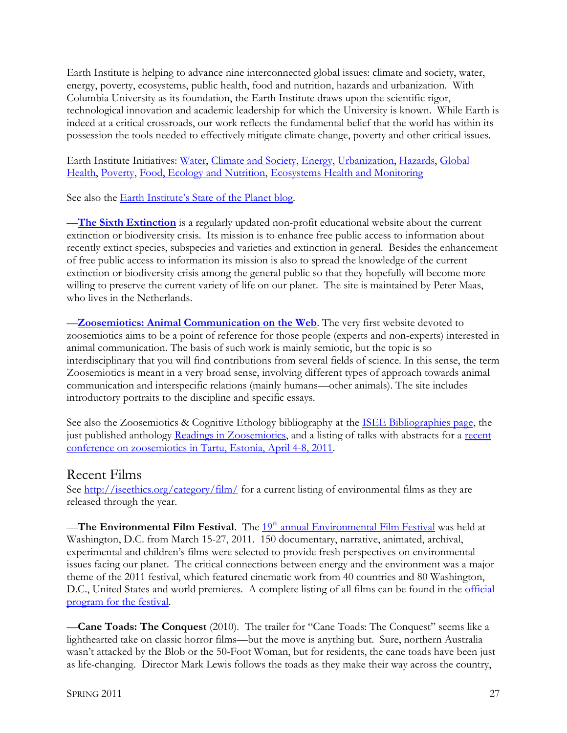Earth Institute is helping to advance nine interconnected global issues: climate and society, water, energy, poverty, ecosystems, public health, food and nutrition, hazards and urbanization. With Columbia University as its foundation, the Earth Institute draws upon the scientific rigor, technological innovation and academic leadership for which the University is known. While Earth is indeed at a critical crossroads, our work reflects the fundamental belief that the world has within its possession the tools needed to effectively mitigate climate change, poverty and other critical issues.

Earth Institute Initiatives: Water, Climate and Society, Energy, Urbanization, Hazards, Global Health, Poverty, Food, Ecology and Nutrition, Ecosystems Health and Monitoring

See also the Earth Institute's State of the Planet blog.

—**The Sixth Extinction** is a regularly updated non-profit educational website about the current extinction or biodiversity crisis. Its mission is to enhance free public access to information about recently extinct species, subspecies and varieties and extinction in general. Besides the enhancement of free public access to information its mission is also to spread the knowledge of the current extinction or biodiversity crisis among the general public so that they hopefully will become more willing to preserve the current variety of life on our planet. The site is maintained by Peter Maas, who lives in the Netherlands.

—**Zoosemiotics: Animal Communication on the Web**. The very first website devoted to zoosemiotics aims to be a point of reference for those people (experts and non-experts) interested in animal communication. The basis of such work is mainly semiotic, but the topic is so interdisciplinary that you will find contributions from several fields of science. In this sense, the term Zoosemiotics is meant in a very broad sense, involving different types of approach towards animal communication and interspecific relations (mainly humans—other animals). The site includes introductory portraits to the discipline and specific essays.

See also the Zoosemiotics & Cognitive Ethology bibliography at the ISEE Bibliographies page, the just published anthology Readings in Zoosemiotics, and a listing of talks with abstracts for a recent conference on zoosemiotics in Tartu, Estonia, April 4-8, 2011.

## Recent Films

See http://iseethics.org/category/film/ for a current listing of environmental films as they are released through the year.

—**The Environmental Film Festival**. The 19th annual Environmental Film Festival was held at Washington, D.C. from March 15-27, 2011. 150 documentary, narrative, animated, archival, experimental and children's films were selected to provide fresh perspectives on environmental issues facing our planet. The critical connections between energy and the environment was a major theme of the 2011 festival, which featured cinematic work from 40 countries and 80 Washington, D.C., United States and world premieres. A complete listing of all films can be found in the official program for the festival.

—**Cane Toads: The Conquest** (2010). The trailer for "Cane Toads: The Conquest" seems like a lighthearted take on classic horror films—but the move is anything but. Sure, northern Australia wasn't attacked by the Blob or the 50-Foot Woman, but for residents, the cane toads have been just as life-changing. Director Mark Lewis follows the toads as they make their way across the country,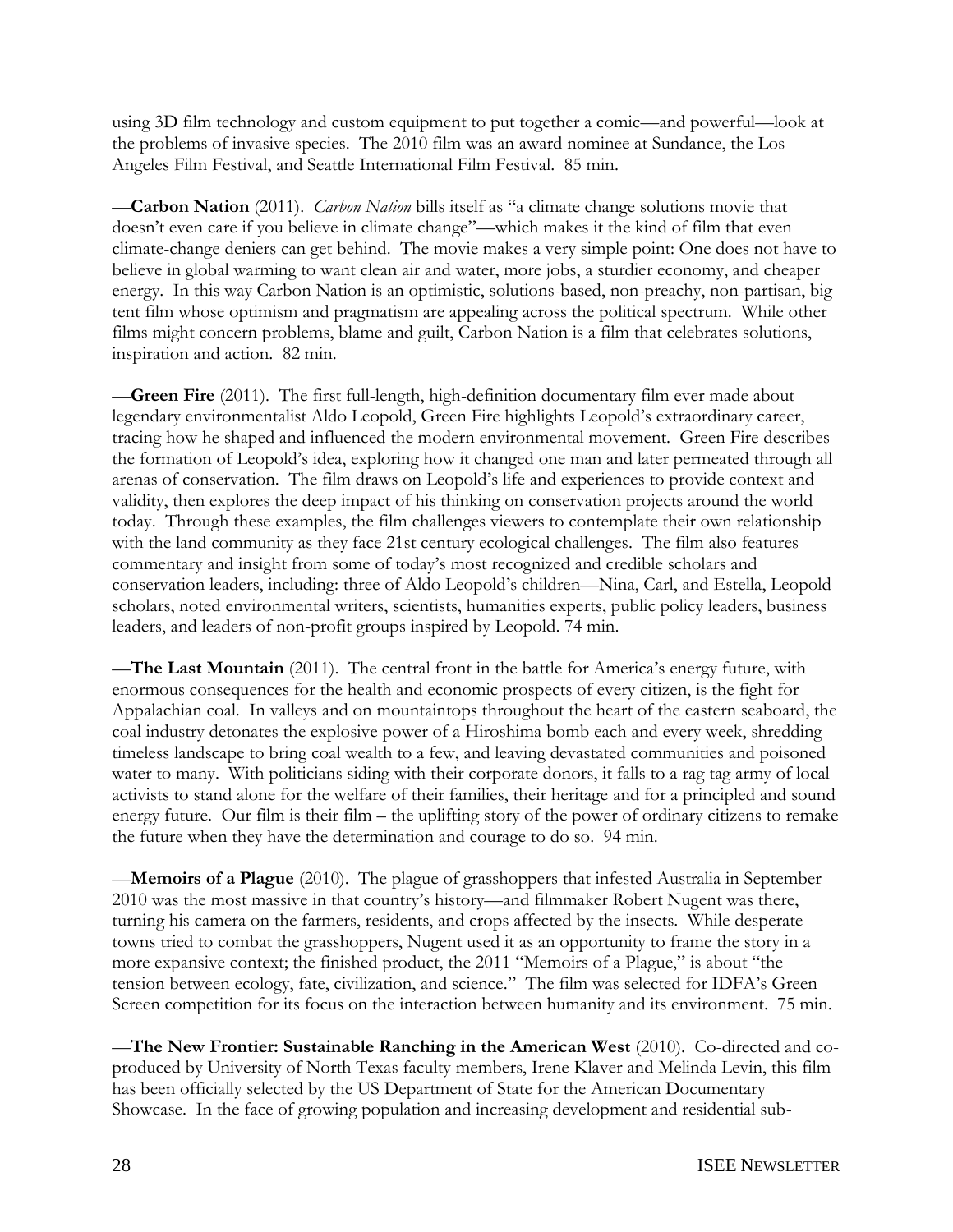using 3D film technology and custom equipment to put together a comic—and powerful—look at the problems of invasive species. The 2010 film was an award nominee at Sundance, the Los Angeles Film Festival, and Seattle International Film Festival. 85 min.

—**Carbon Nation** (2011). *Carbon Nation* bills itself as "a climate change solutions movie that doesn't even care if you believe in climate change"—which makes it the kind of film that even climate-change deniers can get behind. The movie makes a very simple point: One does not have to believe in global warming to want clean air and water, more jobs, a sturdier economy, and cheaper energy. In this way Carbon Nation is an optimistic, solutions-based, non-preachy, non-partisan, big tent film whose optimism and pragmatism are appealing across the political spectrum. While other films might concern problems, blame and guilt, Carbon Nation is a film that celebrates solutions, inspiration and action. 82 min.

—**Green Fire** (2011). The first full-length, high-definition documentary film ever made about legendary environmentalist Aldo Leopold, Green Fire highlights Leopold's extraordinary career, tracing how he shaped and influenced the modern environmental movement. Green Fire describes the formation of Leopold's idea, exploring how it changed one man and later permeated through all arenas of conservation. The film draws on Leopold's life and experiences to provide context and validity, then explores the deep impact of his thinking on conservation projects around the world today. Through these examples, the film challenges viewers to contemplate their own relationship with the land community as they face 21st century ecological challenges. The film also features commentary and insight from some of today's most recognized and credible scholars and conservation leaders, including: three of Aldo Leopold's children—Nina, Carl, and Estella, Leopold scholars, noted environmental writers, scientists, humanities experts, public policy leaders, business leaders, and leaders of non-profit groups inspired by Leopold. 74 min.

—**The Last Mountain** (2011). The central front in the battle for America's energy future, with enormous consequences for the health and economic prospects of every citizen, is the fight for Appalachian coal. In valleys and on mountaintops throughout the heart of the eastern seaboard, the coal industry detonates the explosive power of a Hiroshima bomb each and every week, shredding timeless landscape to bring coal wealth to a few, and leaving devastated communities and poisoned water to many. With politicians siding with their corporate donors, it falls to a rag tag army of local activists to stand alone for the welfare of their families, their heritage and for a principled and sound energy future. Our film is their film – the uplifting story of the power of ordinary citizens to remake the future when they have the determination and courage to do so. 94 min.

—**Memoirs of a Plague** (2010). The plague of grasshoppers that infested Australia in September 2010 was the most massive in that country's history—and filmmaker Robert Nugent was there, turning his camera on the farmers, residents, and crops affected by the insects. While desperate towns tried to combat the grasshoppers, Nugent used it as an opportunity to frame the story in a more expansive context; the finished product, the 2011 "Memoirs of a Plague," is about "the tension between ecology, fate, civilization, and science." The film was selected for IDFA's Green Screen competition for its focus on the interaction between humanity and its environment. 75 min.

—**The New Frontier: Sustainable Ranching in the American West** (2010). Co-directed and co-produced by University of North Texas faculty members, Irene Klaver and Melinda Levin, this film has been officially selected by the US Department of State for the American Documentary Showcase. In the face of growing population and increasing development and residential sub-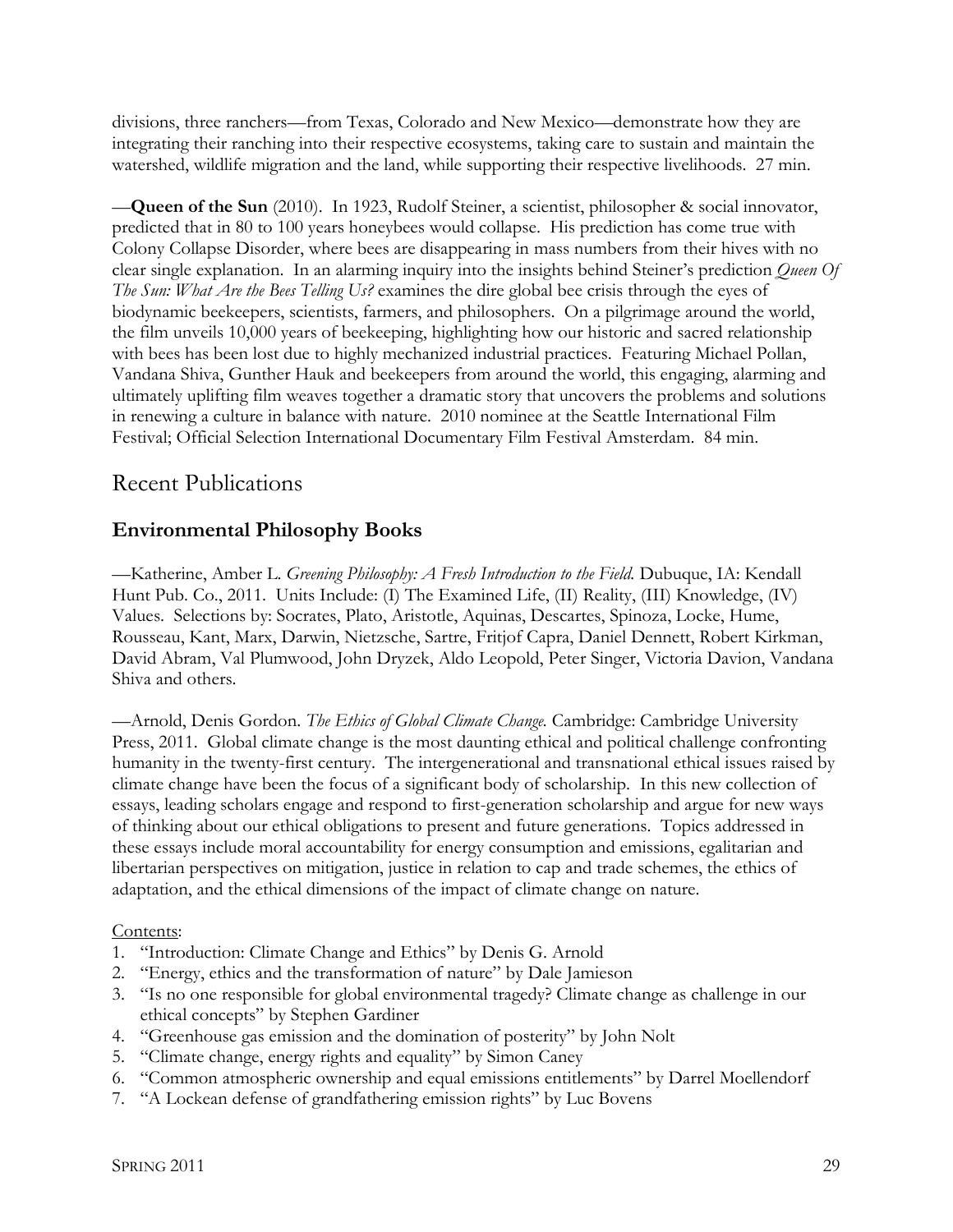divisions, three ranchers—from Texas, Colorado and New Mexico—demonstrate how they are integrating their ranching into their respective ecosystems, taking care to sustain and maintain the watershed, wildlife migration and the land, while supporting their respective livelihoods. 27 min.

—**Queen of the Sun** (2010). In 1923, Rudolf Steiner, a scientist, philosopher & social innovator, predicted that in 80 to 100 years honeybees would collapse. His prediction has come true with Colony Collapse Disorder, where bees are disappearing in mass numbers from their hives with no clear single explanation. In an alarming inquiry into the insights behind Steiner's prediction *Queen Of The Sun: What Are the Bees Telling Us?* examines the dire global bee crisis through the eyes of biodynamic beekeepers, scientists, farmers, and philosophers. On a pilgrimage around the world, the film unveils 10,000 years of beekeeping, highlighting how our historic and sacred relationship with bees has been lost due to highly mechanized industrial practices. Featuring Michael Pollan, Vandana Shiva, Gunther Hauk and beekeepers from around the world, this engaging, alarming and ultimately uplifting film weaves together a dramatic story that uncovers the problems and solutions in renewing a culture in balance with nature. 2010 nominee at the Seattle International Film Festival; Official Selection International Documentary Film Festival Amsterdam. 84 min.

## Recent Publications

### Environmental Philosophy Books

—Katherine, Amber L. *Greening Philosophy: A Fresh Introduction to the Field.* Dubuque, IA: Kendall Hunt Pub. Co., 2011. Units Include: (I) The Examined Life, (II) Reality, (III) Knowledge, (IV) Values. Selections by: Socrates, Plato, Aristotle, Aquinas, Descartes, Spinoza, Locke, Hume, Rousseau, Kant, Marx, Darwin, Nietzsche, Sartre, Fritjof Capra, Daniel Dennett, Robert Kirkman, David Abram, Val Plumwood, John Dryzek, Aldo Leopold, Peter Singer, Victoria Davion, Vandana Shiva and others.

—Arnold, Denis Gordon. *The Ethics of Global Climate Change.* Cambridge: Cambridge University Press, 2011. Global climate change is the most daunting ethical and political challenge confronting humanity in the twenty-first century. The intergenerational and transnational ethical issues raised by climate change have been the focus of a significant body of scholarship. In this new collection of essays, leading scholars engage and respond to first-generation scholarship and argue for new ways of thinking about our ethical obligations to present and future generations. Topics addressed in these essays include moral accountability for energy consumption and emissions, egalitarian and libertarian perspectives on mitigation, justice in relation to cap and trade schemes, the ethics of adaptation, and the ethical dimensions of the impact of climate change on nature.

Contents:

1. "Introduction: Climate Change and Ethics" by Denis G. Arnold
2. "Energy, ethics and the transformation of nature" by Dale Jamieson
3. "Is no one responsible for global environmental tragedy? Climate change as challenge in our ethical concepts" by Stephen Gardiner
4. "Greenhouse gas emission and the domination of posterity" by John Nolt
5. "Climate change, energy rights and equality" by Simon Caney
6. "Common atmospheric ownership and equal emissions entitlements" by Darrel Moellendorf
7. "A Lockean defense of grandfathering emission rights" by Luc Bovens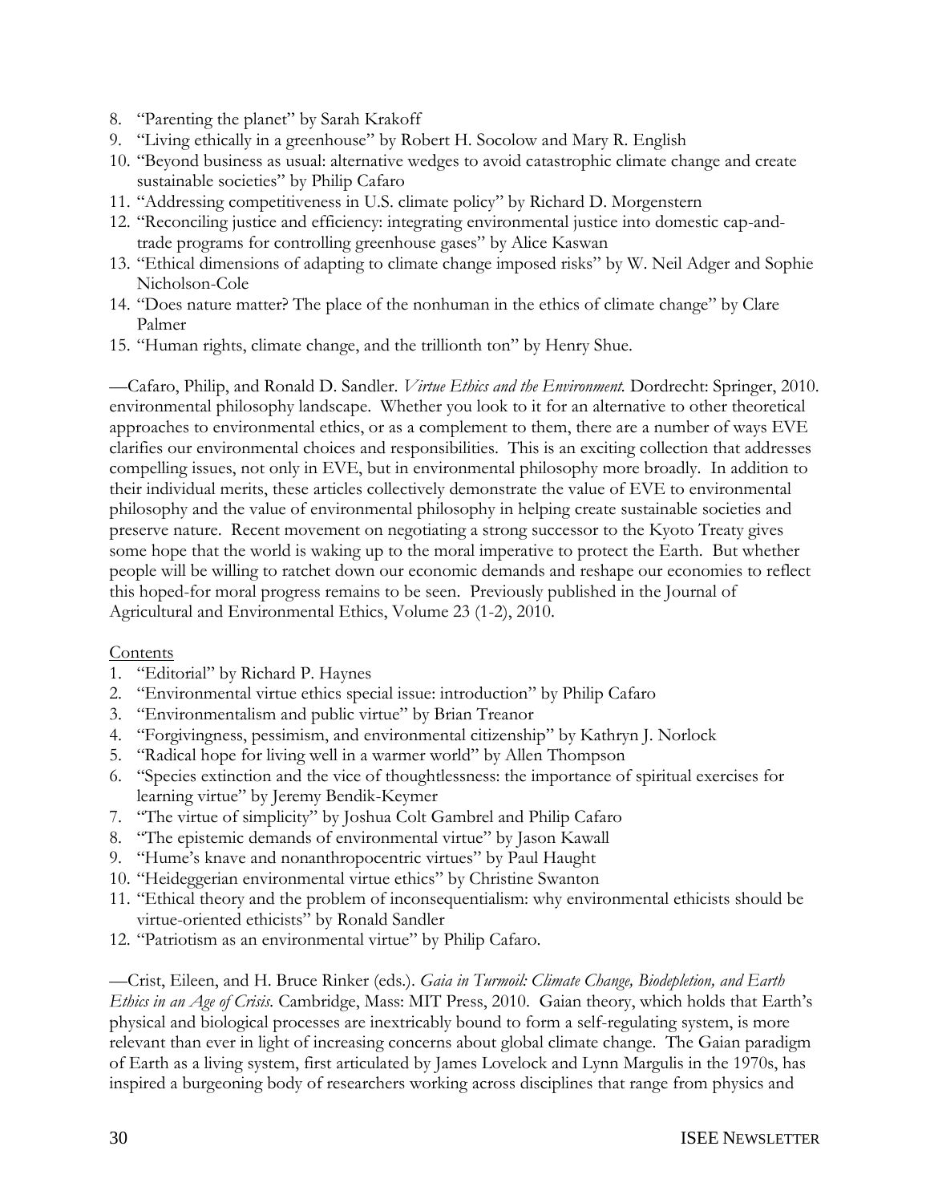8. "Parenting the planet" by Sarah Krakoff
9. "Living ethically in a greenhouse" by Robert H. Socolow and Mary R. English
10. "Beyond business as usual: alternative wedges to avoid catastrophic climate change and create sustainable societies" by Philip Cafaro
11. "Addressing competitiveness in U.S. climate policy" by Richard D. Morgenstern
12. "Reconciling justice and efficiency: integrating environmental justice into domestic cap-and-trade programs for controlling greenhouse gases" by Alice Kaswan
13. "Ethical dimensions of adapting to climate change imposed risks" by W. Neil Adger and Sophie Nicholson-Cole
14. "Does nature matter? The place of the nonhuman in the ethics of climate change" by Clare Palmer
15. "Human rights, climate change, and the trillionth ton" by Henry Shue.

—Cafaro, Philip, and Ronald D. Sandler. *Virtue Ethics and the Environment.* Dordrecht: Springer, 2010. environmental philosophy landscape. Whether you look to it for an alternative to other theoretical approaches to environmental ethics, or as a complement to them, there are a number of ways EVE clarifies our environmental choices and responsibilities. This is an exciting collection that addresses compelling issues, not only in EVE, but in environmental philosophy more broadly. In addition to their individual merits, these articles collectively demonstrate the value of EVE to environmental philosophy and the value of environmental philosophy in helping create sustainable societies and preserve nature. Recent movement on negotiating a strong successor to the Kyoto Treaty gives some hope that the world is waking up to the moral imperative to protect the Earth. But whether people will be willing to ratchet down our economic demands and reshape our economies to reflect this hoped-for moral progress remains to be seen. Previously published in the Journal of Agricultural and Environmental Ethics, Volume 23 (1-2), 2010.

Contents

1. "Editorial" by Richard P. Haynes
2. "Environmental virtue ethics special issue: introduction" by Philip Cafaro
3. "Environmentalism and public virtue" by Brian Treanor
4. "Forgivingness, pessimism, and environmental citizenship" by Kathryn J. Norlock
5. "Radical hope for living well in a warmer world" by Allen Thompson
6. "Species extinction and the vice of thoughtlessness: the importance of spiritual exercises for learning virtue" by Jeremy Bendik-Keymer
7. "The virtue of simplicity" by Joshua Colt Gambrel and Philip Cafaro
8. "The epistemic demands of environmental virtue" by Jason Kawall
9. "Hume's knave and nonanthropocentric virtues" by Paul Haught
10. "Heideggerian environmental virtue ethics" by Christine Swanton
11. "Ethical theory and the problem of inconsequentialism: why environmental ethicists should be virtue-oriented ethicists" by Ronald Sandler
12. "Patriotism as an environmental virtue" by Philip Cafaro.

—Crist, Eileen, and H. Bruce Rinker (eds.). *Gaia in Turmoil: Climate Change, Biodepletion, and Earth Ethics in an Age of Crisis.* Cambridge, Mass: MIT Press, 2010. Gaian theory, which holds that Earth's physical and biological processes are inextricably bound to form a self-regulating system, is more relevant than ever in light of increasing concerns about global climate change. The Gaian paradigm of Earth as a living system, first articulated by James Lovelock and Lynn Margulis in the 1970s, has inspired a burgeoning body of researchers working across disciplines that range from physics and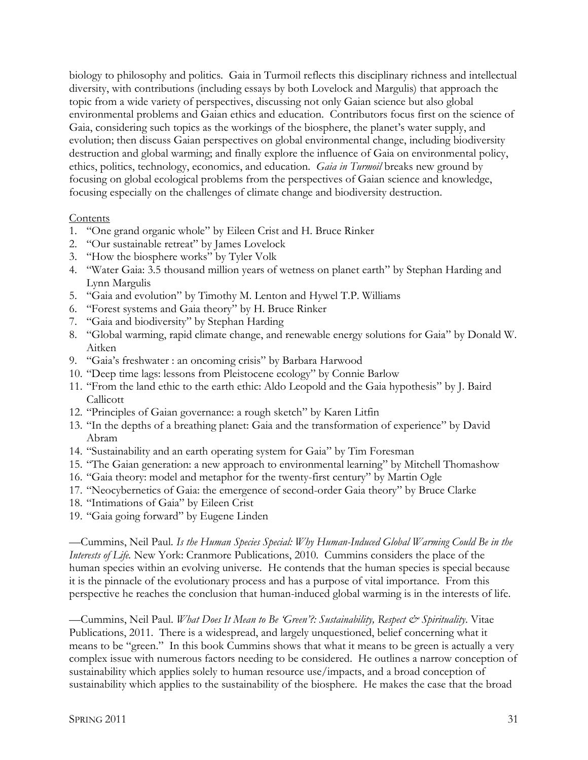biology to philosophy and politics. Gaia in Turmoil reflects this disciplinary richness and intellectual diversity, with contributions (including essays by both Lovelock and Margulis) that approach the topic from a wide variety of perspectives, discussing not only Gaian science but also global environmental problems and Gaian ethics and education. Contributors focus first on the science of Gaia, considering such topics as the workings of the biosphere, the planet's water supply, and evolution; then discuss Gaian perspectives on global environmental change, including biodiversity destruction and global warming; and finally explore the influence of Gaia on environmental policy, ethics, politics, technology, economics, and education. *Gaia in Turmoil* breaks new ground by focusing on global ecological problems from the perspectives of Gaian science and knowledge, focusing especially on the challenges of climate change and biodiversity destruction.

Contents

1. "One grand organic whole" by Eileen Crist and H. Bruce Rinker
2. "Our sustainable retreat" by James Lovelock
3. "How the biosphere works" by Tyler Volk
4. "Water Gaia: 3.5 thousand million years of wetness on planet earth" by Stephan Harding and Lynn Margulis
5. "Gaia and evolution" by Timothy M. Lenton and Hywel T.P. Williams
6. "Forest systems and Gaia theory" by H. Bruce Rinker
7. "Gaia and biodiversity" by Stephan Harding
8. "Global warming, rapid climate change, and renewable energy solutions for Gaia" by Donald W. Aitken
9. "Gaia's freshwater : an oncoming crisis" by Barbara Harwood
10. "Deep time lags: lessons from Pleistocene ecology" by Connie Barlow
11. "From the land ethic to the earth ethic: Aldo Leopold and the Gaia hypothesis" by J. Baird Callicott
12. "Principles of Gaian governance: a rough sketch" by Karen Litfin
13. "In the depths of a breathing planet: Gaia and the transformation of experience" by David Abram
14. "Sustainability and an earth operating system for Gaia" by Tim Foresman
15. "The Gaian generation: a new approach to environmental learning" by Mitchell Thomashow
16. "Gaia theory: model and metaphor for the twenty-first century" by Martin Ogle
17. "Neocybernetics of Gaia: the emergence of second-order Gaia theory" by Bruce Clarke
18. "Intimations of Gaia" by Eileen Crist
19. "Gaia going forward" by Eugene Linden

—Cummins, Neil Paul. *Is the Human Species Special: Why Human-Induced Global Warming Could Be in the Interests of Life.* New York: Cranmore Publications, 2010. Cummins considers the place of the human species within an evolving universe. He contends that the human species is special because it is the pinnacle of the evolutionary process and has a purpose of vital importance. From this perspective he reaches the conclusion that human-induced global warming is in the interests of life.

—Cummins, Neil Paul. *What Does It Mean to Be 'Green'?: Sustainability, Respect & Spirituality*. Vitae Publications, 2011. There is a widespread, and largely unquestioned, belief concerning what it means to be "green." In this book Cummins shows that what it means to be green is actually a very complex issue with numerous factors needing to be considered. He outlines a narrow conception of sustainability which applies solely to human resource use/impacts, and a broad conception of sustainability which applies to the sustainability of the biosphere. He makes the case that the broad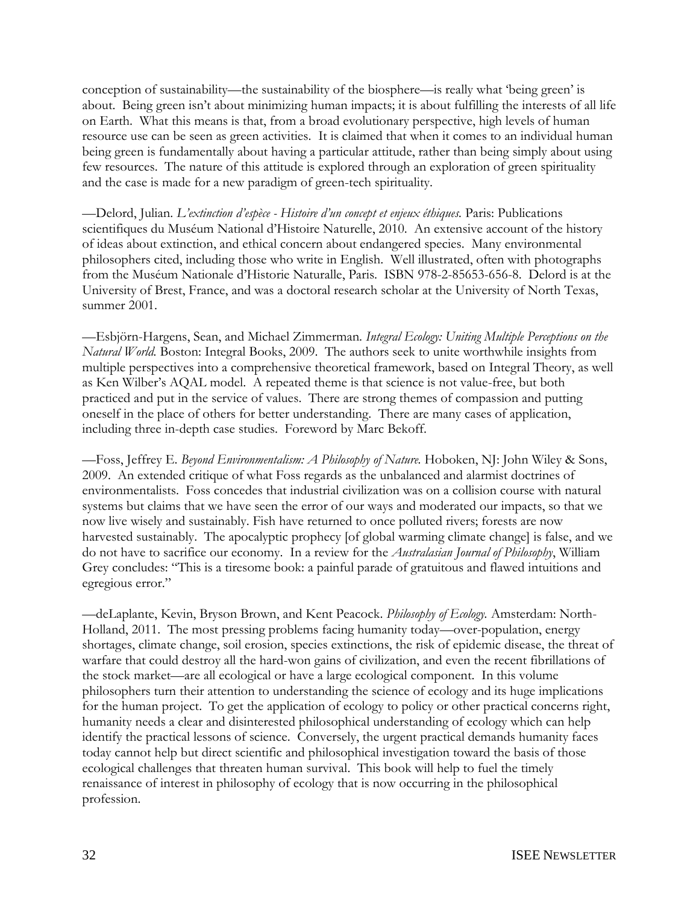conception of sustainability—the sustainability of the biosphere—is really what 'being green' is about. Being green isn't about minimizing human impacts; it is about fulfilling the interests of all life on Earth. What this means is that, from a broad evolutionary perspective, high levels of human resource use can be seen as green activities. It is claimed that when it comes to an individual human being green is fundamentally about having a particular attitude, rather than being simply about using few resources. The nature of this attitude is explored through an exploration of green spirituality and the case is made for a new paradigm of green-tech spirituality.

—Delord, Julian. *L'extinction d'espèce - Histoire d'un concept et enjeux éthiques*. Paris: Publications scientifiques du Muséum National d'Histoire Naturelle, 2010. An extensive account of the history of ideas about extinction, and ethical concern about endangered species. Many environmental philosophers cited, including those who write in English. Well illustrated, often with photographs from the Muséum Nationale d'Historie Naturalle, Paris. ISBN 978-2-85653-656-8. Delord is at the University of Brest, France, and was a doctoral research scholar at the University of North Texas, summer 2001.

—Esbjörn-Hargens, Sean, and Michael Zimmerman. *Integral Ecology: Uniting Multiple Perceptions on the Natural World*. Boston: Integral Books, 2009. The authors seek to unite worthwhile insights from multiple perspectives into a comprehensive theoretical framework, based on Integral Theory, as well as Ken Wilber's AQAL model. A repeated theme is that science is not value-free, but both practiced and put in the service of values. There are strong themes of compassion and putting oneself in the place of others for better understanding. There are many cases of application, including three in-depth case studies. Foreword by Marc Bekoff.

—Foss, Jeffrey E. *Beyond Environmentalism: A Philosophy of Nature*. Hoboken, NJ: John Wiley & Sons, 2009. An extended critique of what Foss regards as the unbalanced and alarmist doctrines of environmentalists. Foss concedes that industrial civilization was on a collision course with natural systems but claims that we have seen the error of our ways and moderated our impacts, so that we now live wisely and sustainably. Fish have returned to once polluted rivers; forests are now harvested sustainably. The apocalyptic prophecy [of global warming climate change] is false, and we do not have to sacrifice our economy. In a review for the *Australasian Journal of Philosophy*, William Grey concludes: "This is a tiresome book: a painful parade of gratuitous and flawed intuitions and egregious error."

—deLaplante, Kevin, Bryson Brown, and Kent Peacock. *Philosophy of Ecology*. Amsterdam: North-Holland, 2011. The most pressing problems facing humanity today—over-population, energy shortages, climate change, soil erosion, species extinctions, the risk of epidemic disease, the threat of warfare that could destroy all the hard-won gains of civilization, and even the recent fibrillations of the stock market—are all ecological or have a large ecological component. In this volume philosophers turn their attention to understanding the science of ecology and its huge implications for the human project. To get the application of ecology to policy or other practical concerns right, humanity needs a clear and disinterested philosophical understanding of ecology which can help identify the practical lessons of science. Conversely, the urgent practical demands humanity faces today cannot help but direct scientific and philosophical investigation toward the basis of those ecological challenges that threaten human survival. This book will help to fuel the timely renaissance of interest in philosophy of ecology that is now occurring in the philosophical profession.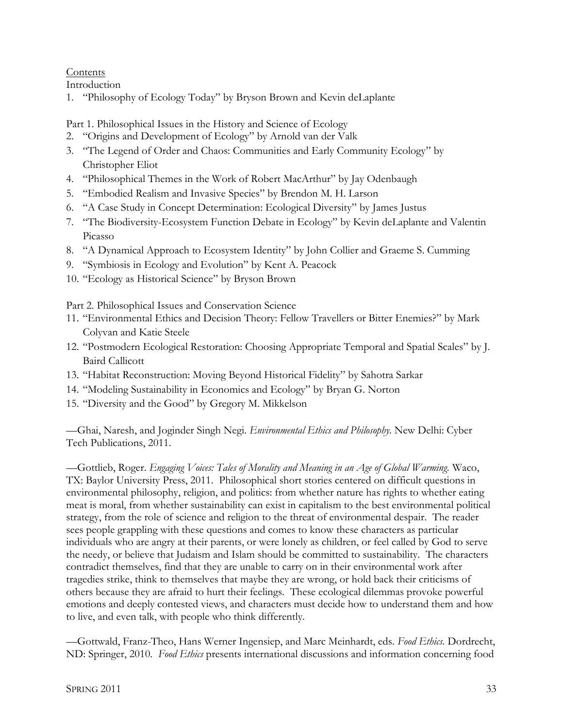<u>Contents</u>

Introduction

1. "Philosophy of Ecology Today" by Bryson Brown and Kevin deLaplante

Part 1. Philosophical Issues in the History and Science of Ecology

2. "Origins and Development of Ecology" by Arnold van der Valk
3. "The Legend of Order and Chaos: Communities and Early Community Ecology" by Christopher Eliot
4. "Philosophical Themes in the Work of Robert MacArthur" by Jay Odenbaugh
5. "Embodied Realism and Invasive Species" by Brendon M. H. Larson
6. "A Case Study in Concept Determination: Ecological Diversity" by James Justus
7. "The Biodiversity-Ecosystem Function Debate in Ecology" by Kevin deLaplante and Valentin Picasso
8. "A Dynamical Approach to Ecosystem Identity" by John Collier and Graeme S. Cumming
9. "Symbiosis in Ecology and Evolution" by Kent A. Peacock
10. "Ecology as Historical Science" by Bryson Brown

Part 2. Philosophical Issues and Conservation Science

11. "Environmental Ethics and Decision Theory: Fellow Travellers or Bitter Enemies?" by Mark Colyvan and Katie Steele
12. "Postmodern Ecological Restoration: Choosing Appropriate Temporal and Spatial Scales" by J. Baird Callicott
13. "Habitat Reconstruction: Moving Beyond Historical Fidelity" by Sahotra Sarkar
14. "Modeling Sustainability in Economics and Ecology" by Bryan G. Norton
15. "Diversity and the Good" by Gregory M. Mikkelson

—Ghai, Naresh, and Joginder Singh Negi. *Environmental Ethics and Philosophy.* New Delhi: Cyber Tech Publications, 2011.

—Gottlieb, Roger. *Engaging Voices: Tales of Morality and Meaning in an Age of Global Warming.* Waco, TX: Baylor University Press, 2011. Philosophical short stories centered on difficult questions in environmental philosophy, religion, and politics: from whether nature has rights to whether eating meat is moral, from whether sustainability can exist in capitalism to the best environmental political strategy, from the role of science and religion to the threat of environmental despair. The reader sees people grappling with these questions and comes to know these characters as particular individuals who are angry at their parents, or were lonely as children, or feel called by God to serve the needy, or believe that Judaism and Islam should be committed to sustainability. The characters contradict themselves, find that they are unable to carry on in their environmental work after tragedies strike, think to themselves that maybe they are wrong, or hold back their criticisms of others because they are afraid to hurt their feelings. These ecological dilemmas provoke powerful emotions and deeply contested views, and characters must decide how to understand them and how to live, and even talk, with people who think differently.

—Gottwald, Franz-Theo, Hans Werner Ingensiep, and Marc Meinhardt, eds. *Food Ethics.* Dordrecht, ND: Springer, 2010. *Food Ethics* presents international discussions and information concerning food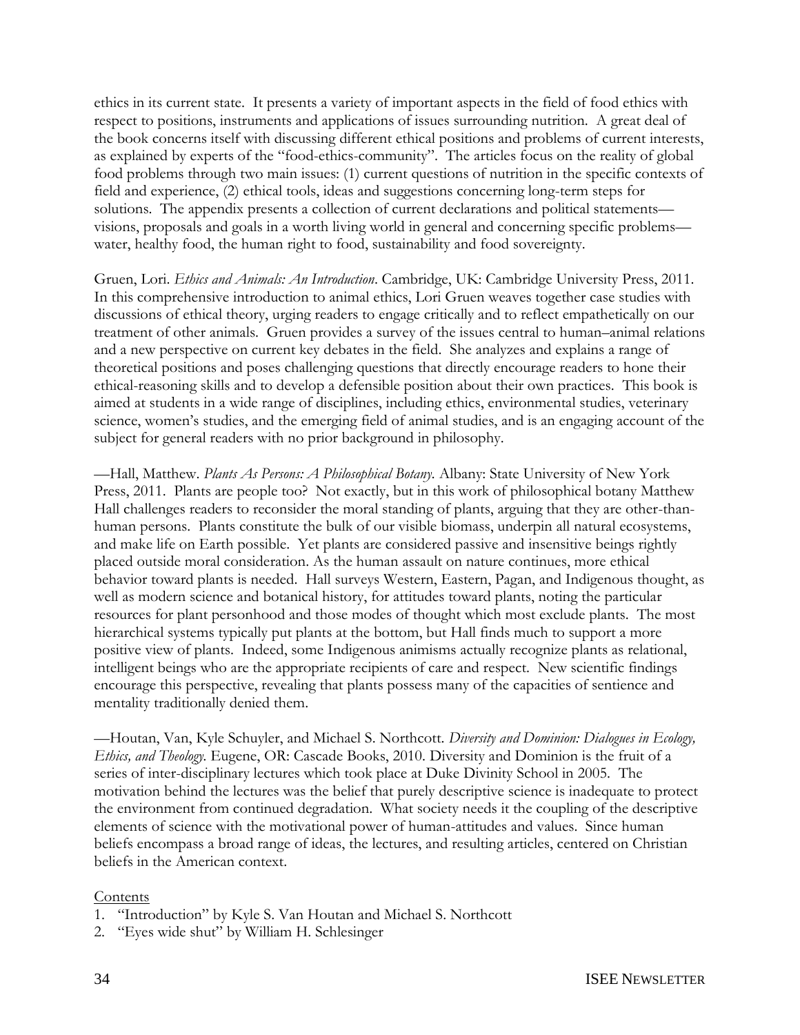ethics in its current state. It presents a variety of important aspects in the field of food ethics with respect to positions, instruments and applications of issues surrounding nutrition. A great deal of the book concerns itself with discussing different ethical positions and problems of current interests, as explained by experts of the "food-ethics-community". The articles focus on the reality of global food problems through two main issues: (1) current questions of nutrition in the specific contexts of field and experience, (2) ethical tools, ideas and suggestions concerning long-term steps for solutions. The appendix presents a collection of current declarations and political statements—visions, proposals and goals in a worth living world in general and concerning specific problems—water, healthy food, the human right to food, sustainability and food sovereignty.

Gruen, Lori. *Ethics and Animals: An Introduction*. Cambridge, UK: Cambridge University Press, 2011. In this comprehensive introduction to animal ethics, Lori Gruen weaves together case studies with discussions of ethical theory, urging readers to engage critically and to reflect empathetically on our treatment of other animals. Gruen provides a survey of the issues central to human–animal relations and a new perspective on current key debates in the field. She analyzes and explains a range of theoretical positions and poses challenging questions that directly encourage readers to hone their ethical-reasoning skills and to develop a defensible position about their own practices. This book is aimed at students in a wide range of disciplines, including ethics, environmental studies, veterinary science, women's studies, and the emerging field of animal studies, and is an engaging account of the subject for general readers with no prior background in philosophy.

—Hall, Matthew. *Plants As Persons: A Philosophical Botany.* Albany: State University of New York Press, 2011. Plants are people too? Not exactly, but in this work of philosophical botany Matthew Hall challenges readers to reconsider the moral standing of plants, arguing that they are other-than-human persons. Plants constitute the bulk of our visible biomass, underpin all natural ecosystems, and make life on Earth possible. Yet plants are considered passive and insensitive beings rightly placed outside moral consideration. As the human assault on nature continues, more ethical behavior toward plants is needed. Hall surveys Western, Eastern, Pagan, and Indigenous thought, as well as modern science and botanical history, for attitudes toward plants, noting the particular resources for plant personhood and those modes of thought which most exclude plants. The most hierarchical systems typically put plants at the bottom, but Hall finds much to support a more positive view of plants. Indeed, some Indigenous animisms actually recognize plants as relational, intelligent beings who are the appropriate recipients of care and respect. New scientific findings encourage this perspective, revealing that plants possess many of the capacities of sentience and mentality traditionally denied them.

—Houtan, Van, Kyle Schuyler, and Michael S. Northcott. *Diversity and Dominion: Dialogues in Ecology, Ethics, and Theology.* Eugene, OR: Cascade Books, 2010. Diversity and Dominion is the fruit of a series of inter-disciplinary lectures which took place at Duke Divinity School in 2005. The motivation behind the lectures was the belief that purely descriptive science is inadequate to protect the environment from continued degradation. What society needs it the coupling of the descriptive elements of science with the motivational power of human-attitudes and values. Since human beliefs encompass a broad range of ideas, the lectures, and resulting articles, centered on Christian beliefs in the American context.

<u>Contents</u>

1. "Introduction" by Kyle S. Van Houtan and Michael S. Northcott
2. "Eyes wide shut" by William H. Schlesinger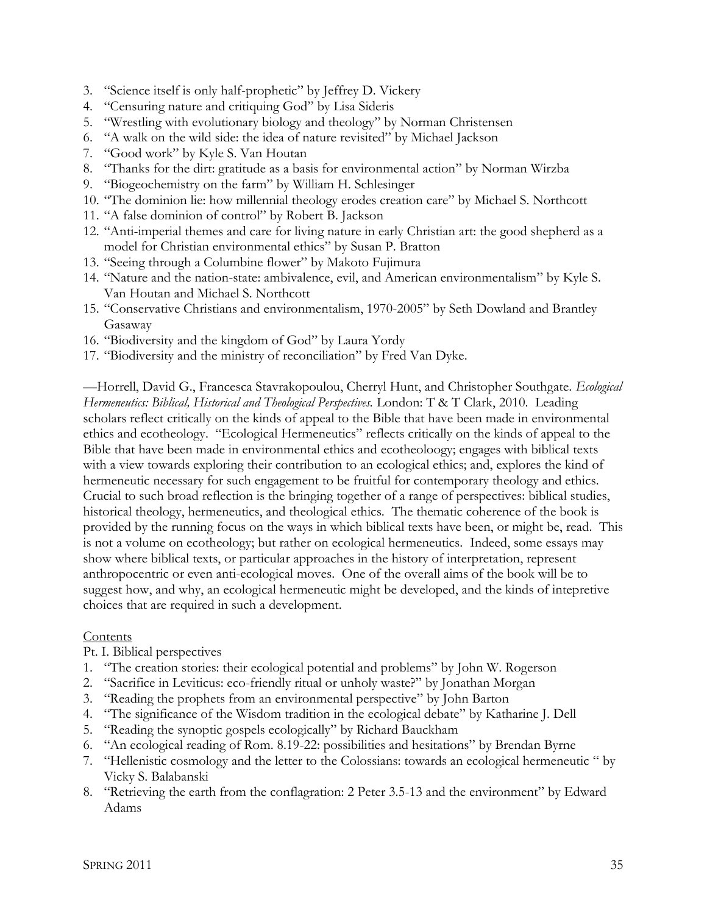3. "Science itself is only half-prophetic" by Jeffrey D. Vickery
4. "Censuring nature and critiquing God" by Lisa Sideris
5. "Wrestling with evolutionary biology and theology" by Norman Christensen
6. "A walk on the wild side: the idea of nature revisited" by Michael Jackson
7. "Good work" by Kyle S. Van Houtan
8. "Thanks for the dirt: gratitude as a basis for environmental action" by Norman Wirzba
9. "Biogeochemistry on the farm" by William H. Schlesinger
10. "The dominion lie: how millennial theology erodes creation care" by Michael S. Northcott
11. "A false dominion of control" by Robert B. Jackson
12. "Anti-imperial themes and care for living nature in early Christian art: the good shepherd as a model for Christian environmental ethics" by Susan P. Bratton
13. "Seeing through a Columbine flower" by Makoto Fujimura
14. "Nature and the nation-state: ambivalence, evil, and American environmentalism" by Kyle S. Van Houtan and Michael S. Northcott
15. "Conservative Christians and environmentalism, 1970-2005" by Seth Dowland and Brantley Gasaway
16. "Biodiversity and the kingdom of God" by Laura Yordy
17. "Biodiversity and the ministry of reconciliation" by Fred Van Dyke.

—Horrell, David G., Francesca Stavrakopoulou, Cherryl Hunt, and Christopher Southgate. *Ecological Hermeneutics: Biblical, Historical and Theological Perspectives.* London: T & T Clark, 2010. Leading scholars reflect critically on the kinds of appeal to the Bible that have been made in environmental ethics and ecotheology. "Ecological Hermeneutics" reflects critically on the kinds of appeal to the Bible that have been made in environmental ethics and ecotheoloogy; engages with biblical texts with a view towards exploring their contribution to an ecological ethics; and, explores the kind of hermeneutic necessary for such engagement to be fruitful for contemporary theology and ethics. Crucial to such broad reflection is the bringing together of a range of perspectives: biblical studies, historical theology, hermeneutics, and theological ethics. The thematic coherence of the book is provided by the running focus on the ways in which biblical texts have been, or might be, read. This is not a volume on ecotheology; but rather on ecological hermeneutics. Indeed, some essays may show where biblical texts, or particular approaches in the history of interpretation, represent anthropocentric or even anti-ecological moves. One of the overall aims of the book will be to suggest how, and why, an ecological hermeneutic might be developed, and the kinds of intepretive choices that are required in such a development.

Contents

Pt. I. Biblical perspectives

1. "The creation stories: their ecological potential and problems" by John W. Rogerson
2. "Sacrifice in Leviticus: eco-friendly ritual or unholy waste?" by Jonathan Morgan
3. "Reading the prophets from an environmental perspective" by John Barton
4. "The significance of the Wisdom tradition in the ecological debate" by Katharine J. Dell
5. "Reading the synoptic gospels ecologically" by Richard Bauckham
6. "An ecological reading of Rom. 8.19-22: possibilities and hesitations" by Brendan Byrne
7. "Hellenistic cosmology and the letter to the Colossians: towards an ecological hermeneutic " by Vicky S. Balabanski
8. "Retrieving the earth from the conflagration: 2 Peter 3.5-13 and the environment" by Edward Adams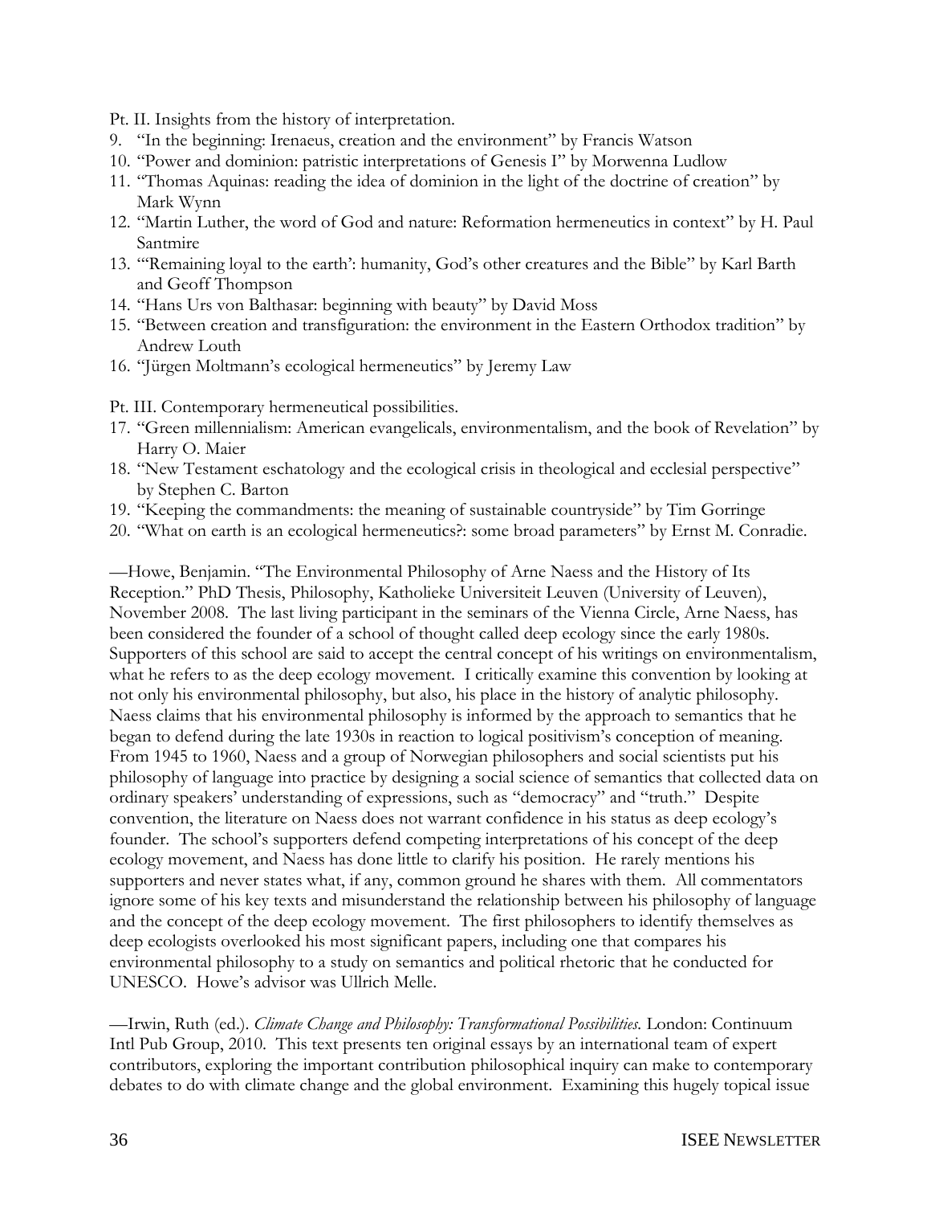Pt. II. Insights from the history of interpretation.

9. "In the beginning: Irenaeus, creation and the environment" by Francis Watson
10. "Power and dominion: patristic interpretations of Genesis I" by Morwenna Ludlow
11. "Thomas Aquinas: reading the idea of dominion in the light of the doctrine of creation" by Mark Wynn
12. "Martin Luther, the word of God and nature: Reformation hermeneutics in context" by H. Paul Santmire
13. "'Remaining loyal to the earth': humanity, God's other creatures and the Bible" by Karl Barth and Geoff Thompson
14. "Hans Urs von Balthasar: beginning with beauty" by David Moss
15. "Between creation and transfiguration: the environment in the Eastern Orthodox tradition" by Andrew Louth
16. "Jürgen Moltmann's ecological hermeneutics" by Jeremy Law

Pt. III. Contemporary hermeneutical possibilities.

17. "Green millennialism: American evangelicals, environmentalism, and the book of Revelation" by Harry O. Maier
18. "New Testament eschatology and the ecological crisis in theological and ecclesial perspective" by Stephen C. Barton
19. "Keeping the commandments: the meaning of sustainable countryside" by Tim Gorringe
20. "What on earth is an ecological hermeneutics?: some broad parameters" by Ernst M. Conradie.

—Howe, Benjamin. "The Environmental Philosophy of Arne Naess and the History of Its Reception." PhD Thesis, Philosophy, Katholieke Universiteit Leuven (University of Leuven), November 2008. The last living participant in the seminars of the Vienna Circle, Arne Naess, has been considered the founder of a school of thought called deep ecology since the early 1980s. Supporters of this school are said to accept the central concept of his writings on environmentalism, what he refers to as the deep ecology movement. I critically examine this convention by looking at not only his environmental philosophy, but also, his place in the history of analytic philosophy. Naess claims that his environmental philosophy is informed by the approach to semantics that he began to defend during the late 1930s in reaction to logical positivism's conception of meaning. From 1945 to 1960, Naess and a group of Norwegian philosophers and social scientists put his philosophy of language into practice by designing a social science of semantics that collected data on ordinary speakers' understanding of expressions, such as "democracy" and "truth." Despite convention, the literature on Naess does not warrant confidence in his status as deep ecology's founder. The school's supporters defend competing interpretations of his concept of the deep ecology movement, and Naess has done little to clarify his position. He rarely mentions his supporters and never states what, if any, common ground he shares with them. All commentators ignore some of his key texts and misunderstand the relationship between his philosophy of language and the concept of the deep ecology movement. The first philosophers to identify themselves as deep ecologists overlooked his most significant papers, including one that compares his environmental philosophy to a study on semantics and political rhetoric that he conducted for UNESCO. Howe's advisor was Ullrich Melle.

—Irwin, Ruth (ed.). *Climate Change and Philosophy: Transformational Possibilities.* London: Continuum Intl Pub Group, 2010. This text presents ten original essays by an international team of expert contributors, exploring the important contribution philosophical inquiry can make to contemporary debates to do with climate change and the global environment. Examining this hugely topical issue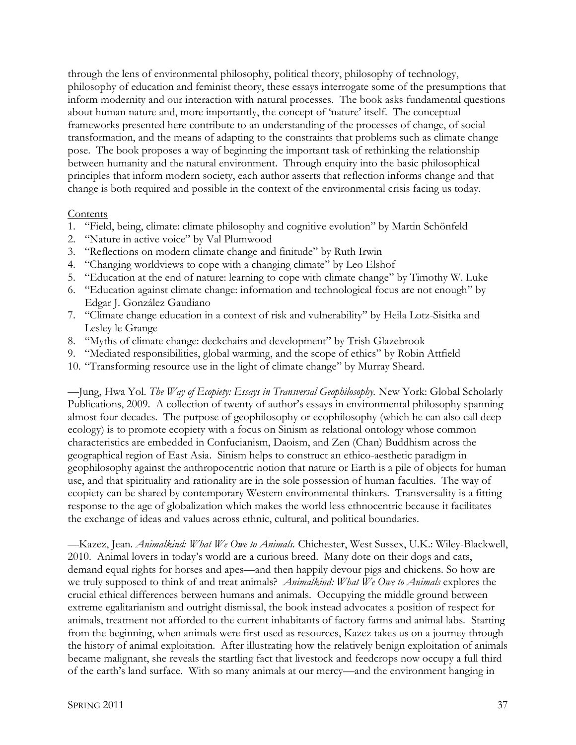through the lens of environmental philosophy, political theory, philosophy of technology, philosophy of education and feminist theory, these essays interrogate some of the presumptions that inform modernity and our interaction with natural processes. The book asks fundamental questions about human nature and, more importantly, the concept of 'nature' itself. The conceptual frameworks presented here contribute to an understanding of the processes of change, of social transformation, and the means of adapting to the constraints that problems such as climate change pose. The book proposes a way of beginning the important task of rethinking the relationship between humanity and the natural environment. Through enquiry into the basic philosophical principles that inform modern society, each author asserts that reflection informs change and that change is both required and possible in the context of the environmental crisis facing us today.

Contents

1. "Field, being, climate: climate philosophy and cognitive evolution" by Martin Schönfeld
2. "Nature in active voice" by Val Plumwood
3. "Reflections on modern climate change and finitude" by Ruth Irwin
4. "Changing worldviews to cope with a changing climate" by Leo Elshof
5. "Education at the end of nature: learning to cope with climate change" by Timothy W. Luke
6. "Education against climate change: information and technological focus are not enough" by Edgar J. González Gaudiano
7. "Climate change education in a context of risk and vulnerability" by Heila Lotz-Sisitka and Lesley le Grange
8. "Myths of climate change: deckchairs and development" by Trish Glazebrook
9. "Mediated responsibilities, global warming, and the scope of ethics" by Robin Attfield
10. "Transforming resource use in the light of climate change" by Murray Sheard.

—Jung, Hwa Yol. *The Way of Ecopiety: Essays in Transversal Geophilosophy.* New York: Global Scholarly Publications, 2009. A collection of twenty of author's essays in environmental philosophy spanning almost four decades. The purpose of geophilosophy or ecophilosophy (which he can also call deep ecology) is to promote ecopiety with a focus on Sinism as relational ontology whose common characteristics are embedded in Confucianism, Daoism, and Zen (Chan) Buddhism across the geographical region of East Asia. Sinism helps to construct an ethico-aesthetic paradigm in geophilosophy against the anthropocentric notion that nature or Earth is a pile of objects for human use, and that spirituality and rationality are in the sole possession of human faculties. The way of ecopiety can be shared by contemporary Western environmental thinkers. Transversality is a fitting response to the age of globalization which makes the world less ethnocentric because it facilitates the exchange of ideas and values across ethnic, cultural, and political boundaries.

—Kazez, Jean. *Animalkind: What We Owe to Animals.* Chichester, West Sussex, U.K.: Wiley-Blackwell, 2010. Animal lovers in today's world are a curious breed. Many dote on their dogs and cats, demand equal rights for horses and apes—and then happily devour pigs and chickens. So how are we truly supposed to think of and treat animals? *Animalkind: What We Owe to Animals* explores the crucial ethical differences between humans and animals. Occupying the middle ground between extreme egalitarianism and outright dismissal, the book instead advocates a position of respect for animals, treatment not afforded to the current inhabitants of factory farms and animal labs. Starting from the beginning, when animals were first used as resources, Kazez takes us on a journey through the history of animal exploitation. After illustrating how the relatively benign exploitation of animals became malignant, she reveals the startling fact that livestock and feedcrops now occupy a full third of the earth's land surface. With so many animals at our mercy—and the environment hanging in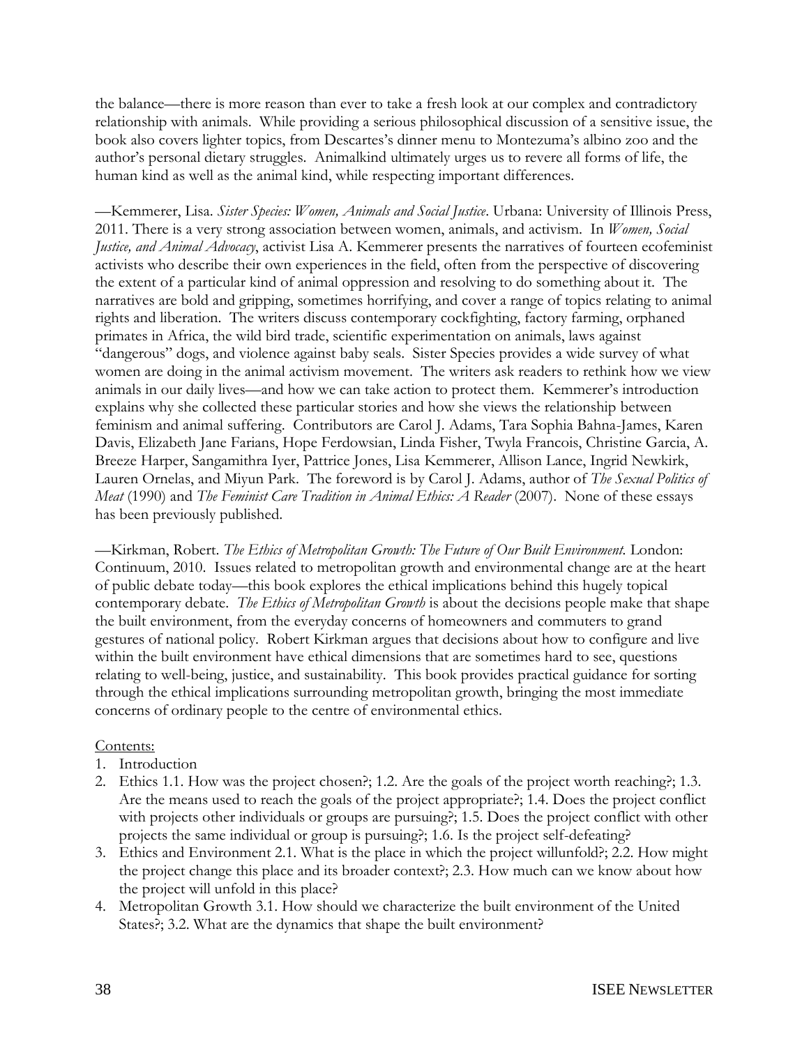the balance—there is more reason than ever to take a fresh look at our complex and contradictory relationship with animals. While providing a serious philosophical discussion of a sensitive issue, the book also covers lighter topics, from Descartes's dinner menu to Montezuma's albino zoo and the author's personal dietary struggles. Animalkind ultimately urges us to revere all forms of life, the human kind as well as the animal kind, while respecting important differences.

—Kemmerer, Lisa. *Sister Species: Women, Animals and Social Justice*. Urbana: University of Illinois Press, 2011. There is a very strong association between women, animals, and activism. In *Women, Social Justice, and Animal Advocacy*, activist Lisa A. Kemmerer presents the narratives of fourteen ecofeminist activists who describe their own experiences in the field, often from the perspective of discovering the extent of a particular kind of animal oppression and resolving to do something about it. The narratives are bold and gripping, sometimes horrifying, and cover a range of topics relating to animal rights and liberation. The writers discuss contemporary cockfighting, factory farming, orphaned primates in Africa, the wild bird trade, scientific experimentation on animals, laws against "dangerous" dogs, and violence against baby seals. Sister Species provides a wide survey of what women are doing in the animal activism movement. The writers ask readers to rethink how we view animals in our daily lives—and how we can take action to protect them. Kemmerer's introduction explains why she collected these particular stories and how she views the relationship between feminism and animal suffering. Contributors are Carol J. Adams, Tara Sophia Bahna-James, Karen Davis, Elizabeth Jane Farians, Hope Ferdowsian, Linda Fisher, Twyla Francois, Christine Garcia, A. Breeze Harper, Sangamithra Iyer, Pattrice Jones, Lisa Kemmerer, Allison Lance, Ingrid Newkirk, Lauren Ornelas, and Miyun Park. The foreword is by Carol J. Adams, author of *The Sexual Politics of Meat* (1990) and *The Feminist Care Tradition in Animal Ethics: A Reader* (2007). None of these essays has been previously published.

—Kirkman, Robert. *The Ethics of Metropolitan Growth: The Future of Our Built Environment.* London: Continuum, 2010. Issues related to metropolitan growth and environmental change are at the heart of public debate today—this book explores the ethical implications behind this hugely topical contemporary debate. *The Ethics of Metropolitan Growth* is about the decisions people make that shape the built environment, from the everyday concerns of homeowners and commuters to grand gestures of national policy. Robert Kirkman argues that decisions about how to configure and live within the built environment have ethical dimensions that are sometimes hard to see, questions relating to well-being, justice, and sustainability. This book provides practical guidance for sorting through the ethical implications surrounding metropolitan growth, bringing the most immediate concerns of ordinary people to the centre of environmental ethics.

Contents:

1. Introduction
2. Ethics 1.1. How was the project chosen?; 1.2. Are the goals of the project worth reaching?; 1.3. Are the means used to reach the goals of the project appropriate?; 1.4. Does the project conflict with projects other individuals or groups are pursuing?; 1.5. Does the project conflict with other projects the same individual or group is pursuing?; 1.6. Is the project self-defeating?
3. Ethics and Environment 2.1. What is the place in which the project willunfold?; 2.2. How might the project change this place and its broader context?; 2.3. How much can we know about how the project will unfold in this place?
4. Metropolitan Growth 3.1. How should we characterize the built environment of the United States?; 3.2. What are the dynamics that shape the built environment?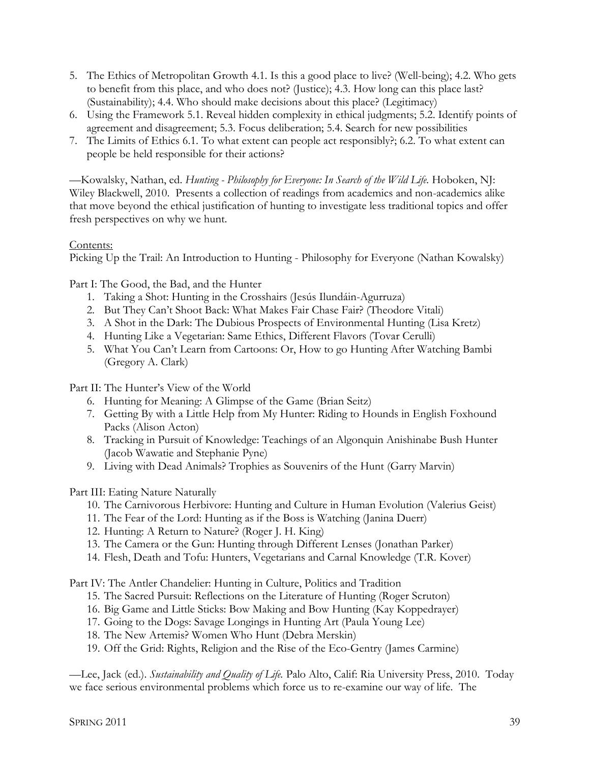5. The Ethics of Metropolitan Growth 4.1. Is this a good place to live? (Well-being); 4.2. Who gets to benefit from this place, and who does not? (Justice); 4.3. How long can this place last? (Sustainability); 4.4. Who should make decisions about this place? (Legitimacy)
6. Using the Framework 5.1. Reveal hidden complexity in ethical judgments; 5.2. Identify points of agreement and disagreement; 5.3. Focus deliberation; 5.4. Search for new possibilities
7. The Limits of Ethics 6.1. To what extent can people act responsibly?; 6.2. To what extent can people be held responsible for their actions?

—Kowalsky, Nathan, ed. *Hunting - Philosophy for Everyone: In Search of the Wild Life.* Hoboken, NJ: Wiley Blackwell, 2010. Presents a collection of readings from academics and non-academics alike that move beyond the ethical justification of hunting to investigate less traditional topics and offer fresh perspectives on why we hunt.

Contents:

Picking Up the Trail: An Introduction to Hunting - Philosophy for Everyone (Nathan Kowalsky)

Part I: The Good, the Bad, and the Hunter

1. Taking a Shot: Hunting in the Crosshairs (Jesús Ilundáin-Agurruza)
2. But They Can't Shoot Back: What Makes Fair Chase Fair? (Theodore Vitali)
3. A Shot in the Dark: The Dubious Prospects of Environmental Hunting (Lisa Kretz)
4. Hunting Like a Vegetarian: Same Ethics, Different Flavors (Tovar Cerulli)
5. What You Can't Learn from Cartoons: Or, How to go Hunting After Watching Bambi (Gregory A. Clark)

Part II: The Hunter's View of the World

6. Hunting for Meaning: A Glimpse of the Game (Brian Seitz)
7. Getting By with a Little Help from My Hunter: Riding to Hounds in English Foxhound Packs (Alison Acton)
8. Tracking in Pursuit of Knowledge: Teachings of an Algonquin Anishinabe Bush Hunter (Jacob Wawatie and Stephanie Pyne)
9. Living with Dead Animals? Trophies as Souvenirs of the Hunt (Garry Marvin)

Part III: Eating Nature Naturally

10. The Carnivorous Herbivore: Hunting and Culture in Human Evolution (Valerius Geist)
11. The Fear of the Lord: Hunting as if the Boss is Watching (Janina Duerr)
12. Hunting: A Return to Nature? (Roger J. H. King)
13. The Camera or the Gun: Hunting through Different Lenses (Jonathan Parker)
14. Flesh, Death and Tofu: Hunters, Vegetarians and Carnal Knowledge (T.R. Kover)

Part IV: The Antler Chandelier: Hunting in Culture, Politics and Tradition

15. The Sacred Pursuit: Reflections on the Literature of Hunting (Roger Scruton)
16. Big Game and Little Sticks: Bow Making and Bow Hunting (Kay Koppedrayer)
17. Going to the Dogs: Savage Longings in Hunting Art (Paula Young Lee)
18. The New Artemis? Women Who Hunt (Debra Merskin)
19. Off the Grid: Rights, Religion and the Rise of the Eco-Gentry (James Carmine)

—Lee, Jack (ed.). *Sustainability and Quality of Life.* Palo Alto, Calif: Ria University Press, 2010. Today we face serious environmental problems which force us to re-examine our way of life. The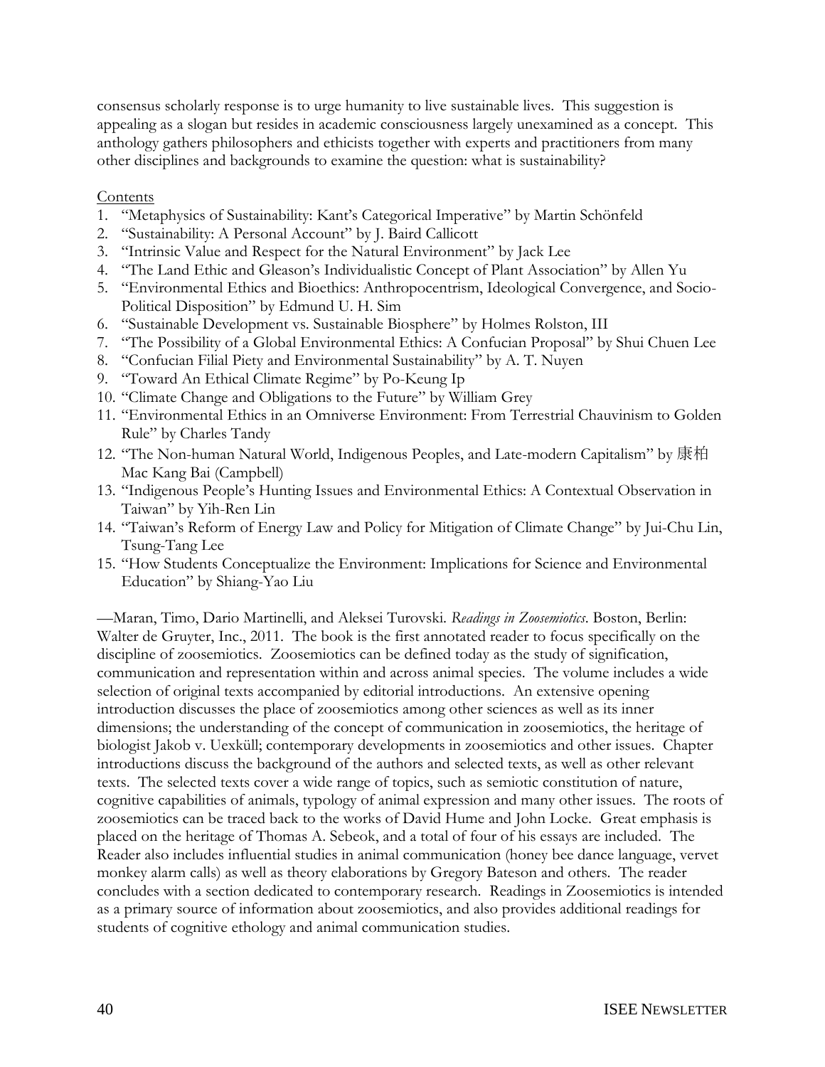consensus scholarly response is to urge humanity to live sustainable lives. This suggestion is appealing as a slogan but resides in academic consciousness largely unexamined as a concept. This anthology gathers philosophers and ethicists together with experts and practitioners from many other disciplines and backgrounds to examine the question: what is sustainability?

Contents

1. "Metaphysics of Sustainability: Kant's Categorical Imperative" by Martin Schönfeld
2. "Sustainability: A Personal Account" by J. Baird Callicott
3. "Intrinsic Value and Respect for the Natural Environment" by Jack Lee
4. "The Land Ethic and Gleason's Individualistic Concept of Plant Association" by Allen Yu
5. "Environmental Ethics and Bioethics: Anthropocentrism, Ideological Convergence, and Socio-Political Disposition" by Edmund U. H. Sim
6. "Sustainable Development vs. Sustainable Biosphere" by Holmes Rolston, III
7. "The Possibility of a Global Environmental Ethics: A Confucian Proposal" by Shui Chuen Lee
8. "Confucian Filial Piety and Environmental Sustainability" by A. T. Nuyen
9. "Toward An Ethical Climate Regime" by Po-Keung Ip
10. "Climate Change and Obligations to the Future" by William Grey
11. "Environmental Ethics in an Omniverse Environment: From Terrestrial Chauvinism to Golden Rule" by Charles Tandy
12. "The Non-human Natural World, Indigenous Peoples, and Late-modern Capitalism" by 康柏 Mac Kang Bai (Campbell)
13. "Indigenous People's Hunting Issues and Environmental Ethics: A Contextual Observation in Taiwan" by Yih-Ren Lin
14. "Taiwan's Reform of Energy Law and Policy for Mitigation of Climate Change" by Jui-Chu Lin, Tsung-Tang Lee
15. "How Students Conceptualize the Environment: Implications for Science and Environmental Education" by Shiang-Yao Liu

—Maran, Timo, Dario Martinelli, and Aleksei Turovski. *Readings in Zoosemiotics*. Boston, Berlin: Walter de Gruyter, Inc., 2011. The book is the first annotated reader to focus specifically on the discipline of zoosemiotics. Zoosemiotics can be defined today as the study of signification, communication and representation within and across animal species. The volume includes a wide selection of original texts accompanied by editorial introductions. An extensive opening introduction discusses the place of zoosemiotics among other sciences as well as its inner dimensions; the understanding of the concept of communication in zoosemiotics, the heritage of biologist Jakob v. Uexküll; contemporary developments in zoosemiotics and other issues. Chapter introductions discuss the background of the authors and selected texts, as well as other relevant texts. The selected texts cover a wide range of topics, such as semiotic constitution of nature, cognitive capabilities of animals, typology of animal expression and many other issues. The roots of zoosemiotics can be traced back to the works of David Hume and John Locke. Great emphasis is placed on the heritage of Thomas A. Sebeok, and a total of four of his essays are included. The Reader also includes influential studies in animal communication (honey bee dance language, vervet monkey alarm calls) as well as theory elaborations by Gregory Bateson and others. The reader concludes with a section dedicated to contemporary research. Readings in Zoosemiotics is intended as a primary source of information about zoosemiotics, and also provides additional readings for students of cognitive ethology and animal communication studies.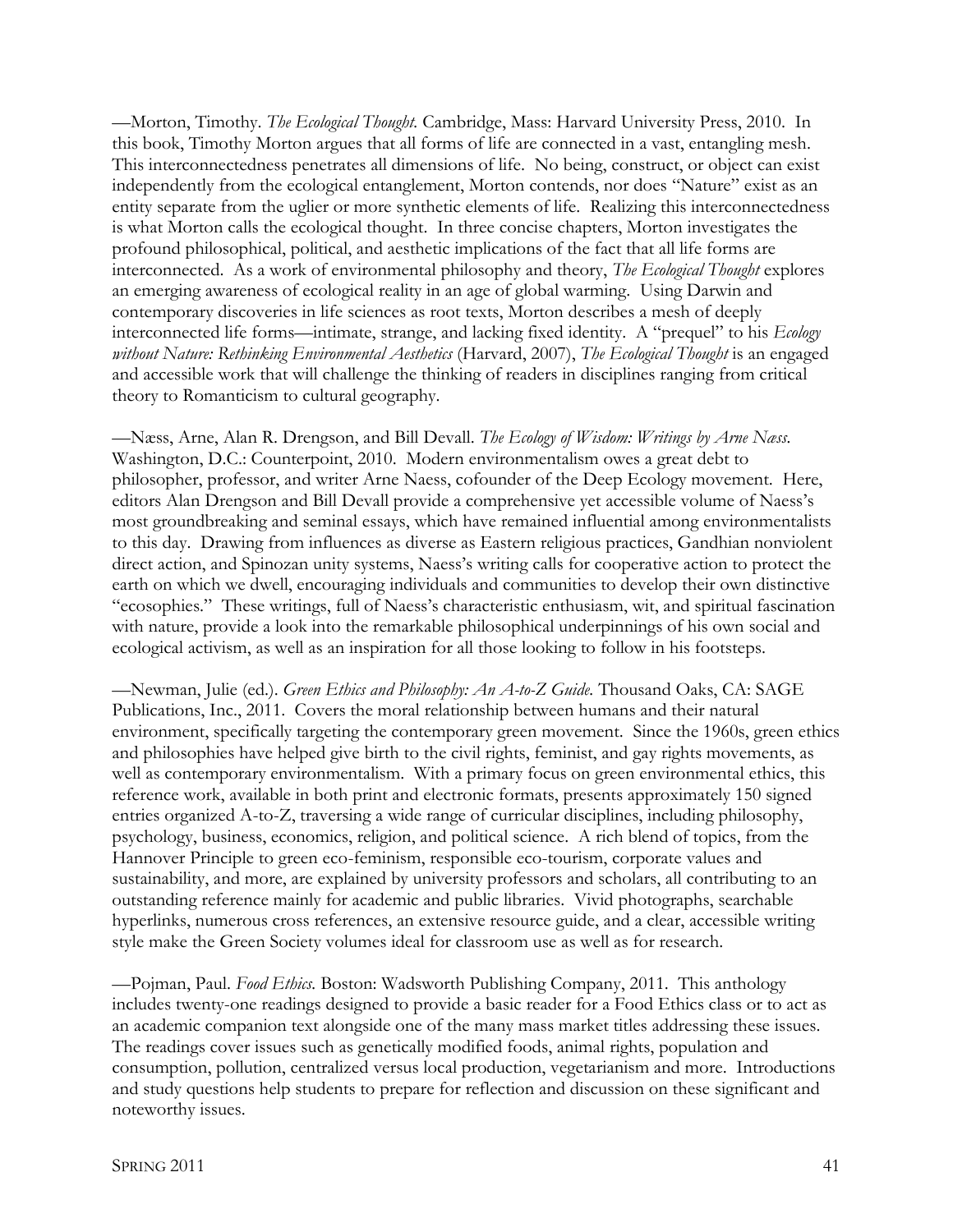—Morton, Timothy. *The Ecological Thought.* Cambridge, Mass: Harvard University Press, 2010. In this book, Timothy Morton argues that all forms of life are connected in a vast, entangling mesh. This interconnectedness penetrates all dimensions of life. No being, construct, or object can exist independently from the ecological entanglement, Morton contends, nor does "Nature" exist as an entity separate from the uglier or more synthetic elements of life. Realizing this interconnectedness is what Morton calls the ecological thought. In three concise chapters, Morton investigates the profound philosophical, political, and aesthetic implications of the fact that all life forms are interconnected. As a work of environmental philosophy and theory, *The Ecological Thought* explores an emerging awareness of ecological reality in an age of global warming. Using Darwin and contemporary discoveries in life sciences as root texts, Morton describes a mesh of deeply interconnected life forms—intimate, strange, and lacking fixed identity. A "prequel" to his *Ecology without Nature: Rethinking Environmental Aesthetics* (Harvard, 2007), *The Ecological Thought* is an engaged and accessible work that will challenge the thinking of readers in disciplines ranging from critical theory to Romanticism to cultural geography.

—Næss, Arne, Alan R. Drengson, and Bill Devall. *The Ecology of Wisdom: Writings by Arne Næss.* Washington, D.C.: Counterpoint, 2010. Modern environmentalism owes a great debt to philosopher, professor, and writer Arne Naess, cofounder of the Deep Ecology movement. Here, editors Alan Drengson and Bill Devall provide a comprehensive yet accessible volume of Naess's most groundbreaking and seminal essays, which have remained influential among environmentalists to this day. Drawing from influences as diverse as Eastern religious practices, Gandhian nonviolent direct action, and Spinozan unity systems, Naess's writing calls for cooperative action to protect the earth on which we dwell, encouraging individuals and communities to develop their own distinctive "ecosophies." These writings, full of Naess's characteristic enthusiasm, wit, and spiritual fascination with nature, provide a look into the remarkable philosophical underpinnings of his own social and ecological activism, as well as an inspiration for all those looking to follow in his footsteps.

—Newman, Julie (ed.). *Green Ethics and Philosophy: An A-to-Z Guide.* Thousand Oaks, CA: SAGE Publications, Inc., 2011. Covers the moral relationship between humans and their natural environment, specifically targeting the contemporary green movement. Since the 1960s, green ethics and philosophies have helped give birth to the civil rights, feminist, and gay rights movements, as well as contemporary environmentalism. With a primary focus on green environmental ethics, this reference work, available in both print and electronic formats, presents approximately 150 signed entries organized A-to-Z, traversing a wide range of curricular disciplines, including philosophy, psychology, business, economics, religion, and political science. A rich blend of topics, from the Hannover Principle to green eco-feminism, responsible eco-tourism, corporate values and sustainability, and more, are explained by university professors and scholars, all contributing to an outstanding reference mainly for academic and public libraries. Vivid photographs, searchable hyperlinks, numerous cross references, an extensive resource guide, and a clear, accessible writing style make the Green Society volumes ideal for classroom use as well as for research.

—Pojman, Paul. *Food Ethics.* Boston: Wadsworth Publishing Company, 2011. This anthology includes twenty-one readings designed to provide a basic reader for a Food Ethics class or to act as an academic companion text alongside one of the many mass market titles addressing these issues. The readings cover issues such as genetically modified foods, animal rights, population and consumption, pollution, centralized versus local production, vegetarianism and more. Introductions and study questions help students to prepare for reflection and discussion on these significant and noteworthy issues.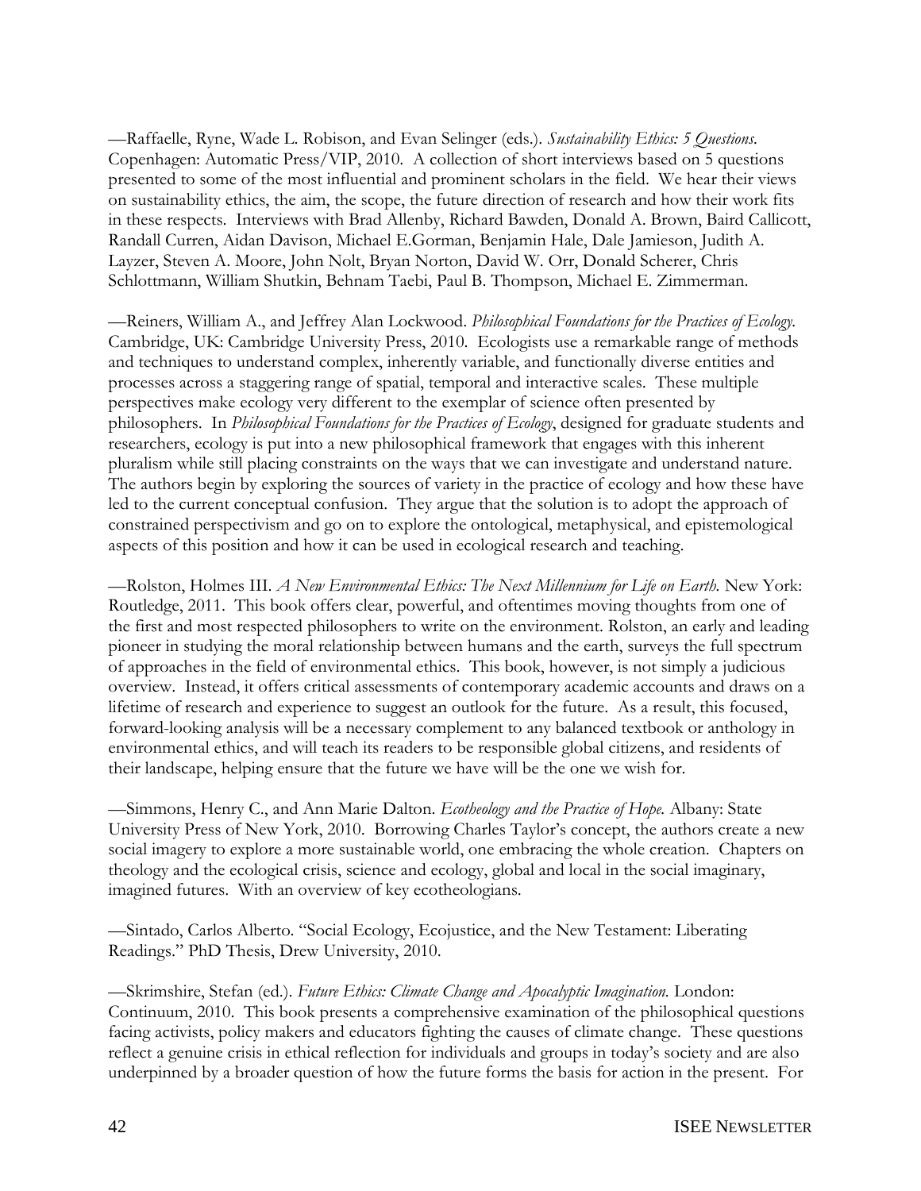—Raffaelle, Ryne, Wade L. Robison, and Evan Selinger (eds.). *Sustainability Ethics: 5 Questions.* Copenhagen: Automatic Press/VIP, 2010. A collection of short interviews based on 5 questions presented to some of the most influential and prominent scholars in the field. We hear their views on sustainability ethics, the aim, the scope, the future direction of research and how their work fits in these respects. Interviews with Brad Allenby, Richard Bawden, Donald A. Brown, Baird Callicott, Randall Curren, Aidan Davison, Michael E.Gorman, Benjamin Hale, Dale Jamieson, Judith A. Layzer, Steven A. Moore, John Nolt, Bryan Norton, David W. Orr, Donald Scherer, Chris Schlottmann, William Shutkin, Behnam Taebi, Paul B. Thompson, Michael E. Zimmerman.

—Reiners, William A., and Jeffrey Alan Lockwood. *Philosophical Foundations for the Practices of Ecology.* Cambridge, UK: Cambridge University Press, 2010. Ecologists use a remarkable range of methods and techniques to understand complex, inherently variable, and functionally diverse entities and processes across a staggering range of spatial, temporal and interactive scales. These multiple perspectives make ecology very different to the exemplar of science often presented by philosophers. In *Philosophical Foundations for the Practices of Ecology*, designed for graduate students and researchers, ecology is put into a new philosophical framework that engages with this inherent pluralism while still placing constraints on the ways that we can investigate and understand nature. The authors begin by exploring the sources of variety in the practice of ecology and how these have led to the current conceptual confusion. They argue that the solution is to adopt the approach of constrained perspectivism and go on to explore the ontological, metaphysical, and epistemological aspects of this position and how it can be used in ecological research and teaching.

—Rolston, Holmes III. *A New Environmental Ethics: The Next Millennium for Life on Earth.* New York: Routledge, 2011. This book offers clear, powerful, and oftentimes moving thoughts from one of the first and most respected philosophers to write on the environment. Rolston, an early and leading pioneer in studying the moral relationship between humans and the earth, surveys the full spectrum of approaches in the field of environmental ethics. This book, however, is not simply a judicious overview. Instead, it offers critical assessments of contemporary academic accounts and draws on a lifetime of research and experience to suggest an outlook for the future. As a result, this focused, forward-looking analysis will be a necessary complement to any balanced textbook or anthology in environmental ethics, and will teach its readers to be responsible global citizens, and residents of their landscape, helping ensure that the future we have will be the one we wish for.

—Simmons, Henry C., and Ann Marie Dalton. *Ecotheology and the Practice of Hope.* Albany: State University Press of New York, 2010. Borrowing Charles Taylor's concept, the authors create a new social imagery to explore a more sustainable world, one embracing the whole creation. Chapters on theology and the ecological crisis, science and ecology, global and local in the social imaginary, imagined futures. With an overview of key ecotheologians.

—Sintado, Carlos Alberto. "Social Ecology, Ecojustice, and the New Testament: Liberating Readings." PhD Thesis, Drew University, 2010.

—Skrimshire, Stefan (ed.). *Future Ethics: Climate Change and Apocalyptic Imagination.* London: Continuum, 2010. This book presents a comprehensive examination of the philosophical questions facing activists, policy makers and educators fighting the causes of climate change. These questions reflect a genuine crisis in ethical reflection for individuals and groups in today's society and are also underpinned by a broader question of how the future forms the basis for action in the present. For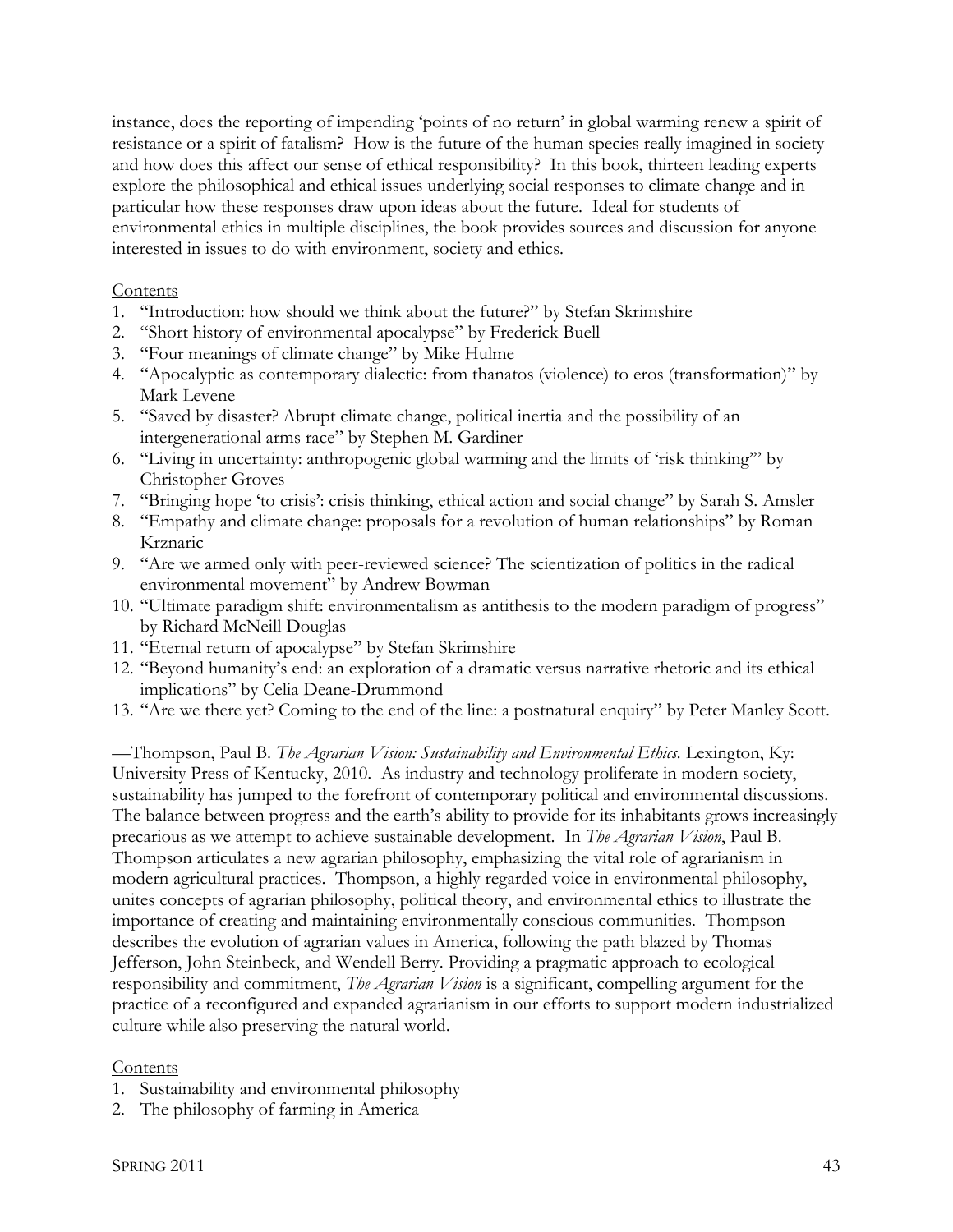instance, does the reporting of impending 'points of no return' in global warming renew a spirit of resistance or a spirit of fatalism? How is the future of the human species really imagined in society and how does this affect our sense of ethical responsibility? In this book, thirteen leading experts explore the philosophical and ethical issues underlying social responses to climate change and in particular how these responses draw upon ideas about the future. Ideal for students of environmental ethics in multiple disciplines, the book provides sources and discussion for anyone interested in issues to do with environment, society and ethics.

<u>Contents</u>

1. "Introduction: how should we think about the future?" by Stefan Skrimshire
2. "Short history of environmental apocalypse" by Frederick Buell
3. "Four meanings of climate change" by Mike Hulme
4. "Apocalyptic as contemporary dialectic: from thanatos (violence) to eros (transformation)" by Mark Levene
5. "Saved by disaster? Abrupt climate change, political inertia and the possibility of an intergenerational arms race" by Stephen M. Gardiner
6. "Living in uncertainty: anthropogenic global warming and the limits of 'risk thinking'" by Christopher Groves
7. "Bringing hope 'to crisis': crisis thinking, ethical action and social change" by Sarah S. Amsler
8. "Empathy and climate change: proposals for a revolution of human relationships" by Roman Krznaric
9. "Are we armed only with peer-reviewed science? The scientization of politics in the radical environmental movement" by Andrew Bowman
10. "Ultimate paradigm shift: environmentalism as antithesis to the modern paradigm of progress" by Richard McNeill Douglas
11. "Eternal return of apocalypse" by Stefan Skrimshire
12. "Beyond humanity's end: an exploration of a dramatic versus narrative rhetoric and its ethical implications" by Celia Deane-Drummond
13. "Are we there yet? Coming to the end of the line: a postnatural enquiry" by Peter Manley Scott.

—Thompson, Paul B. *The Agrarian Vision: Sustainability and Environmental Ethics.* Lexington, Ky: University Press of Kentucky, 2010. As industry and technology proliferate in modern society, sustainability has jumped to the forefront of contemporary political and environmental discussions. The balance between progress and the earth's ability to provide for its inhabitants grows increasingly precarious as we attempt to achieve sustainable development. In *The Agrarian Vision*, Paul B. Thompson articulates a new agrarian philosophy, emphasizing the vital role of agrarianism in modern agricultural practices. Thompson, a highly regarded voice in environmental philosophy, unites concepts of agrarian philosophy, political theory, and environmental ethics to illustrate the importance of creating and maintaining environmentally conscious communities. Thompson describes the evolution of agrarian values in America, following the path blazed by Thomas Jefferson, John Steinbeck, and Wendell Berry. Providing a pragmatic approach to ecological responsibility and commitment, *The Agrarian Vision* is a significant, compelling argument for the practice of a reconfigured and expanded agrarianism in our efforts to support modern industrialized culture while also preserving the natural world.

<u>Contents</u>

1. Sustainability and environmental philosophy
2. The philosophy of farming in America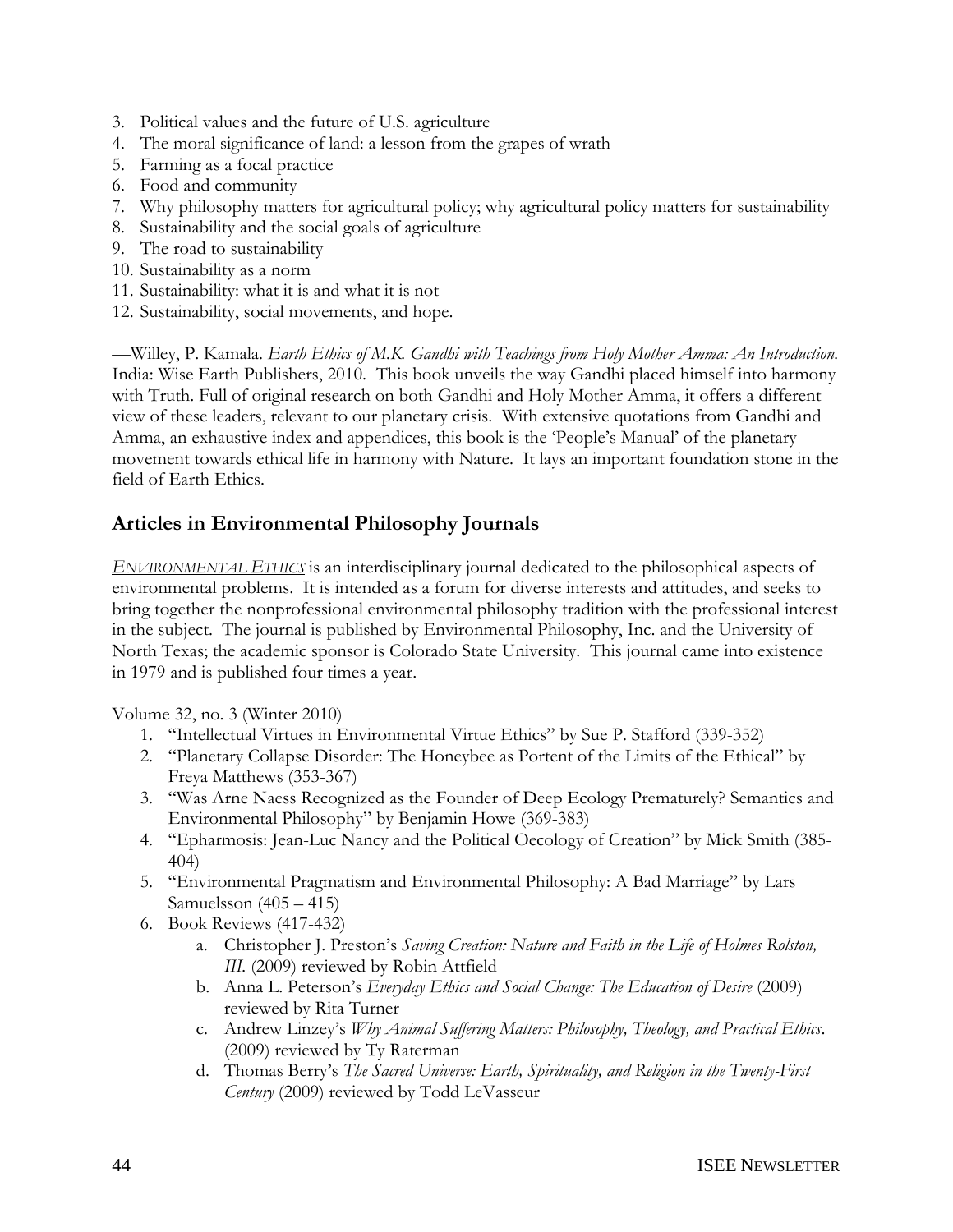3. Political values and the future of U.S. agriculture
4. The moral significance of land: a lesson from the grapes of wrath
5. Farming as a focal practice
6. Food and community
7. Why philosophy matters for agricultural policy; why agricultural policy matters for sustainability
8. Sustainability and the social goals of agriculture
9. The road to sustainability
10. Sustainability as a norm
11. Sustainability: what it is and what it is not
12. Sustainability, social movements, and hope.

—Willey, P. Kamala. *Earth Ethics of M.K. Gandhi with Teachings from Holy Mother Amma: An Introduction.* India: Wise Earth Publishers, 2010. This book unveils the way Gandhi placed himself into harmony with Truth. Full of original research on both Gandhi and Holy Mother Amma, it offers a different view of these leaders, relevant to our planetary crisis. With extensive quotations from Gandhi and Amma, an exhaustive index and appendices, this book is the 'People's Manual' of the planetary movement towards ethical life in harmony with Nature. It lays an important foundation stone in the field of Earth Ethics.

## Articles in Environmental Philosophy Journals

*ENVIRONMENTAL ETHICS* is an interdisciplinary journal dedicated to the philosophical aspects of environmental problems. It is intended as a forum for diverse interests and attitudes, and seeks to bring together the nonprofessional environmental philosophy tradition with the professional interest in the subject. The journal is published by Environmental Philosophy, Inc. and the University of North Texas; the academic sponsor is Colorado State University. This journal came into existence in 1979 and is published four times a year.

Volume 32, no. 3 (Winter 2010)

1. "Intellectual Virtues in Environmental Virtue Ethics" by Sue P. Stafford (339-352)
2. "Planetary Collapse Disorder: The Honeybee as Portent of the Limits of the Ethical" by Freya Matthews (353-367)
3. "Was Arne Naess Recognized as the Founder of Deep Ecology Prematurely? Semantics and Environmental Philosophy" by Benjamin Howe (369-383)
4. "Epharmosis: Jean-Luc Nancy and the Political Oecology of Creation" by Mick Smith (385-404)
5. "Environmental Pragmatism and Environmental Philosophy: A Bad Marriage" by Lars Samuelsson (405 – 415)
6. Book Reviews (417-432)
   a. Christopher J. Preston's *Saving Creation: Nature and Faith in the Life of Holmes Rolston, III.* (2009) reviewed by Robin Attfield
   b. Anna L. Peterson's *Everyday Ethics and Social Change: The Education of Desire* (2009) reviewed by Rita Turner
   c. Andrew Linzey's *Why Animal Suffering Matters: Philosophy, Theology, and Practical Ethics*. (2009) reviewed by Ty Raterman
   d. Thomas Berry's *The Sacred Universe: Earth, Spirituality, and Religion in the Twenty-First Century* (2009) reviewed by Todd LeVasseur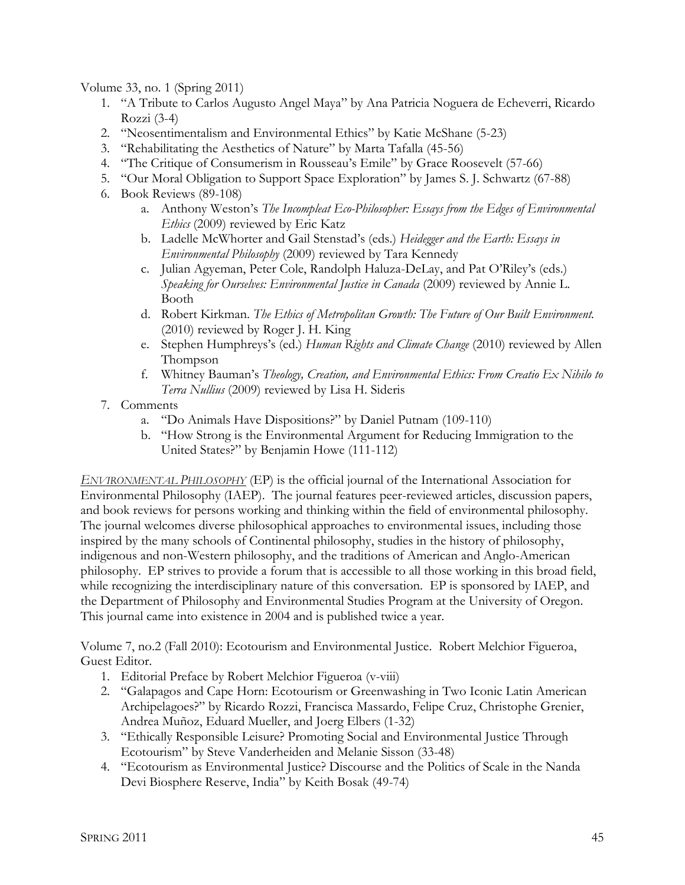Volume 33, no. 1 (Spring 2011)

1. "A Tribute to Carlos Augusto Angel Maya" by Ana Patricia Noguera de Echeverri, Ricardo Rozzi (3-4)
2. "Neosentimentalism and Environmental Ethics" by Katie McShane (5-23)
3. "Rehabilitating the Aesthetics of Nature" by Marta Tafalla (45-56)
4. "The Critique of Consumerism in Rousseau's Emile" by Grace Roosevelt (57-66)
5. "Our Moral Obligation to Support Space Exploration" by James S. J. Schwartz (67-88)
6. Book Reviews (89-108)
    a. Anthony Weston's *The Incompleat Eco-Philosopher: Essays from the Edges of Environmental Ethics* (2009) reviewed by Eric Katz
    b. Ladelle McWhorter and Gail Stenstad's (eds.) *Heidegger and the Earth: Essays in Environmental Philosophy* (2009) reviewed by Tara Kennedy
    c. Julian Agyeman, Peter Cole, Randolph Haluza-DeLay, and Pat O'Riley's (eds.) *Speaking for Ourselves: Environmental Justice in Canada* (2009) reviewed by Annie L. Booth
    d. Robert Kirkman. *The Ethics of Metropolitan Growth: The Future of Our Built Environment.* (2010) reviewed by Roger J. H. King
    e. Stephen Humphreys's (ed.) *Human Rights and Climate Change* (2010) reviewed by Allen Thompson
    f. Whitney Bauman's *Theology, Creation, and Environmental Ethics: From Creatio Ex Nihilo to Terra Nullius* (2009) reviewed by Lisa H. Sideris
7. Comments
    a. "Do Animals Have Dispositions?" by Daniel Putnam (109-110)
    b. "How Strong is the Environmental Argument for Reducing Immigration to the United States?" by Benjamin Howe (111-112)

*ENVIRONMENTAL PHILOSOPHY* (EP) is the official journal of the International Association for Environmental Philosophy (IAEP). The journal features peer-reviewed articles, discussion papers, and book reviews for persons working and thinking within the field of environmental philosophy. The journal welcomes diverse philosophical approaches to environmental issues, including those inspired by the many schools of Continental philosophy, studies in the history of philosophy, indigenous and non-Western philosophy, and the traditions of American and Anglo-American philosophy. EP strives to provide a forum that is accessible to all those working in this broad field, while recognizing the interdisciplinary nature of this conversation. EP is sponsored by IAEP, and the Department of Philosophy and Environmental Studies Program at the University of Oregon. This journal came into existence in 2004 and is published twice a year.

Volume 7, no.2 (Fall 2010): Ecotourism and Environmental Justice. Robert Melchior Figueroa, Guest Editor.

1. Editorial Preface by Robert Melchior Figueroa (v-viii)
2. "Galapagos and Cape Horn: Ecotourism or Greenwashing in Two Iconic Latin American Archipelagoes?" by Ricardo Rozzi, Francisca Massardo, Felipe Cruz, Christophe Grenier, Andrea Muñoz, Eduard Mueller, and Joerg Elbers (1-32)
3. "Ethically Responsible Leisure? Promoting Social and Environmental Justice Through Ecotourism" by Steve Vanderheiden and Melanie Sisson (33-48)
4. "Ecotourism as Environmental Justice? Discourse and the Politics of Scale in the Nanda Devi Biosphere Reserve, India" by Keith Bosak (49-74)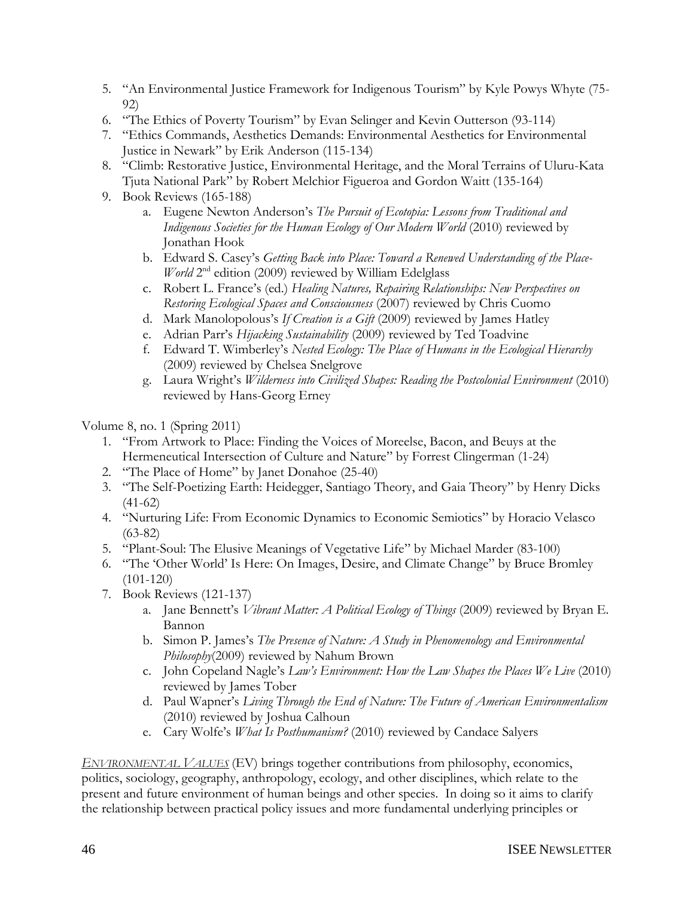5. "An Environmental Justice Framework for Indigenous Tourism" by Kyle Powys Whyte (75-92)
6. "The Ethics of Poverty Tourism" by Evan Selinger and Kevin Outterson (93-114)
7. "Ethics Commands, Aesthetics Demands: Environmental Aesthetics for Environmental Justice in Newark" by Erik Anderson (115-134)
8. "Climb: Restorative Justice, Environmental Heritage, and the Moral Terrains of Uluru-Kata Tjuta National Park" by Robert Melchior Figueroa and Gordon Waitt (135-164)
9. Book Reviews (165-188)
   a. Eugene Newton Anderson's *The Pursuit of Ecotopia: Lessons from Traditional and Indigenous Societies for the Human Ecology of Our Modern World* (2010) reviewed by Jonathan Hook
   b. Edward S. Casey's *Getting Back into Place: Toward a Renewed Understanding of the Place-World* 2nd edition (2009) reviewed by William Edelglass
   c. Robert L. France's (ed.) *Healing Natures, Repairing Relationships: New Perspectives on Restoring Ecological Spaces and Consciousness* (2007) reviewed by Chris Cuomo
   d. Mark Manolopolous's *If Creation is a Gift* (2009) reviewed by James Hatley
   e. Adrian Parr's *Hijacking Sustainability* (2009) reviewed by Ted Toadvine
   f. Edward T. Wimberley's *Nested Ecology: The Place of Humans in the Ecological Hierarchy* (2009) reviewed by Chelsea Snelgrove
   g. Laura Wright's *Wilderness into Civilized Shapes: Reading the Postcolonial Environment* (2010) reviewed by Hans-Georg Erney

Volume 8, no. 1 (Spring 2011)

1. "From Artwork to Place: Finding the Voices of Moreelse, Bacon, and Beuys at the Hermeneutical Intersection of Culture and Nature" by Forrest Clingerman (1-24)
2. "The Place of Home" by Janet Donahoe (25-40)
3. "The Self-Poetizing Earth: Heidegger, Santiago Theory, and Gaia Theory" by Henry Dicks (41-62)
4. "Nurturing Life: From Economic Dynamics to Economic Semiotics" by Horacio Velasco (63-82)
5. "Plant-Soul: The Elusive Meanings of Vegetative Life" by Michael Marder (83-100)
6. "The 'Other World' Is Here: On Images, Desire, and Climate Change" by Bruce Bromley (101-120)
7. Book Reviews (121-137)
   a. Jane Bennett's *Vibrant Matter: A Political Ecology of Things* (2009) reviewed by Bryan E. Bannon
   b. Simon P. James's *The Presence of Nature: A Study in Phenomenology and Environmental Philosophy*(2009) reviewed by Nahum Brown
   c. John Copeland Nagle's *Law's Environment: How the Law Shapes the Places We Live* (2010) reviewed by James Tober
   d. Paul Wapner's *Living Through the End of Nature: The Future of American Environmentalism* (2010) reviewed by Joshua Calhoun
   e. Cary Wolfe's *What Is Posthumanism?* (2010) reviewed by Candace Salyers

*ENVIRONMENTAL VALUES* (EV) brings together contributions from philosophy, economics, politics, sociology, geography, anthropology, ecology, and other disciplines, which relate to the present and future environment of human beings and other species. In doing so it aims to clarify the relationship between practical policy issues and more fundamental underlying principles or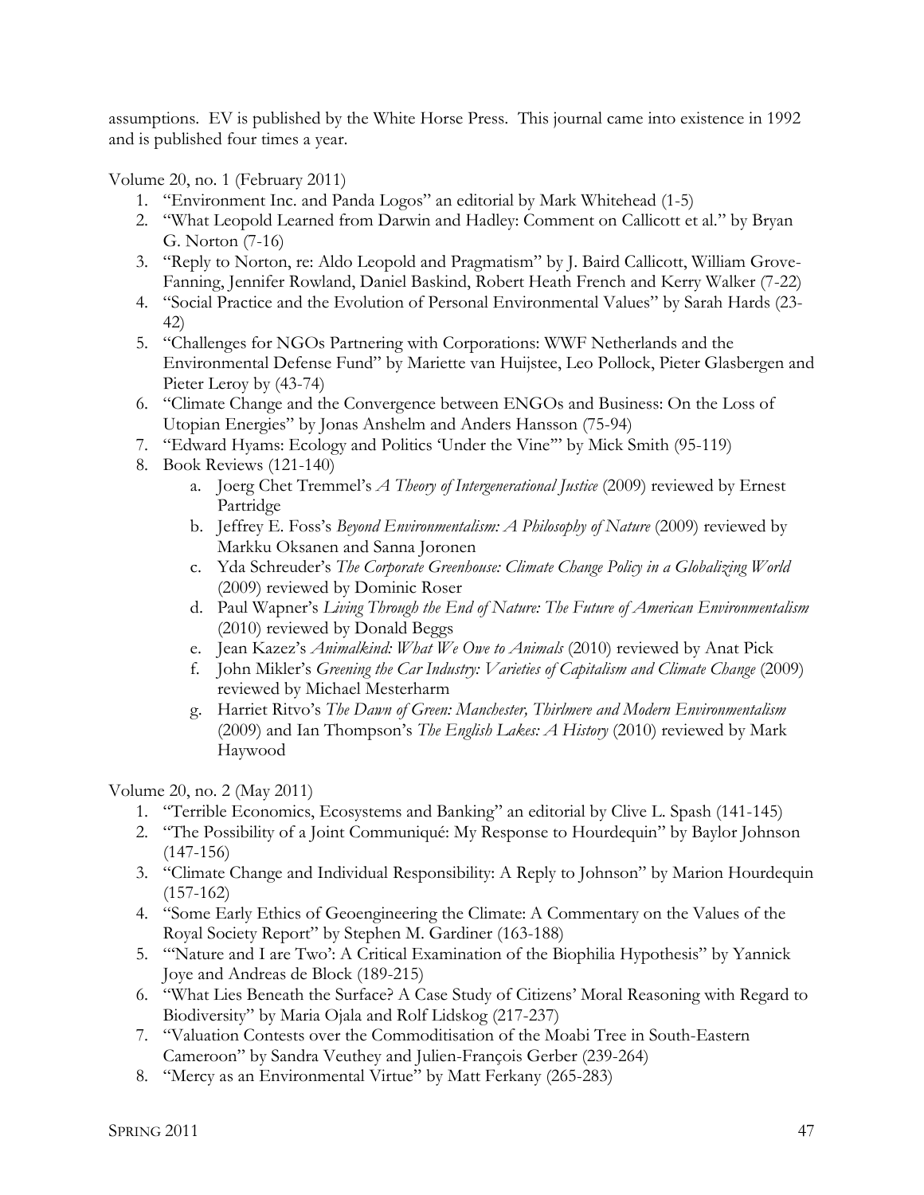assumptions. EV is published by the White Horse Press. This journal came into existence in 1992 and is published four times a year.

Volume 20, no. 1 (February 2011)

1. "Environment Inc. and Panda Logos" an editorial by Mark Whitehead (1-5)
2. "What Leopold Learned from Darwin and Hadley: Comment on Callicott et al." by Bryan G. Norton (7-16)
3. "Reply to Norton, re: Aldo Leopold and Pragmatism" by J. Baird Callicott, William Grove-Fanning, Jennifer Rowland, Daniel Baskind, Robert Heath French and Kerry Walker (7-22)
4. "Social Practice and the Evolution of Personal Environmental Values" by Sarah Hards (23-42)
5. "Challenges for NGOs Partnering with Corporations: WWF Netherlands and the Environmental Defense Fund" by Mariette van Huijstee, Leo Pollock, Pieter Glasbergen and Pieter Leroy by (43-74)
6. "Climate Change and the Convergence between ENGOs and Business: On the Loss of Utopian Energies" by Jonas Anshelm and Anders Hansson (75-94)
7. "Edward Hyams: Ecology and Politics 'Under the Vine'" by Mick Smith (95-119)
8. Book Reviews (121-140)
   a. Joerg Chet Tremmel's *A Theory of Intergenerational Justice* (2009) reviewed by Ernest Partridge
   b. Jeffrey E. Foss's *Beyond Environmentalism: A Philosophy of Nature* (2009) reviewed by Markku Oksanen and Sanna Joronen
   c. Yda Schreuder's *The Corporate Greenhouse: Climate Change Policy in a Globalizing World* (2009) reviewed by Dominic Roser
   d. Paul Wapner's *Living Through the End of Nature: The Future of American Environmentalism* (2010) reviewed by Donald Beggs
   e. Jean Kazez's *Animalkind: What We Owe to Animals* (2010) reviewed by Anat Pick
   f. John Mikler's *Greening the Car Industry: Varieties of Capitalism and Climate Change* (2009) reviewed by Michael Mesterharm
   g. Harriet Ritvo's *The Dawn of Green: Manchester, Thirlmere and Modern Environmentalism* (2009) and Ian Thompson's *The English Lakes: A History* (2010) reviewed by Mark Haywood

Volume 20, no. 2 (May 2011)

1. "Terrible Economics, Ecosystems and Banking" an editorial by Clive L. Spash (141-145)
2. "The Possibility of a Joint Communiqué: My Response to Hourdequin" by Baylor Johnson (147-156)
3. "Climate Change and Individual Responsibility: A Reply to Johnson" by Marion Hourdequin (157-162)
4. "Some Early Ethics of Geoengineering the Climate: A Commentary on the Values of the Royal Society Report" by Stephen M. Gardiner (163-188)
5. "'Nature and I are Two': A Critical Examination of the Biophilia Hypothesis" by Yannick Joye and Andreas de Block (189-215)
6. "What Lies Beneath the Surface? A Case Study of Citizens' Moral Reasoning with Regard to Biodiversity" by Maria Ojala and Rolf Lidskog (217-237)
7. "Valuation Contests over the Commoditisation of the Moabi Tree in South-Eastern Cameroon" by Sandra Veuthey and Julien-François Gerber (239-264)
8. "Mercy as an Environmental Virtue" by Matt Ferkany (265-283)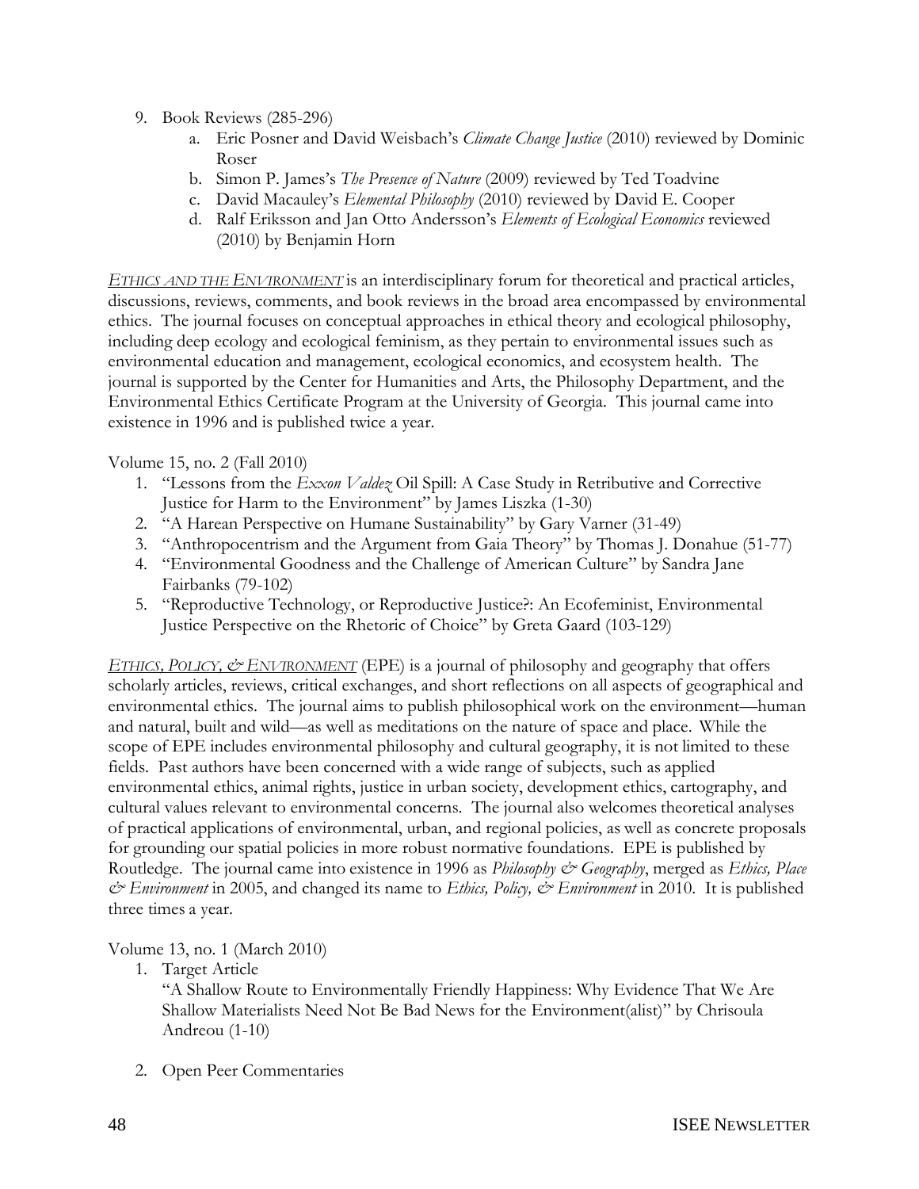9. Book Reviews (285-296)
    a. Eric Posner and David Weisbach's *Climate Change Justice* (2010) reviewed by Dominic Roser
    b. Simon P. James's *The Presence of Nature* (2009) reviewed by Ted Toadvine
    c. David Macauley's *Elemental Philosophy* (2010) reviewed by David E. Cooper
    d. Ralf Eriksson and Jan Otto Andersson's *Elements of Ecological Economics* reviewed (2010) by Benjamin Horn

*ETHICS AND THE ENVIRONMENT* is an interdisciplinary forum for theoretical and practical articles, discussions, reviews, comments, and book reviews in the broad area encompassed by environmental ethics. The journal focuses on conceptual approaches in ethical theory and ecological philosophy, including deep ecology and ecological feminism, as they pertain to environmental issues such as environmental education and management, ecological economics, and ecosystem health. The journal is supported by the Center for Humanities and Arts, the Philosophy Department, and the Environmental Ethics Certificate Program at the University of Georgia. This journal came into existence in 1996 and is published twice a year.

Volume 15, no. 2 (Fall 2010)

1. "Lessons from the *Exxon Valdez* Oil Spill: A Case Study in Retributive and Corrective Justice for Harm to the Environment" by James Liszka (1-30)
2. "A Harean Perspective on Humane Sustainability" by Gary Varner (31-49)
3. "Anthropocentrism and the Argument from Gaia Theory" by Thomas J. Donahue (51-77)
4. "Environmental Goodness and the Challenge of American Culture" by Sandra Jane Fairbanks (79-102)
5. "Reproductive Technology, or Reproductive Justice?: An Ecofeminist, Environmental Justice Perspective on the Rhetoric of Choice" by Greta Gaard (103-129)

*ETHICS, POLICY, & ENVIRONMENT* (EPE) is a journal of philosophy and geography that offers scholarly articles, reviews, critical exchanges, and short reflections on all aspects of geographical and environmental ethics. The journal aims to publish philosophical work on the environment—human and natural, built and wild—as well as meditations on the nature of space and place. While the scope of EPE includes environmental philosophy and cultural geography, it is not limited to these fields. Past authors have been concerned with a wide range of subjects, such as applied environmental ethics, animal rights, justice in urban society, development ethics, cartography, and cultural values relevant to environmental concerns. The journal also welcomes theoretical analyses of practical applications of environmental, urban, and regional policies, as well as concrete proposals for grounding our spatial policies in more robust normative foundations. EPE is published by Routledge. The journal came into existence in 1996 as *Philosophy & Geography*, merged as *Ethics, Place & Environment* in 2005, and changed its name to *Ethics, Policy, & Environment* in 2010. It is published three times a year.

Volume 13, no. 1 (March 2010)

1. Target Article
   "A Shallow Route to Environmentally Friendly Happiness: Why Evidence That We Are Shallow Materialists Need Not Be Bad News for the Environment(alist)" by Chrisoula Andreou (1-10)

2. Open Peer Commentaries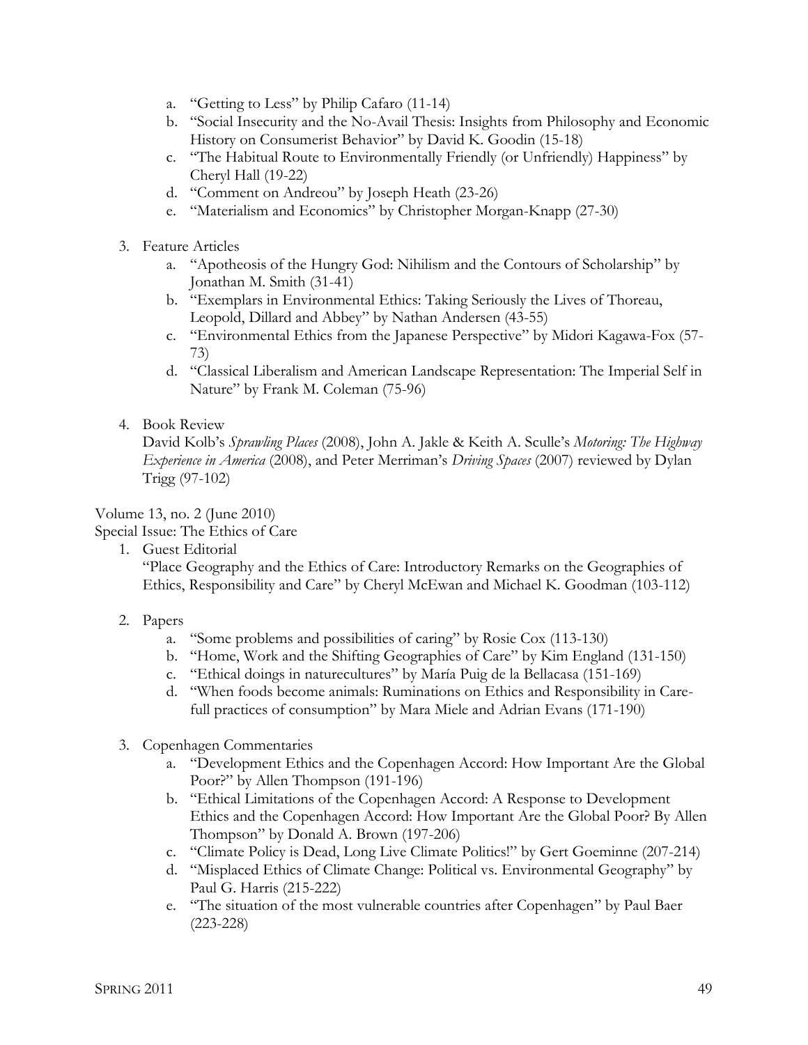a. "Getting to Less" by Philip Cafaro (11-14)
   b. "Social Insecurity and the No-Avail Thesis: Insights from Philosophy and Economic History on Consumerist Behavior" by David K. Goodin (15-18)
   c. "The Habitual Route to Environmentally Friendly (or Unfriendly) Happiness" by Cheryl Hall (19-22)
   d. "Comment on Andreou" by Joseph Heath (23-26)
   e. "Materialism and Economics" by Christopher Morgan-Knapp (27-30)

3. Feature Articles
   a. "Apotheosis of the Hungry God: Nihilism and the Contours of Scholarship" by Jonathan M. Smith (31-41)
   b. "Exemplars in Environmental Ethics: Taking Seriously the Lives of Thoreau, Leopold, Dillard and Abbey" by Nathan Andersen (43-55)
   c. "Environmental Ethics from the Japanese Perspective" by Midori Kagawa-Fox (57-73)
   d. "Classical Liberalism and American Landscape Representation: The Imperial Self in Nature" by Frank M. Coleman (75-96)

4. Book Review
   David Kolb's *Sprawling Places* (2008), John A. Jakle & Keith A. Sculle's *Motoring: The Highway Experience in America* (2008), and Peter Merriman's *Driving Spaces* (2007) reviewed by Dylan Trigg (97-102)

Volume 13, no. 2 (June 2010)
Special Issue: The Ethics of Care

1. Guest Editorial
   "Place Geography and the Ethics of Care: Introductory Remarks on the Geographies of Ethics, Responsibility and Care" by Cheryl McEwan and Michael K. Goodman (103-112)

2. Papers
   a. "Some problems and possibilities of caring" by Rosie Cox (113-130)
   b. "Home, Work and the Shifting Geographies of Care" by Kim England (131-150)
   c. "Ethical doings in naturecultures" by María Puig de la Bellacasa (151-169)
   d. "When foods become animals: Ruminations on Ethics and Responsibility in Care-full practices of consumption" by Mara Miele and Adrian Evans (171-190)

3. Copenhagen Commentaries
   a. "Development Ethics and the Copenhagen Accord: How Important Are the Global Poor?" by Allen Thompson (191-196)
   b. "Ethical Limitations of the Copenhagen Accord: A Response to Development Ethics and the Copenhagen Accord: How Important Are the Global Poor? By Allen Thompson" by Donald A. Brown (197-206)
   c. "Climate Policy is Dead, Long Live Climate Politics!" by Gert Goeminne (207-214)
   d. "Misplaced Ethics of Climate Change: Political vs. Environmental Geography" by Paul G. Harris (215-222)
   e. "The situation of the most vulnerable countries after Copenhagen" by Paul Baer (223-228)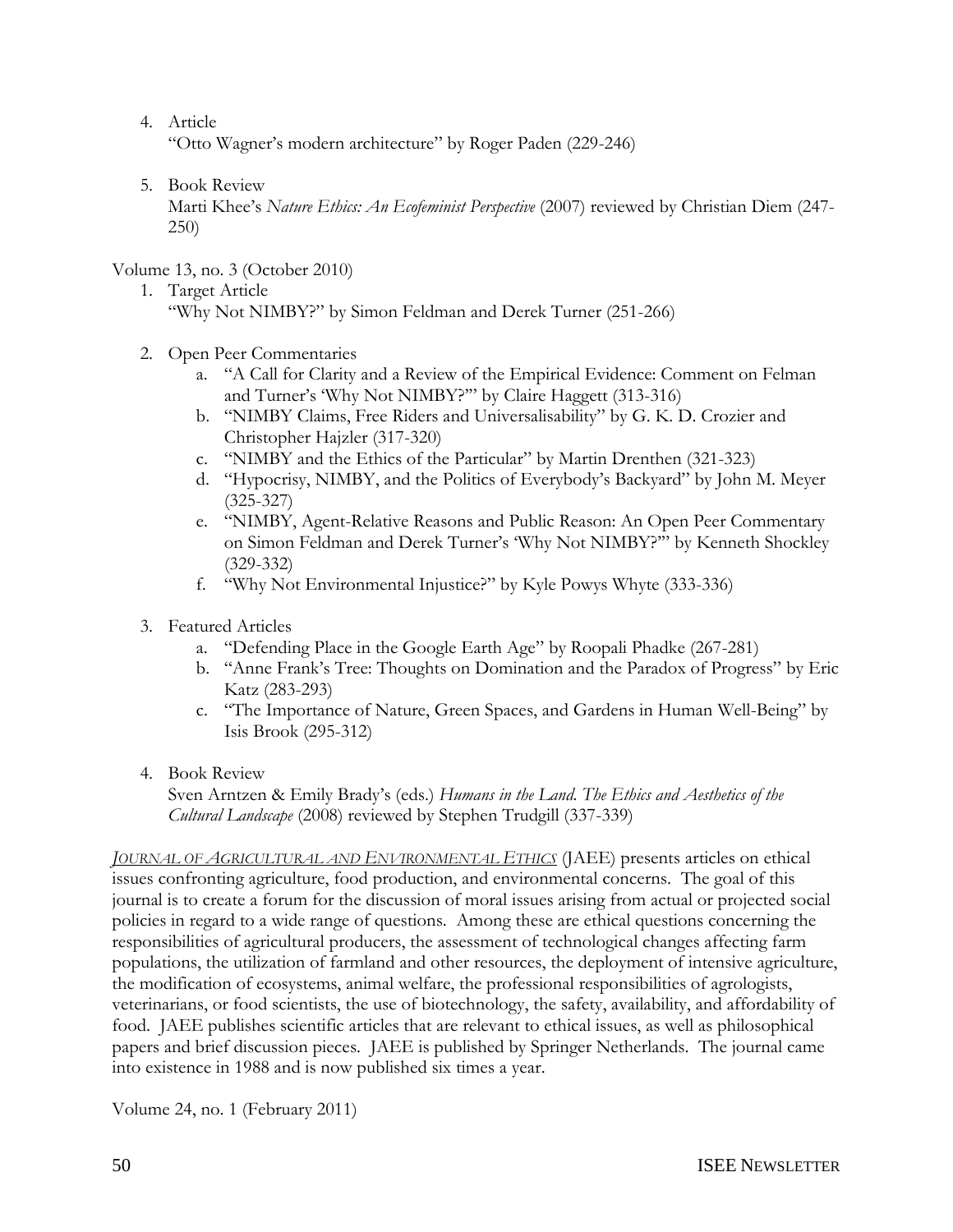4. Article
   "Otto Wagner's modern architecture" by Roger Paden (229-246)

5. Book Review
   Marti Khee's *Nature Ethics: An Ecofeminist Perspective* (2007) reviewed by Christian Diem (247-250)

Volume 13, no. 3 (October 2010)

1. Target Article
   "Why Not NIMBY?" by Simon Feldman and Derek Turner (251-266)

2. Open Peer Commentaries
   a. "A Call for Clarity and a Review of the Empirical Evidence: Comment on Felman and Turner's 'Why Not NIMBY?'" by Claire Haggett (313-316)
   b. "NIMBY Claims, Free Riders and Universalisability" by G. K. D. Crozier and Christopher Hajzler (317-320)
   c. "NIMBY and the Ethics of the Particular" by Martin Drenthen (321-323)
   d. "Hypocrisy, NIMBY, and the Politics of Everybody's Backyard" by John M. Meyer (325-327)
   e. "NIMBY, Agent-Relative Reasons and Public Reason: An Open Peer Commentary on Simon Feldman and Derek Turner's 'Why Not NIMBY?'" by Kenneth Shockley (329-332)
   f. "Why Not Environmental Injustice?" by Kyle Powys Whyte (333-336)

3. Featured Articles
   a. "Defending Place in the Google Earth Age" by Roopali Phadke (267-281)
   b. "Anne Frank's Tree: Thoughts on Domination and the Paradox of Progress" by Eric Katz (283-293)
   c. "The Importance of Nature, Green Spaces, and Gardens in Human Well-Being" by Isis Brook (295-312)

4. Book Review
   Sven Arntzen & Emily Brady's (eds.) *Humans in the Land. The Ethics and Aesthetics of the Cultural Landscape* (2008) reviewed by Stephen Trudgill (337-339)

*JOURNAL OF AGRICULTURAL AND ENVIRONMENTAL ETHICS* (JAEE) presents articles on ethical issues confronting agriculture, food production, and environmental concerns. The goal of this journal is to create a forum for the discussion of moral issues arising from actual or projected social policies in regard to a wide range of questions. Among these are ethical questions concerning the responsibilities of agricultural producers, the assessment of technological changes affecting farm populations, the utilization of farmland and other resources, the deployment of intensive agriculture, the modification of ecosystems, animal welfare, the professional responsibilities of agrologists, veterinarians, or food scientists, the use of biotechnology, the safety, availability, and affordability of food. JAEE publishes scientific articles that are relevant to ethical issues, as well as philosophical papers and brief discussion pieces. JAEE is published by Springer Netherlands. The journal came into existence in 1988 and is now published six times a year.

Volume 24, no. 1 (February 2011)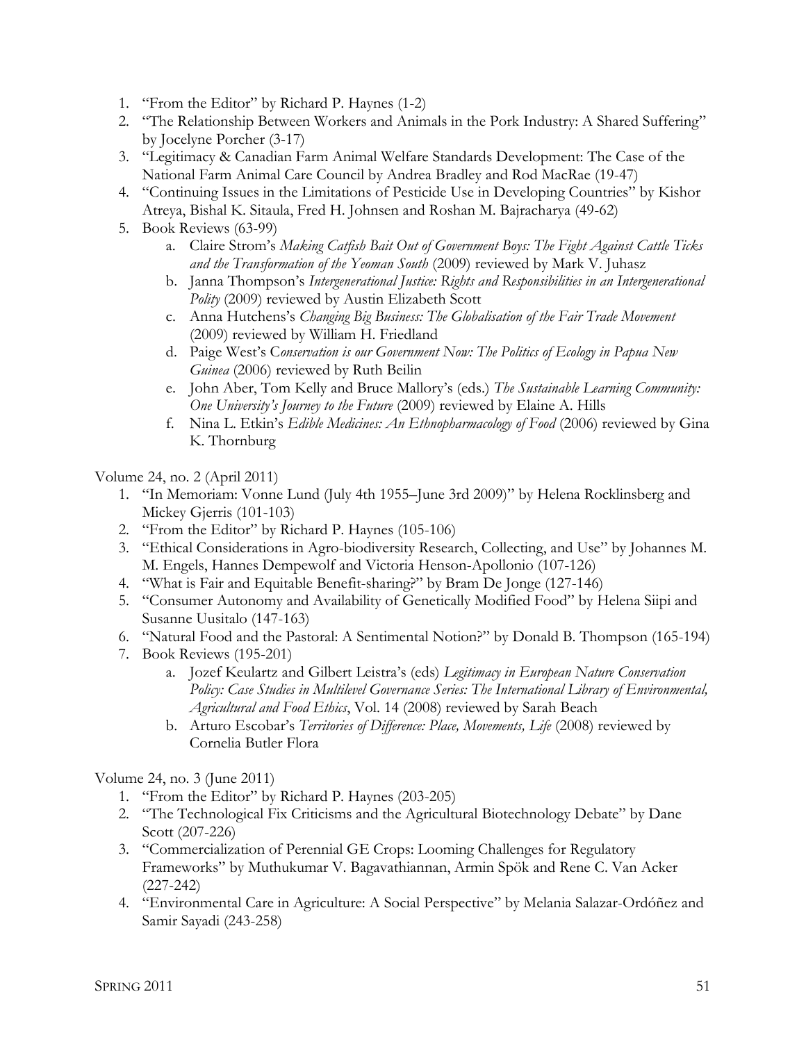1. "From the Editor" by Richard P. Haynes (1-2)
2. "The Relationship Between Workers and Animals in the Pork Industry: A Shared Suffering" by Jocelyne Porcher (3-17)
3. "Legitimacy & Canadian Farm Animal Welfare Standards Development: The Case of the National Farm Animal Care Council by Andrea Bradley and Rod MacRae (19-47)
4. "Continuing Issues in the Limitations of Pesticide Use in Developing Countries" by Kishor Atreya, Bishal K. Sitaula, Fred H. Johnsen and Roshan M. Bajracharya (49-62)
5. Book Reviews (63-99)
   a. Claire Strom's *Making Catfish Bait Out of Government Boys: The Fight Against Cattle Ticks and the Transformation of the Yeoman South* (2009) reviewed by Mark V. Juhasz
   b. Janna Thompson's *Intergenerational Justice: Rights and Responsibilities in an Intergenerational Polity* (2009) reviewed by Austin Elizabeth Scott
   c. Anna Hutchens's *Changing Big Business: The Globalisation of the Fair Trade Movement* (2009) reviewed by William H. Friedland
   d. Paige West's C*onservation is our Government Now: The Politics of Ecology in Papua New Guinea* (2006) reviewed by Ruth Beilin
   e. John Aber, Tom Kelly and Bruce Mallory's (eds.) *The Sustainable Learning Community: One University's Journey to the Future* (2009) reviewed by Elaine A. Hills
   f. Nina L. Etkin's *Edible Medicines: An Ethnopharmacology of Food* (2006) reviewed by Gina K. Thornburg

Volume 24, no. 2 (April 2011)

1. "In Memoriam: Vonne Lund (July 4th 1955–June 3rd 2009)" by Helena Rocklinsberg and Mickey Gjerris (101-103)
2. "From the Editor" by Richard P. Haynes (105-106)
3. "Ethical Considerations in Agro-biodiversity Research, Collecting, and Use" by Johannes M. M. Engels, Hannes Dempewolf and Victoria Henson-Apollonio (107-126)
4. "What is Fair and Equitable Benefit-sharing?" by Bram De Jonge (127-146)
5. "Consumer Autonomy and Availability of Genetically Modified Food" by Helena Siipi and Susanne Uusitalo (147-163)
6. "Natural Food and the Pastoral: A Sentimental Notion?" by Donald B. Thompson (165-194)
7. Book Reviews (195-201)
   a. Jozef Keulartz and Gilbert Leistra's (eds) *Legitimacy in European Nature Conservation Policy: Case Studies in Multilevel Governance Series: The International Library of Environmental, Agricultural and Food Ethics*, Vol. 14 (2008) reviewed by Sarah Beach
   b. Arturo Escobar's *Territories of Difference: Place, Movements, Life* (2008) reviewed by Cornelia Butler Flora

Volume 24, no. 3 (June 2011)

1. "From the Editor" by Richard P. Haynes (203-205)
2. "The Technological Fix Criticisms and the Agricultural Biotechnology Debate" by Dane Scott (207-226)
3. "Commercialization of Perennial GE Crops: Looming Challenges for Regulatory Frameworks" by Muthukumar V. Bagavathiannan, Armin Spök and Rene C. Van Acker (227-242)
4. "Environmental Care in Agriculture: A Social Perspective" by Melania Salazar-Ordóñez and Samir Sayadi (243-258)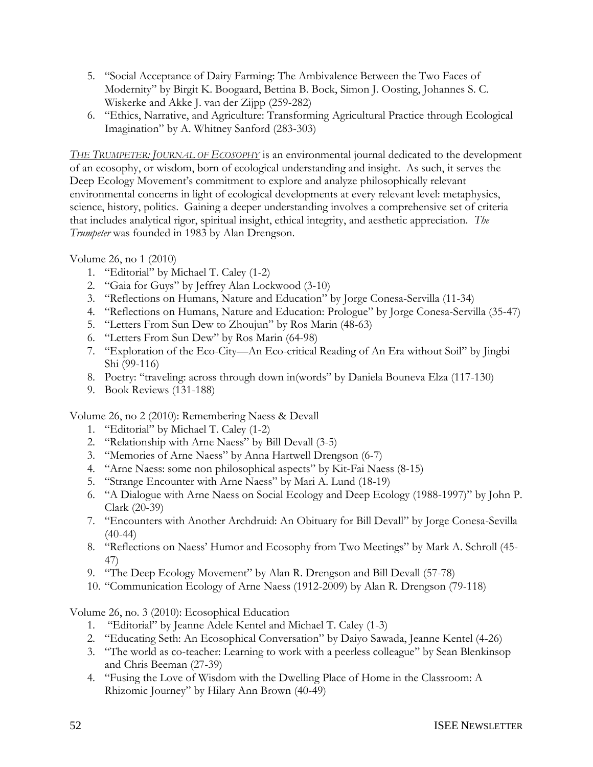5. "Social Acceptance of Dairy Farming: The Ambivalence Between the Two Faces of Modernity" by Birgit K. Boogaard, Bettina B. Bock, Simon J. Oosting, Johannes S. C. Wiskerke and Akke J. van der Zijpp (259-282)
6. "Ethics, Narrative, and Agriculture: Transforming Agricultural Practice through Ecological Imagination" by A. Whitney Sanford (283-303)

*THE TRUMPETER: JOURNAL OF ECOSOPHY* is an environmental journal dedicated to the development of an ecosophy, or wisdom, born of ecological understanding and insight. As such, it serves the Deep Ecology Movement's commitment to explore and analyze philosophically relevant environmental concerns in light of ecological developments at every relevant level: metaphysics, science, history, politics. Gaining a deeper understanding involves a comprehensive set of criteria that includes analytical rigor, spiritual insight, ethical integrity, and aesthetic appreciation. *The Trumpeter* was founded in 1983 by Alan Drengson.

Volume 26, no 1 (2010)

1. "Editorial" by Michael T. Caley (1-2)
2. "Gaia for Guys" by Jeffrey Alan Lockwood (3-10)
3. "Reflections on Humans, Nature and Education" by Jorge Conesa-Servilla (11-34)
4. "Reflections on Humans, Nature and Education: Prologue" by Jorge Conesa-Servilla (35-47)
5. "Letters From Sun Dew to Zhoujun" by Ros Marin (48-63)
6. "Letters From Sun Dew" by Ros Marin (64-98)
7. "Exploration of the Eco-City—An Eco-critical Reading of An Era without Soil" by Jingbi Shi (99-116)
8. Poetry: "traveling: across through down in(words" by Daniela Bouneva Elza (117-130)
9. Book Reviews (131-188)

Volume 26, no 2 (2010): Remembering Naess & Devall

1. "Editorial" by Michael T. Caley (1-2)
2. "Relationship with Arne Naess" by Bill Devall (3-5)
3. "Memories of Arne Naess" by Anna Hartwell Drengson (6-7)
4. "Arne Naess: some non philosophical aspects" by Kit-Fai Naess (8-15)
5. "Strange Encounter with Arne Naess" by Mari A. Lund (18-19)
6. "A Dialogue with Arne Naess on Social Ecology and Deep Ecology (1988-1997)" by John P. Clark (20-39)
7. "Encounters with Another Archdruid: An Obituary for Bill Devall" by Jorge Conesa-Sevilla (40-44)
8. "Reflections on Naess' Humor and Ecosophy from Two Meetings" by Mark A. Schroll (45-47)
9. "The Deep Ecology Movement" by Alan R. Drengson and Bill Devall (57-78)
10. "Communication Ecology of Arne Naess (1912-2009) by Alan R. Drengson (79-118)

Volume 26, no. 3 (2010): Ecosophical Education

1. "Editorial" by Jeanne Adele Kentel and Michael T. Caley (1-3)
2. "Educating Seth: An Ecosophical Conversation" by Daiyo Sawada, Jeanne Kentel (4-26)
3. "The world as co-teacher: Learning to work with a peerless colleague" by Sean Blenkinsop and Chris Beeman (27-39)
4. "Fusing the Love of Wisdom with the Dwelling Place of Home in the Classroom: A Rhizomic Journey" by Hilary Ann Brown (40-49)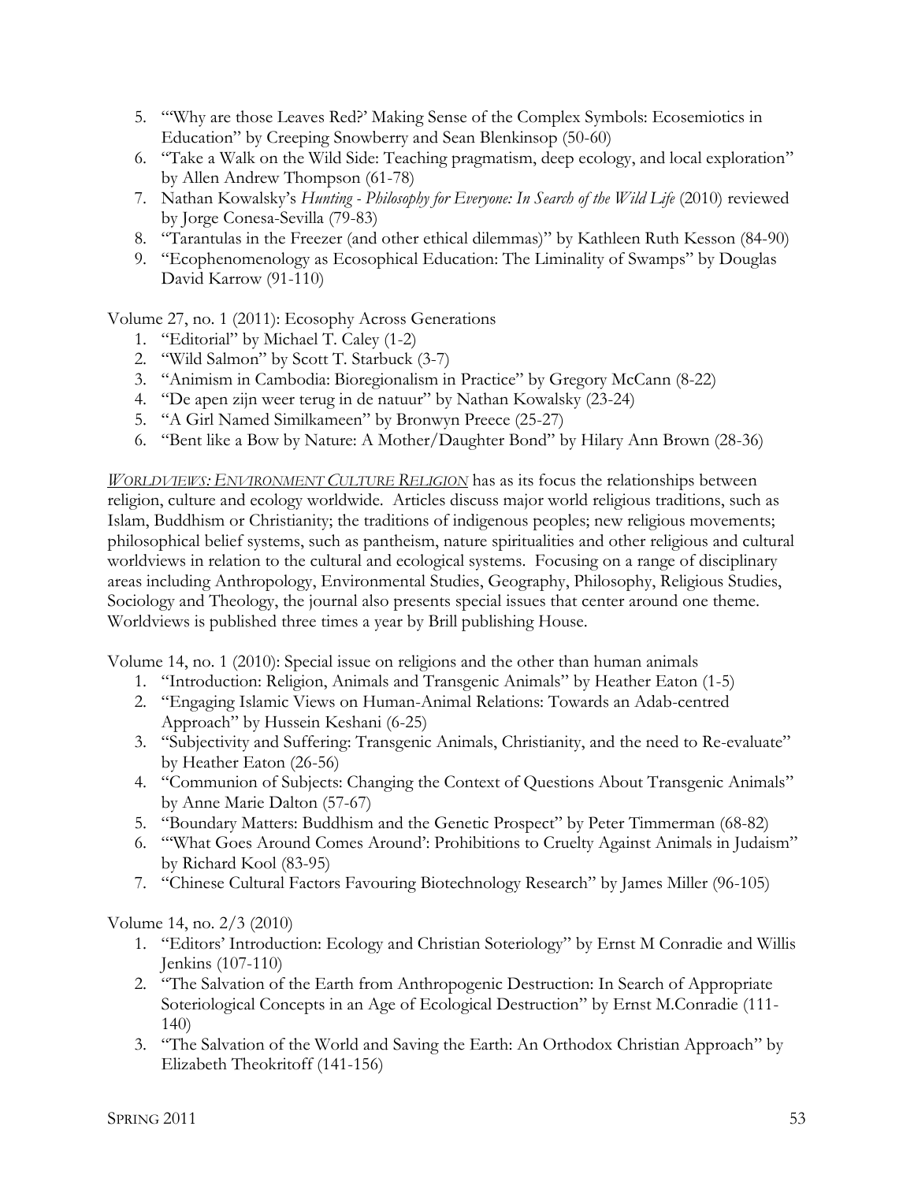5. "'Why are those Leaves Red?' Making Sense of the Complex Symbols: Ecosemiotics in Education" by Creeping Snowberry and Sean Blenkinsop (50-60)
6. "Take a Walk on the Wild Side: Teaching pragmatism, deep ecology, and local exploration" by Allen Andrew Thompson (61-78)
7. Nathan Kowalsky's *Hunting - Philosophy for Everyone: In Search of the Wild Life* (2010) reviewed by Jorge Conesa-Sevilla (79-83)
8. "Tarantulas in the Freezer (and other ethical dilemmas)" by Kathleen Ruth Kesson (84-90)
9. "Ecophenomenology as Ecosophical Education: The Liminality of Swamps" by Douglas David Karrow (91-110)

Volume 27, no. 1 (2011): Ecosophy Across Generations

1. "Editorial" by Michael T. Caley (1-2)
2. "Wild Salmon" by Scott T. Starbuck (3-7)
3. "Animism in Cambodia: Bioregionalism in Practice" by Gregory McCann (8-22)
4. "De apen zijn weer terug in de natuur" by Nathan Kowalsky (23-24)
5. "A Girl Named Similkameen" by Bronwyn Preece (25-27)
6. "Bent like a Bow by Nature: A Mother/Daughter Bond" by Hilary Ann Brown (28-36)

*WORLDVIEWS: ENVIRONMENT CULTURE RELIGION* has as its focus the relationships between religion, culture and ecology worldwide. Articles discuss major world religious traditions, such as Islam, Buddhism or Christianity; the traditions of indigenous peoples; new religious movements; philosophical belief systems, such as pantheism, nature spiritualities and other religious and cultural worldviews in relation to the cultural and ecological systems. Focusing on a range of disciplinary areas including Anthropology, Environmental Studies, Geography, Philosophy, Religious Studies, Sociology and Theology, the journal also presents special issues that center around one theme. Worldviews is published three times a year by Brill publishing House.

Volume 14, no. 1 (2010): Special issue on religions and the other than human animals

1. "Introduction: Religion, Animals and Transgenic Animals" by Heather Eaton (1-5)
2. "Engaging Islamic Views on Human-Animal Relations: Towards an Adab-centred Approach" by Hussein Keshani (6-25)
3. "Subjectivity and Suffering: Transgenic Animals, Christianity, and the need to Re-evaluate" by Heather Eaton (26-56)
4. "Communion of Subjects: Changing the Context of Questions About Transgenic Animals" by Anne Marie Dalton (57-67)
5. "Boundary Matters: Buddhism and the Genetic Prospect" by Peter Timmerman (68-82)
6. "'What Goes Around Comes Around': Prohibitions to Cruelty Against Animals in Judaism" by Richard Kool (83-95)
7. "Chinese Cultural Factors Favouring Biotechnology Research" by James Miller (96-105)

Volume 14, no. 2/3 (2010)

1. "Editors' Introduction: Ecology and Christian Soteriology" by Ernst M Conradie and Willis Jenkins (107-110)
2. "The Salvation of the Earth from Anthropogenic Destruction: In Search of Appropriate Soteriological Concepts in an Age of Ecological Destruction" by Ernst M.Conradie (111-140)
3. "The Salvation of the World and Saving the Earth: An Orthodox Christian Approach" by Elizabeth Theokritoff (141-156)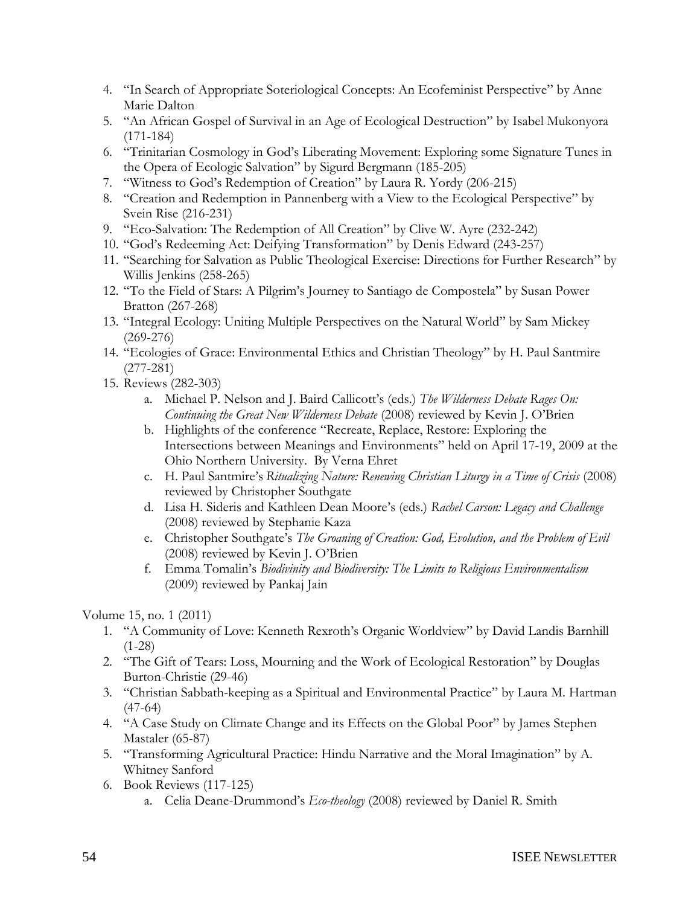4. "In Search of Appropriate Soteriological Concepts: An Ecofeminist Perspective" by Anne Marie Dalton
5. "An African Gospel of Survival in an Age of Ecological Destruction" by Isabel Mukonyora (171-184)
6. "Trinitarian Cosmology in God's Liberating Movement: Exploring some Signature Tunes in the Opera of Ecologic Salvation" by Sigurd Bergmann (185-205)
7. "Witness to God's Redemption of Creation" by Laura R. Yordy (206-215)
8. "Creation and Redemption in Pannenberg with a View to the Ecological Perspective" by Svein Rise (216-231)
9. "Eco-Salvation: The Redemption of All Creation" by Clive W. Ayre (232-242)
10. "God's Redeeming Act: Deifying Transformation" by Denis Edward (243-257)
11. "Searching for Salvation as Public Theological Exercise: Directions for Further Research" by Willis Jenkins (258-265)
12. "To the Field of Stars: A Pilgrim's Journey to Santiago de Compostela" by Susan Power Bratton (267-268)
13. "Integral Ecology: Uniting Multiple Perspectives on the Natural World" by Sam Mickey (269-276)
14. "Ecologies of Grace: Environmental Ethics and Christian Theology" by H. Paul Santmire (277-281)
15. Reviews (282-303)
    a. Michael P. Nelson and J. Baird Callicott's (eds.) *The Wilderness Debate Rages On: Continuing the Great New Wilderness Debate* (2008) reviewed by Kevin J. O'Brien
    b. Highlights of the conference "Recreate, Replace, Restore: Exploring the Intersections between Meanings and Environments" held on April 17-19, 2009 at the Ohio Northern University. By Verna Ehret
    c. H. Paul Santmire's *Ritualizing Nature: Renewing Christian Liturgy in a Time of Crisis* (2008) reviewed by Christopher Southgate
    d. Lisa H. Sideris and Kathleen Dean Moore's (eds.) *Rachel Carson: Legacy and Challenge* (2008) reviewed by Stephanie Kaza
    e. Christopher Southgate's *The Groaning of Creation: God, Evolution, and the Problem of Evil* (2008) reviewed by Kevin J. O'Brien
    f. Emma Tomalin's *Biodivinity and Biodiversity: The Limits to Religious Environmentalism* (2009) reviewed by Pankaj Jain

Volume 15, no. 1 (2011)

1. "A Community of Love: Kenneth Rexroth's Organic Worldview" by David Landis Barnhill (1-28)
2. "The Gift of Tears: Loss, Mourning and the Work of Ecological Restoration" by Douglas Burton-Christie (29-46)
3. "Christian Sabbath-keeping as a Spiritual and Environmental Practice" by Laura M. Hartman (47-64)
4. "A Case Study on Climate Change and its Effects on the Global Poor" by James Stephen Mastaler (65-87)
5. "Transforming Agricultural Practice: Hindu Narrative and the Moral Imagination" by A. Whitney Sanford
6. Book Reviews (117-125)
    a. Celia Deane-Drummond's *Eco-theology* (2008) reviewed by Daniel R. Smith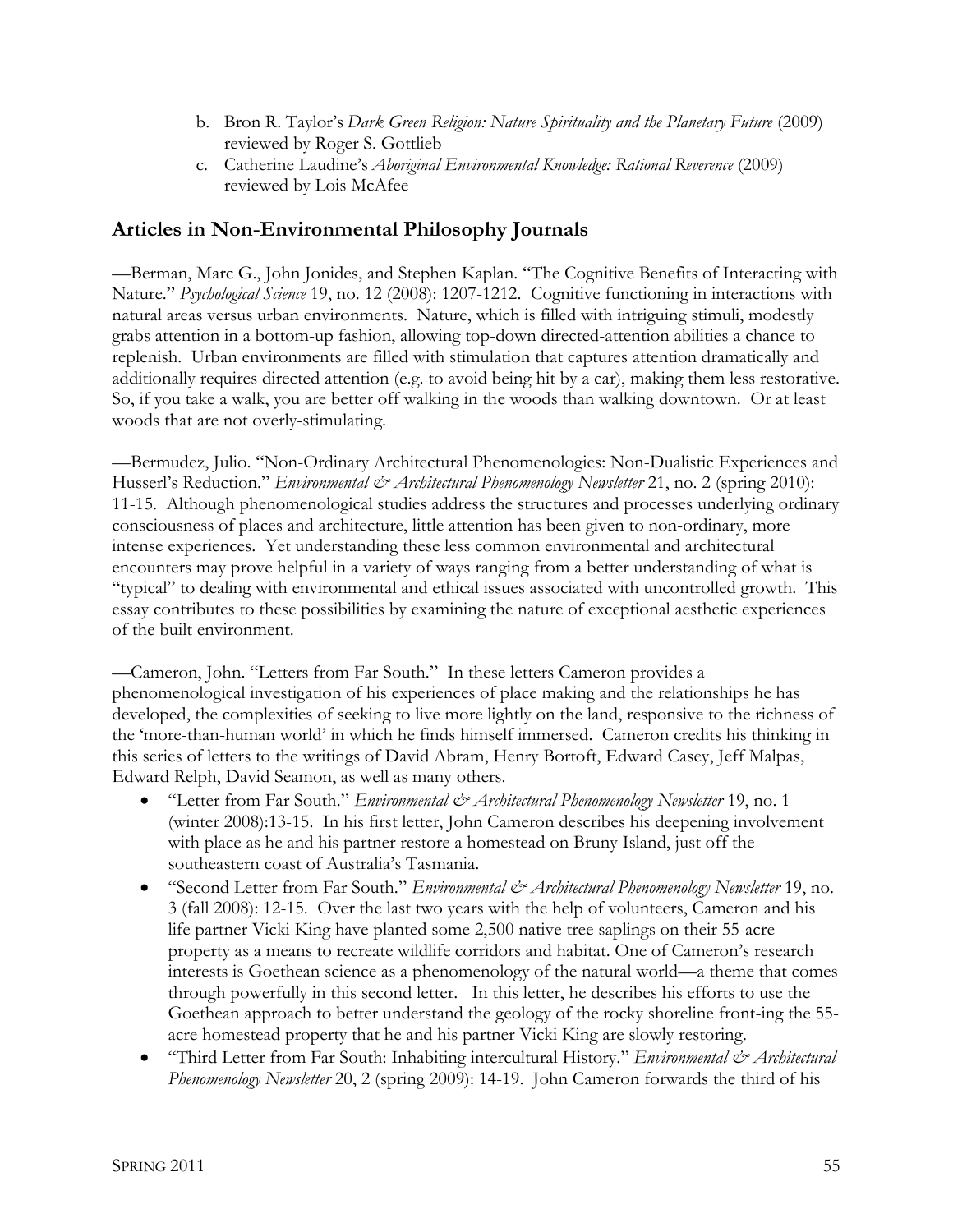b. Bron R. Taylor's *Dark Green Religion: Nature Spirituality and the Planetary Future* (2009) reviewed by Roger S. Gottlieb
c. Catherine Laudine's *Aboriginal Environmental Knowledge: Rational Reverence* (2009) reviewed by Lois McAfee

## Articles in Non-Environmental Philosophy Journals

—Berman, Marc G., John Jonides, and Stephen Kaplan. "The Cognitive Benefits of Interacting with Nature." *Psychological Science* 19, no. 12 (2008): 1207-1212. Cognitive functioning in interactions with natural areas versus urban environments. Nature, which is filled with intriguing stimuli, modestly grabs attention in a bottom-up fashion, allowing top-down directed-attention abilities a chance to replenish. Urban environments are filled with stimulation that captures attention dramatically and additionally requires directed attention (e.g. to avoid being hit by a car), making them less restorative. So, if you take a walk, you are better off walking in the woods than walking downtown. Or at least woods that are not overly-stimulating.

—Bermudez, Julio. "Non-Ordinary Architectural Phenomenologies: Non-Dualistic Experiences and Husserl's Reduction." *Environmental & Architectural Phenomenology Newsletter* 21, no. 2 (spring 2010): 11-15. Although phenomenological studies address the structures and processes underlying ordinary consciousness of places and architecture, little attention has been given to non-ordinary, more intense experiences. Yet understanding these less common environmental and architectural encounters may prove helpful in a variety of ways ranging from a better understanding of what is "typical" to dealing with environmental and ethical issues associated with uncontrolled growth. This essay contributes to these possibilities by examining the nature of exceptional aesthetic experiences of the built environment.

—Cameron, John. "Letters from Far South." In these letters Cameron provides a phenomenological investigation of his experiences of place making and the relationships he has developed, the complexities of seeking to live more lightly on the land, responsive to the richness of the 'more-than-human world' in which he finds himself immersed. Cameron credits his thinking in this series of letters to the writings of David Abram, Henry Bortoft, Edward Casey, Jeff Malpas, Edward Relph, David Seamon, as well as many others.

- "Letter from Far South." *Environmental & Architectural Phenomenology Newsletter* 19, no. 1 (winter 2008):13-15. In his first letter, John Cameron describes his deepening involvement with place as he and his partner restore a homestead on Bruny Island, just off the southeastern coast of Australia's Tasmania.
- "Second Letter from Far South." *Environmental & Architectural Phenomenology Newsletter* 19, no. 3 (fall 2008): 12-15. Over the last two years with the help of volunteers, Cameron and his life partner Vicki King have planted some 2,500 native tree saplings on their 55-acre property as a means to recreate wildlife corridors and habitat. One of Cameron's research interests is Goethean science as a phenomenology of the natural world—a theme that comes through powerfully in this second letter. In this letter, he describes his efforts to use the Goethean approach to better understand the geology of the rocky shoreline front-ing the 55-acre homestead property that he and his partner Vicki King are slowly restoring.
- "Third Letter from Far South: Inhabiting intercultural History." *Environmental & Architectural Phenomenology Newsletter* 20, 2 (spring 2009): 14-19. John Cameron forwards the third of his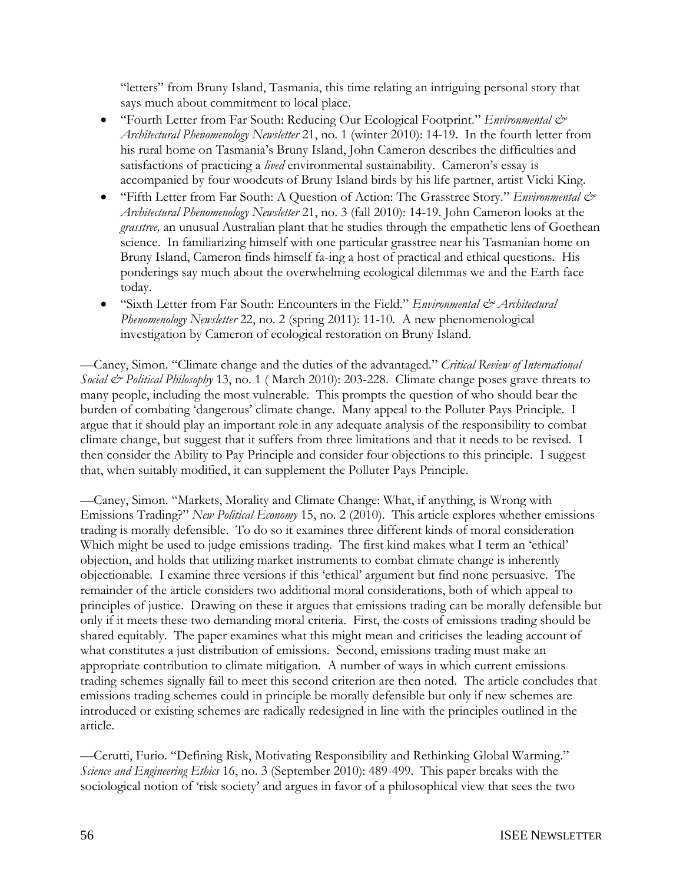"letters" from Bruny Island, Tasmania, this time relating an intriguing personal story that says much about commitment to local place.

- "Fourth Letter from Far South: Reducing Our Ecological Footprint." *Environmental & Architectural Phenomenology Newsletter* 21, no. 1 (winter 2010): 14-19. In the fourth letter from his rural home on Tasmania's Bruny Island, John Cameron describes the difficulties and satisfactions of practicing a *lived* environmental sustainability. Cameron's essay is accompanied by four woodcuts of Bruny Island birds by his life partner, artist Vicki King.
- "Fifth Letter from Far South: A Question of Action: The Grasstree Story." *Environmental & Architectural Phenomenology Newsletter* 21, no. 3 (fall 2010): 14-19. John Cameron looks at the *grasstree,* an unusual Australian plant that he studies through the empathetic lens of Goethean science. In familiarizing himself with one particular grasstree near his Tasmanian home on Bruny Island, Cameron finds himself fa-ing a host of practical and ethical questions. His ponderings say much about the overwhelming ecological dilemmas we and the Earth face today.
- "Sixth Letter from Far South: Encounters in the Field." *Environmental & Architectural Phenomenology Newsletter* 22, no. 2 (spring 2011): 11-10. A new phenomenological investigation by Cameron of ecological restoration on Bruny Island.

—Caney, Simon. "Climate change and the duties of the advantaged." *Critical Review of International Social & Political Philosophy* 13, no. 1 ( March 2010): 203-228. Climate change poses grave threats to many people, including the most vulnerable. This prompts the question of who should bear the burden of combating 'dangerous' climate change. Many appeal to the Polluter Pays Principle. I argue that it should play an important role in any adequate analysis of the responsibility to combat climate change, but suggest that it suffers from three limitations and that it needs to be revised. I then consider the Ability to Pay Principle and consider four objections to this principle. I suggest that, when suitably modified, it can supplement the Polluter Pays Principle.

—Caney, Simon. "Markets, Morality and Climate Change: What, if anything, is Wrong with Emissions Trading?" *New Political Economy* 15, no. 2 (2010). This article explores whether emissions trading is morally defensible. To do so it examines three different kinds of moral consideration Which might be used to judge emissions trading. The first kind makes what I term an 'ethical' objection, and holds that utilizing market instruments to combat climate change is inherently objectionable. I examine three versions if this 'ethical' argument but find none persuasive. The remainder of the article considers two additional moral considerations, both of which appeal to principles of justice. Drawing on these it argues that emissions trading can be morally defensible but only if it meets these two demanding moral criteria. First, the costs of emissions trading should be shared equitably. The paper examines what this might mean and criticises the leading account of what constitutes a just distribution of emissions. Second, emissions trading must make an appropriate contribution to climate mitigation. A number of ways in which current emissions trading schemes signally fail to meet this second criterion are then noted. The article concludes that emissions trading schemes could in principle be morally defensible but only if new schemes are introduced or existing schemes are radically redesigned in line with the principles outlined in the article.

—Cerutti, Furio. "Defining Risk, Motivating Responsibility and Rethinking Global Warming." *Science and Engineering Ethics* 16, no. 3 (September 2010): 489-499. This paper breaks with the sociological notion of 'risk society' and argues in favor of a philosophical view that sees the two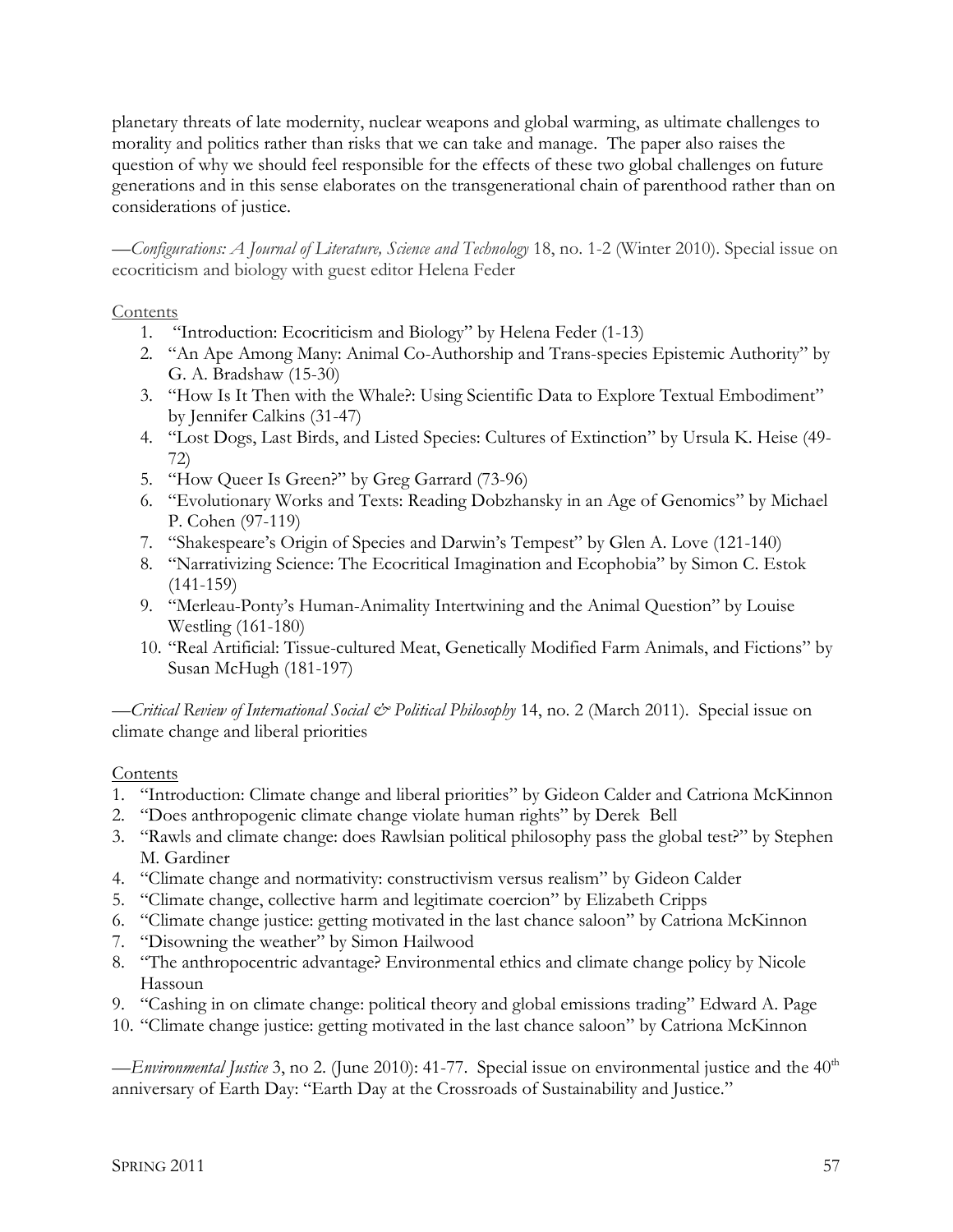planetary threats of late modernity, nuclear weapons and global warming, as ultimate challenges to morality and politics rather than risks that we can take and manage. The paper also raises the question of why we should feel responsible for the effects of these two global challenges on future generations and in this sense elaborates on the transgenerational chain of parenthood rather than on considerations of justice.

—*Configurations: A Journal of Literature, Science and Technology* 18, no. 1-2 (Winter 2010). Special issue on ecocriticism and biology with guest editor Helena Feder

Contents

1. "Introduction: Ecocriticism and Biology" by Helena Feder (1-13)
2. "An Ape Among Many: Animal Co-Authorship and Trans-species Epistemic Authority" by G. A. Bradshaw (15-30)
3. "How Is It Then with the Whale?: Using Scientific Data to Explore Textual Embodiment" by Jennifer Calkins (31-47)
4. "Lost Dogs, Last Birds, and Listed Species: Cultures of Extinction" by Ursula K. Heise (49-72)
5. "How Queer Is Green?" by Greg Garrard (73-96)
6. "Evolutionary Works and Texts: Reading Dobzhansky in an Age of Genomics" by Michael P. Cohen (97-119)
7. "Shakespeare's Origin of Species and Darwin's Tempest" by Glen A. Love (121-140)
8. "Narrativizing Science: The Ecocritical Imagination and Ecophobia" by Simon C. Estok (141-159)
9. "Merleau-Ponty's Human-Animality Intertwining and the Animal Question" by Louise Westling (161-180)
10. "Real Artificial: Tissue-cultured Meat, Genetically Modified Farm Animals, and Fictions" by Susan McHugh (181-197)

—*Critical Review of International Social & Political Philosophy* 14, no. 2 (March 2011). Special issue on climate change and liberal priorities

Contents

1. "Introduction: Climate change and liberal priorities" by Gideon Calder and Catriona McKinnon
2. "Does anthropogenic climate change violate human rights" by Derek Bell
3. "Rawls and climate change: does Rawlsian political philosophy pass the global test?" by Stephen M. Gardiner
4. "Climate change and normativity: constructivism versus realism" by Gideon Calder
5. "Climate change, collective harm and legitimate coercion" by Elizabeth Cripps
6. "Climate change justice: getting motivated in the last chance saloon" by Catriona McKinnon
7. "Disowning the weather" by Simon Hailwood
8. "The anthropocentric advantage? Environmental ethics and climate change policy by Nicole Hassoun
9. "Cashing in on climate change: political theory and global emissions trading" Edward A. Page
10. "Climate change justice: getting motivated in the last chance saloon" by Catriona McKinnon

—*Environmental Justice* 3, no 2. (June 2010): 41-77. Special issue on environmental justice and the 40th anniversary of Earth Day: "Earth Day at the Crossroads of Sustainability and Justice."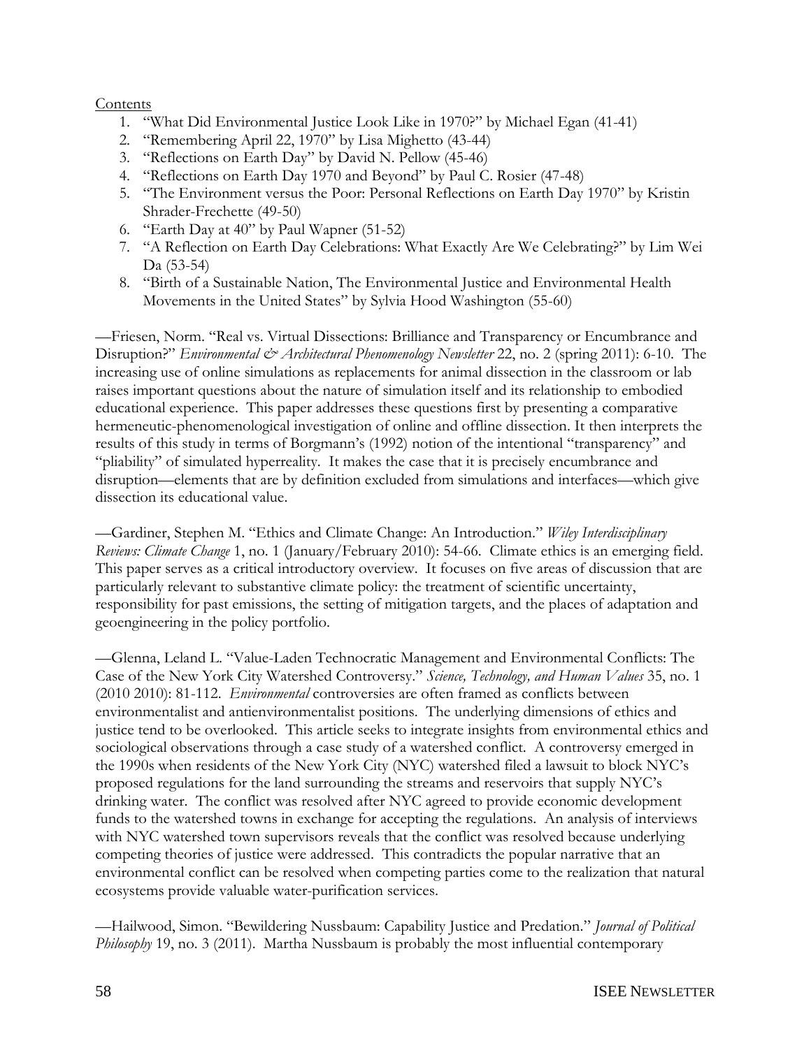Contents

1. "What Did Environmental Justice Look Like in 1970?" by Michael Egan (41-41)
2. "Remembering April 22, 1970" by Lisa Mighetto (43-44)
3. "Reflections on Earth Day" by David N. Pellow (45-46)
4. "Reflections on Earth Day 1970 and Beyond" by Paul C. Rosier (47-48)
5. "The Environment versus the Poor: Personal Reflections on Earth Day 1970" by Kristin Shrader-Frechette (49-50)
6. "Earth Day at 40" by Paul Wapner (51-52)
7. "A Reflection on Earth Day Celebrations: What Exactly Are We Celebrating?" by Lim Wei Da (53-54)
8. "Birth of a Sustainable Nation, The Environmental Justice and Environmental Health Movements in the United States" by Sylvia Hood Washington (55-60)

—Friesen, Norm. "Real vs. Virtual Dissections: Brilliance and Transparency or Encumbrance and Disruption?" *Environmental & Architectural Phenomenology Newsletter* 22, no. 2 (spring 2011): 6-10. The increasing use of online simulations as replacements for animal dissection in the classroom or lab raises important questions about the nature of simulation itself and its relationship to embodied educational experience. This paper addresses these questions first by presenting a comparative hermeneutic-phenomenological investigation of online and offline dissection. It then interprets the results of this study in terms of Borgmann's (1992) notion of the intentional "transparency" and "pliability" of simulated hyperreality. It makes the case that it is precisely encumbrance and disruption—elements that are by definition excluded from simulations and interfaces—which give dissection its educational value.

—Gardiner, Stephen M. "Ethics and Climate Change: An Introduction." *Wiley Interdisciplinary Reviews: Climate Change* 1, no. 1 (January/February 2010): 54-66. Climate ethics is an emerging field. This paper serves as a critical introductory overview. It focuses on five areas of discussion that are particularly relevant to substantive climate policy: the treatment of scientific uncertainty, responsibility for past emissions, the setting of mitigation targets, and the places of adaptation and geoengineering in the policy portfolio.

—Glenna, Leland L. "Value-Laden Technocratic Management and Environmental Conflicts: The Case of the New York City Watershed Controversy." *Science, Technology, and Human Values* 35, no. 1 (2010 2010): 81-112. *Environmental* controversies are often framed as conflicts between environmentalist and antienvironmentalist positions. The underlying dimensions of ethics and justice tend to be overlooked. This article seeks to integrate insights from environmental ethics and sociological observations through a case study of a watershed conflict. A controversy emerged in the 1990s when residents of the New York City (NYC) watershed filed a lawsuit to block NYC's proposed regulations for the land surrounding the streams and reservoirs that supply NYC's drinking water. The conflict was resolved after NYC agreed to provide economic development funds to the watershed towns in exchange for accepting the regulations. An analysis of interviews with NYC watershed town supervisors reveals that the conflict was resolved because underlying competing theories of justice were addressed. This contradicts the popular narrative that an environmental conflict can be resolved when competing parties come to the realization that natural ecosystems provide valuable water-purification services.

—Hailwood, Simon. "Bewildering Nussbaum: Capability Justice and Predation." *Journal of Political Philosophy* 19, no. 3 (2011). Martha Nussbaum is probably the most influential contemporary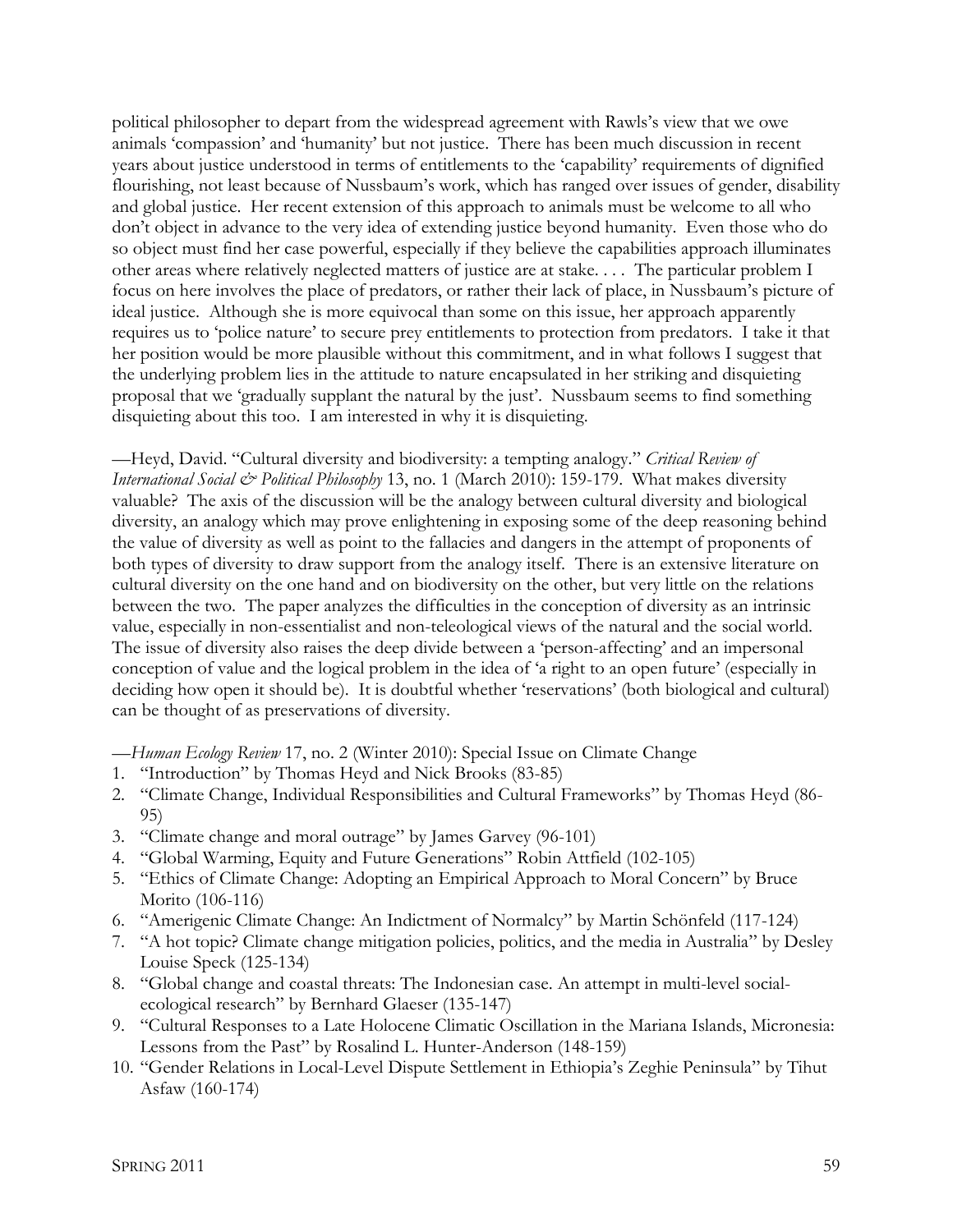political philosopher to depart from the widespread agreement with Rawls's view that we owe animals 'compassion' and 'humanity' but not justice. There has been much discussion in recent years about justice understood in terms of entitlements to the 'capability' requirements of dignified flourishing, not least because of Nussbaum's work, which has ranged over issues of gender, disability and global justice. Her recent extension of this approach to animals must be welcome to all who don't object in advance to the very idea of extending justice beyond humanity. Even those who do so object must find her case powerful, especially if they believe the capabilities approach illuminates other areas where relatively neglected matters of justice are at stake. . . . The particular problem I focus on here involves the place of predators, or rather their lack of place, in Nussbaum's picture of ideal justice. Although she is more equivocal than some on this issue, her approach apparently requires us to 'police nature' to secure prey entitlements to protection from predators. I take it that her position would be more plausible without this commitment, and in what follows I suggest that the underlying problem lies in the attitude to nature encapsulated in her striking and disquieting proposal that we 'gradually supplant the natural by the just'. Nussbaum seems to find something disquieting about this too. I am interested in why it is disquieting.

—Heyd, David. "Cultural diversity and biodiversity: a tempting analogy." *Critical Review of International Social & Political Philosophy* 13, no. 1 (March 2010): 159-179. What makes diversity valuable? The axis of the discussion will be the analogy between cultural diversity and biological diversity, an analogy which may prove enlightening in exposing some of the deep reasoning behind the value of diversity as well as point to the fallacies and dangers in the attempt of proponents of both types of diversity to draw support from the analogy itself. There is an extensive literature on cultural diversity on the one hand and on biodiversity on the other, but very little on the relations between the two. The paper analyzes the difficulties in the conception of diversity as an intrinsic value, especially in non-essentialist and non-teleological views of the natural and the social world. The issue of diversity also raises the deep divide between a 'person-affecting' and an impersonal conception of value and the logical problem in the idea of 'a right to an open future' (especially in deciding how open it should be). It is doubtful whether 'reservations' (both biological and cultural) can be thought of as preservations of diversity.

—*Human Ecology Review* 17, no. 2 (Winter 2010): Special Issue on Climate Change

1. "Introduction" by Thomas Heyd and Nick Brooks (83-85)
2. "Climate Change, Individual Responsibilities and Cultural Frameworks" by Thomas Heyd (86-95)
3. "Climate change and moral outrage" by James Garvey (96-101)
4. "Global Warming, Equity and Future Generations" Robin Attfield (102-105)
5. "Ethics of Climate Change: Adopting an Empirical Approach to Moral Concern" by Bruce Morito (106-116)
6. "Amerigenic Climate Change: An Indictment of Normalcy" by Martin Schönfeld (117-124)
7. "A hot topic? Climate change mitigation policies, politics, and the media in Australia" by Desley Louise Speck (125-134)
8. "Global change and coastal threats: The Indonesian case. An attempt in multi-level social-ecological research" by Bernhard Glaeser (135-147)
9. "Cultural Responses to a Late Holocene Climatic Oscillation in the Mariana Islands, Micronesia: Lessons from the Past" by Rosalind L. Hunter-Anderson (148-159)
10. "Gender Relations in Local-Level Dispute Settlement in Ethiopia's Zeghie Peninsula" by Tihut Asfaw (160-174)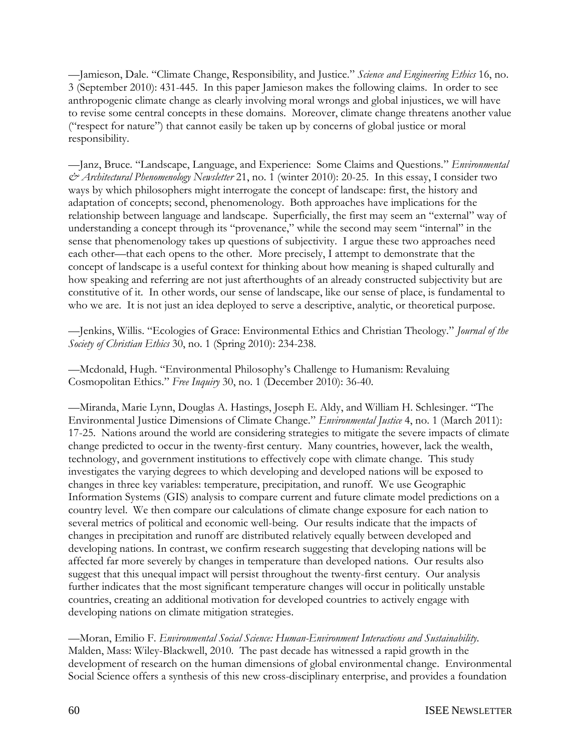—Jamieson, Dale. "Climate Change, Responsibility, and Justice." *Science and Engineering Ethics* 16, no. 3 (September 2010): 431-445. In this paper Jamieson makes the following claims. In order to see anthropogenic climate change as clearly involving moral wrongs and global injustices, we will have to revise some central concepts in these domains. Moreover, climate change threatens another value ("respect for nature") that cannot easily be taken up by concerns of global justice or moral responsibility.

—Janz, Bruce. "Landscape, Language, and Experience: Some Claims and Questions." *Environmental & Architectural Phenomenology Newsletter* 21, no. 1 (winter 2010): 20-25. In this essay, I consider two ways by which philosophers might interrogate the concept of landscape: first, the history and adaptation of concepts; second, phenomenology. Both approaches have implications for the relationship between language and landscape. Superficially, the first may seem an "external" way of understanding a concept through its "provenance," while the second may seem "internal" in the sense that phenomenology takes up questions of subjectivity. I argue these two approaches need each other—that each opens to the other. More precisely, I attempt to demonstrate that the concept of landscape is a useful context for thinking about how meaning is shaped culturally and how speaking and referring are not just afterthoughts of an already constructed subjectivity but are constitutive of it. In other words, our sense of landscape, like our sense of place, is fundamental to who we are. It is not just an idea deployed to serve a descriptive, analytic, or theoretical purpose.

—Jenkins, Willis. "Ecologies of Grace: Environmental Ethics and Christian Theology." *Journal of the Society of Christian Ethics* 30, no. 1 (Spring 2010): 234-238.

—Mcdonald, Hugh. "Environmental Philosophy's Challenge to Humanism: Revaluing Cosmopolitan Ethics." *Free Inquiry* 30, no. 1 (December 2010): 36-40.

—Miranda, Marie Lynn, Douglas A. Hastings, Joseph E. Aldy, and William H. Schlesinger. "The Environmental Justice Dimensions of Climate Change." *Environmental Justice* 4, no. 1 (March 2011): 17-25. Nations around the world are considering strategies to mitigate the severe impacts of climate change predicted to occur in the twenty-first century. Many countries, however, lack the wealth, technology, and government institutions to effectively cope with climate change. This study investigates the varying degrees to which developing and developed nations will be exposed to changes in three key variables: temperature, precipitation, and runoff. We use Geographic Information Systems (GIS) analysis to compare current and future climate model predictions on a country level. We then compare our calculations of climate change exposure for each nation to several metrics of political and economic well-being. Our results indicate that the impacts of changes in precipitation and runoff are distributed relatively equally between developed and developing nations. In contrast, we confirm research suggesting that developing nations will be affected far more severely by changes in temperature than developed nations. Our results also suggest that this unequal impact will persist throughout the twenty-first century. Our analysis further indicates that the most significant temperature changes will occur in politically unstable countries, creating an additional motivation for developed countries to actively engage with developing nations on climate mitigation strategies.

—Moran, Emilio F. *Environmental Social Science: Human-Environment Interactions and Sustainability*. Malden, Mass: Wiley-Blackwell, 2010. The past decade has witnessed a rapid growth in the development of research on the human dimensions of global environmental change. Environmental Social Science offers a synthesis of this new cross-disciplinary enterprise, and provides a foundation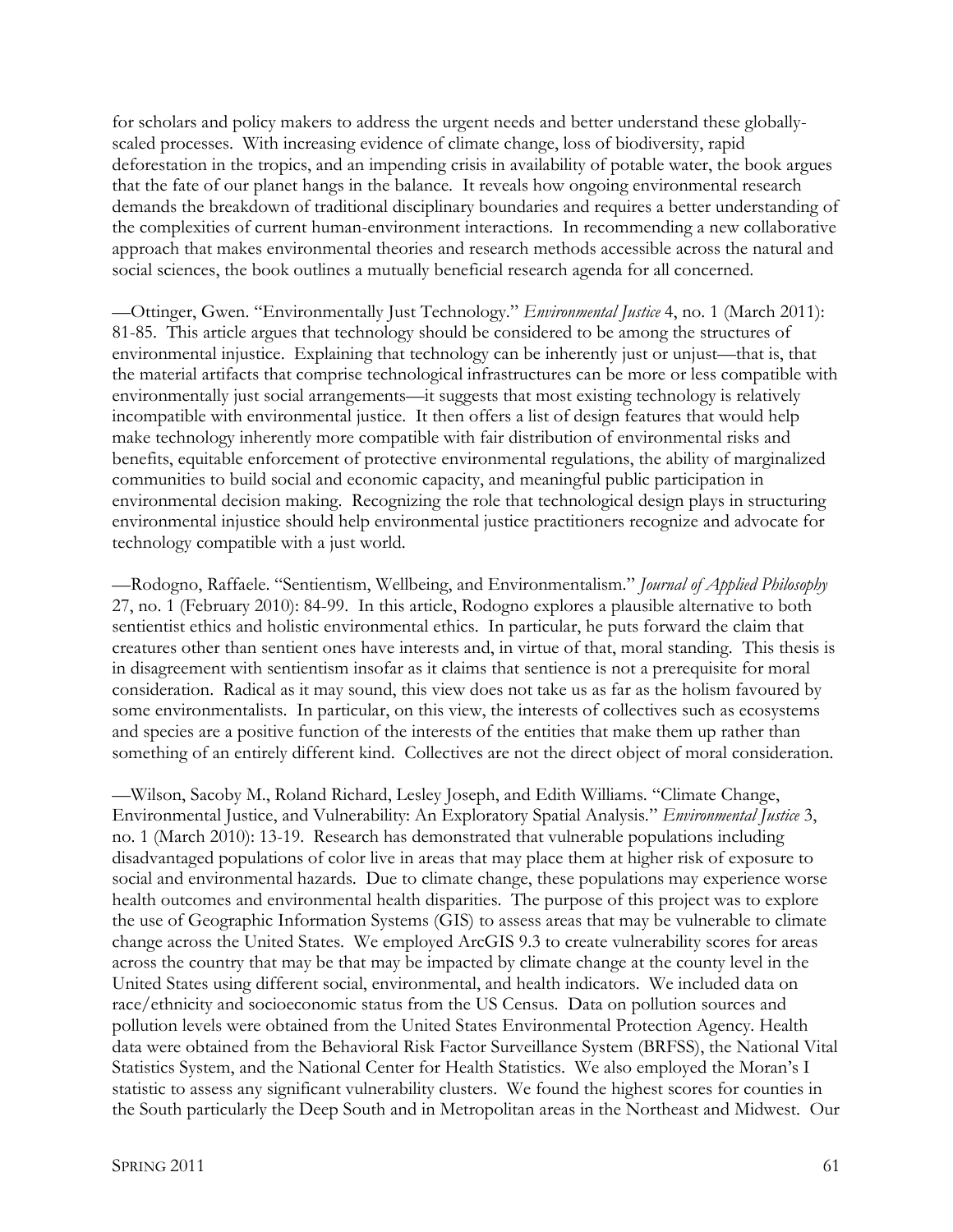for scholars and policy makers to address the urgent needs and better understand these globally-scaled processes. With increasing evidence of climate change, loss of biodiversity, rapid deforestation in the tropics, and an impending crisis in availability of potable water, the book argues that the fate of our planet hangs in the balance. It reveals how ongoing environmental research demands the breakdown of traditional disciplinary boundaries and requires a better understanding of the complexities of current human-environment interactions. In recommending a new collaborative approach that makes environmental theories and research methods accessible across the natural and social sciences, the book outlines a mutually beneficial research agenda for all concerned.

—Ottinger, Gwen. "Environmentally Just Technology." *Environmental Justice* 4, no. 1 (March 2011): 81-85. This article argues that technology should be considered to be among the structures of environmental injustice. Explaining that technology can be inherently just or unjust—that is, that the material artifacts that comprise technological infrastructures can be more or less compatible with environmentally just social arrangements—it suggests that most existing technology is relatively incompatible with environmental justice. It then offers a list of design features that would help make technology inherently more compatible with fair distribution of environmental risks and benefits, equitable enforcement of protective environmental regulations, the ability of marginalized communities to build social and economic capacity, and meaningful public participation in environmental decision making. Recognizing the role that technological design plays in structuring environmental injustice should help environmental justice practitioners recognize and advocate for technology compatible with a just world.

—Rodogno, Raffaele. "Sentientism, Wellbeing, and Environmentalism." *Journal of Applied Philosophy* 27, no. 1 (February 2010): 84-99. In this article, Rodogno explores a plausible alternative to both sentientist ethics and holistic environmental ethics. In particular, he puts forward the claim that creatures other than sentient ones have interests and, in virtue of that, moral standing. This thesis is in disagreement with sentientism insofar as it claims that sentience is not a prerequisite for moral consideration. Radical as it may sound, this view does not take us as far as the holism favoured by some environmentalists. In particular, on this view, the interests of collectives such as ecosystems and species are a positive function of the interests of the entities that make them up rather than something of an entirely different kind. Collectives are not the direct object of moral consideration.

—Wilson, Sacoby M., Roland Richard, Lesley Joseph, and Edith Williams. "Climate Change, Environmental Justice, and Vulnerability: An Exploratory Spatial Analysis." *Environmental Justice* 3, no. 1 (March 2010): 13-19. Research has demonstrated that vulnerable populations including disadvantaged populations of color live in areas that may place them at higher risk of exposure to social and environmental hazards. Due to climate change, these populations may experience worse health outcomes and environmental health disparities. The purpose of this project was to explore the use of Geographic Information Systems (GIS) to assess areas that may be vulnerable to climate change across the United States. We employed ArcGIS 9.3 to create vulnerability scores for areas across the country that may be that may be impacted by climate change at the county level in the United States using different social, environmental, and health indicators. We included data on race/ethnicity and socioeconomic status from the US Census. Data on pollution sources and pollution levels were obtained from the United States Environmental Protection Agency. Health data were obtained from the Behavioral Risk Factor Surveillance System (BRFSS), the National Vital Statistics System, and the National Center for Health Statistics. We also employed the Moran's I statistic to assess any significant vulnerability clusters. We found the highest scores for counties in the South particularly the Deep South and in Metropolitan areas in the Northeast and Midwest. Our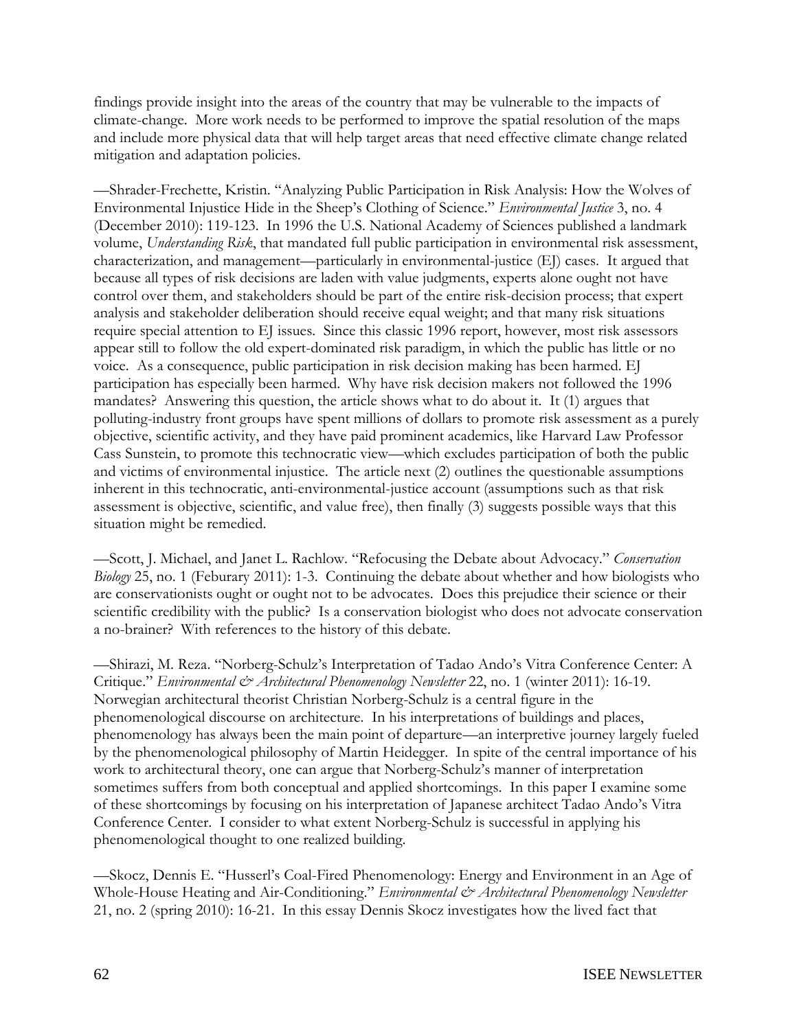findings provide insight into the areas of the country that may be vulnerable to the impacts of climate-change. More work needs to be performed to improve the spatial resolution of the maps and include more physical data that will help target areas that need effective climate change related mitigation and adaptation policies.

—Shrader-Frechette, Kristin. "Analyzing Public Participation in Risk Analysis: How the Wolves of Environmental Injustice Hide in the Sheep's Clothing of Science." *Environmental Justice* 3, no. 4 (December 2010): 119-123. In 1996 the U.S. National Academy of Sciences published a landmark volume, *Understanding Risk*, that mandated full public participation in environmental risk assessment, characterization, and management—particularly in environmental-justice (EJ) cases. It argued that because all types of risk decisions are laden with value judgments, experts alone ought not have control over them, and stakeholders should be part of the entire risk-decision process; that expert analysis and stakeholder deliberation should receive equal weight; and that many risk situations require special attention to EJ issues. Since this classic 1996 report, however, most risk assessors appear still to follow the old expert-dominated risk paradigm, in which the public has little or no voice. As a consequence, public participation in risk decision making has been harmed. EJ participation has especially been harmed. Why have risk decision makers not followed the 1996 mandates? Answering this question, the article shows what to do about it. It (1) argues that polluting-industry front groups have spent millions of dollars to promote risk assessment as a purely objective, scientific activity, and they have paid prominent academics, like Harvard Law Professor Cass Sunstein, to promote this technocratic view—which excludes participation of both the public and victims of environmental injustice. The article next (2) outlines the questionable assumptions inherent in this technocratic, anti-environmental-justice account (assumptions such as that risk assessment is objective, scientific, and value free), then finally (3) suggests possible ways that this situation might be remedied.

—Scott, J. Michael, and Janet L. Rachlow. "Refocusing the Debate about Advocacy." *Conservation Biology* 25, no. 1 (Feburary 2011): 1-3. Continuing the debate about whether and how biologists who are conservationists ought or ought not to be advocates. Does this prejudice their science or their scientific credibility with the public? Is a conservation biologist who does not advocate conservation a no-brainer? With references to the history of this debate.

—Shirazi, M. Reza. "Norberg-Schulz's Interpretation of Tadao Ando's Vitra Conference Center: A Critique." *Environmental & Architectural Phenomenology Newsletter* 22, no. 1 (winter 2011): 16-19. Norwegian architectural theorist Christian Norberg-Schulz is a central figure in the phenomenological discourse on architecture. In his interpretations of buildings and places, phenomenology has always been the main point of departure—an interpretive journey largely fueled by the phenomenological philosophy of Martin Heidegger. In spite of the central importance of his work to architectural theory, one can argue that Norberg-Schulz's manner of interpretation sometimes suffers from both conceptual and applied shortcomings. In this paper I examine some of these shortcomings by focusing on his interpretation of Japanese architect Tadao Ando's Vitra Conference Center. I consider to what extent Norberg-Schulz is successful in applying his phenomenological thought to one realized building.

—Skocz, Dennis E. "Husserl's Coal-Fired Phenomenology: Energy and Environment in an Age of Whole-House Heating and Air-Conditioning." *Environmental & Architectural Phenomenology Newsletter* 21, no. 2 (spring 2010): 16-21. In this essay Dennis Skocz investigates how the lived fact that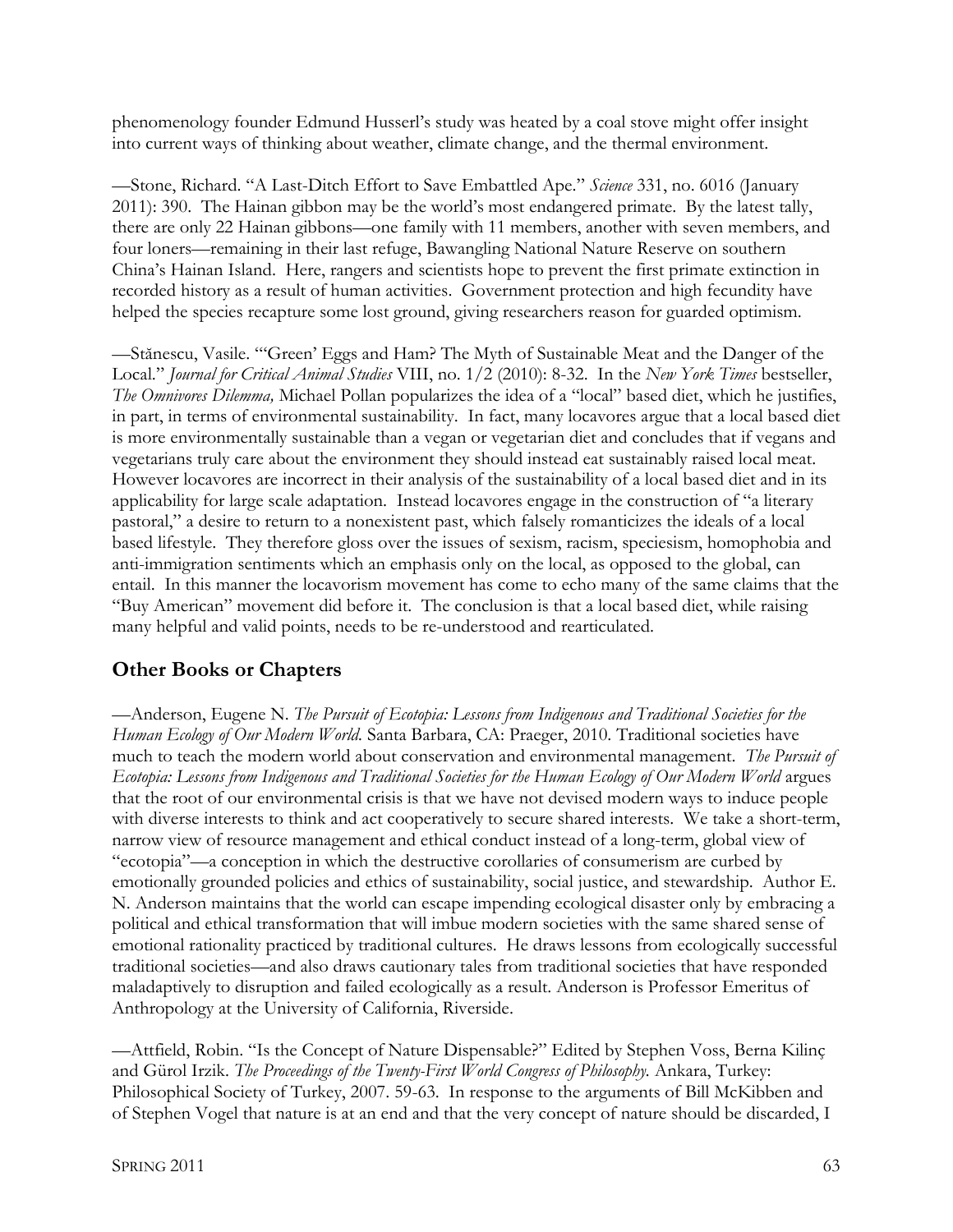phenomenology founder Edmund Husserl's study was heated by a coal stove might offer insight into current ways of thinking about weather, climate change, and the thermal environment.

—Stone, Richard. "A Last-Ditch Effort to Save Embattled Ape." *Science* 331, no. 6016 (January 2011): 390. The Hainan gibbon may be the world's most endangered primate. By the latest tally, there are only 22 Hainan gibbons—one family with 11 members, another with seven members, and four loners—remaining in their last refuge, Bawangling National Nature Reserve on southern China's Hainan Island. Here, rangers and scientists hope to prevent the first primate extinction in recorded history as a result of human activities. Government protection and high fecundity have helped the species recapture some lost ground, giving researchers reason for guarded optimism.

—Stănescu, Vasile. "'Green' Eggs and Ham? The Myth of Sustainable Meat and the Danger of the Local." *Journal for Critical Animal Studies* VIII, no. 1/2 (2010): 8-32. In the *New York Times* bestseller, *The Omnivores Dilemma,* Michael Pollan popularizes the idea of a "local" based diet, which he justifies, in part, in terms of environmental sustainability. In fact, many locavores argue that a local based diet is more environmentally sustainable than a vegan or vegetarian diet and concludes that if vegans and vegetarians truly care about the environment they should instead eat sustainably raised local meat. However locavores are incorrect in their analysis of the sustainability of a local based diet and in its applicability for large scale adaptation. Instead locavores engage in the construction of "a literary pastoral," a desire to return to a nonexistent past, which falsely romanticizes the ideals of a local based lifestyle. They therefore gloss over the issues of sexism, racism, speciesism, homophobia and anti-immigration sentiments which an emphasis only on the local, as opposed to the global, can entail. In this manner the locavorism movement has come to echo many of the same claims that the "Buy American" movement did before it. The conclusion is that a local based diet, while raising many helpful and valid points, needs to be re-understood and rearticulated.

## Other Books or Chapters

—Anderson, Eugene N. *The Pursuit of Ecotopia: Lessons from Indigenous and Traditional Societies for the Human Ecology of Our Modern World.* Santa Barbara, CA: Praeger, 2010. Traditional societies have much to teach the modern world about conservation and environmental management. *The Pursuit of Ecotopia: Lessons from Indigenous and Traditional Societies for the Human Ecology of Our Modern World* argues that the root of our environmental crisis is that we have not devised modern ways to induce people with diverse interests to think and act cooperatively to secure shared interests. We take a short-term, narrow view of resource management and ethical conduct instead of a long-term, global view of "ecotopia"—a conception in which the destructive corollaries of consumerism are curbed by emotionally grounded policies and ethics of sustainability, social justice, and stewardship. Author E. N. Anderson maintains that the world can escape impending ecological disaster only by embracing a political and ethical transformation that will imbue modern societies with the same shared sense of emotional rationality practiced by traditional cultures. He draws lessons from ecologically successful traditional societies—and also draws cautionary tales from traditional societies that have responded maladaptively to disruption and failed ecologically as a result. Anderson is Professor Emeritus of Anthropology at the University of California, Riverside.

—Attfield, Robin. "Is the Concept of Nature Dispensable?" Edited by Stephen Voss, Berna Kilinç and Gürol Irzik. *The Proceedings of the Twenty-First World Congress of Philosophy.* Ankara, Turkey: Philosophical Society of Turkey, 2007. 59-63. In response to the arguments of Bill McKibben and of Stephen Vogel that nature is at an end and that the very concept of nature should be discarded, I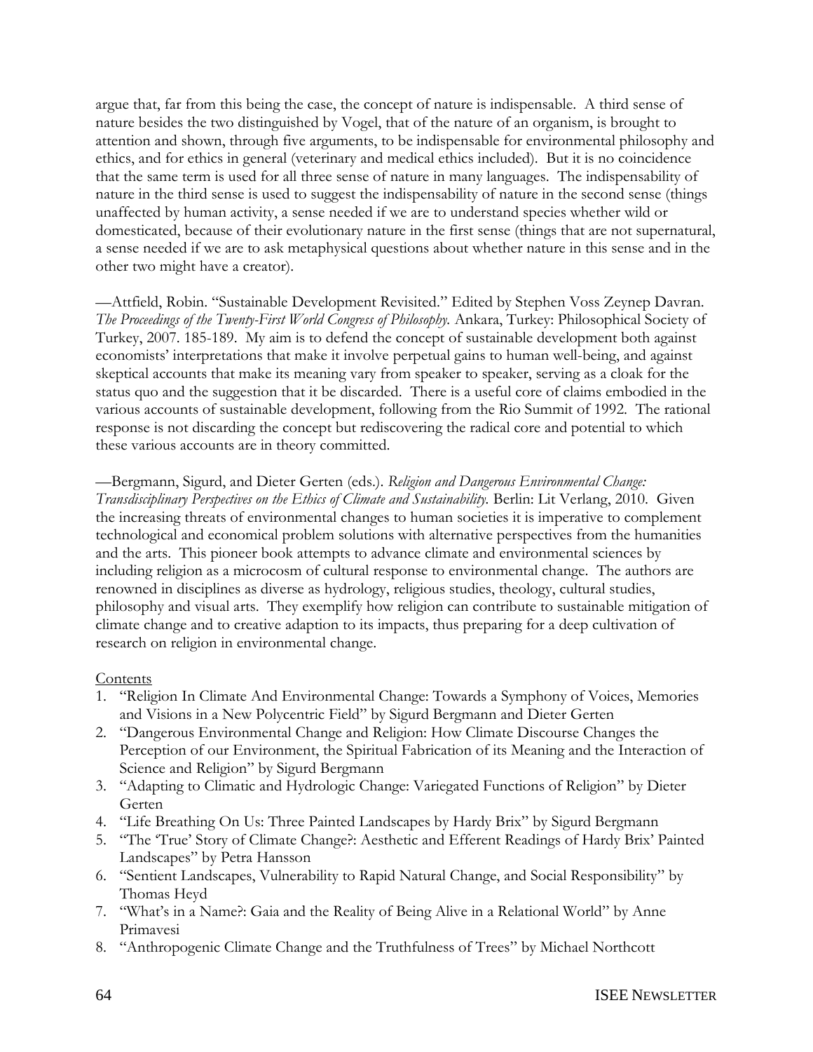argue that, far from this being the case, the concept of nature is indispensable. A third sense of nature besides the two distinguished by Vogel, that of the nature of an organism, is brought to attention and shown, through five arguments, to be indispensable for environmental philosophy and ethics, and for ethics in general (veterinary and medical ethics included). But it is no coincidence that the same term is used for all three sense of nature in many languages. The indispensability of nature in the third sense is used to suggest the indispensability of nature in the second sense (things unaffected by human activity, a sense needed if we are to understand species whether wild or domesticated, because of their evolutionary nature in the first sense (things that are not supernatural, a sense needed if we are to ask metaphysical questions about whether nature in this sense and in the other two might have a creator).

—Attfield, Robin. "Sustainable Development Revisited." Edited by Stephen Voss Zeynep Davran. *The Proceedings of the Twenty-First World Congress of Philosophy*. Ankara, Turkey: Philosophical Society of Turkey, 2007. 185-189. My aim is to defend the concept of sustainable development both against economists' interpretations that make it involve perpetual gains to human well-being, and against skeptical accounts that make its meaning vary from speaker to speaker, serving as a cloak for the status quo and the suggestion that it be discarded. There is a useful core of claims embodied in the various accounts of sustainable development, following from the Rio Summit of 1992. The rational response is not discarding the concept but rediscovering the radical core and potential to which these various accounts are in theory committed.

—Bergmann, Sigurd, and Dieter Gerten (eds.). *Religion and Dangerous Environmental Change: Transdisciplinary Perspectives on the Ethics of Climate and Sustainability*. Berlin: Lit Verlang, 2010. Given the increasing threats of environmental changes to human societies it is imperative to complement technological and economical problem solutions with alternative perspectives from the humanities and the arts. This pioneer book attempts to advance climate and environmental sciences by including religion as a microcosm of cultural response to environmental change. The authors are renowned in disciplines as diverse as hydrology, religious studies, theology, cultural studies, philosophy and visual arts. They exemplify how religion can contribute to sustainable mitigation of climate change and to creative adaption to its impacts, thus preparing for a deep cultivation of research on religion in environmental change.

Contents

1. "Religion In Climate And Environmental Change: Towards a Symphony of Voices, Memories and Visions in a New Polycentric Field" by Sigurd Bergmann and Dieter Gerten
2. "Dangerous Environmental Change and Religion: How Climate Discourse Changes the Perception of our Environment, the Spiritual Fabrication of its Meaning and the Interaction of Science and Religion" by Sigurd Bergmann
3. "Adapting to Climatic and Hydrologic Change: Variegated Functions of Religion" by Dieter Gerten
4. "Life Breathing On Us: Three Painted Landscapes by Hardy Brix" by Sigurd Bergmann
5. "The 'True' Story of Climate Change?: Aesthetic and Efferent Readings of Hardy Brix' Painted Landscapes" by Petra Hansson
6. "Sentient Landscapes, Vulnerability to Rapid Natural Change, and Social Responsibility" by Thomas Heyd
7. "What's in a Name?: Gaia and the Reality of Being Alive in a Relational World" by Anne Primavesi
8. "Anthropogenic Climate Change and the Truthfulness of Trees" by Michael Northcott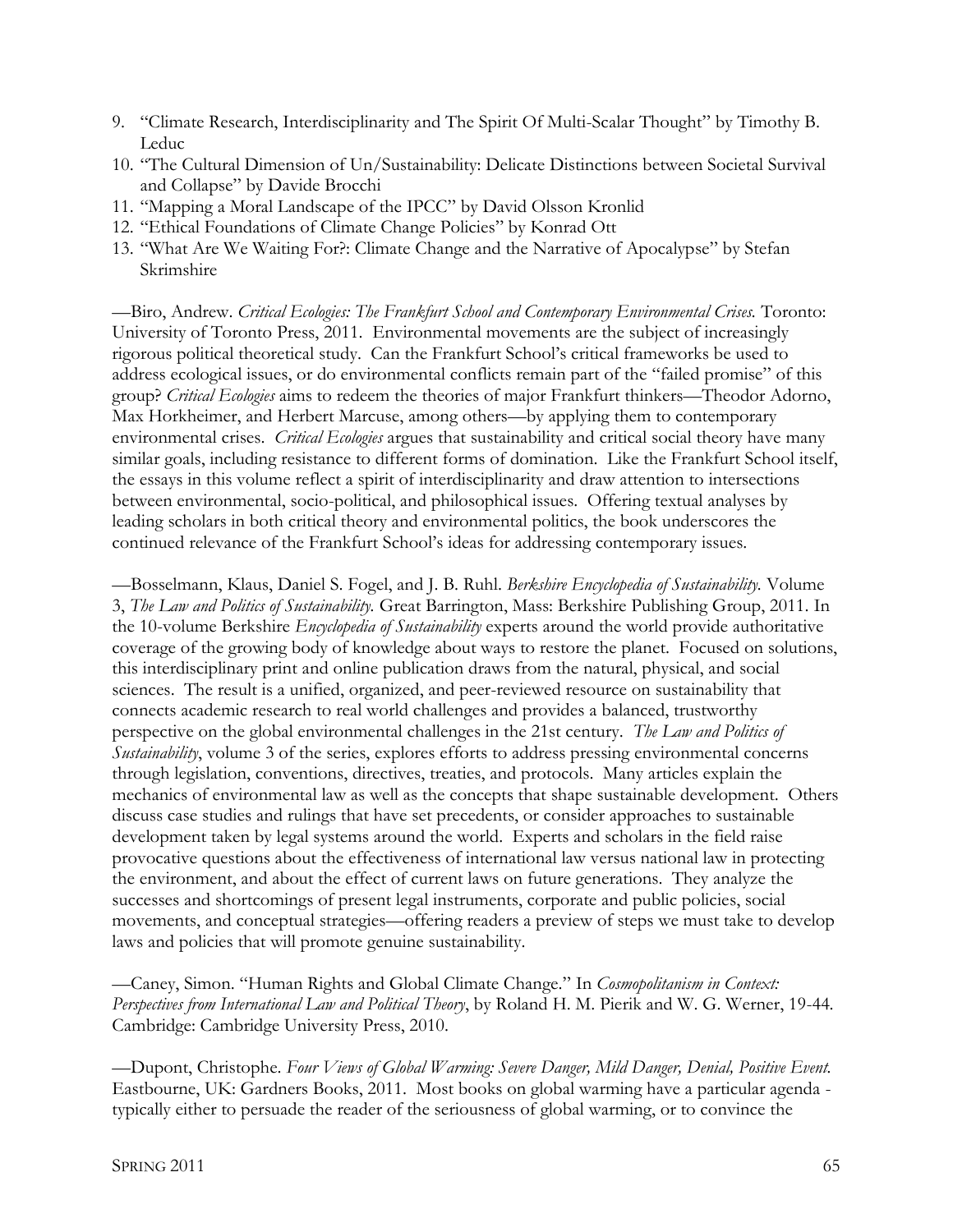9. "Climate Research, Interdisciplinarity and The Spirit Of Multi-Scalar Thought" by Timothy B. Leduc
10. "The Cultural Dimension of Un/Sustainability: Delicate Distinctions between Societal Survival and Collapse" by Davide Brocchi
11. "Mapping a Moral Landscape of the IPCC" by David Olsson Kronlid
12. "Ethical Foundations of Climate Change Policies" by Konrad Ott
13. "What Are We Waiting For?: Climate Change and the Narrative of Apocalypse" by Stefan Skrimshire

—Biro, Andrew. *Critical Ecologies: The Frankfurt School and Contemporary Environmental Crises.* Toronto: University of Toronto Press, 2011. Environmental movements are the subject of increasingly rigorous political theoretical study. Can the Frankfurt School's critical frameworks be used to address ecological issues, or do environmental conflicts remain part of the "failed promise" of this group? *Critical Ecologies* aims to redeem the theories of major Frankfurt thinkers—Theodor Adorno, Max Horkheimer, and Herbert Marcuse, among others—by applying them to contemporary environmental crises. *Critical Ecologies* argues that sustainability and critical social theory have many similar goals, including resistance to different forms of domination. Like the Frankfurt School itself, the essays in this volume reflect a spirit of interdisciplinarity and draw attention to intersections between environmental, socio-political, and philosophical issues. Offering textual analyses by leading scholars in both critical theory and environmental politics, the book underscores the continued relevance of the Frankfurt School's ideas for addressing contemporary issues.

—Bosselmann, Klaus, Daniel S. Fogel, and J. B. Ruhl. *Berkshire Encyclopedia of Sustainability.* Volume 3, *The Law and Politics of Sustainability.* Great Barrington, Mass: Berkshire Publishing Group, 2011. In the 10-volume Berkshire *Encyclopedia of Sustainability* experts around the world provide authoritative coverage of the growing body of knowledge about ways to restore the planet. Focused on solutions, this interdisciplinary print and online publication draws from the natural, physical, and social sciences. The result is a unified, organized, and peer-reviewed resource on sustainability that connects academic research to real world challenges and provides a balanced, trustworthy perspective on the global environmental challenges in the 21st century. *The Law and Politics of Sustainability*, volume 3 of the series, explores efforts to address pressing environmental concerns through legislation, conventions, directives, treaties, and protocols. Many articles explain the mechanics of environmental law as well as the concepts that shape sustainable development. Others discuss case studies and rulings that have set precedents, or consider approaches to sustainable development taken by legal systems around the world. Experts and scholars in the field raise provocative questions about the effectiveness of international law versus national law in protecting the environment, and about the effect of current laws on future generations. They analyze the successes and shortcomings of present legal instruments, corporate and public policies, social movements, and conceptual strategies—offering readers a preview of steps we must take to develop laws and policies that will promote genuine sustainability.

—Caney, Simon. "Human Rights and Global Climate Change." In *Cosmopolitanism in Context: Perspectives from International Law and Political Theory*, by Roland H. M. Pierik and W. G. Werner, 19-44. Cambridge: Cambridge University Press, 2010.

—Dupont, Christophe. *Four Views of Global Warming: Severe Danger, Mild Danger, Denial, Positive Event.* Eastbourne, UK: Gardners Books, 2011. Most books on global warming have a particular agenda - typically either to persuade the reader of the seriousness of global warming, or to convince the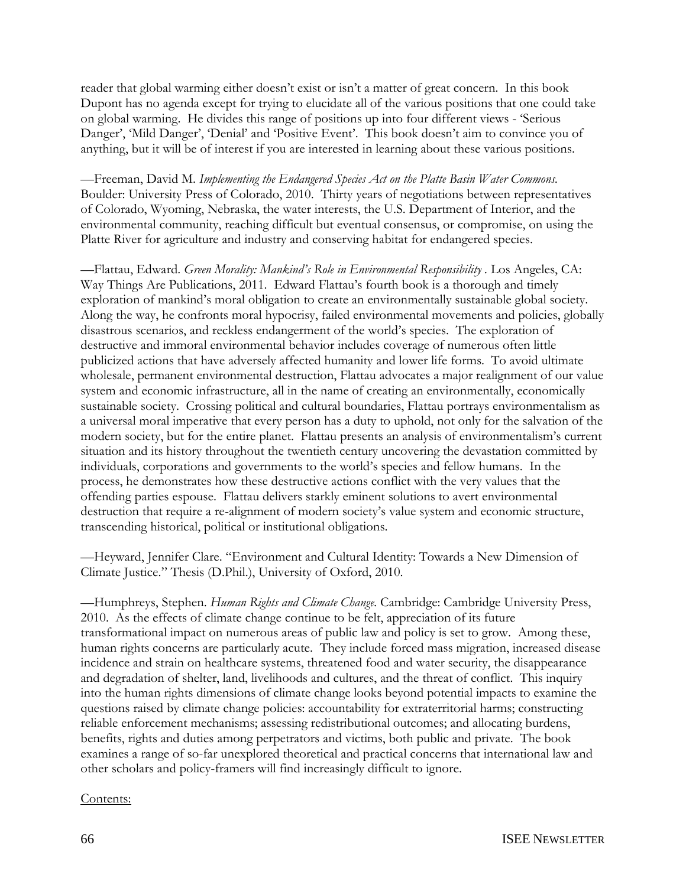reader that global warming either doesn't exist or isn't a matter of great concern. In this book Dupont has no agenda except for trying to elucidate all of the various positions that one could take on global warming. He divides this range of positions up into four different views - 'Serious Danger', 'Mild Danger', 'Denial' and 'Positive Event'. This book doesn't aim to convince you of anything, but it will be of interest if you are interested in learning about these various positions.

—Freeman, David M. *Implementing the Endangered Species Act on the Platte Basin Water Commons.* Boulder: University Press of Colorado, 2010. Thirty years of negotiations between representatives of Colorado, Wyoming, Nebraska, the water interests, the U.S. Department of Interior, and the environmental community, reaching difficult but eventual consensus, or compromise, on using the Platte River for agriculture and industry and conserving habitat for endangered species.

—Flattau, Edward. *Green Morality: Mankind's Role in Environmental Responsibility* . Los Angeles, CA: Way Things Are Publications, 2011. Edward Flattau's fourth book is a thorough and timely exploration of mankind's moral obligation to create an environmentally sustainable global society. Along the way, he confronts moral hypocrisy, failed environmental movements and policies, globally disastrous scenarios, and reckless endangerment of the world's species. The exploration of destructive and immoral environmental behavior includes coverage of numerous often little publicized actions that have adversely affected humanity and lower life forms. To avoid ultimate wholesale, permanent environmental destruction, Flattau advocates a major realignment of our value system and economic infrastructure, all in the name of creating an environmentally, economically sustainable society. Crossing political and cultural boundaries, Flattau portrays environmentalism as a universal moral imperative that every person has a duty to uphold, not only for the salvation of the modern society, but for the entire planet. Flattau presents an analysis of environmentalism's current situation and its history throughout the twentieth century uncovering the devastation committed by individuals, corporations and governments to the world's species and fellow humans. In the process, he demonstrates how these destructive actions conflict with the very values that the offending parties espouse. Flattau delivers starkly eminent solutions to avert environmental destruction that require a re-alignment of modern society's value system and economic structure, transcending historical, political or institutional obligations.

—Heyward, Jennifer Clare. "Environment and Cultural Identity: Towards a New Dimension of Climate Justice." Thesis (D.Phil.), University of Oxford, 2010.

—Humphreys, Stephen. *Human Rights and Climate Change.* Cambridge: Cambridge University Press, 2010. As the effects of climate change continue to be felt, appreciation of its future transformational impact on numerous areas of public law and policy is set to grow. Among these, human rights concerns are particularly acute. They include forced mass migration, increased disease incidence and strain on healthcare systems, threatened food and water security, the disappearance and degradation of shelter, land, livelihoods and cultures, and the threat of conflict. This inquiry into the human rights dimensions of climate change looks beyond potential impacts to examine the questions raised by climate change policies: accountability for extraterritorial harms; constructing reliable enforcement mechanisms; assessing redistributional outcomes; and allocating burdens, benefits, rights and duties among perpetrators and victims, both public and private. The book examines a range of so-far unexplored theoretical and practical concerns that international law and other scholars and policy-framers will find increasingly difficult to ignore.

Contents: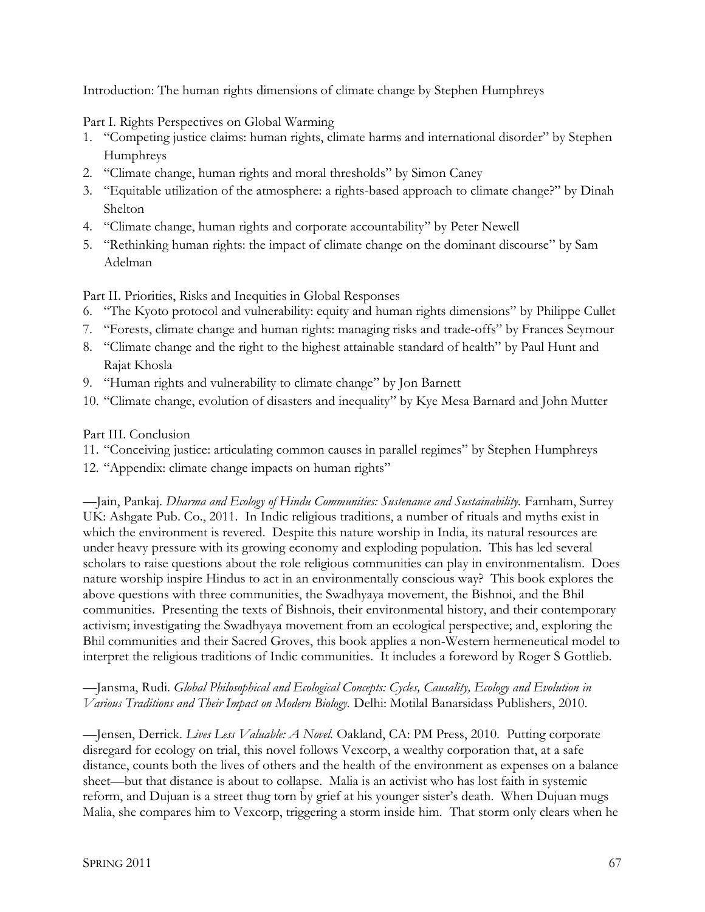Introduction: The human rights dimensions of climate change by Stephen Humphreys

Part I. Rights Perspectives on Global Warming

1. "Competing justice claims: human rights, climate harms and international disorder" by Stephen Humphreys
2. "Climate change, human rights and moral thresholds" by Simon Caney
3. "Equitable utilization of the atmosphere: a rights-based approach to climate change?" by Dinah Shelton
4. "Climate change, human rights and corporate accountability" by Peter Newell
5. "Rethinking human rights: the impact of climate change on the dominant discourse" by Sam Adelman

Part II. Priorities, Risks and Inequities in Global Responses

6. "The Kyoto protocol and vulnerability: equity and human rights dimensions" by Philippe Cullet
7. "Forests, climate change and human rights: managing risks and trade-offs" by Frances Seymour
8. "Climate change and the right to the highest attainable standard of health" by Paul Hunt and Rajat Khosla
9. "Human rights and vulnerability to climate change" by Jon Barnett
10. "Climate change, evolution of disasters and inequality" by Kye Mesa Barnard and John Mutter

Part III. Conclusion

11. "Conceiving justice: articulating common causes in parallel regimes" by Stephen Humphreys
12. "Appendix: climate change impacts on human rights"

—Jain, Pankaj. *Dharma and Ecology of Hindu Communities: Sustenance and Sustainability.* Farnham, Surrey UK: Ashgate Pub. Co., 2011. In Indic religious traditions, a number of rituals and myths exist in which the environment is revered. Despite this nature worship in India, its natural resources are under heavy pressure with its growing economy and exploding population. This has led several scholars to raise questions about the role religious communities can play in environmentalism. Does nature worship inspire Hindus to act in an environmentally conscious way? This book explores the above questions with three communities, the Swadhyaya movement, the Bishnoi, and the Bhil communities. Presenting the texts of Bishnois, their environmental history, and their contemporary activism; investigating the Swadhyaya movement from an ecological perspective; and, exploring the Bhil communities and their Sacred Groves, this book applies a non-Western hermeneutical model to interpret the religious traditions of Indic communities. It includes a foreword by Roger S Gottlieb.

—Jansma, Rudi. *Global Philosophical and Ecological Concepts: Cycles, Causality, Ecology and Evolution in Various Traditions and Their Impact on Modern Biology.* Delhi: Motilal Banarsidass Publishers, 2010.

—Jensen, Derrick. *Lives Less Valuable: A Novel.* Oakland, CA: PM Press, 2010. Putting corporate disregard for ecology on trial, this novel follows Vexcorp, a wealthy corporation that, at a safe distance, counts both the lives of others and the health of the environment as expenses on a balance sheet—but that distance is about to collapse. Malia is an activist who has lost faith in systemic reform, and Dujuan is a street thug torn by grief at his younger sister's death. When Dujuan mugs Malia, she compares him to Vexcorp, triggering a storm inside him. That storm only clears when he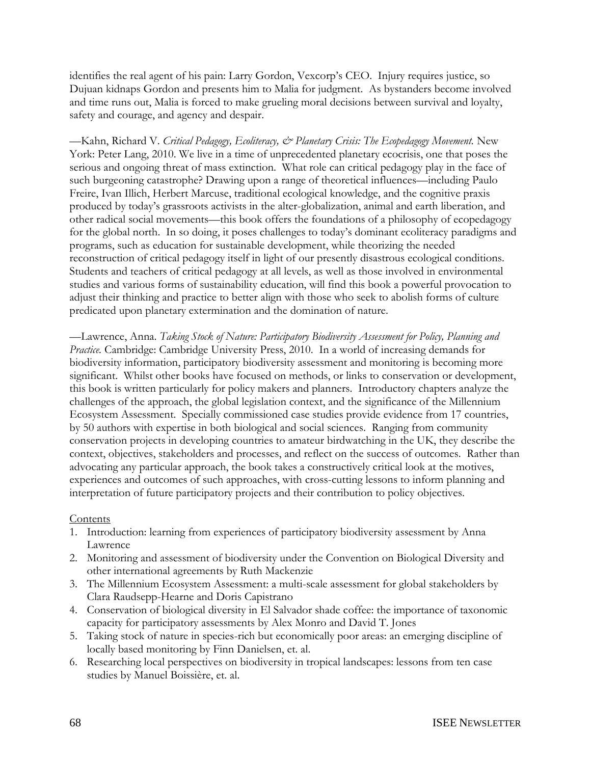identifies the real agent of his pain: Larry Gordon, Vexcorp's CEO. Injury requires justice, so Dujuan kidnaps Gordon and presents him to Malia for judgment. As bystanders become involved and time runs out, Malia is forced to make grueling moral decisions between survival and loyalty, safety and courage, and agency and despair.

—Kahn, Richard V. *Critical Pedagogy, Ecoliteracy, & Planetary Crisis: The Ecopedagogy Movement.* New York: Peter Lang, 2010. We live in a time of unprecedented planetary ecocrisis, one that poses the serious and ongoing threat of mass extinction. What role can critical pedagogy play in the face of such burgeoning catastrophe? Drawing upon a range of theoretical influences—including Paulo Freire, Ivan Illich, Herbert Marcuse, traditional ecological knowledge, and the cognitive praxis produced by today's grassroots activists in the alter-globalization, animal and earth liberation, and other radical social movements—this book offers the foundations of a philosophy of ecopedagogy for the global north. In so doing, it poses challenges to today's dominant ecoliteracy paradigms and programs, such as education for sustainable development, while theorizing the needed reconstruction of critical pedagogy itself in light of our presently disastrous ecological conditions. Students and teachers of critical pedagogy at all levels, as well as those involved in environmental studies and various forms of sustainability education, will find this book a powerful provocation to adjust their thinking and practice to better align with those who seek to abolish forms of culture predicated upon planetary extermination and the domination of nature.

—Lawrence, Anna. *Taking Stock of Nature: Participatory Biodiversity Assessment for Policy, Planning and Practice.* Cambridge: Cambridge University Press, 2010. In a world of increasing demands for biodiversity information, participatory biodiversity assessment and monitoring is becoming more significant. Whilst other books have focused on methods, or links to conservation or development, this book is written particularly for policy makers and planners. Introductory chapters analyze the challenges of the approach, the global legislation context, and the significance of the Millennium Ecosystem Assessment. Specially commissioned case studies provide evidence from 17 countries, by 50 authors with expertise in both biological and social sciences. Ranging from community conservation projects in developing countries to amateur birdwatching in the UK, they describe the context, objectives, stakeholders and processes, and reflect on the success of outcomes. Rather than advocating any particular approach, the book takes a constructively critical look at the motives, experiences and outcomes of such approaches, with cross-cutting lessons to inform planning and interpretation of future participatory projects and their contribution to policy objectives.

Contents

1. Introduction: learning from experiences of participatory biodiversity assessment by Anna Lawrence
2. Monitoring and assessment of biodiversity under the Convention on Biological Diversity and other international agreements by Ruth Mackenzie
3. The Millennium Ecosystem Assessment: a multi-scale assessment for global stakeholders by Clara Raudsepp-Hearne and Doris Capistrano
4. Conservation of biological diversity in El Salvador shade coffee: the importance of taxonomic capacity for participatory assessments by Alex Monro and David T. Jones
5. Taking stock of nature in species-rich but economically poor areas: an emerging discipline of locally based monitoring by Finn Danielsen, et. al.
6. Researching local perspectives on biodiversity in tropical landscapes: lessons from ten case studies by Manuel Boissière, et. al.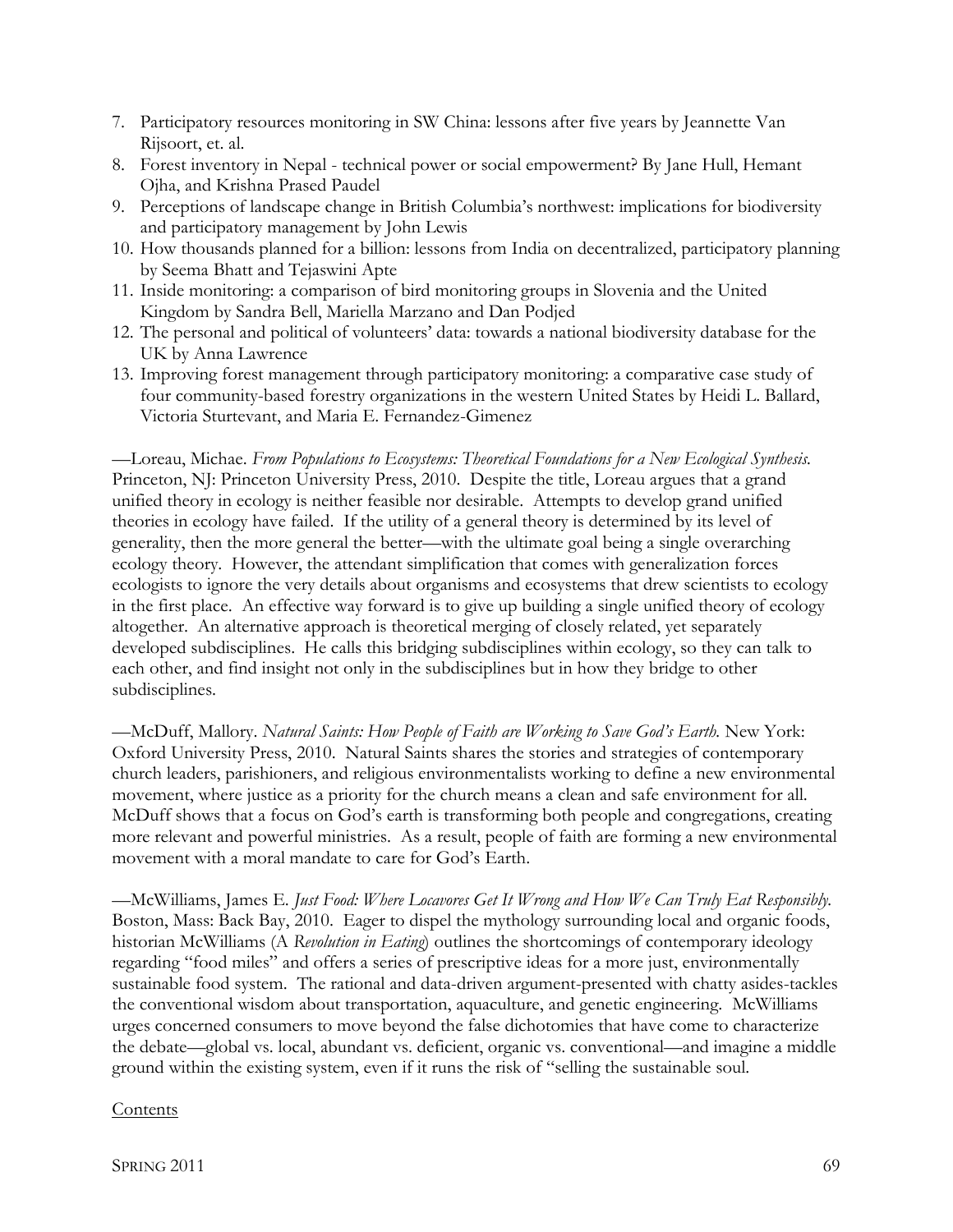7. Participatory resources monitoring in SW China: lessons after five years by Jeannette Van Rijsoort, et. al.
8. Forest inventory in Nepal - technical power or social empowerment? By Jane Hull, Hemant Ojha, and Krishna Prased Paudel
9. Perceptions of landscape change in British Columbia's northwest: implications for biodiversity and participatory management by John Lewis
10. How thousands planned for a billion: lessons from India on decentralized, participatory planning by Seema Bhatt and Tejaswini Apte
11. Inside monitoring: a comparison of bird monitoring groups in Slovenia and the United Kingdom by Sandra Bell, Mariella Marzano and Dan Podjed
12. The personal and political of volunteers' data: towards a national biodiversity database for the UK by Anna Lawrence
13. Improving forest management through participatory monitoring: a comparative case study of four community-based forestry organizations in the western United States by Heidi L. Ballard, Victoria Sturtevant, and Maria E. Fernandez-Gimenez

—Loreau, Michae. *From Populations to Ecosystems: Theoretical Foundations for a New Ecological Synthesis.* Princeton, NJ: Princeton University Press, 2010. Despite the title, Loreau argues that a grand unified theory in ecology is neither feasible nor desirable. Attempts to develop grand unified theories in ecology have failed. If the utility of a general theory is determined by its level of generality, then the more general the better—with the ultimate goal being a single overarching ecology theory. However, the attendant simplification that comes with generalization forces ecologists to ignore the very details about organisms and ecosystems that drew scientists to ecology in the first place. An effective way forward is to give up building a single unified theory of ecology altogether. An alternative approach is theoretical merging of closely related, yet separately developed subdisciplines. He calls this bridging subdisciplines within ecology, so they can talk to each other, and find insight not only in the subdisciplines but in how they bridge to other subdisciplines.

—McDuff, Mallory. *Natural Saints: How People of Faith are Working to Save God's Earth.* New York: Oxford University Press, 2010. Natural Saints shares the stories and strategies of contemporary church leaders, parishioners, and religious environmentalists working to define a new environmental movement, where justice as a priority for the church means a clean and safe environment for all. McDuff shows that a focus on God's earth is transforming both people and congregations, creating more relevant and powerful ministries. As a result, people of faith are forming a new environmental movement with a moral mandate to care for God's Earth.

—McWilliams, James E. *Just Food: Where Locavores Get It Wrong and How We Can Truly Eat Responsibly.* Boston, Mass: Back Bay, 2010. Eager to dispel the mythology surrounding local and organic foods, historian McWilliams (A *Revolution in Eating*) outlines the shortcomings of contemporary ideology regarding "food miles" and offers a series of prescriptive ideas for a more just, environmentally sustainable food system. The rational and data-driven argument-presented with chatty asides-tackles the conventional wisdom about transportation, aquaculture, and genetic engineering. McWilliams urges concerned consumers to move beyond the false dichotomies that have come to characterize the debate—global vs. local, abundant vs. deficient, organic vs. conventional—and imagine a middle ground within the existing system, even if it runs the risk of "selling the sustainable soul.

Contents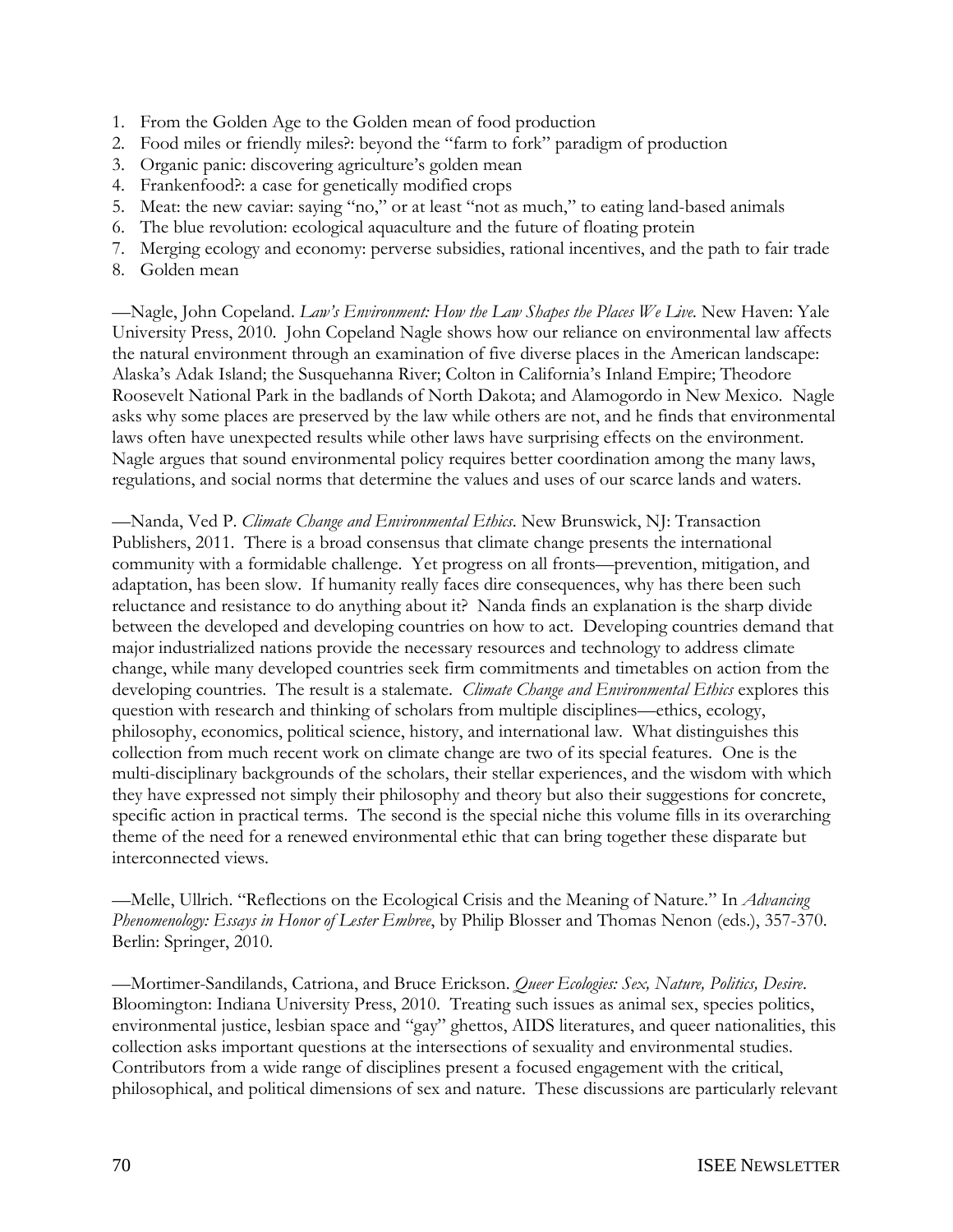1. From the Golden Age to the Golden mean of food production
2. Food miles or friendly miles?: beyond the "farm to fork" paradigm of production
3. Organic panic: discovering agriculture's golden mean
4. Frankenfood?: a case for genetically modified crops
5. Meat: the new caviar: saying "no," or at least "not as much," to eating land-based animals
6. The blue revolution: ecological aquaculture and the future of floating protein
7. Merging ecology and economy: perverse subsidies, rational incentives, and the path to fair trade
8. Golden mean

—Nagle, John Copeland. *Law's Environment: How the Law Shapes the Places We Live*. New Haven: Yale University Press, 2010. John Copeland Nagle shows how our reliance on environmental law affects the natural environment through an examination of five diverse places in the American landscape: Alaska's Adak Island; the Susquehanna River; Colton in California's Inland Empire; Theodore Roosevelt National Park in the badlands of North Dakota; and Alamogordo in New Mexico. Nagle asks why some places are preserved by the law while others are not, and he finds that environmental laws often have unexpected results while other laws have surprising effects on the environment. Nagle argues that sound environmental policy requires better coordination among the many laws, regulations, and social norms that determine the values and uses of our scarce lands and waters.

—Nanda, Ved P. *Climate Change and Environmental Ethics*. New Brunswick, NJ: Transaction Publishers, 2011. There is a broad consensus that climate change presents the international community with a formidable challenge. Yet progress on all fronts—prevention, mitigation, and adaptation, has been slow. If humanity really faces dire consequences, why has there been such reluctance and resistance to do anything about it? Nanda finds an explanation is the sharp divide between the developed and developing countries on how to act. Developing countries demand that major industrialized nations provide the necessary resources and technology to address climate change, while many developed countries seek firm commitments and timetables on action from the developing countries. The result is a stalemate. *Climate Change and Environmental Ethics* explores this question with research and thinking of scholars from multiple disciplines—ethics, ecology, philosophy, economics, political science, history, and international law. What distinguishes this collection from much recent work on climate change are two of its special features. One is the multi-disciplinary backgrounds of the scholars, their stellar experiences, and the wisdom with which they have expressed not simply their philosophy and theory but also their suggestions for concrete, specific action in practical terms. The second is the special niche this volume fills in its overarching theme of the need for a renewed environmental ethic that can bring together these disparate but interconnected views.

—Melle, Ullrich. "Reflections on the Ecological Crisis and the Meaning of Nature." In *Advancing Phenomenology: Essays in Honor of Lester Embree*, by Philip Blosser and Thomas Nenon (eds.), 357-370. Berlin: Springer, 2010.

—Mortimer-Sandilands, Catriona, and Bruce Erickson. *Queer Ecologies: Sex, Nature, Politics, Desire*. Bloomington: Indiana University Press, 2010. Treating such issues as animal sex, species politics, environmental justice, lesbian space and "gay" ghettos, AIDS literatures, and queer nationalities, this collection asks important questions at the intersections of sexuality and environmental studies. Contributors from a wide range of disciplines present a focused engagement with the critical, philosophical, and political dimensions of sex and nature. These discussions are particularly relevant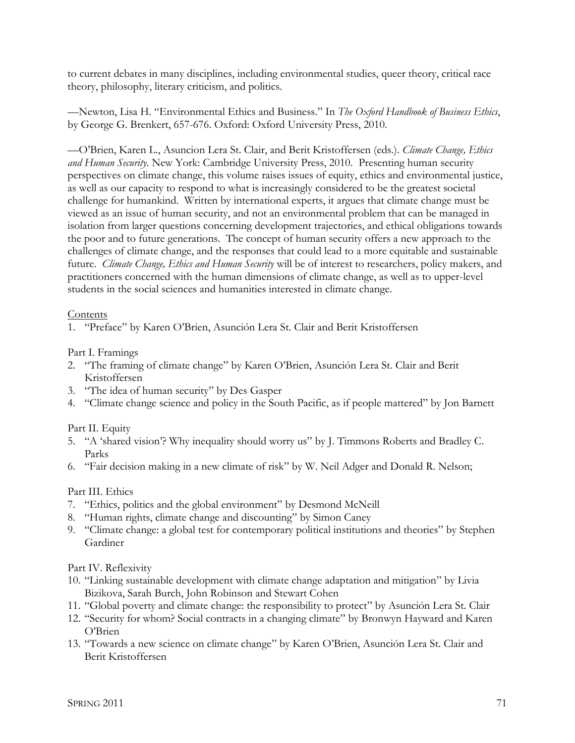to current debates in many disciplines, including environmental studies, queer theory, critical race theory, philosophy, literary criticism, and politics.

—Newton, Lisa H. "Environmental Ethics and Business." In *The Oxford Handbook of Business Ethics*, by George G. Brenkert, 657-676. Oxford: Oxford University Press, 2010.

—O'Brien, Karen L., Asuncion Lera St. Clair, and Berit Kristoffersen (eds.). *Climate Change, Ethics and Human Security.* New York: Cambridge University Press, 2010. Presenting human security perspectives on climate change, this volume raises issues of equity, ethics and environmental justice, as well as our capacity to respond to what is increasingly considered to be the greatest societal challenge for humankind. Written by international experts, it argues that climate change must be viewed as an issue of human security, and not an environmental problem that can be managed in isolation from larger questions concerning development trajectories, and ethical obligations towards the poor and to future generations. The concept of human security offers a new approach to the challenges of climate change, and the responses that could lead to a more equitable and sustainable future. *Climate Change, Ethics and Human Security* will be of interest to researchers, policy makers, and practitioners concerned with the human dimensions of climate change, as well as to upper-level students in the social sciences and humanities interested in climate change.

Contents

1. "Preface" by Karen O'Brien, Asunción Lera St. Clair and Berit Kristoffersen

Part I. Framings

2. "The framing of climate change" by Karen O'Brien, Asunción Lera St. Clair and Berit Kristoffersen
3. "The idea of human security" by Des Gasper
4. "Climate change science and policy in the South Pacific, as if people mattered" by Jon Barnett

Part II. Equity

5. "A 'shared vision'? Why inequality should worry us" by J. Timmons Roberts and Bradley C. Parks
6. "Fair decision making in a new climate of risk" by W. Neil Adger and Donald R. Nelson;

Part III. Ethics

7. "Ethics, politics and the global environment" by Desmond McNeill
8. "Human rights, climate change and discounting" by Simon Caney
9. "Climate change: a global test for contemporary political institutions and theories" by Stephen Gardiner

Part IV. Reflexivity

10. "Linking sustainable development with climate change adaptation and mitigation" by Livia Bizikova, Sarah Burch, John Robinson and Stewart Cohen
11. "Global poverty and climate change: the responsibility to protect" by Asunción Lera St. Clair
12. "Security for whom? Social contracts in a changing climate" by Bronwyn Hayward and Karen O'Brien
13. "Towards a new science on climate change" by Karen O'Brien, Asunción Lera St. Clair and Berit Kristoffersen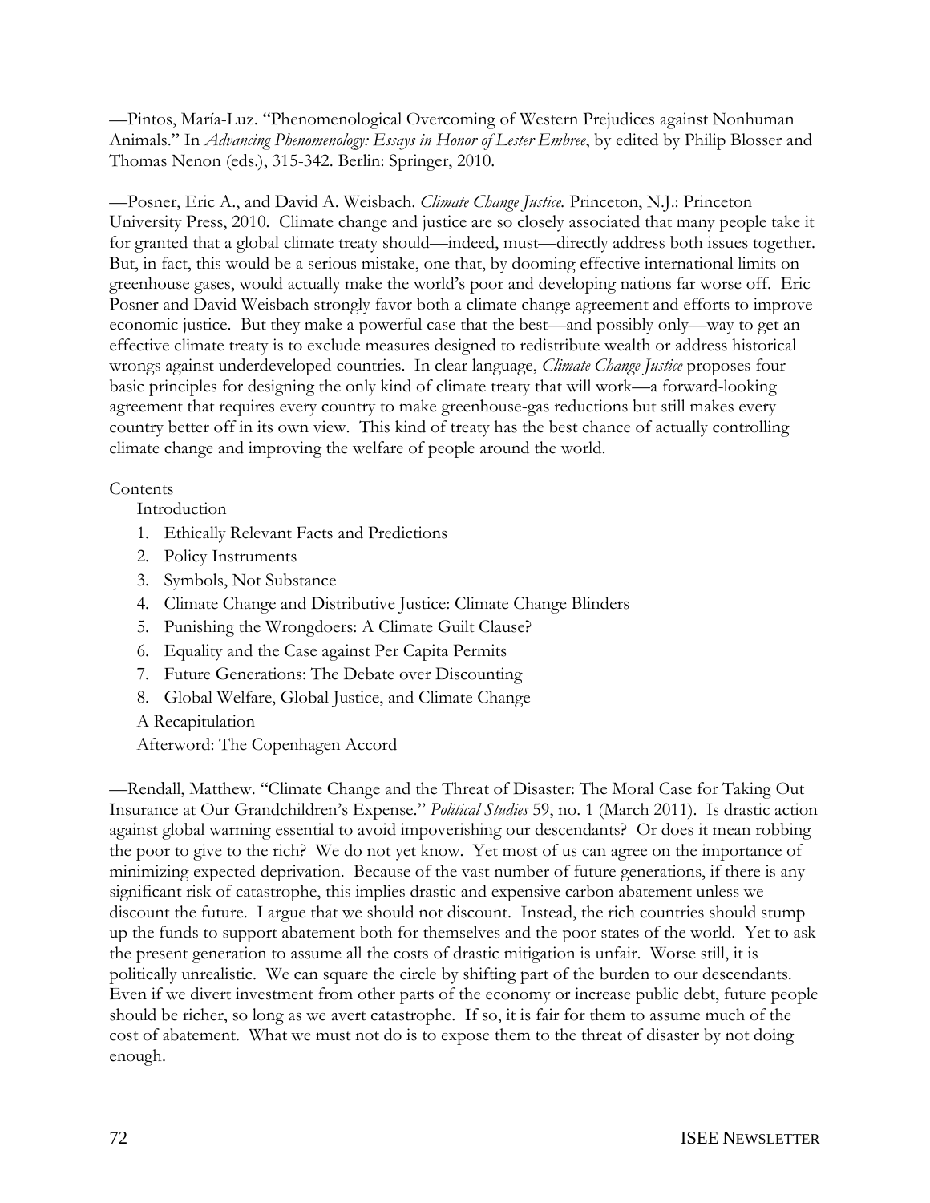—Pintos, María-Luz. "Phenomenological Overcoming of Western Prejudices against Nonhuman Animals." In *Advancing Phenomenology: Essays in Honor of Lester Embree*, by edited by Philip Blosser and Thomas Nenon (eds.), 315-342. Berlin: Springer, 2010.

—Posner, Eric A., and David A. Weisbach. *Climate Change Justice.* Princeton, N.J.: Princeton University Press, 2010. Climate change and justice are so closely associated that many people take it for granted that a global climate treaty should—indeed, must—directly address both issues together. But, in fact, this would be a serious mistake, one that, by dooming effective international limits on greenhouse gases, would actually make the world's poor and developing nations far worse off. Eric Posner and David Weisbach strongly favor both a climate change agreement and efforts to improve economic justice. But they make a powerful case that the best—and possibly only—way to get an effective climate treaty is to exclude measures designed to redistribute wealth or address historical wrongs against underdeveloped countries. In clear language, *Climate Change Justice* proposes four basic principles for designing the only kind of climate treaty that will work—a forward-looking agreement that requires every country to make greenhouse-gas reductions but still makes every country better off in its own view. This kind of treaty has the best chance of actually controlling climate change and improving the welfare of people around the world.

Contents

Introduction

1. Ethically Relevant Facts and Predictions
2. Policy Instruments
3. Symbols, Not Substance
4. Climate Change and Distributive Justice: Climate Change Blinders
5. Punishing the Wrongdoers: A Climate Guilt Clause?
6. Equality and the Case against Per Capita Permits
7. Future Generations: The Debate over Discounting
8. Global Welfare, Global Justice, and Climate Change

A Recapitulation

Afterword: The Copenhagen Accord

—Rendall, Matthew. "Climate Change and the Threat of Disaster: The Moral Case for Taking Out Insurance at Our Grandchildren's Expense." *Political Studies* 59, no. 1 (March 2011). Is drastic action against global warming essential to avoid impoverishing our descendants? Or does it mean robbing the poor to give to the rich? We do not yet know. Yet most of us can agree on the importance of minimizing expected deprivation. Because of the vast number of future generations, if there is any significant risk of catastrophe, this implies drastic and expensive carbon abatement unless we discount the future. I argue that we should not discount. Instead, the rich countries should stump up the funds to support abatement both for themselves and the poor states of the world. Yet to ask the present generation to assume all the costs of drastic mitigation is unfair. Worse still, it is politically unrealistic. We can square the circle by shifting part of the burden to our descendants. Even if we divert investment from other parts of the economy or increase public debt, future people should be richer, so long as we avert catastrophe. If so, it is fair for them to assume much of the cost of abatement. What we must not do is to expose them to the threat of disaster by not doing enough.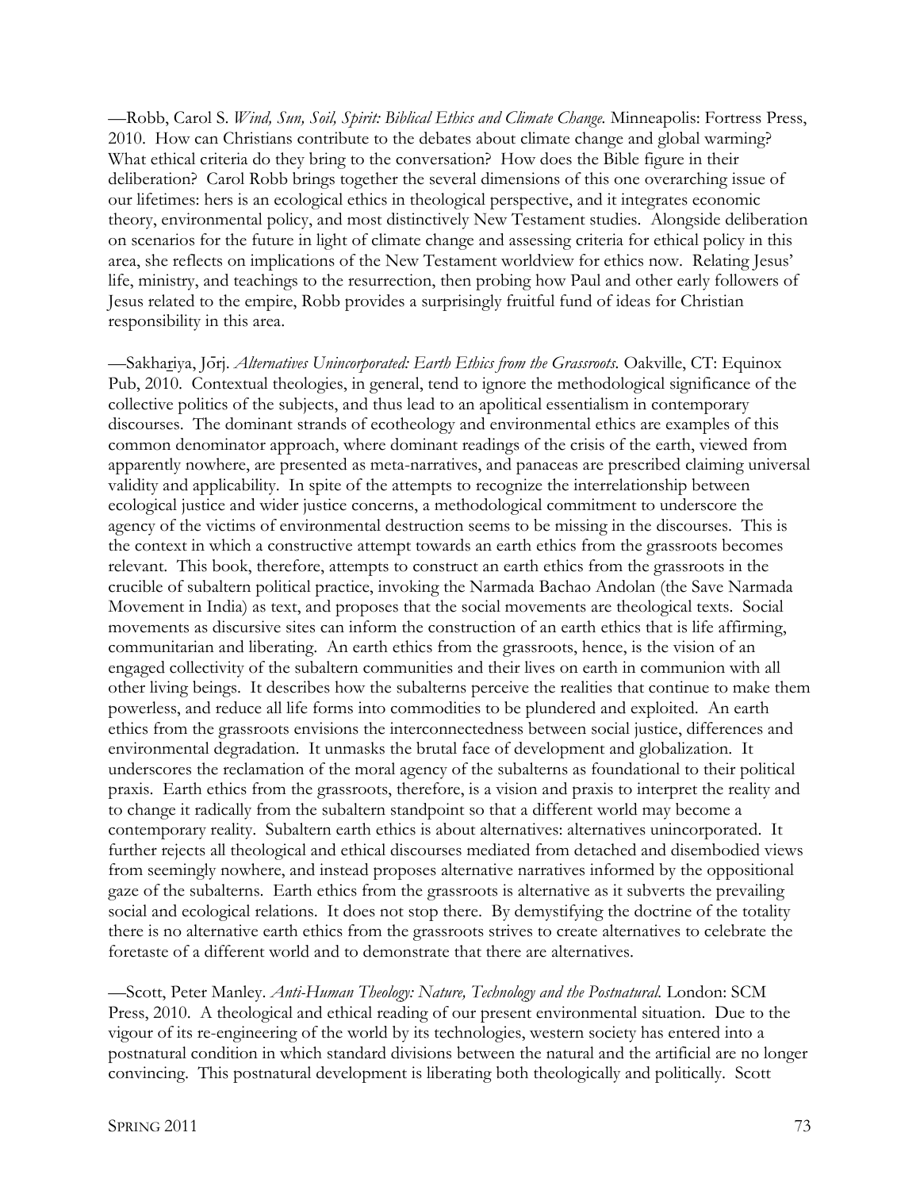—Robb, Carol S. *Wind, Sun, Soil, Spirit: Biblical Ethics and Climate Change.* Minneapolis: Fortress Press, 2010. How can Christians contribute to the debates about climate change and global warming? What ethical criteria do they bring to the conversation? How does the Bible figure in their deliberation? Carol Robb brings together the several dimensions of this one overarching issue of our lifetimes: hers is an ecological ethics in theological perspective, and it integrates economic theory, environmental policy, and most distinctively New Testament studies. Alongside deliberation on scenarios for the future in light of climate change and assessing criteria for ethical policy in this area, she reflects on implications of the New Testament worldview for ethics now. Relating Jesus' life, ministry, and teachings to the resurrection, then probing how Paul and other early followers of Jesus related to the empire, Robb provides a surprisingly fruitful fund of ideas for Christian responsibility in this area.

—Sakhaṟiya, Jōrj. *Alternatives Unincorporated: Earth Ethics from the Grassroots.* Oakville, CT: Equinox Pub, 2010. Contextual theologies, in general, tend to ignore the methodological significance of the collective politics of the subjects, and thus lead to an apolitical essentialism in contemporary discourses. The dominant strands of ecotheology and environmental ethics are examples of this common denominator approach, where dominant readings of the crisis of the earth, viewed from apparently nowhere, are presented as meta-narratives, and panaceas are prescribed claiming universal validity and applicability. In spite of the attempts to recognize the interrelationship between ecological justice and wider justice concerns, a methodological commitment to underscore the agency of the victims of environmental destruction seems to be missing in the discourses. This is the context in which a constructive attempt towards an earth ethics from the grassroots becomes relevant. This book, therefore, attempts to construct an earth ethics from the grassroots in the crucible of subaltern political practice, invoking the Narmada Bachao Andolan (the Save Narmada Movement in India) as text, and proposes that the social movements are theological texts. Social movements as discursive sites can inform the construction of an earth ethics that is life affirming, communitarian and liberating. An earth ethics from the grassroots, hence, is the vision of an engaged collectivity of the subaltern communities and their lives on earth in communion with all other living beings. It describes how the subalterns perceive the realities that continue to make them powerless, and reduce all life forms into commodities to be plundered and exploited. An earth ethics from the grassroots envisions the interconnectedness between social justice, differences and environmental degradation. It unmasks the brutal face of development and globalization. It underscores the reclamation of the moral agency of the subalterns as foundational to their political praxis. Earth ethics from the grassroots, therefore, is a vision and praxis to interpret the reality and to change it radically from the subaltern standpoint so that a different world may become a contemporary reality. Subaltern earth ethics is about alternatives: alternatives unincorporated. It further rejects all theological and ethical discourses mediated from detached and disembodied views from seemingly nowhere, and instead proposes alternative narratives informed by the oppositional gaze of the subalterns. Earth ethics from the grassroots is alternative as it subverts the prevailing social and ecological relations. It does not stop there. By demystifying the doctrine of the totality there is no alternative earth ethics from the grassroots strives to create alternatives to celebrate the foretaste of a different world and to demonstrate that there are alternatives.

—Scott, Peter Manley. *Anti-Human Theology: Nature, Technology and the Postnatural.* London: SCM Press, 2010. A theological and ethical reading of our present environmental situation. Due to the vigour of its re-engineering of the world by its technologies, western society has entered into a postnatural condition in which standard divisions between the natural and the artificial are no longer convincing. This postnatural development is liberating both theologically and politically. Scott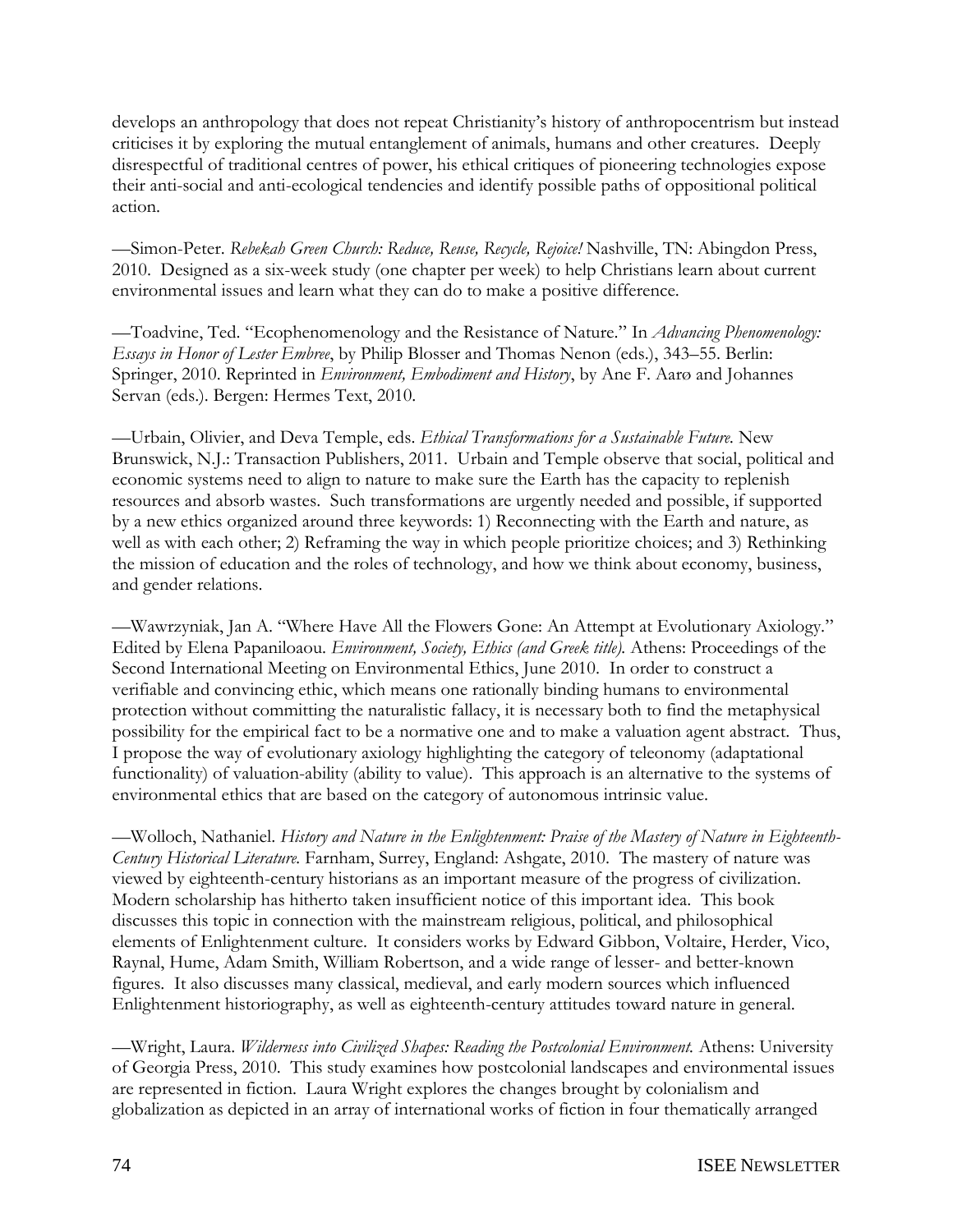develops an anthropology that does not repeat Christianity's history of anthropocentrism but instead criticises it by exploring the mutual entanglement of animals, humans and other creatures. Deeply disrespectful of traditional centres of power, his ethical critiques of pioneering technologies expose their anti-social and anti-ecological tendencies and identify possible paths of oppositional political action.

—Simon-Peter. *Rebekah Green Church: Reduce, Reuse, Recycle, Rejoice!* Nashville, TN: Abingdon Press, 2010. Designed as a six-week study (one chapter per week) to help Christians learn about current environmental issues and learn what they can do to make a positive difference.

—Toadvine, Ted. "Ecophenomenology and the Resistance of Nature." In *Advancing Phenomenology: Essays in Honor of Lester Embree*, by Philip Blosser and Thomas Nenon (eds.), 343–55. Berlin: Springer, 2010. Reprinted in *Environment, Embodiment and History*, by Ane F. Aarø and Johannes Servan (eds.). Bergen: Hermes Text, 2010.

—Urbain, Olivier, and Deva Temple, eds. *Ethical Transformations for a Sustainable Future.* New Brunswick, N.J.: Transaction Publishers, 2011. Urbain and Temple observe that social, political and economic systems need to align to nature to make sure the Earth has the capacity to replenish resources and absorb wastes. Such transformations are urgently needed and possible, if supported by a new ethics organized around three keywords: 1) Reconnecting with the Earth and nature, as well as with each other; 2) Reframing the way in which people prioritize choices; and 3) Rethinking the mission of education and the roles of technology, and how we think about economy, business, and gender relations.

—Wawrzyniak, Jan A. "Where Have All the Flowers Gone: An Attempt at Evolutionary Axiology." Edited by Elena Papaniloaou. *Environment, Society, Ethics (and Greek title).* Athens: Proceedings of the Second International Meeting on Environmental Ethics, June 2010. In order to construct a verifiable and convincing ethic, which means one rationally binding humans to environmental protection without committing the naturalistic fallacy, it is necessary both to find the metaphysical possibility for the empirical fact to be a normative one and to make a valuation agent abstract. Thus, I propose the way of evolutionary axiology highlighting the category of teleonomy (adaptational functionality) of valuation-ability (ability to value). This approach is an alternative to the systems of environmental ethics that are based on the category of autonomous intrinsic value.

—Wolloch, Nathaniel. *History and Nature in the Enlightenment: Praise of the Mastery of Nature in Eighteenth-Century Historical Literature.* Farnham, Surrey, England: Ashgate, 2010. The mastery of nature was viewed by eighteenth-century historians as an important measure of the progress of civilization. Modern scholarship has hitherto taken insufficient notice of this important idea. This book discusses this topic in connection with the mainstream religious, political, and philosophical elements of Enlightenment culture. It considers works by Edward Gibbon, Voltaire, Herder, Vico, Raynal, Hume, Adam Smith, William Robertson, and a wide range of lesser- and better-known figures. It also discusses many classical, medieval, and early modern sources which influenced Enlightenment historiography, as well as eighteenth-century attitudes toward nature in general.

—Wright, Laura. *Wilderness into Civilized Shapes: Reading the Postcolonial Environment.* Athens: University of Georgia Press, 2010. This study examines how postcolonial landscapes and environmental issues are represented in fiction. Laura Wright explores the changes brought by colonialism and globalization as depicted in an array of international works of fiction in four thematically arranged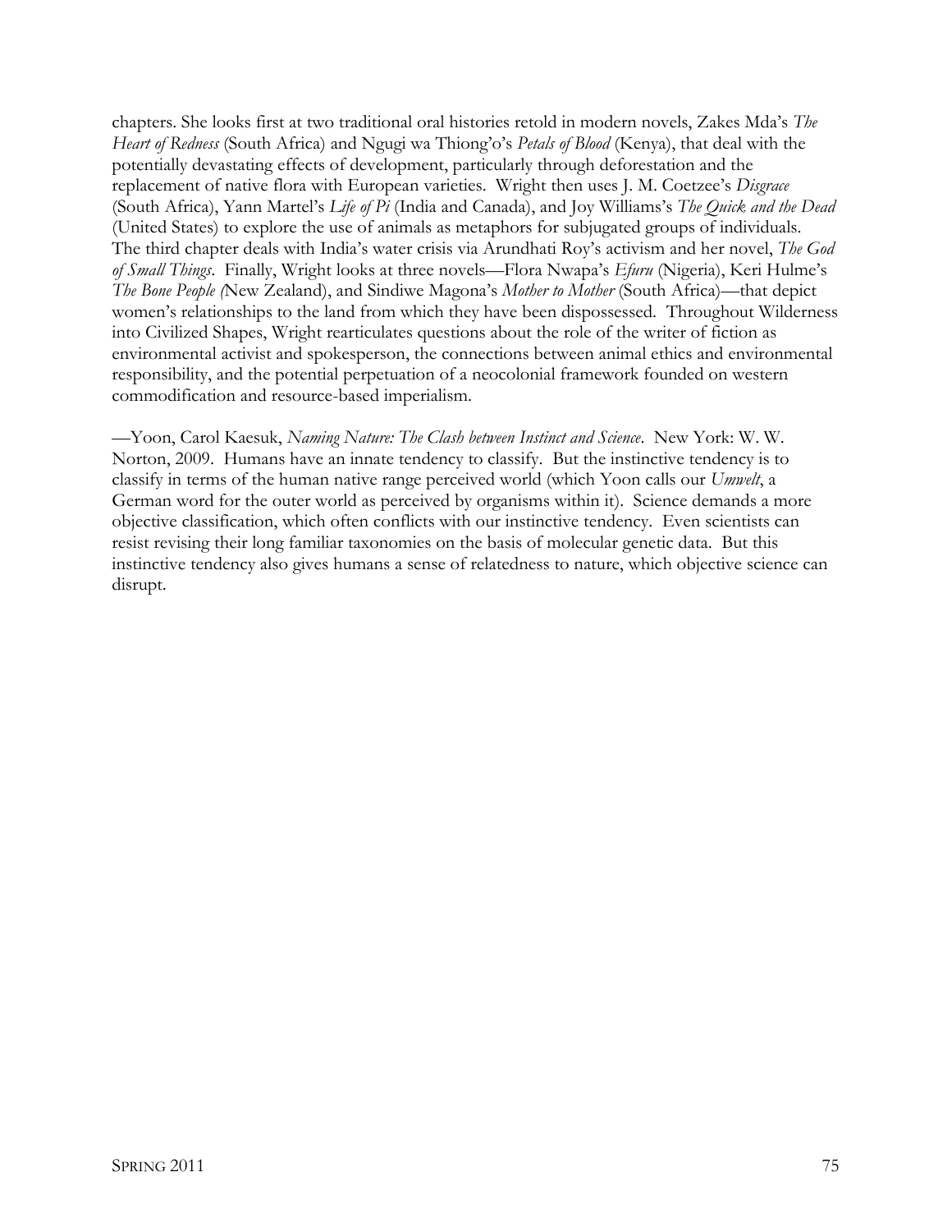chapters. She looks first at two traditional oral histories retold in modern novels, Zakes Mda's *The Heart of Redness* (South Africa) and Ngugi wa Thiong'o's *Petals of Blood* (Kenya), that deal with the potentially devastating effects of development, particularly through deforestation and the replacement of native flora with European varieties. Wright then uses J. M. Coetzee's *Disgrace* (South Africa), Yann Martel's *Life of Pi* (India and Canada), and Joy Williams's *The Quick and the Dead* (United States) to explore the use of animals as metaphors for subjugated groups of individuals. The third chapter deals with India's water crisis via Arundhati Roy's activism and her novel, *The God of Small Things*. Finally, Wright looks at three novels—Flora Nwapa's *Efuru* (Nigeria), Keri Hulme's *The Bone People (*New Zealand), and Sindiwe Magona's *Mother to Mother* (South Africa)—that depict women's relationships to the land from which they have been dispossessed. Throughout Wilderness into Civilized Shapes, Wright rearticulates questions about the role of the writer of fiction as environmental activist and spokesperson, the connections between animal ethics and environmental responsibility, and the potential perpetuation of a neocolonial framework founded on western commodification and resource-based imperialism.

—Yoon, Carol Kaesuk, *Naming Nature: The Clash between Instinct and Science*. New York: W. W. Norton, 2009. Humans have an innate tendency to classify. But the instinctive tendency is to classify in terms of the human native range perceived world (which Yoon calls our *Umwelt*, a German word for the outer world as perceived by organisms within it). Science demands a more objective classification, which often conflicts with our instinctive tendency. Even scientists can resist revising their long familiar taxonomies on the basis of molecular genetic data. But this instinctive tendency also gives humans a sense of relatedness to nature, which objective science can disrupt.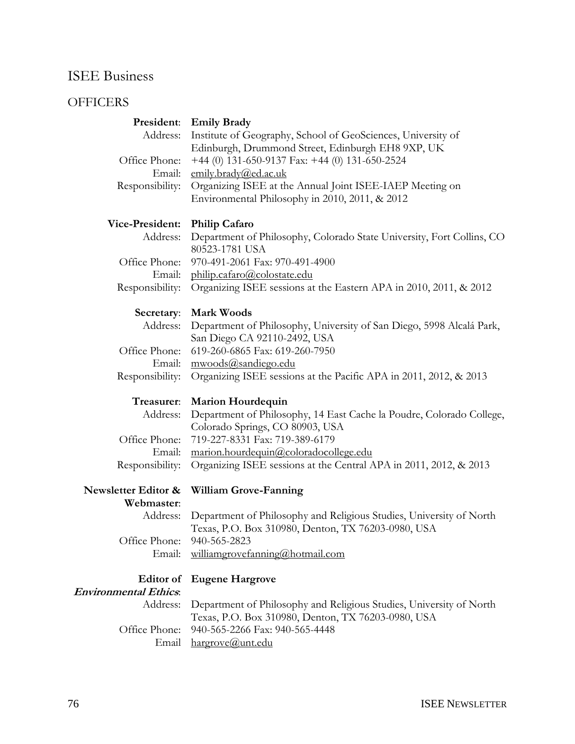# ISEE Business

## OFFICERS

**President**: **Emily Brady**
Address: Institute of Geography, School of GeoSciences, University of Edinburgh, Drummond Street, Edinburgh EH8 9XP, UK
Office Phone: +44 (0) 131-650-9137 Fax: +44 (0) 131-650-2524
Email: emily.brady@ed.ac.uk
Responsibility: Organizing ISEE at the Annual Joint ISEE-IAEP Meeting on Environmental Philosophy in 2010, 2011, & 2012

**Vice-President: Philip Cafaro**
Address: Department of Philosophy, Colorado State University, Fort Collins, CO 80523-1781 USA
Office Phone: 970-491-2061 Fax: 970-491-4900
Email: philip.cafaro@colostate.edu
Responsibility: Organizing ISEE sessions at the Eastern APA in 2010, 2011, & 2012

**Secretary**: **Mark Woods**
Address: Department of Philosophy, University of San Diego, 5998 Alcalá Park, San Diego CA 92110-2492, USA
Office Phone: 619-260-6865 Fax: 619-260-7950
Email: mwoods@sandiego.edu
Responsibility: Organizing ISEE sessions at the Pacific APA in 2011, 2012, & 2013

**Treasurer**: **Marion Hourdequin**
Address: Department of Philosophy, 14 East Cache la Poudre, Colorado College, Colorado Springs, CO 80903, USA
Office Phone: 719-227-8331 Fax: 719-389-6179
Email: marion.hourdequin@coloradocollege.edu
Responsibility: Organizing ISEE sessions at the Central APA in 2011, 2012, & 2013

**Newsletter Editor & Webmaster**: **William Grove-Fanning**
Address: Department of Philosophy and Religious Studies, University of North Texas, P.O. Box 310980, Denton, TX 76203-0980, USA
Office Phone: 940-565-2823
Email: williamgrovefanning@hotmail.com

**Editor of *Environmental Ethics***: **Eugene Hargrove**
Address: Department of Philosophy and Religious Studies, University of North Texas, P.O. Box 310980, Denton, TX 76203-0980, USA
Office Phone: 940-565-2266 Fax: 940-565-4448
Email hargrove@unt.edu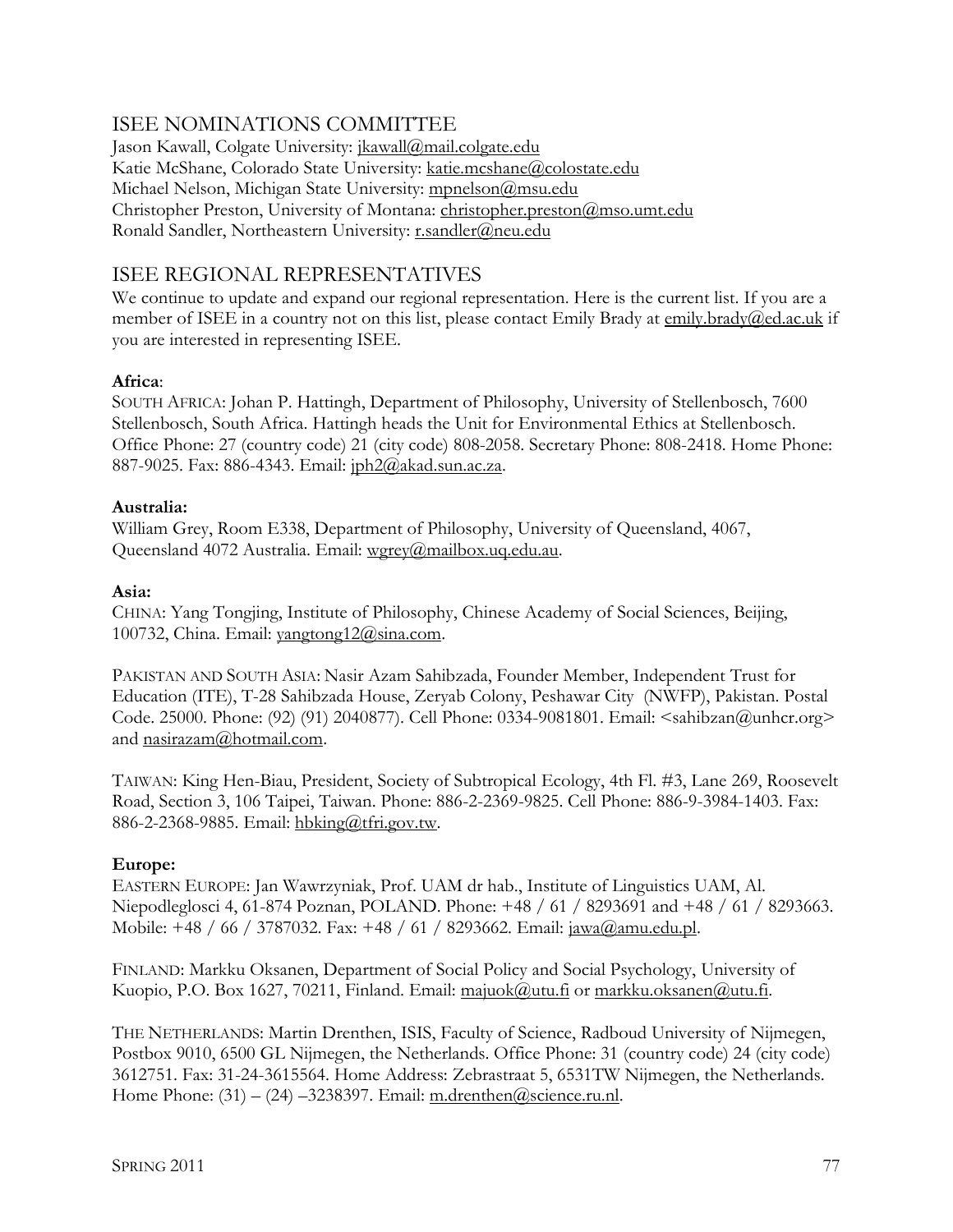## ISEE NOMINATIONS COMMITTEE

Jason Kawall, Colgate University: jkawall@mail.colgate.edu
Katie McShane, Colorado State University: katie.mcshane@colostate.edu
Michael Nelson, Michigan State University: mpnelson@msu.edu
Christopher Preston, University of Montana: christopher.preston@mso.umt.edu
Ronald Sandler, Northeastern University: r.sandler@neu.edu

## ISEE REGIONAL REPRESENTATIVES

We continue to update and expand our regional representation. Here is the current list. If you are a member of ISEE in a country not on this list, please contact Emily Brady at emily.brady@ed.ac.uk if you are interested in representing ISEE.

**Africa**:

SOUTH AFRICA: Johan P. Hattingh, Department of Philosophy, University of Stellenbosch, 7600 Stellenbosch, South Africa. Hattingh heads the Unit for Environmental Ethics at Stellenbosch. Office Phone: 27 (country code) 21 (city code) 808-2058. Secretary Phone: 808-2418. Home Phone: 887-9025. Fax: 886-4343. Email: jph2@akad.sun.ac.za.

**Australia:**

William Grey, Room E338, Department of Philosophy, University of Queensland, 4067, Queensland 4072 Australia. Email: wgrey@mailbox.uq.edu.au.

**Asia:**

CHINA: Yang Tongjing, Institute of Philosophy, Chinese Academy of Social Sciences, Beijing, 100732, China. Email: yangtong12@sina.com.

PAKISTAN AND SOUTH ASIA: Nasir Azam Sahibzada, Founder Member, Independent Trust for Education (ITE), T-28 Sahibzada House, Zeryab Colony, Peshawar City (NWFP), Pakistan. Postal Code. 25000. Phone: (92) (91) 2040877). Cell Phone: 0334-9081801. Email: <sahibzan@unhcr.org> and nasirazam@hotmail.com.

TAIWAN: King Hen-Biau, President, Society of Subtropical Ecology, 4th Fl. #3, Lane 269, Roosevelt Road, Section 3, 106 Taipei, Taiwan. Phone: 886-2-2369-9825. Cell Phone: 886-9-3984-1403. Fax: 886-2-2368-9885. Email: hbking@tfri.gov.tw.

**Europe:**

EASTERN EUROPE: Jan Wawrzyniak, Prof. UAM dr hab., Institute of Linguistics UAM, Al. Niepodleglosci 4, 61-874 Poznan, POLAND. Phone: +48 / 61 / 8293691 and +48 / 61 / 8293663. Mobile: +48 / 66 / 3787032. Fax: +48 / 61 / 8293662. Email: jawa@amu.edu.pl.

FINLAND: Markku Oksanen, Department of Social Policy and Social Psychology, University of Kuopio, P.O. Box 1627, 70211, Finland. Email: majuok@utu.fi or markku.oksanen@utu.fi.

THE NETHERLANDS: Martin Drenthen, ISIS, Faculty of Science, Radboud University of Nijmegen, Postbox 9010, 6500 GL Nijmegen, the Netherlands. Office Phone: 31 (country code) 24 (city code) 3612751. Fax: 31-24-3615564. Home Address: Zebrastraat 5, 6531TW Nijmegen, the Netherlands. Home Phone: (31) – (24) –3238397. Email: m.drenthen@science.ru.nl.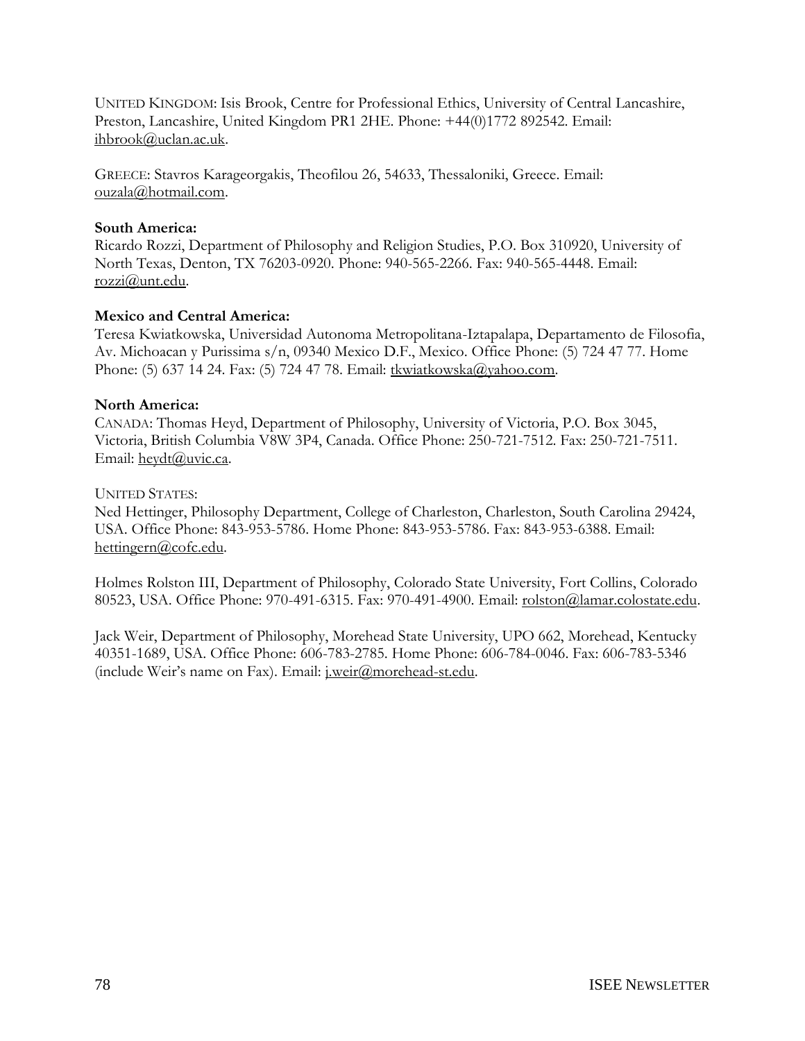UNITED KINGDOM: Isis Brook, Centre for Professional Ethics, University of Central Lancashire, Preston, Lancashire, United Kingdom PR1 2HE. Phone: +44(0)1772 892542. Email: ihbrook@uclan.ac.uk.

GREECE: Stavros Karageorgakis, Theofilou 26, 54633, Thessaloniki, Greece. Email: ouzala@hotmail.com.

**South America:**
Ricardo Rozzi, Department of Philosophy and Religion Studies, P.O. Box 310920, University of North Texas, Denton, TX 76203-0920. Phone: 940-565-2266. Fax: 940-565-4448. Email: rozzi@unt.edu.

**Mexico and Central America:**
Teresa Kwiatkowska, Universidad Autonoma Metropolitana-Iztapalapa, Departamento de Filosofia, Av. Michoacan y Purissima s/n, 09340 Mexico D.F., Mexico. Office Phone: (5) 724 47 77. Home Phone: (5) 637 14 24. Fax: (5) 724 47 78. Email: tkwiatkowska@yahoo.com.

**North America:**
CANADA: Thomas Heyd, Department of Philosophy, University of Victoria, P.O. Box 3045, Victoria, British Columbia V8W 3P4, Canada. Office Phone: 250-721-7512. Fax: 250-721-7511. Email: heydt@uvic.ca.

UNITED STATES:
Ned Hettinger, Philosophy Department, College of Charleston, Charleston, South Carolina 29424, USA. Office Phone: 843-953-5786. Home Phone: 843-953-5786. Fax: 843-953-6388. Email: hettingern@cofc.edu.

Holmes Rolston III, Department of Philosophy, Colorado State University, Fort Collins, Colorado 80523, USA. Office Phone: 970-491-6315. Fax: 970-491-4900. Email: rolston@lamar.colostate.edu.

Jack Weir, Department of Philosophy, Morehead State University, UPO 662, Morehead, Kentucky 40351-1689, USA. Office Phone: 606-783-2785. Home Phone: 606-784-0046. Fax: 606-783-5346 (include Weir's name on Fax). Email: j.weir@morehead-st.edu.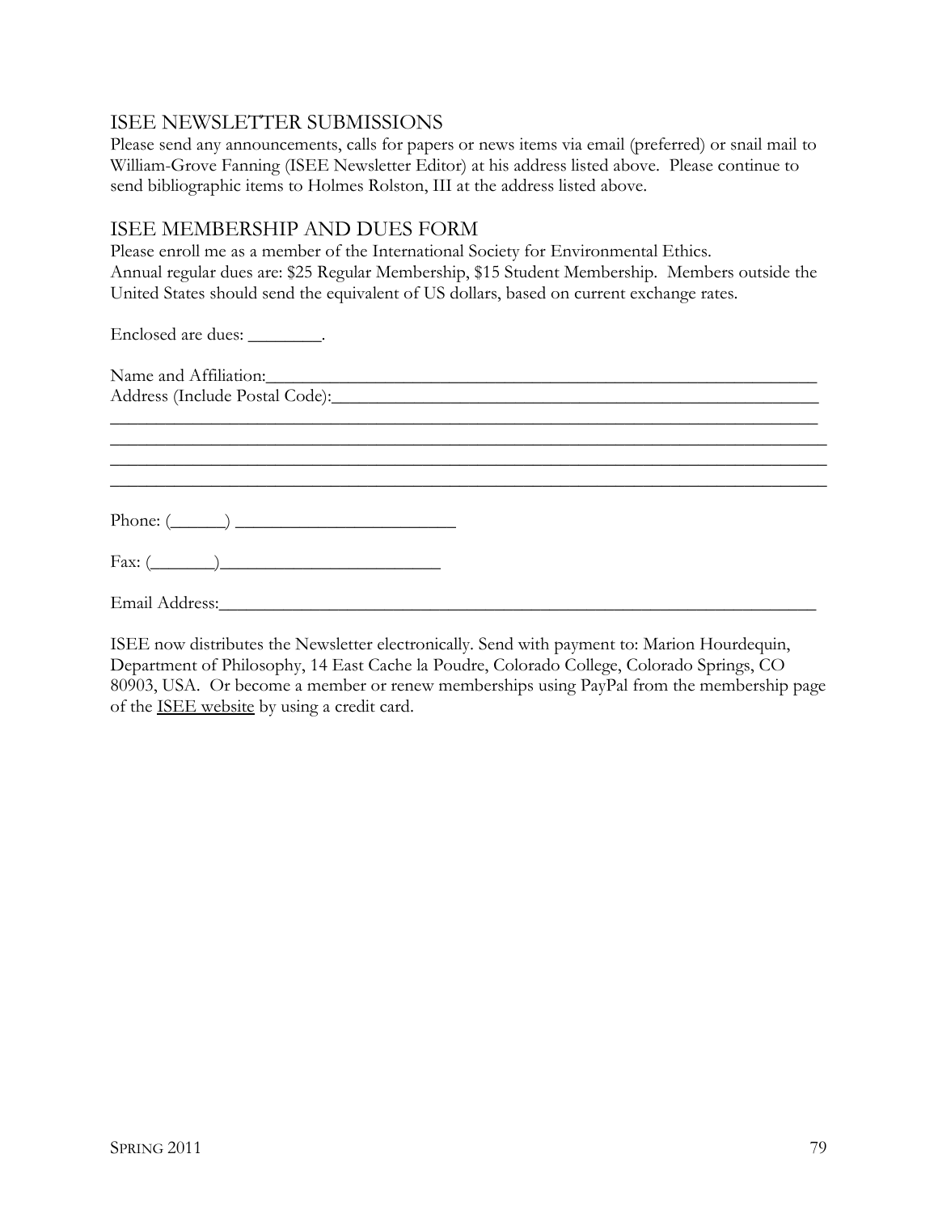## ISEE NEWSLETTER SUBMISSIONS

Please send any announcements, calls for papers or news items via email (preferred) or snail mail to William-Grove Fanning (ISEE Newsletter Editor) at his address listed above. Please continue to send bibliographic items to Holmes Rolston, III at the address listed above.

## ISEE MEMBERSHIP AND DUES FORM

Please enroll me as a member of the International Society for Environmental Ethics.
Annual regular dues are: $25 Regular Membership, $15 Student Membership. Members outside the United States should send the equivalent of US dollars, based on current exchange rates.

Enclosed are dues: ________.

Name and Affiliation:_______________________________________________________________
Address (Include Postal Code):_______________________________________________________
___________________________________________________________________________
___________________________________________________________________________
___________________________________________________________________________
___________________________________________________________________________

Phone: (______) _________________________

Fax: (_______)_________________________

Email Address:_______________________________________________________________

ISEE now distributes the Newsletter electronically. Send with payment to: Marion Hourdequin, Department of Philosophy, 14 East Cache la Poudre, Colorado College, Colorado Springs, CO 80903, USA. Or become a member or renew memberships using PayPal from the membership page of the ISEE website by using a credit card.